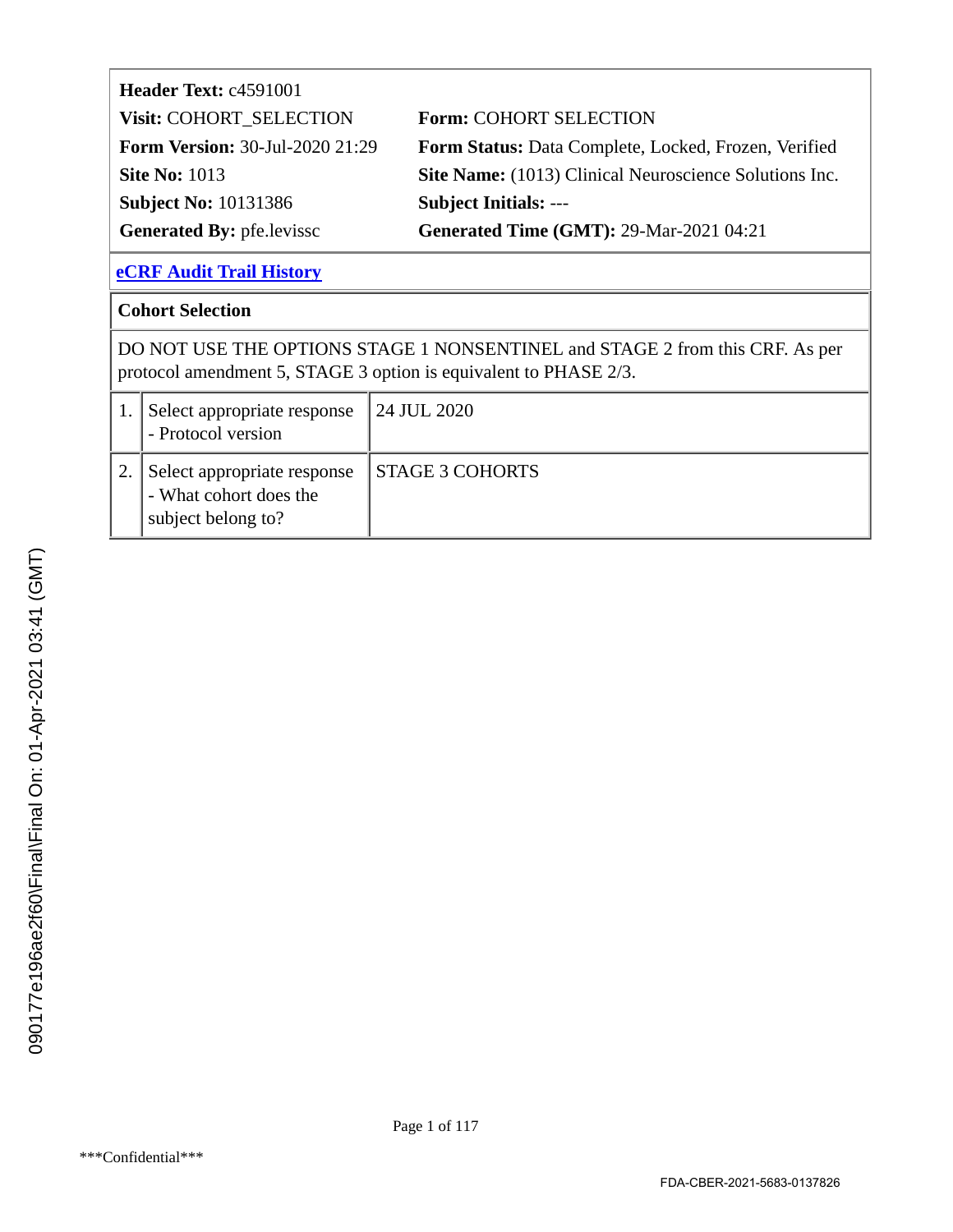| | |
|---|---|
| **Header Text:** c4591001 | |
| **Visit:** COHORT_SELECTION | **Form:** COHORT SELECTION |
| **Form Version:** 30-Jul-2020 21:29 | **Form Status:** Data Complete, Locked, Frozen, Verified |
| **Site No:** 1013 | **Site Name:** (1013) Clinical Neuroscience Solutions Inc. |
| **Subject No:** 10131386 | **Subject Initials:** --- |
| **Generated By:** pfe.levissc | **Generated Time (GMT):** 29-Mar-2021 04:21 |

**eCRF Audit Trail History**

**Cohort Selection**

DO NOT USE THE OPTIONS STAGE 1 NONSENTINEL and STAGE 2 from this CRF. As per protocol amendment 5, STAGE 3 option is equivalent to PHASE 2/3.

| | | |
|---|---|---|
| 1. | Select appropriate response - Protocol version | 24 JUL 2020 |
| 2. | Select appropriate response - What cohort does the subject belong to? | STAGE 3 COHORTS |

090177e196ae2f60\Final\Final On: 01-Apr-2021 03:41 (GMT)

***Confidential***

FDA-CBER-2021-5683-0137826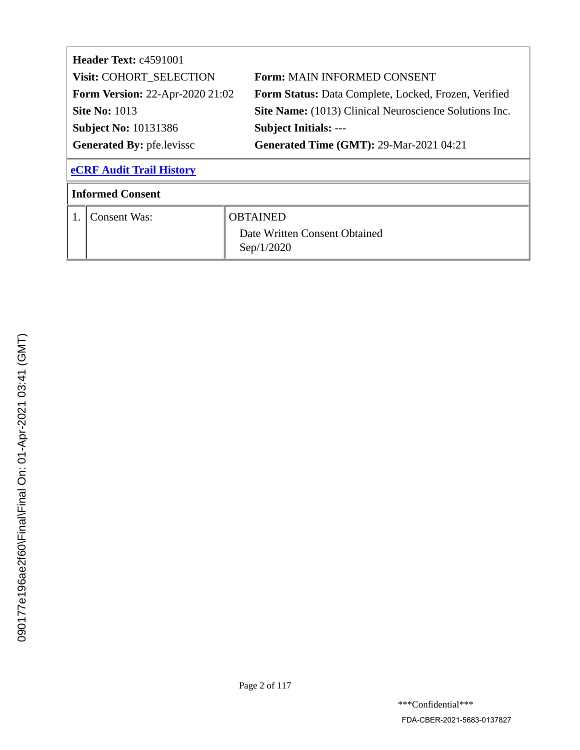**Header Text:** c4591001

| | |
|---|---|
| **Visit:** COHORT_SELECTION | **Form:** MAIN INFORMED CONSENT |
| **Form Version:** 22-Apr-2020 21:02 | **Form Status:** Data Complete, Locked, Frozen, Verified |
| **Site No:** 1013 | **Site Name:** (1013) Clinical Neuroscience Solutions Inc. |
| **Subject No:** 10131386 | **Subject Initials:** --- |
| **Generated By:** pfe.levissc | **Generated Time (GMT):** 29-Mar-2021 04:21 |

**eCRF Audit Trail History**

**Informed Consent**

| | | |
|---|---|---|
| 1. | Consent Was: | OBTAINED<br>Date Written Consent Obtained<br>Sep/1/2020 |

090177e196ae2f60\Final\Final On: 01-Apr-2021 03:41 (GMT)

***Confidential***

FDA-CBER-2021-5683-0137827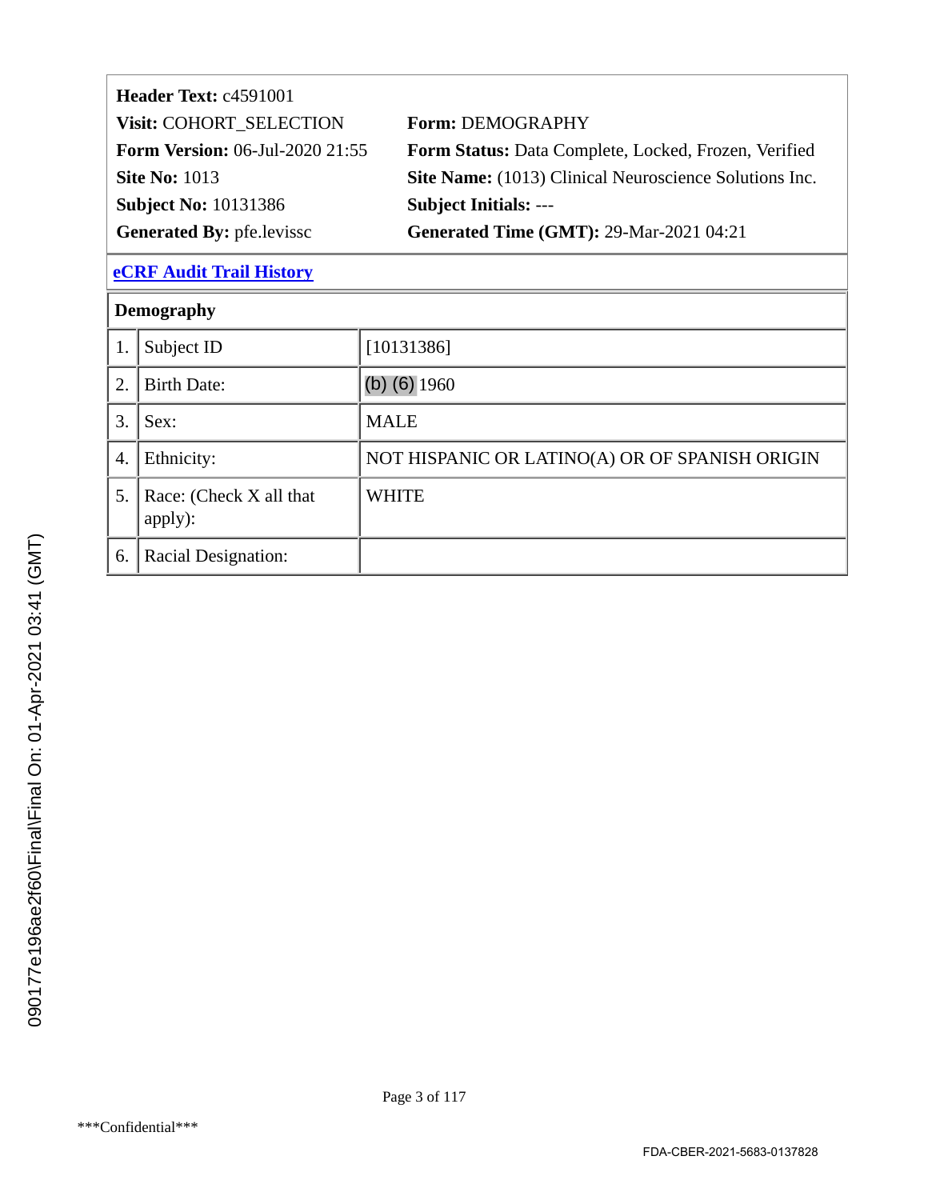**Header Text:** c4591001

**Visit:** COHORT_SELECTION

**Form:** DEMOGRAPHY

**Form Version:** 06-Jul-2020 21:55

**Form Status:** Data Complete, Locked, Frozen, Verified

**Site No:** 1013

**Site Name:** (1013) Clinical Neuroscience Solutions Inc.

**Subject No:** 10131386

**Subject Initials:** ---

**Generated By:** pfe.levissc

**Generated Time (GMT):** 29-Mar-2021 04:21

**eCRF Audit Trail History**

**Demography**

| | | |
|---|---|---|
| 1. | Subject ID | [10131386] |
| 2. | Birth Date: | (b) (6) 1960 |
| 3. | Sex: | MALE |
| 4. | Ethnicity: | NOT HISPANIC OR LATINO(A) OR OF SPANISH ORIGIN |
| 5. | Race: (Check X all that apply): | WHITE |
| 6. | Racial Designation: | |

***Confidential***

FDA-CBER-2021-5683-0137828

090177e196ae2f60\Final\Final On: 01-Apr-2021 03:41 (GMT)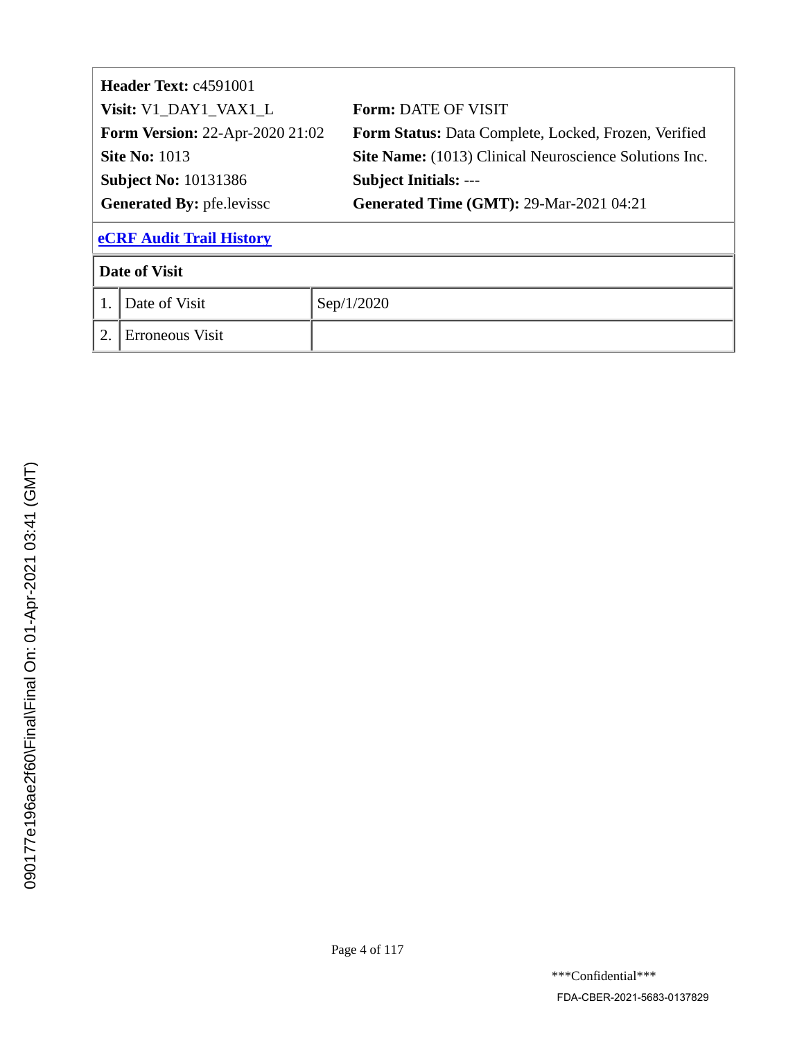**Header Text:** c4591001

**Visit:** V1_DAY1_VAX1_L

**Form:** DATE OF VISIT

**Form Version:** 22-Apr-2020 21:02

**Form Status:** Data Complete, Locked, Frozen, Verified

**Site No:** 1013

**Site Name:** (1013) Clinical Neuroscience Solutions Inc.

**Subject No:** 10131386

**Subject Initials:** ---

**Generated By:** pfe.levissc

**Generated Time (GMT):** 29-Mar-2021 04:21

**eCRF Audit Trail History**

| Date of Visit | | |
|---|---|---|
| 1. | Date of Visit | Sep/1/2020 |
| 2. | Erroneous Visit | |

090177e196ae2f60\Final\Final On: 01-Apr-2021 03:41 (GMT)

***Confidential***

FDA-CBER-2021-5683-0137829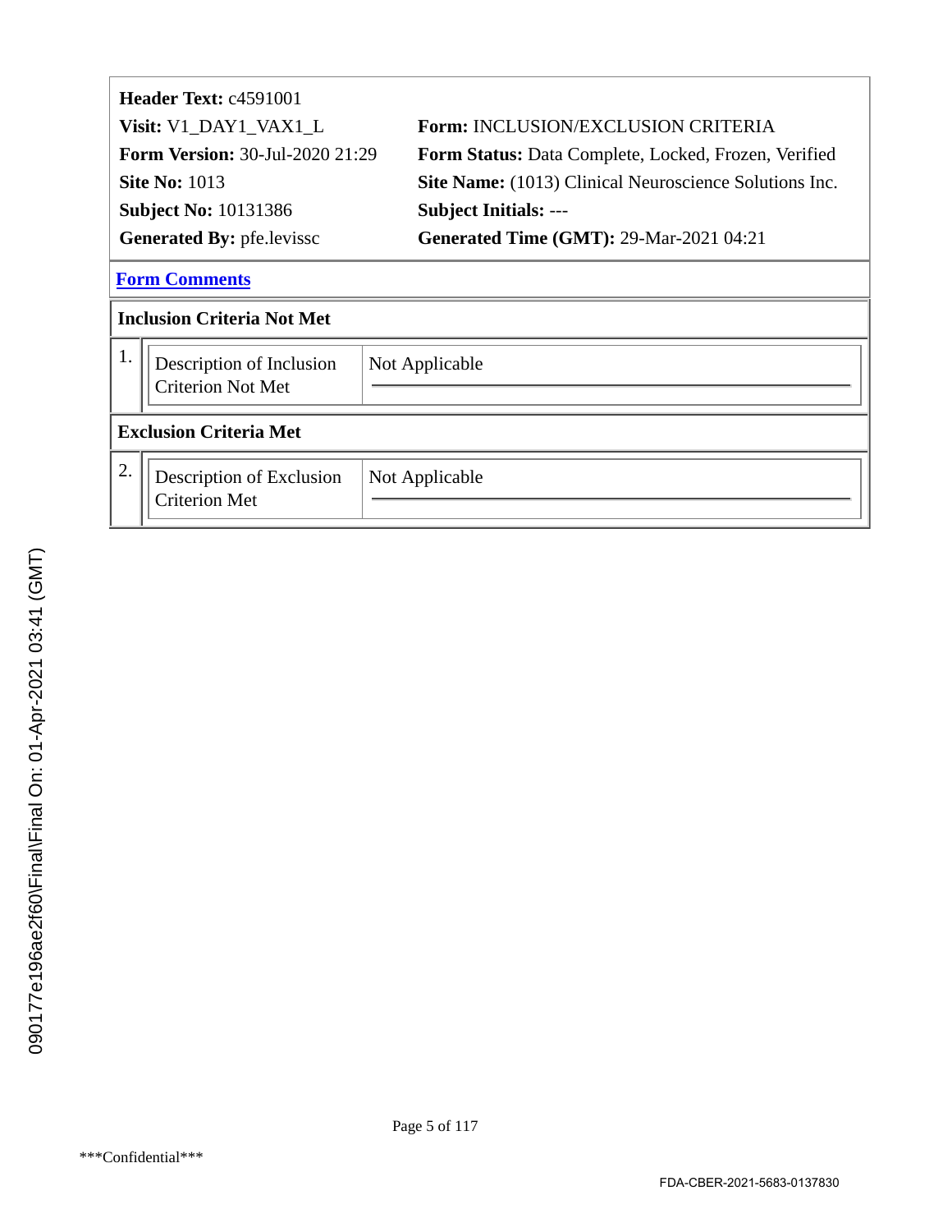**Header Text:** c4591001

**Visit:** V1_DAY1_VAX1_L | **Form:** INCLUSION/EXCLUSION CRITERIA

**Form Version:** 30-Jul-2020 21:29 | **Form Status:** Data Complete, Locked, Frozen, Verified

**Site No:** 1013 | **Site Name:** (1013) Clinical Neuroscience Solutions Inc.

**Subject No:** 10131386 | **Subject Initials:** ---

**Generated By:** pfe.levissc | **Generated Time (GMT):** 29-Mar-2021 04:21

**Form Comments**

### Inclusion Criteria Not Met

| | | |
|---|---|---|
| 1. | Description of Inclusion Criterion Not Met | Not Applicable |

### Exclusion Criteria Met

| | | |
|---|---|---|
| 2. | Description of Exclusion Criterion Met | Not Applicable |

090177e196ae2f60\Final\Final On: 01-Apr-2021 03:41 (GMT)

\*\*\*Confidential\*\*\*

FDA-CBER-2021-5683-0137830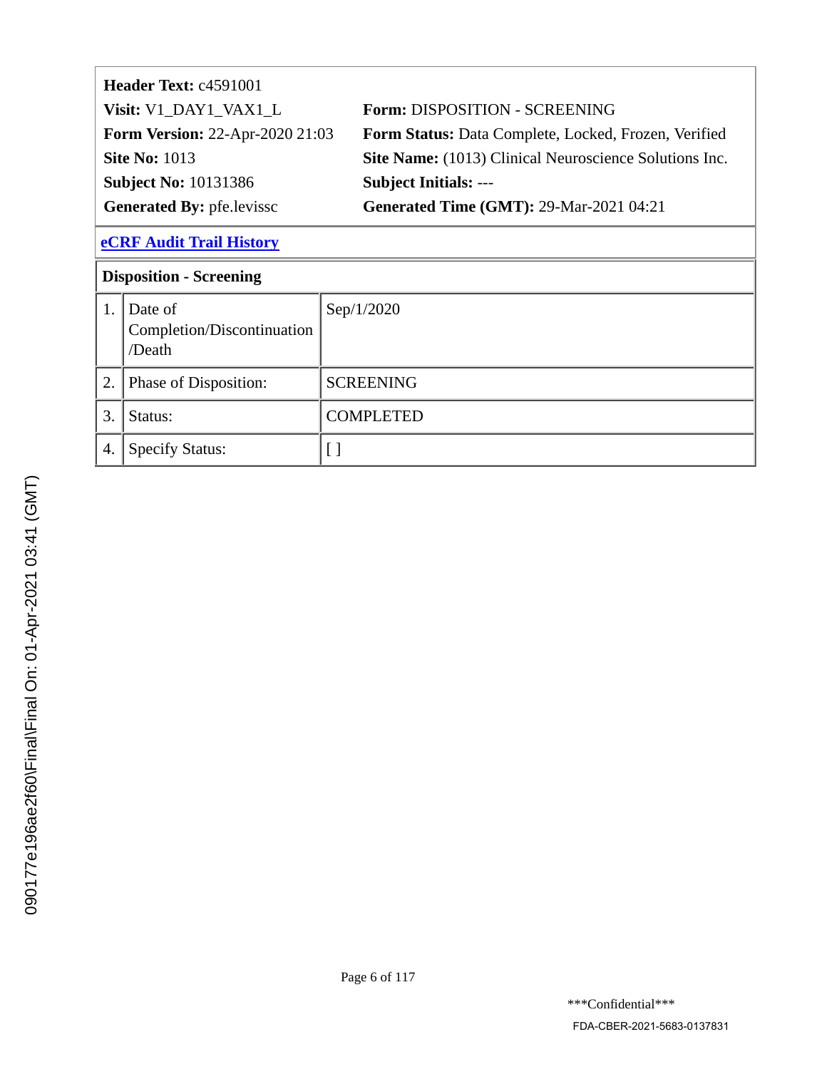**Header Text:** c4591001

**Visit:** V1_DAY1_VAX1_L

**Form:** DISPOSITION - SCREENING

**Form Version:** 22-Apr-2020 21:03

**Form Status:** Data Complete, Locked, Frozen, Verified

**Site No:** 1013

**Site Name:** (1013) Clinical Neuroscience Solutions Inc.

**Subject No:** 10131386

**Subject Initials:** ---

**Generated By:** pfe.levissc

**Generated Time (GMT):** 29-Mar-2021 04:21

**eCRF Audit Trail History**

**Disposition - Screening**

| | | |
|---|---|---|
| 1. | Date of Completion/Discontinuation /Death | Sep/1/2020 |
| 2. | Phase of Disposition: | SCREENING |
| 3. | Status: | COMPLETED |
| 4. | Specify Status: | [ ] |

090177e196ae2f60\Final\Final On: 01-Apr-2021 03:41 (GMT)

***Confidential***

FDA-CBER-2021-5683-0137831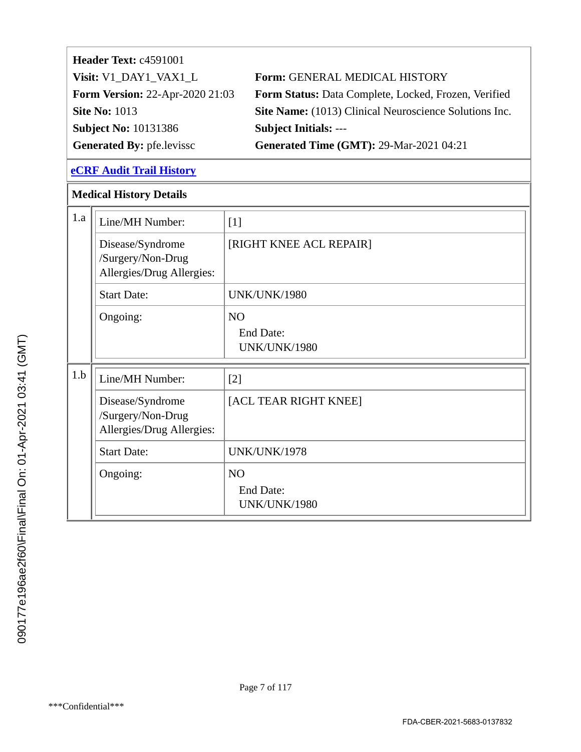**Header Text:** c4591001

**Visit:** V1_DAY1_VAX1_L  **Form:** GENERAL MEDICAL HISTORY

**Form Version:** 22-Apr-2020 21:03  **Form Status:** Data Complete, Locked, Frozen, Verified

**Site No:** 1013  **Site Name:** (1013) Clinical Neuroscience Solutions Inc.

**Subject No:** 10131386  **Subject Initials:** ---

**Generated By:** pfe.levissc  **Generated Time (GMT):** 29-Mar-2021 04:21

**eCRF Audit Trail History**

## Medical History Details

| | Field | Value |
|---|---|---|
| 1.a | Line/MH Number: | [1] |
| | Disease/Syndrome /Surgery/Non-Drug Allergies/Drug Allergies: | [RIGHT KNEE ACL REPAIR] |
| | Start Date: | UNK/UNK/1980 |
| | Ongoing: | NO<br>End Date:<br>UNK/UNK/1980 |
| 1.b | Line/MH Number: | [2] |
| | Disease/Syndrome /Surgery/Non-Drug Allergies/Drug Allergies: | [ACL TEAR RIGHT KNEE] |
| | Start Date: | UNK/UNK/1978 |
| | Ongoing: | NO<br>End Date:<br>UNK/UNK/1980 |

\*\*\*Confidential\*\*\*

FDA-CBER-2021-5683-0137832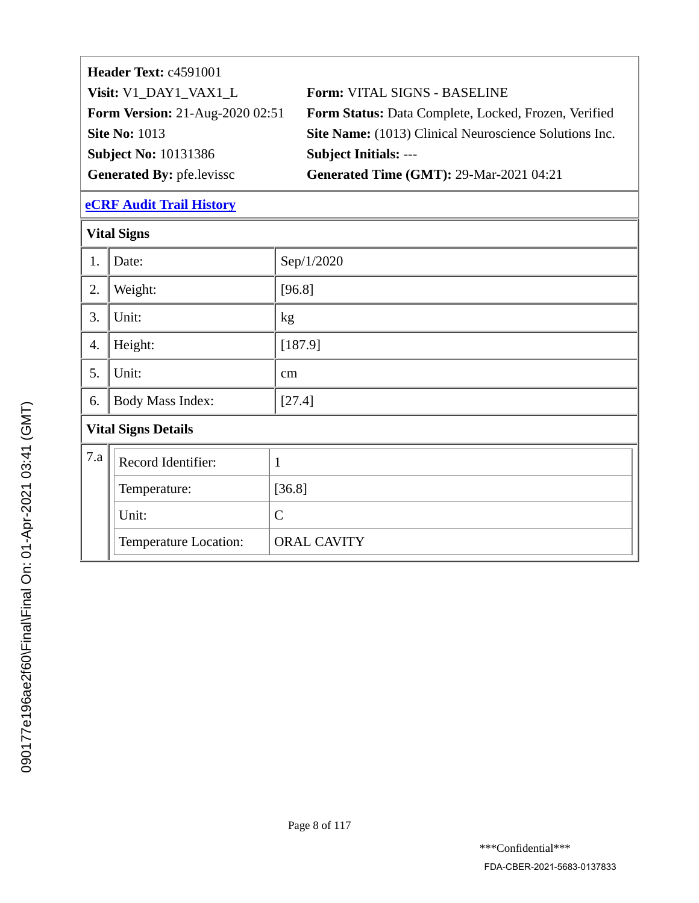**Header Text:** c4591001

**Visit:** V1_DAY1_VAX1_L  **Form:** VITAL SIGNS - BASELINE

**Form Version:** 21-Aug-2020 02:51  **Form Status:** Data Complete, Locked, Frozen, Verified

**Site No:** 1013  **Site Name:** (1013) Clinical Neuroscience Solutions Inc.

**Subject No:** 10131386  **Subject Initials:** ---

**Generated By:** pfe.levissc  **Generated Time (GMT):** 29-Mar-2021 04:21

**eCRF Audit Trail History**

**Vital Signs**

| | | |
|---|---|---|
| 1. | Date: | Sep/1/2020 |
| 2. | Weight: | [96.8] |
| 3. | Unit: | kg |
| 4. | Height: | [187.9] |
| 5. | Unit: | cm |
| 6. | Body Mass Index: | [27.4] |

**Vital Signs Details**

| | | |
|---|---|---|
| 7.a | Record Identifier: | 1 |
| | Temperature: | [36.8] |
| | Unit: | C |
| | Temperature Location: | ORAL CAVITY |

090177e196ae2f60\Final\Final On: 01-Apr-2021 03:41 (GMT)

***Confidential***

FDA-CBER-2021-5683-0137833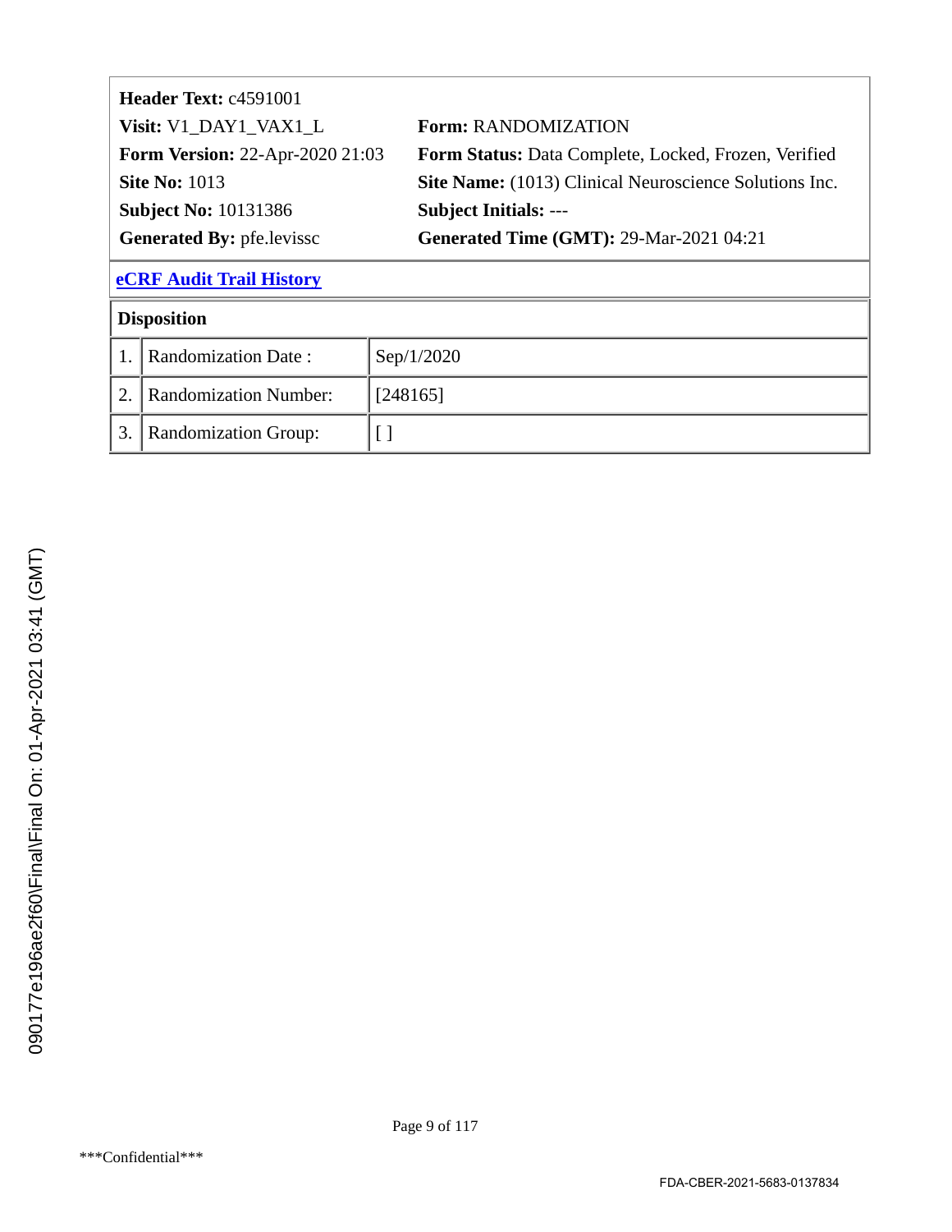**Header Text:** c4591001

**Visit:** V1_DAY1_VAX1_L

**Form:** RANDOMIZATION

**Form Version:** 22-Apr-2020 21:03

**Form Status:** Data Complete, Locked, Frozen, Verified

**Site No:** 1013

**Site Name:** (1013) Clinical Neuroscience Solutions Inc.

**Subject No:** 10131386

**Subject Initials:** ---

**Generated By:** pfe.levissc

**Generated Time (GMT):** 29-Mar-2021 04:21

**eCRF Audit Trail History**

**Disposition**

| | | |
|---|---|---|
| 1. | Randomization Date : | Sep/1/2020 |
| 2. | Randomization Number: | [248165] |
| 3. | Randomization Group: | [ ] |

090177e196ae2f60\Final\Final On: 01-Apr-2021 03:41 (GMT)

***Confidential***

FDA-CBER-2021-5683-0137834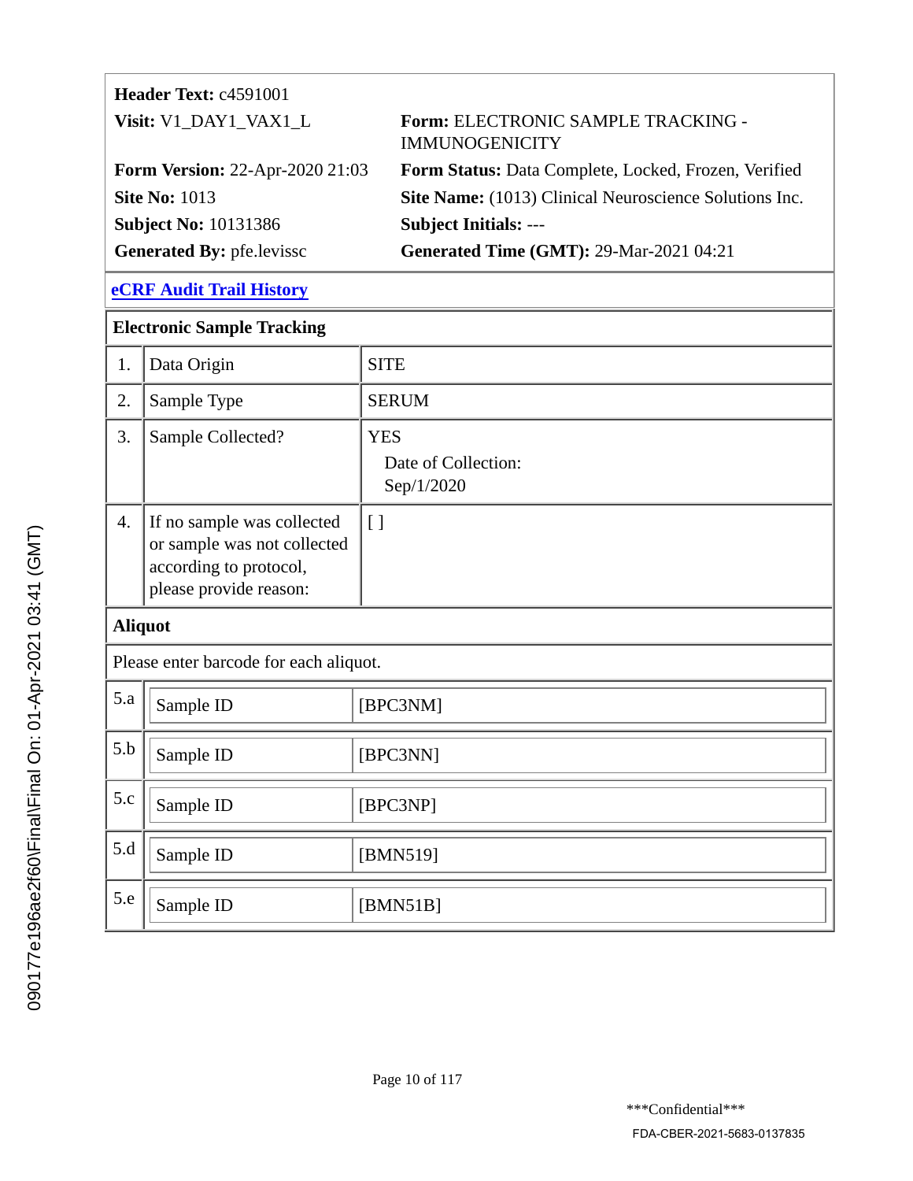**Header Text:** c4591001

| | |
|---|---|
| **Visit:** V1_DAY1_VAX1_L | **Form:** ELECTRONIC SAMPLE TRACKING - IMMUNOGENICITY |
| **Form Version:** 22-Apr-2020 21:03 | **Form Status:** Data Complete, Locked, Frozen, Verified |
| **Site No:** 1013 | **Site Name:** (1013) Clinical Neuroscience Solutions Inc. |
| **Subject No:** 10131386 | **Subject Initials:** --- |
| **Generated By:** pfe.levissc | **Generated Time (GMT):** 29-Mar-2021 04:21 |

**eCRF Audit Trail History**

## Electronic Sample Tracking

| | | |
|---|---|---|
| 1. | Data Origin | SITE |
| 2. | Sample Type | SERUM |
| 3. | Sample Collected? | YES<br>Date of Collection:<br>Sep/1/2020 |
| 4. | If no sample was collected or sample was not collected according to protocol, please provide reason: | [ ] |

## Aliquot

Please enter barcode for each aliquot.

| | | |
|---|---|---|
| 5.a | Sample ID | [BPC3NM] |
| 5.b | Sample ID | [BPC3NN] |
| 5.c | Sample ID | [BPC3NP] |
| 5.d | Sample ID | [BMN519] |
| 5.e | Sample ID | [BMN51B] |

***Confidential***

FDA-CBER-2021-5683-0137835

090177e196ae2f60\Final\Final On: 01-Apr-2021 03:41 (GMT)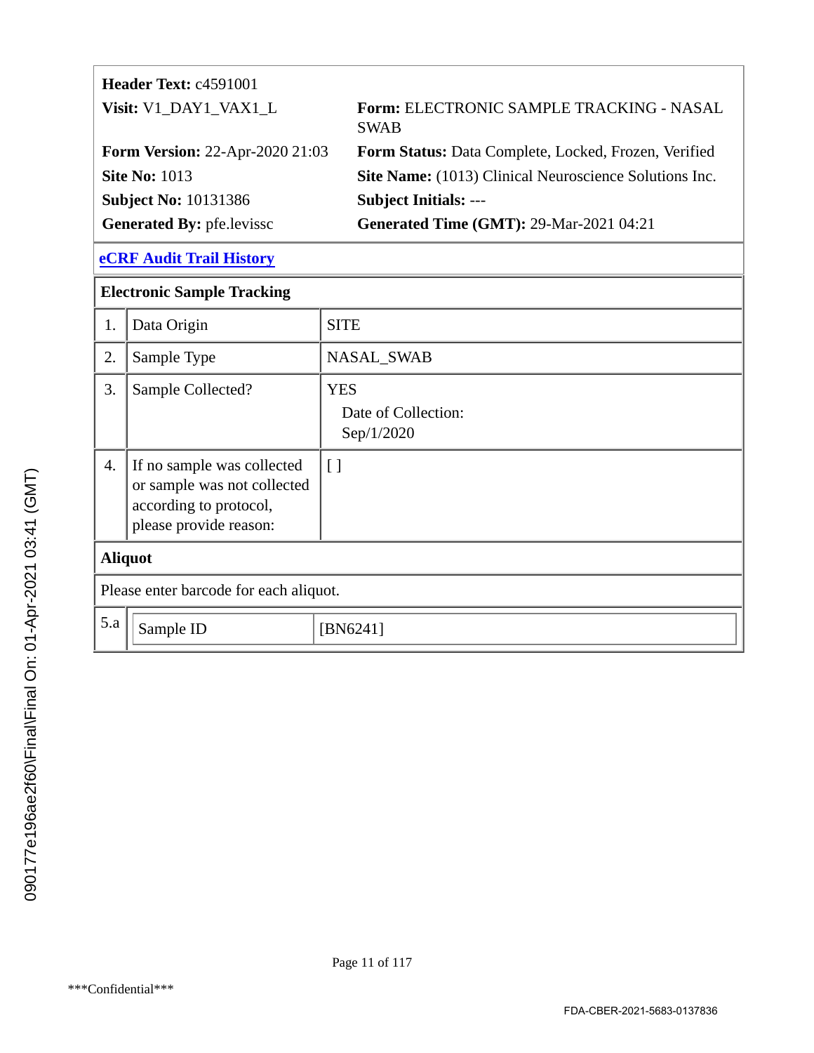**Header Text:** c4591001

**Visit:** V1_DAY1_VAX1_L

**Form:** ELECTRONIC SAMPLE TRACKING - NASAL SWAB

**Form Version:** 22-Apr-2020 21:03

**Form Status:** Data Complete, Locked, Frozen, Verified

**Site No:** 1013

**Site Name:** (1013) Clinical Neuroscience Solutions Inc.

**Subject No:** 10131386

**Subject Initials:** ---

**Generated By:** pfe.levissc

**Generated Time (GMT):** 29-Mar-2021 04:21

eCRF Audit Trail History

## Electronic Sample Tracking

| | | |
|---|---|---|
| 1. | Data Origin | SITE |
| 2. | Sample Type | NASAL_SWAB |
| 3. | Sample Collected? | YES<br>Date of Collection: Sep/1/2020 |
| 4. | If no sample was collected or sample was not collected according to protocol, please provide reason: | [ ] |

## Aliquot

Please enter barcode for each aliquot.

| | | |
|---|---|---|
| 5.a | Sample ID | [BN6241] |

***Confidential***

FDA-CBER-2021-5683-0137836

090177e196ae2f60\Final\Final On: 01-Apr-2021 03:41 (GMT)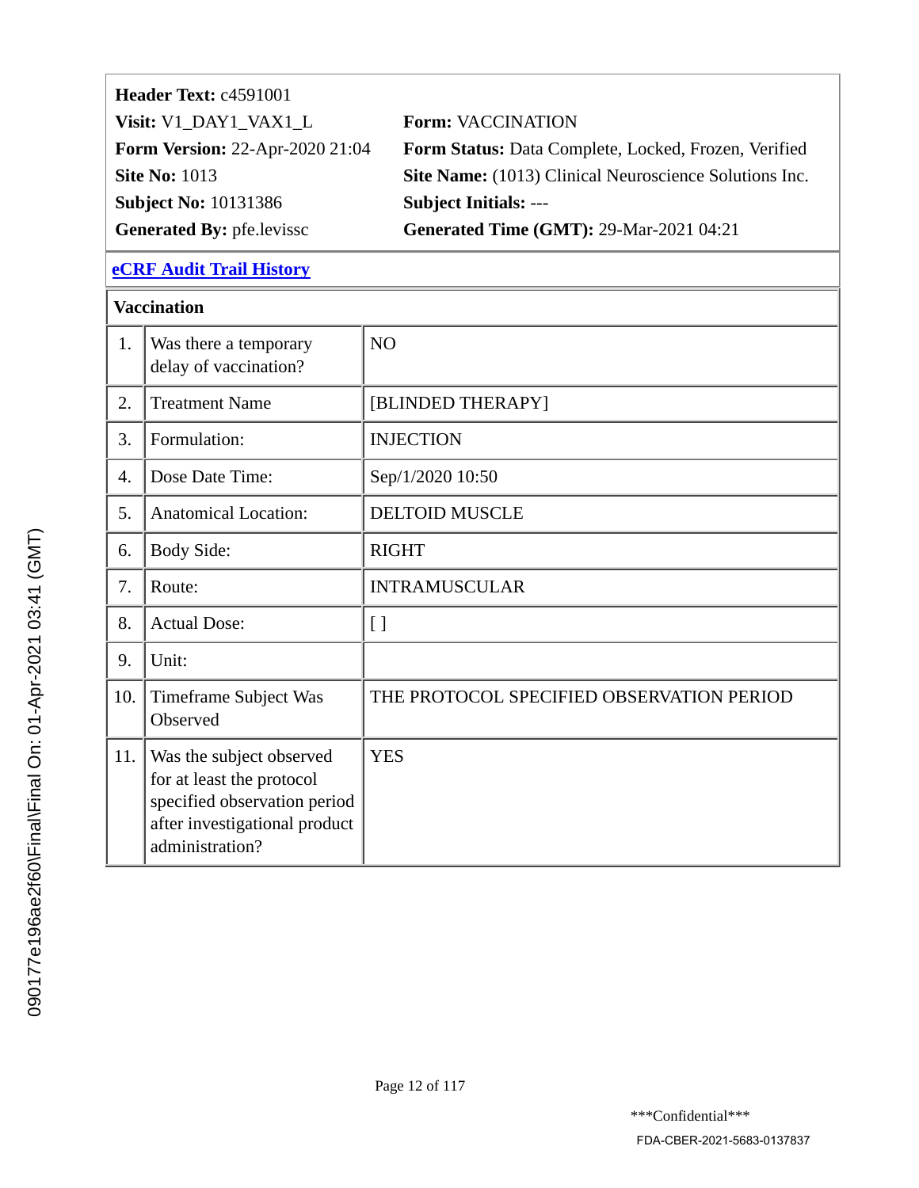| | |
|---|---|
| **Header Text:** c4591001 | |
| **Visit:** V1_DAY1_VAX1_L | **Form:** VACCINATION |
| **Form Version:** 22-Apr-2020 21:04 | **Form Status:** Data Complete, Locked, Frozen, Verified |
| **Site No:** 1013 | **Site Name:** (1013) Clinical Neuroscience Solutions Inc. |
| **Subject No:** 10131386 | **Subject Initials:** --- |
| **Generated By:** pfe.levissc | **Generated Time (GMT):** 29-Mar-2021 04:21 |

**eCRF Audit Trail History**

**Vaccination**

| | | |
|---|---|---|
| 1. | Was there a temporary delay of vaccination? | NO |
| 2. | Treatment Name | [BLINDED THERAPY] |
| 3. | Formulation: | INJECTION |
| 4. | Dose Date Time: | Sep/1/2020 10:50 |
| 5. | Anatomical Location: | DELTOID MUSCLE |
| 6. | Body Side: | RIGHT |
| 7. | Route: | INTRAMUSCULAR |
| 8. | Actual Dose: | [ ] |
| 9. | Unit: | |
| 10. | Timeframe Subject Was Observed | THE PROTOCOL SPECIFIED OBSERVATION PERIOD |
| 11. | Was the subject observed for at least the protocol specified observation period after investigational product administration? | YES |

***Confidential***

FDA-CBER-2021-5683-0137837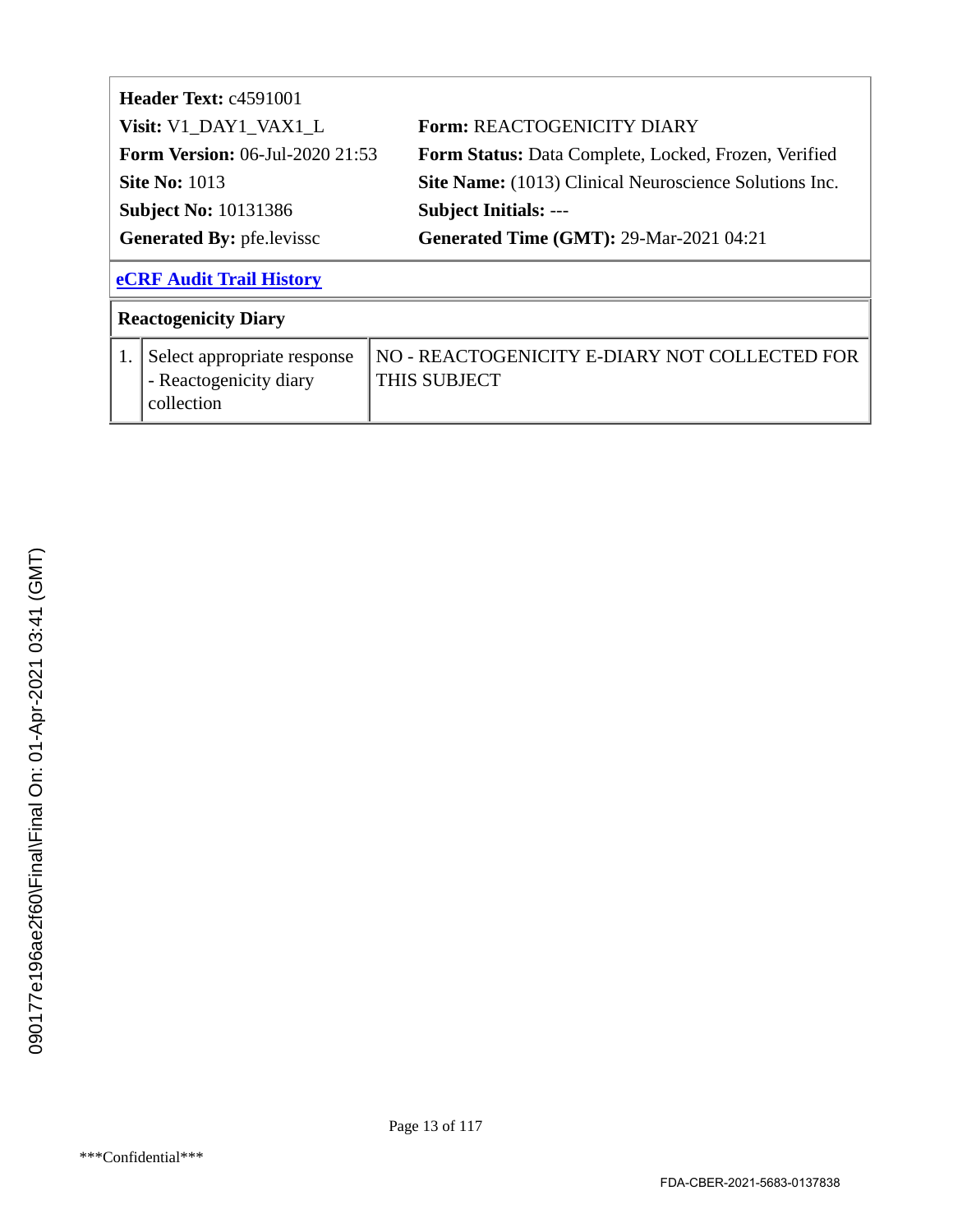**Header Text:** c4591001

| | |
|---|---|
| **Visit:** V1_DAY1_VAX1_L | **Form:** REACTOGENICITY DIARY |
| **Form Version:** 06-Jul-2020 21:53 | **Form Status:** Data Complete, Locked, Frozen, Verified |
| **Site No:** 1013 | **Site Name:** (1013) Clinical Neuroscience Solutions Inc. |
| **Subject No:** 10131386 | **Subject Initials:** --- |
| **Generated By:** pfe.levissc | **Generated Time (GMT):** 29-Mar-2021 04:21 |

**eCRF Audit Trail History**

**Reactogenicity Diary**

| | | |
|---|---|---|
| 1. | Select appropriate response - Reactogenicity diary collection | NO - REACTOGENICITY E-DIARY NOT COLLECTED FOR THIS SUBJECT |

090177e196ae2f60\Final\Final On: 01-Apr-2021 03:41 (GMT)

\*\*\*Confidential\*\*\*

FDA-CBER-2021-5683-0137838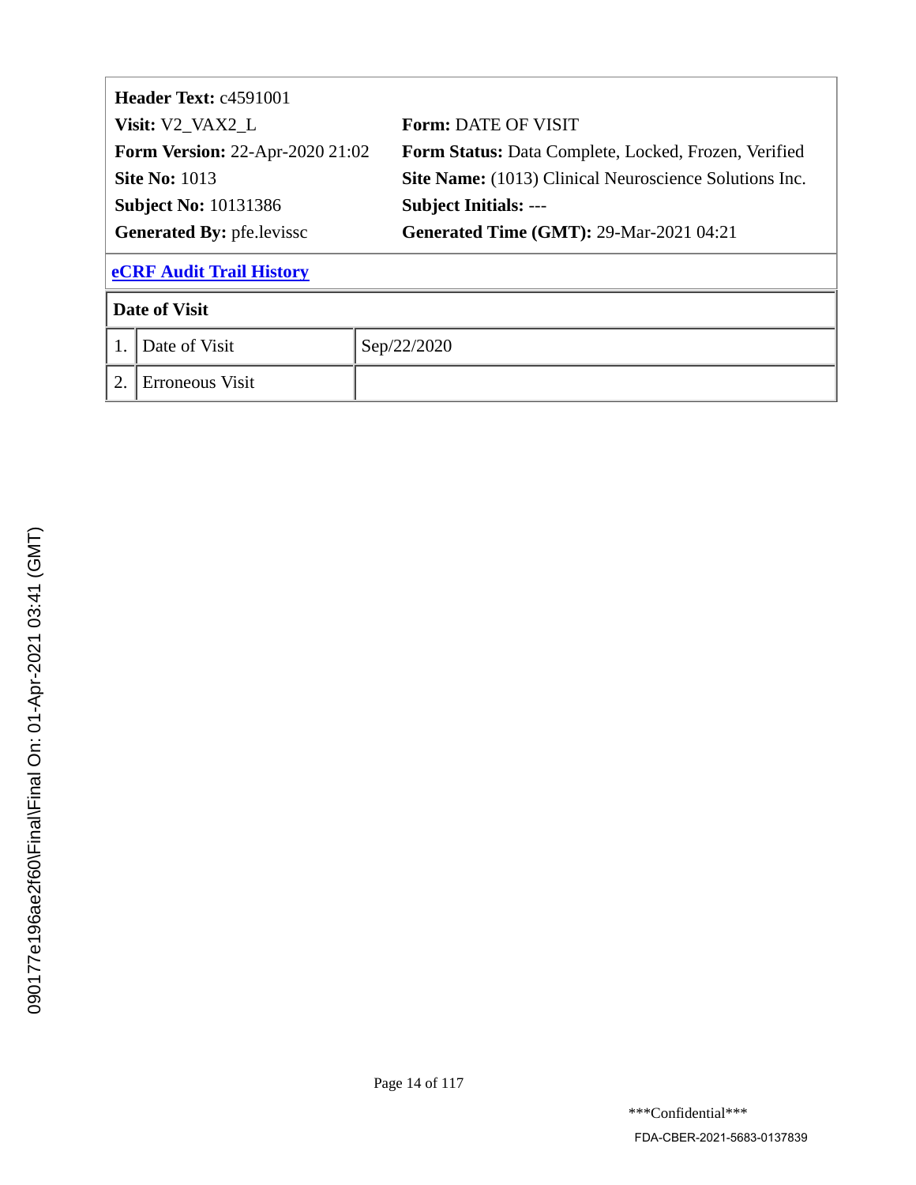**Header Text:** c4591001

**Visit:** V2_VAX2_L | **Form:** DATE OF VISIT

**Form Version:** 22-Apr-2020 21:02 | **Form Status:** Data Complete, Locked, Frozen, Verified

**Site No:** 1013 | **Site Name:** (1013) Clinical Neuroscience Solutions Inc.

**Subject No:** 10131386 | **Subject Initials:** ---

**Generated By:** pfe.levissc | **Generated Time (GMT):** 29-Mar-2021 04:21

**eCRF Audit Trail History**

| Date of Visit | | |
|---|---|---|
| 1. | Date of Visit | Sep/22/2020 |
| 2. | Erroneous Visit | |

090177e196ae2f60\Final\Final On: 01-Apr-2021 03:41 (GMT)

\*\*\*Confidential\*\*\*

FDA-CBER-2021-5683-0137839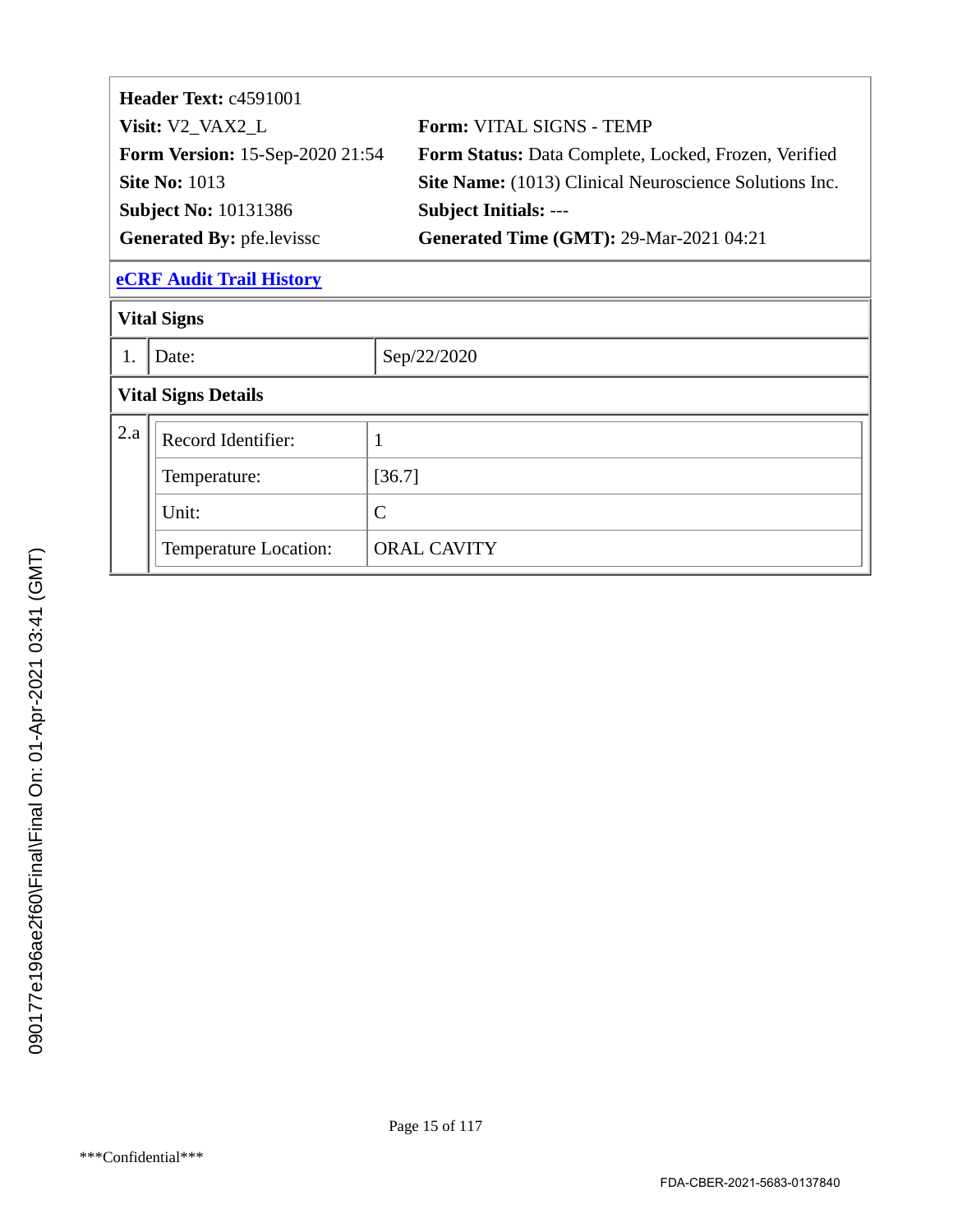| | |
|---|---|
| **Header Text:** c4591001 | |
| **Visit:** V2_VAX2_L | **Form:** VITAL SIGNS - TEMP |
| **Form Version:** 15-Sep-2020 21:54 | **Form Status:** Data Complete, Locked, Frozen, Verified |
| **Site No:** 1013 | **Site Name:** (1013) Clinical Neuroscience Solutions Inc. |
| **Subject No:** 10131386 | **Subject Initials:** --- |
| **Generated By:** pfe.levissc | **Generated Time (GMT):** 29-Mar-2021 04:21 |

**eCRF Audit Trail History**

**Vital Signs**

| | | |
|---|---|---|
| 1. | Date: | Sep/22/2020 |

**Vital Signs Details**

| | | |
|---|---|---|
| 2.a | Record Identifier: | 1 |
| | Temperature: | [36.7] |
| | Unit: | C |
| | Temperature Location: | ORAL CAVITY |

090177e196ae2f60\Final\Final On: 01-Apr-2021 03:41 (GMT)

***Confidential***

FDA-CBER-2021-5683-0137840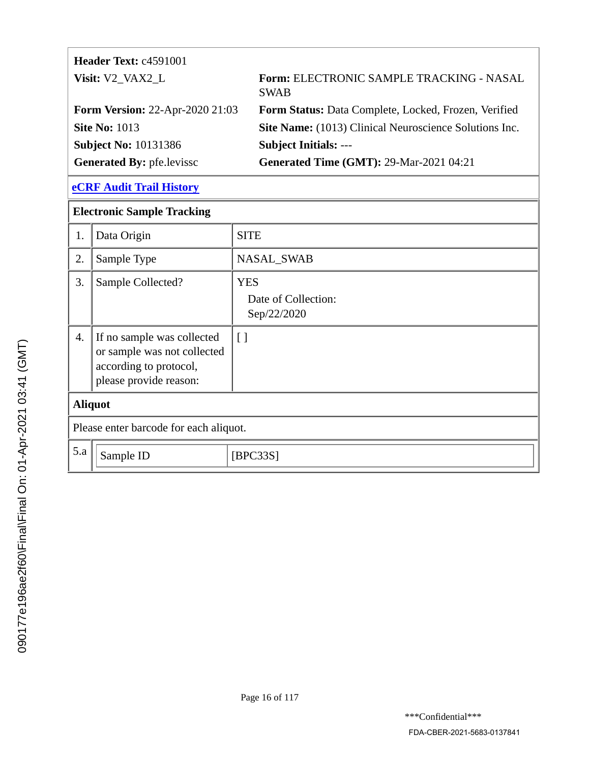**Header Text:** c4591001

| | |
|---|---|
| **Visit:** V2_VAX2_L | **Form:** ELECTRONIC SAMPLE TRACKING - NASAL SWAB |
| **Form Version:** 22-Apr-2020 21:03 | **Form Status:** Data Complete, Locked, Frozen, Verified |
| **Site No:** 1013 | **Site Name:** (1013) Clinical Neuroscience Solutions Inc. |
| **Subject No:** 10131386 | **Subject Initials:** --- |
| **Generated By:** pfe.levissc | **Generated Time (GMT):** 29-Mar-2021 04:21 |

**eCRF Audit Trail History**

**Electronic Sample Tracking**

| | | |
|---|---|---|
| 1. | Data Origin | SITE |
| 2. | Sample Type | NASAL_SWAB |
| 3. | Sample Collected? | YES<br>Date of Collection:<br>Sep/22/2020 |
| 4. | If no sample was collected or sample was not collected according to protocol, please provide reason: | [ ] |

**Aliquot**

Please enter barcode for each aliquot.

| | | |
|---|---|---|
| 5.a | Sample ID | [BPC33S] |

***Confidential***

FDA-CBER-2021-5683-0137841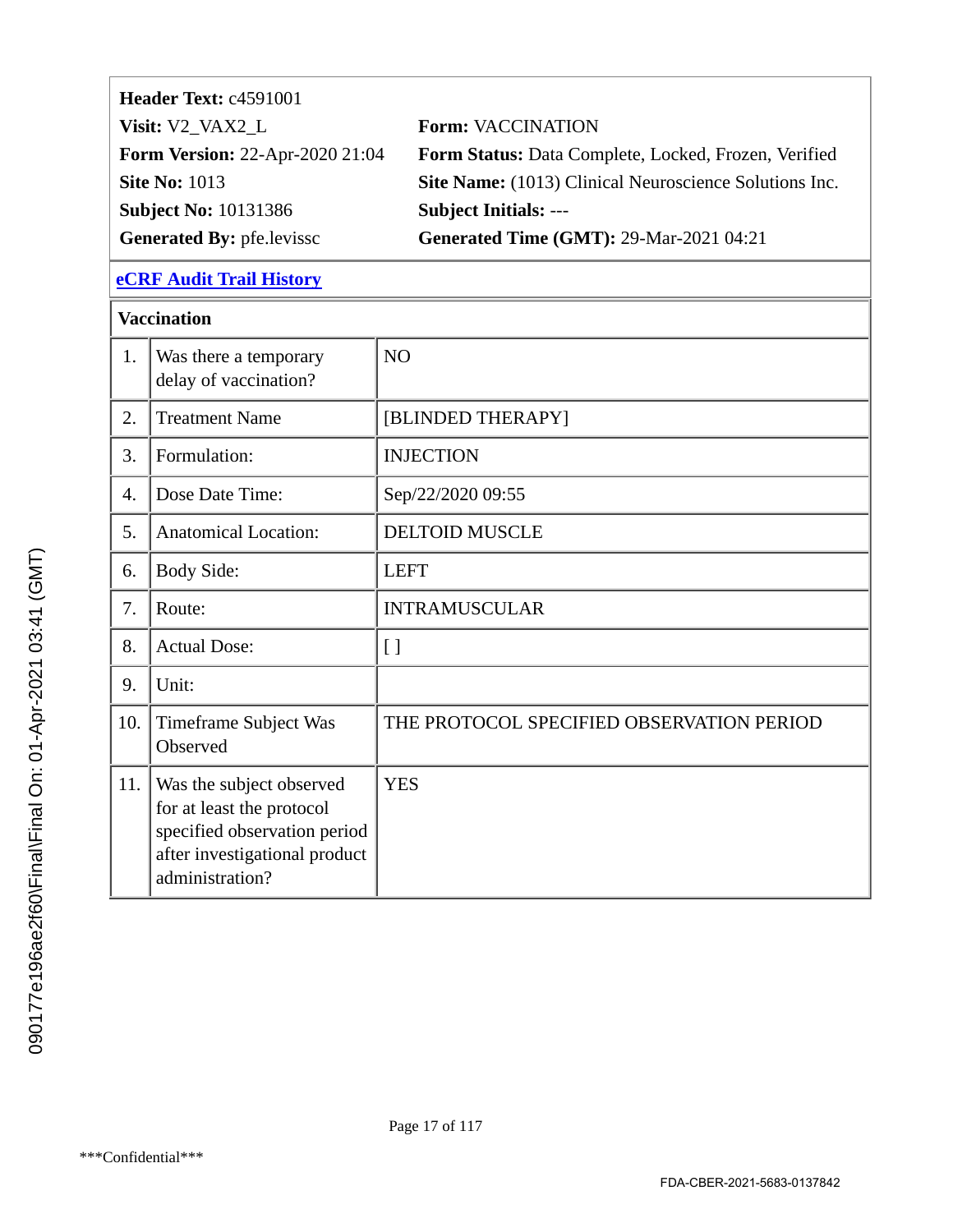| | |
|---|---|
| **Header Text:** c4591001 | |
| **Visit:** V2_VAX2_L | **Form:** VACCINATION |
| **Form Version:** 22-Apr-2020 21:04 | **Form Status:** Data Complete, Locked, Frozen, Verified |
| **Site No:** 1013 | **Site Name:** (1013) Clinical Neuroscience Solutions Inc. |
| **Subject No:** 10131386 | **Subject Initials:** --- |
| **Generated By:** pfe.levissc | **Generated Time (GMT):** 29-Mar-2021 04:21 |

**eCRF Audit Trail History**

**Vaccination**

| | | |
|---|---|---|
| 1. | Was there a temporary delay of vaccination? | NO |
| 2. | Treatment Name | [BLINDED THERAPY] |
| 3. | Formulation: | INJECTION |
| 4. | Dose Date Time: | Sep/22/2020 09:55 |
| 5. | Anatomical Location: | DELTOID MUSCLE |
| 6. | Body Side: | LEFT |
| 7. | Route: | INTRAMUSCULAR |
| 8. | Actual Dose: | [ ] |
| 9. | Unit: | |
| 10. | Timeframe Subject Was Observed | THE PROTOCOL SPECIFIED OBSERVATION PERIOD |
| 11. | Was the subject observed for at least the protocol specified observation period after investigational product administration? | YES |

090177e196ae2f60\Final\Final On: 01-Apr-2021 03:41 (GMT)

***Confidential***

FDA-CBER-2021-5683-0137842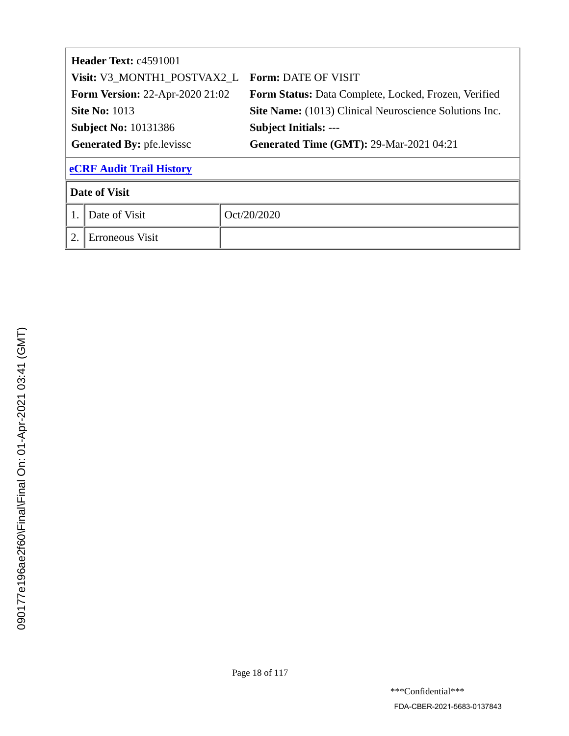**Header Text:** c4591001

| | |
|---|---|
| **Visit:** V3_MONTH1_POSTVAX2_L | **Form:** DATE OF VISIT |
| **Form Version:** 22-Apr-2020 21:02 | **Form Status:** Data Complete, Locked, Frozen, Verified |
| **Site No:** 1013 | **Site Name:** (1013) Clinical Neuroscience Solutions Inc. |
| **Subject No:** 10131386 | **Subject Initials:** --- |
| **Generated By:** pfe.levissc | **Generated Time (GMT):** 29-Mar-2021 04:21 |

**eCRF Audit Trail History**

**Date of Visit**

| | | |
|---|---|---|
| 1. | Date of Visit | Oct/20/2020 |
| 2. | Erroneous Visit | |

090177e196ae2f60\Final\Final On: 01-Apr-2021 03:41 (GMT)

\*\*\*Confidential\*\*\*

FDA-CBER-2021-5683-0137843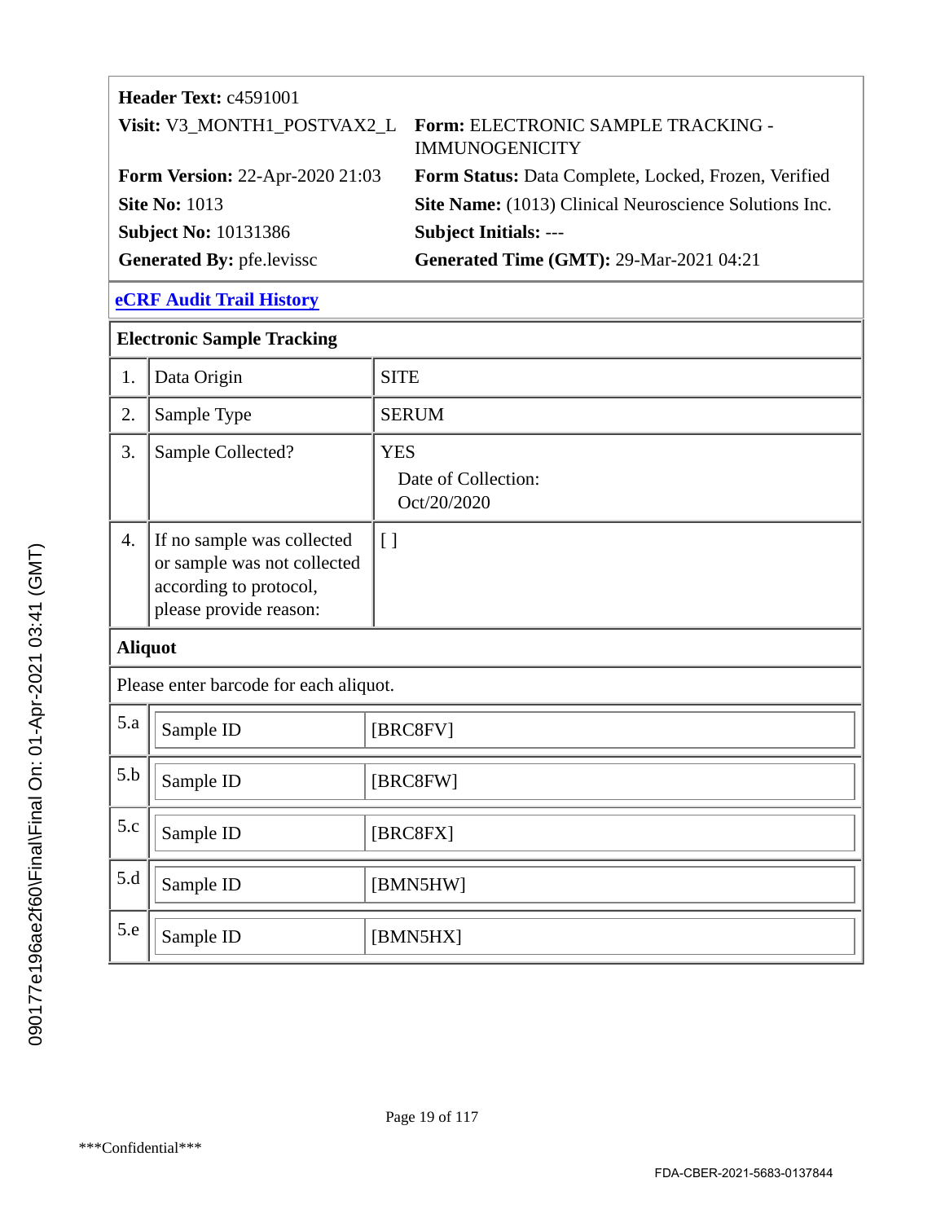**Header Text:** c4591001

**Visit:** V3_MONTH1_POSTVAX2_L

**Form:** ELECTRONIC SAMPLE TRACKING - IMMUNOGENICITY

**Form Version:** 22-Apr-2020 21:03

**Form Status:** Data Complete, Locked, Frozen, Verified

**Site No:** 1013

**Site Name:** (1013) Clinical Neuroscience Solutions Inc.

**Subject No:** 10131386

**Subject Initials:** ---

**Generated By:** pfe.levissc

**Generated Time (GMT):** 29-Mar-2021 04:21

**eCRF Audit Trail History**

**Electronic Sample Tracking**

| | | |
|---|---|---|
| 1. | Data Origin | SITE |
| 2. | Sample Type | SERUM |
| 3. | Sample Collected? | YES<br>Date of Collection:<br>Oct/20/2020 |
| 4. | If no sample was collected or sample was not collected according to protocol, please provide reason: | [ ] |

**Aliquot**

Please enter barcode for each aliquot.

| | | |
|---|---|---|
| 5.a | Sample ID | [BRC8FV] |
| 5.b | Sample ID | [BRC8FW] |
| 5.c | Sample ID | [BRC8FX] |
| 5.d | Sample ID | [BMN5HW] |
| 5.e | Sample ID | [BMN5HX] |

\*\*\*Confidential\*\*\*

FDA-CBER-2021-5683-0137844

090177e196ae2f60\Final\Final On: 01-Apr-2021 03:41 (GMT)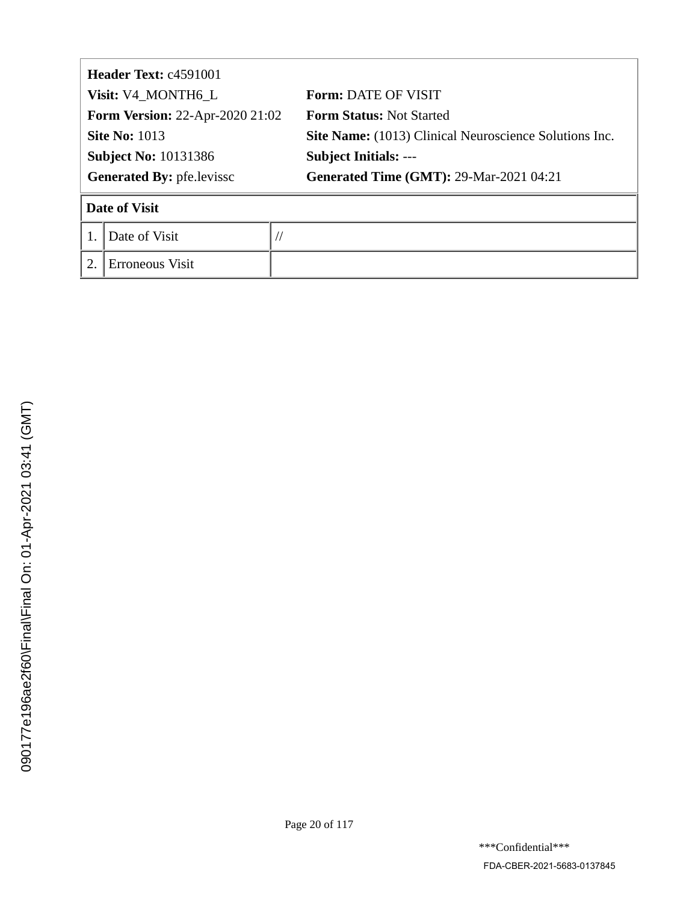**Header Text:** c4591001

| | |
|---|---|
| **Visit:** V4_MONTH6_L | **Form:** DATE OF VISIT |
| **Form Version:** 22-Apr-2020 21:02 | **Form Status:** Not Started |
| **Site No:** 1013 | **Site Name:** (1013) Clinical Neuroscience Solutions Inc. |
| **Subject No:** 10131386 | **Subject Initials:** --- |
| **Generated By:** pfe.levissc | **Generated Time (GMT):** 29-Mar-2021 04:21 |

| **Date of Visit** | | |
|---|---|---|
| 1. | Date of Visit | // |
| 2. | Erroneous Visit | |

090177e196ae2f60\Final\Final On: 01-Apr-2021 03:41 (GMT)

***Confidential***

FDA-CBER-2021-5683-0137845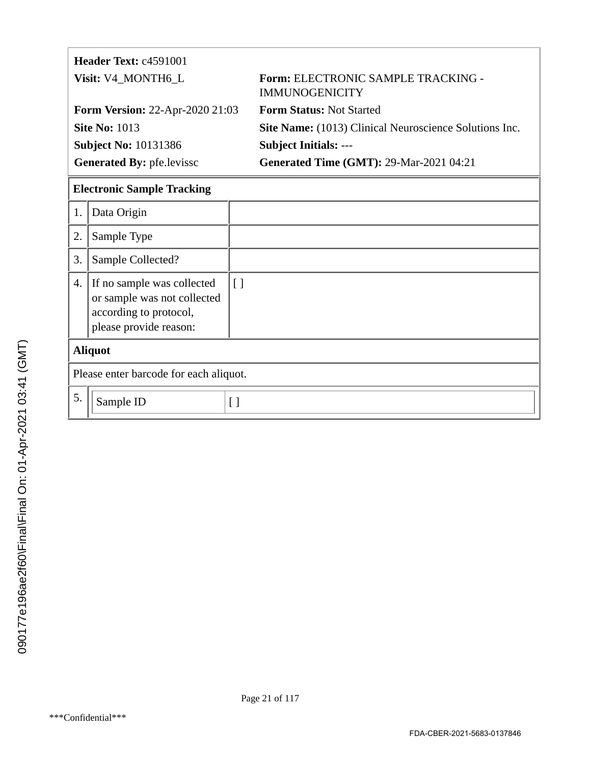| | |
|---|---|
| **Header Text:** c4591001 | |
| **Visit:** V4_MONTH6_L | **Form:** ELECTRONIC SAMPLE TRACKING - IMMUNOGENICITY |
| **Form Version:** 22-Apr-2020 21:03 | **Form Status:** Not Started |
| **Site No:** 1013 | **Site Name:** (1013) Clinical Neuroscience Solutions Inc. |
| **Subject No:** 10131386 | **Subject Initials:** --- |
| **Generated By:** pfe.levissc | **Generated Time (GMT):** 29-Mar-2021 04:21 |

**Electronic Sample Tracking**

| | | |
|---|---|---|
| 1. | Data Origin | |
| 2. | Sample Type | |
| 3. | Sample Collected? | |
| 4. | If no sample was collected or sample was not collected according to protocol, please provide reason: | [ ] |

**Aliquot**

Please enter barcode for each aliquot.

| | | |
|---|---|---|
| 5. | Sample ID | [ ] |

090177e196ae2f60\Final\Final On: 01-Apr-2021 03:41 (GMT)

***Confidential***

FDA-CBER-2021-5683-0137846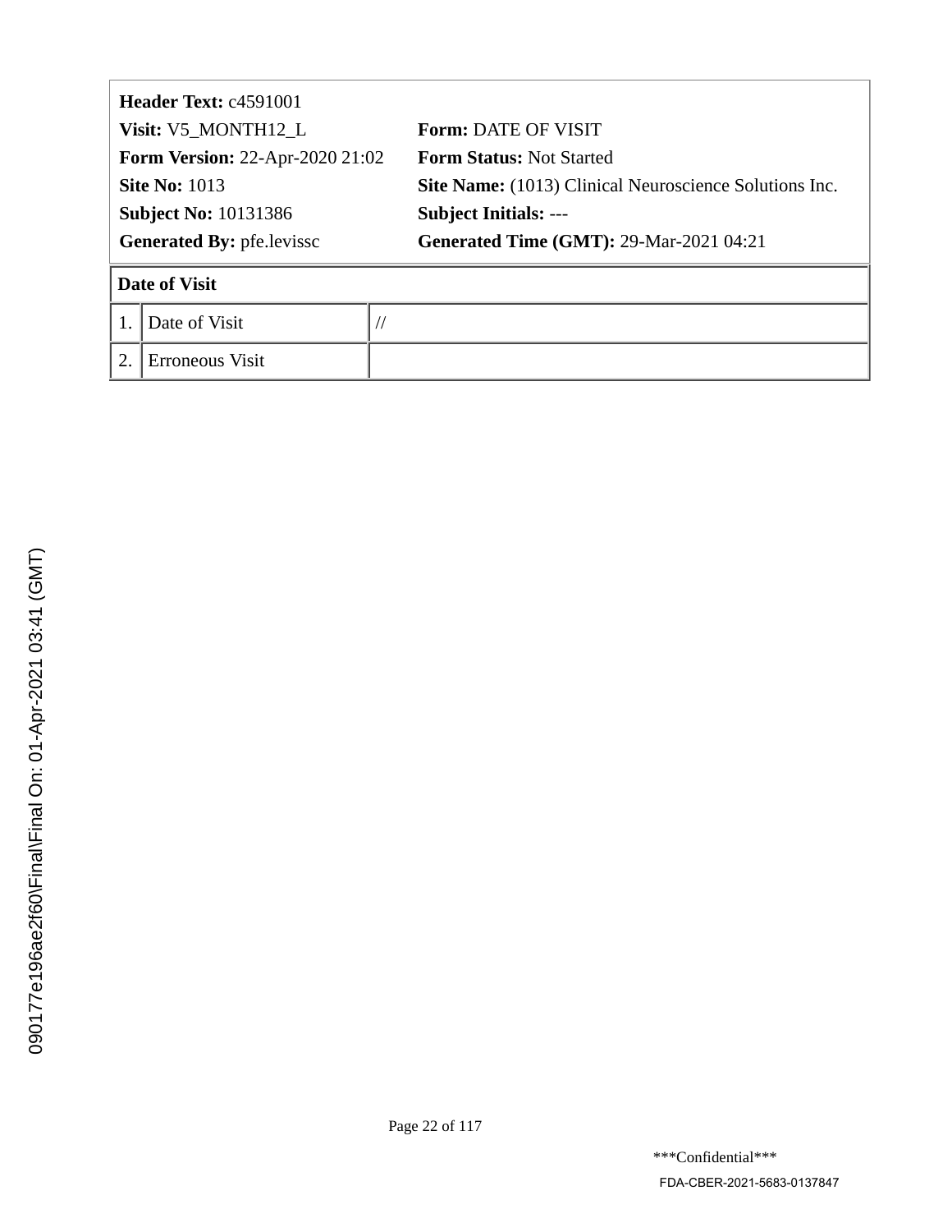**Header Text:** c4591001

| | |
|---|---|
| **Visit:** V5_MONTH12_L | **Form:** DATE OF VISIT |
| **Form Version:** 22-Apr-2020 21:02 | **Form Status:** Not Started |
| **Site No:** 1013 | **Site Name:** (1013) Clinical Neuroscience Solutions Inc. |
| **Subject No:** 10131386 | **Subject Initials:** --- |
| **Generated By:** pfe.levissc | **Generated Time (GMT):** 29-Mar-2021 04:21 |

**Date of Visit**

| | | |
|---|---|---|
| 1. | Date of Visit | // |
| 2. | Erroneous Visit | |

090177e196ae2f60\Final\Final On: 01-Apr-2021 03:41 (GMT)

***Confidential***

FDA-CBER-2021-5683-0137847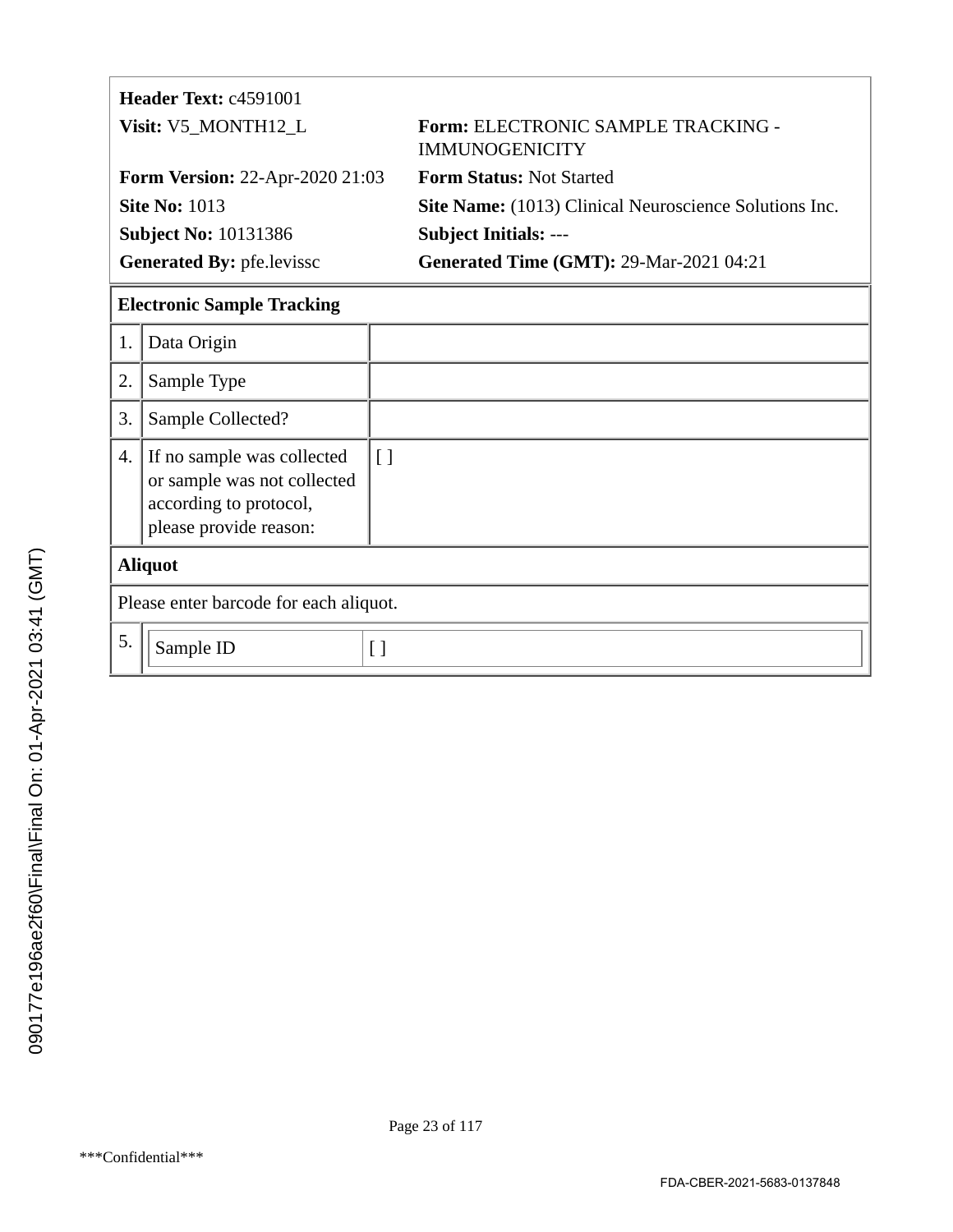**Header Text:** c4591001

| | |
|---|---|
| **Visit:** V5_MONTH12_L | **Form:** ELECTRONIC SAMPLE TRACKING - IMMUNOGENICITY |
| **Form Version:** 22-Apr-2020 21:03 | **Form Status:** Not Started |
| **Site No:** 1013 | **Site Name:** (1013) Clinical Neuroscience Solutions Inc. |
| **Subject No:** 10131386 | **Subject Initials:** --- |
| **Generated By:** pfe.levissc | **Generated Time (GMT):** 29-Mar-2021 04:21 |

**Electronic Sample Tracking**

| | | |
|---|---|---|
| 1. | Data Origin | |
| 2. | Sample Type | |
| 3. | Sample Collected? | |
| 4. | If no sample was collected or sample was not collected according to protocol, please provide reason: | [ ] |

**Aliquot**

Please enter barcode for each aliquot.

| | | |
|---|---|---|
| 5. | Sample ID | [ ] |

090177e196ae2f60\Final\Final On: 01-Apr-2021 03:41 (GMT)

\*\*\*Confidential\*\*\*

FDA-CBER-2021-5683-0137848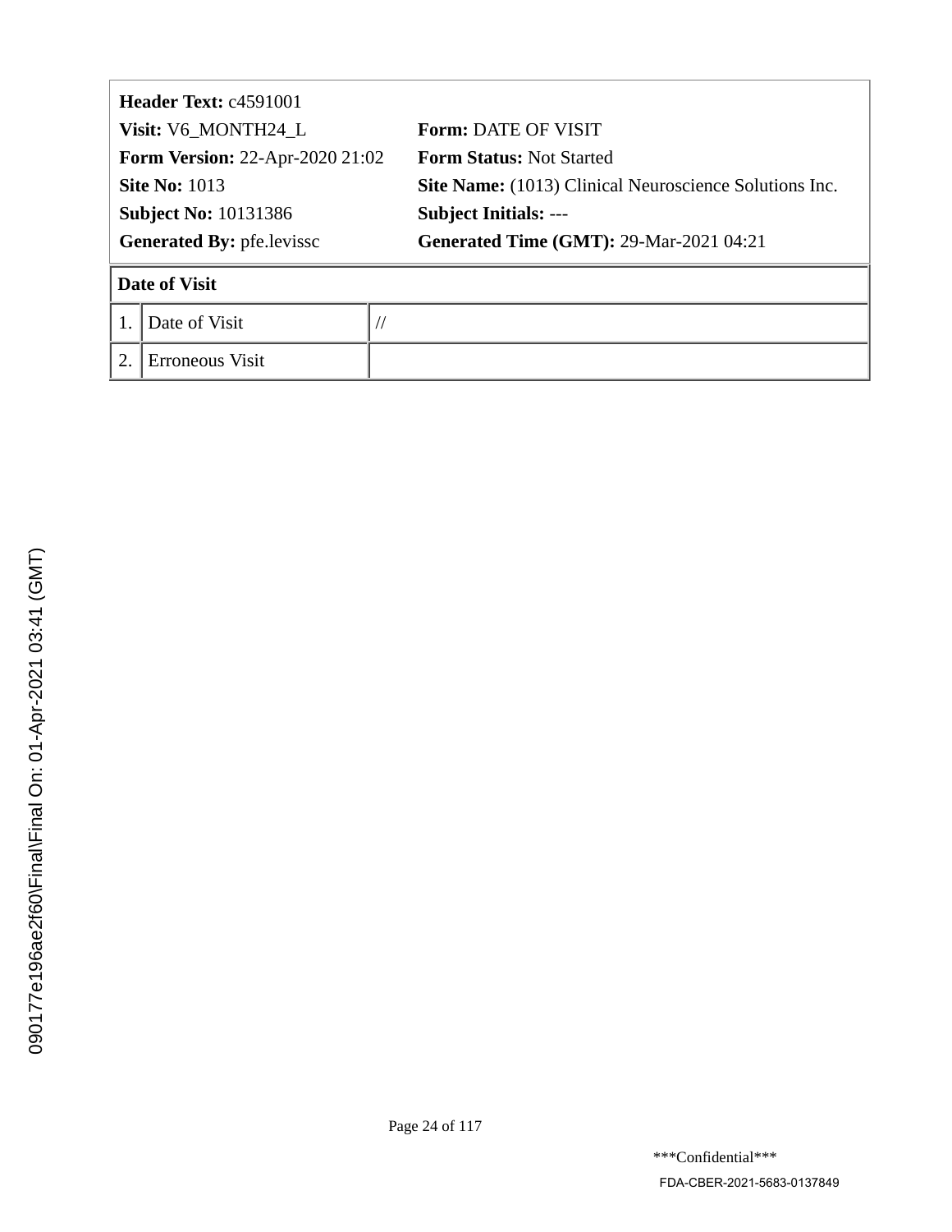**Header Text:** c4591001

**Visit:** V6_MONTH24_L | **Form:** DATE OF VISIT

**Form Version:** 22-Apr-2020 21:02 | **Form Status:** Not Started

**Site No:** 1013 | **Site Name:** (1013) Clinical Neuroscience Solutions Inc.

**Subject No:** 10131386 | **Subject Initials:** ---

**Generated By:** pfe.levissc | **Generated Time (GMT):** 29-Mar-2021 04:21

| Date of Visit | | |
|---|---|---|
| 1. | Date of Visit | // |
| 2. | Erroneous Visit | |

090177e196ae2f60\Final\Final On: 01-Apr-2021 03:41 (GMT)

***Confidential***

FDA-CBER-2021-5683-0137849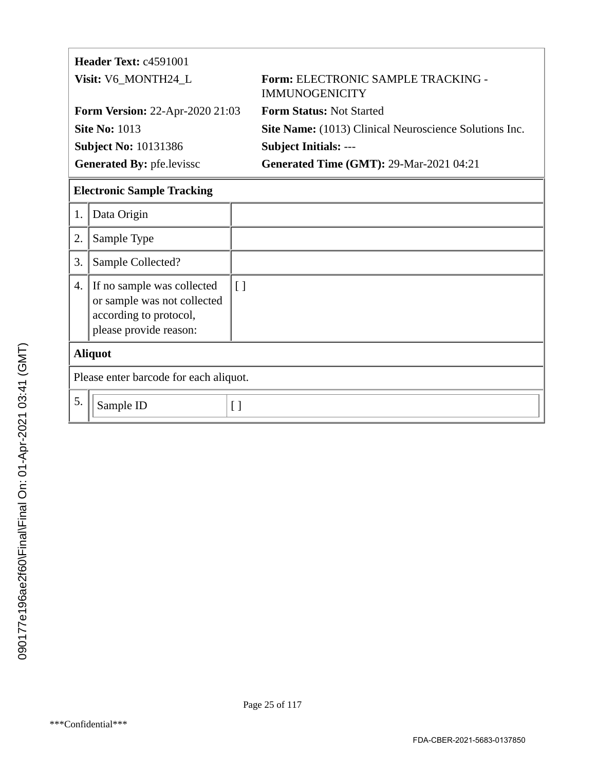**Header Text:** c4591001

**Visit:** V6_MONTH24_L | **Form:** ELECTRONIC SAMPLE TRACKING - IMMUNOGENICITY

**Form Version:** 22-Apr-2020 21:03 | **Form Status:** Not Started

**Site No:** 1013 | **Site Name:** (1013) Clinical Neuroscience Solutions Inc.

**Subject No:** 10131386 | **Subject Initials:** ---

**Generated By:** pfe.levissc | **Generated Time (GMT):** 29-Mar-2021 04:21

| **Electronic Sample Tracking** | | |
|---|---|---|
| 1. | Data Origin | |
| 2. | Sample Type | |
| 3. | Sample Collected? | |
| 4. | If no sample was collected or sample was not collected according to protocol, please provide reason: | [ ] |

| **Aliquot** | | |
|---|---|---|
| Please enter barcode for each aliquot. | | |
| 5. | Sample ID | [ ] |

090177e196ae2f60\Final\Final On: 01-Apr-2021 03:41 (GMT)

***Confidential***

FDA-CBER-2021-5683-0137850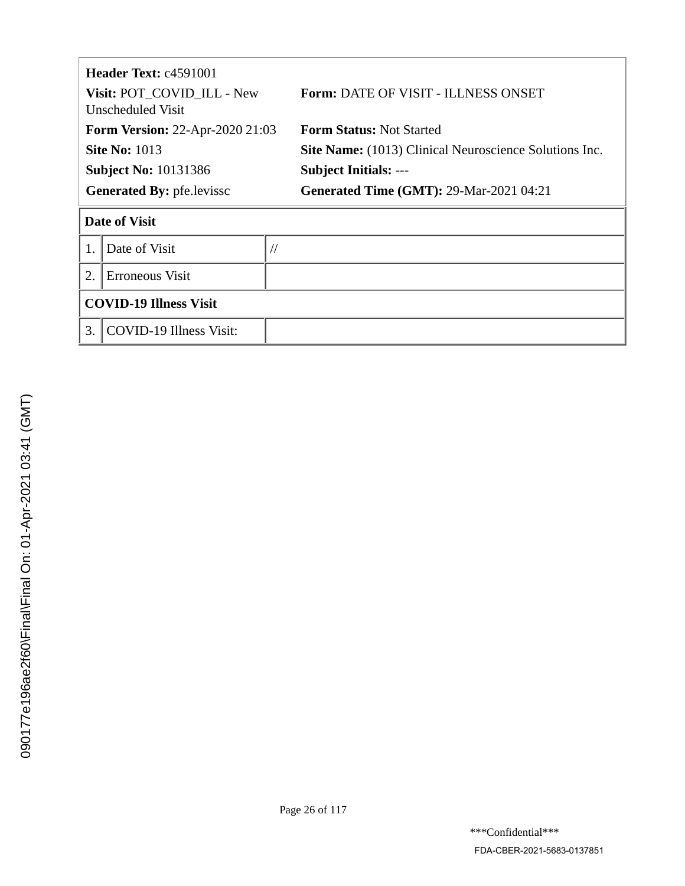| **Header Text:** c4591001 | |
|---|---|
| **Visit:** POT_COVID_ILL - New Unscheduled Visit | **Form:** DATE OF VISIT - ILLNESS ONSET |
| **Form Version:** 22-Apr-2020 21:03 | **Form Status:** Not Started |
| **Site No:** 1013 | **Site Name:** (1013) Clinical Neuroscience Solutions Inc. |
| **Subject No:** 10131386 | **Subject Initials:** --- |
| **Generated By:** pfe.levissc | **Generated Time (GMT):** 29-Mar-2021 04:21 |

| **Date of Visit** | | |
|---|---|---|
| 1. | Date of Visit | // |
| 2. | Erroneous Visit | |
| **COVID-19 Illness Visit** | | |
| 3. | COVID-19 Illness Visit: | |

090177e196ae2f60\Final\Final On: 01-Apr-2021 03:41 (GMT)

***Confidential***

FDA-CBER-2021-5683-0137851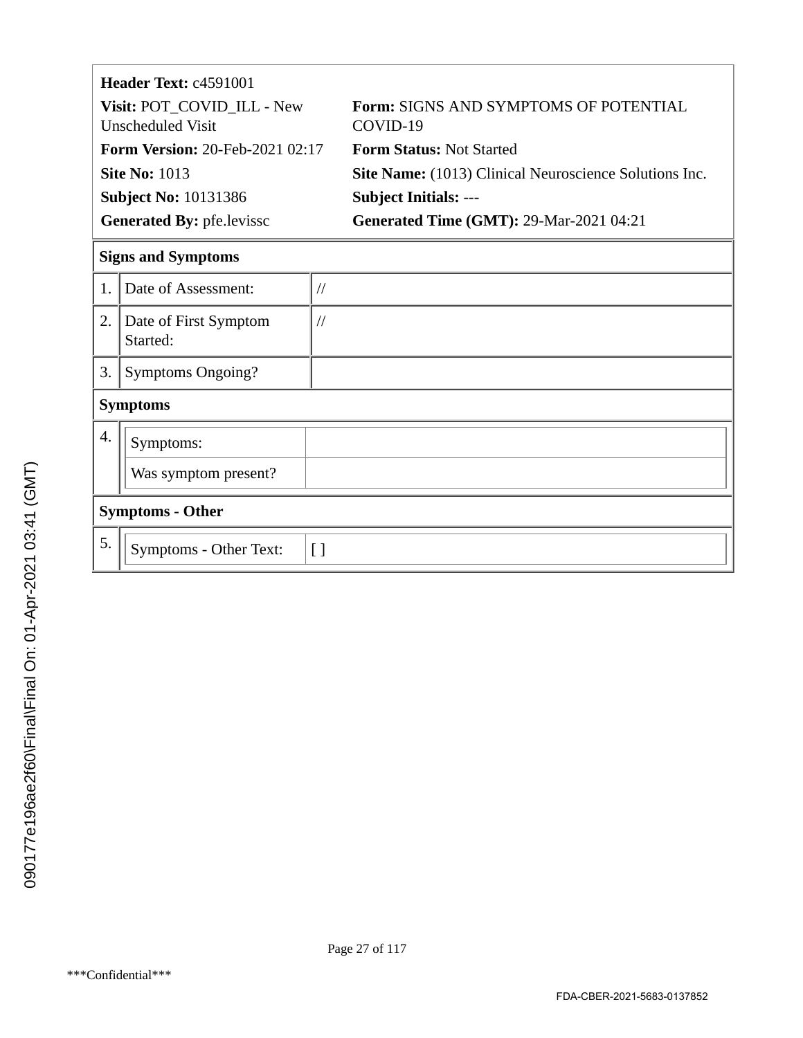**Header Text:** c4591001

**Visit:** POT_COVID_ILL - New Unscheduled Visit

**Form:** SIGNS AND SYMPTOMS OF POTENTIAL COVID-19

**Form Version:** 20-Feb-2021 02:17

**Form Status:** Not Started

**Site No:** 1013

**Site Name:** (1013) Clinical Neuroscience Solutions Inc.

**Subject No:** 10131386

**Subject Initials:** ---

**Generated By:** pfe.levissc

**Generated Time (GMT):** 29-Mar-2021 04:21

**Signs and Symptoms**

| | | |
|---|---|---|
| 1. | Date of Assessment: | // |
| 2. | Date of First Symptom Started: | // |
| 3. | Symptoms Ongoing? | |

**Symptoms**

| | | |
|---|---|---|
| 4. | Symptoms: | |
| | Was symptom present? | |

**Symptoms - Other**

| | | |
|---|---|---|
| 5. | Symptoms - Other Text: | [ ] |

090177e196ae2f60\Final\Final On: 01-Apr-2021 03:41 (GMT)

***Confidential***

FDA-CBER-2021-5683-0137852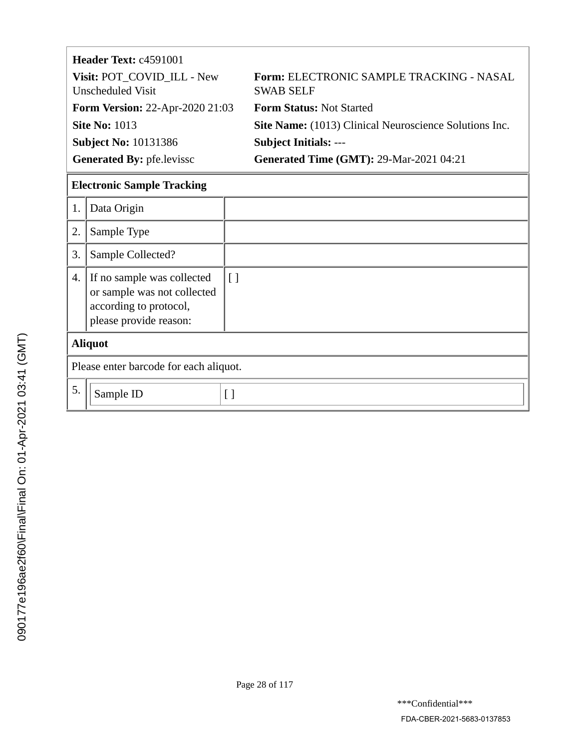| **Header Text:** c4591001 | |
|---|---|
| **Visit:** POT_COVID_ILL - New Unscheduled Visit | **Form:** ELECTRONIC SAMPLE TRACKING - NASAL SWAB SELF |
| **Form Version:** 22-Apr-2020 21:03 | **Form Status:** Not Started |
| **Site No:** 1013 | **Site Name:** (1013) Clinical Neuroscience Solutions Inc. |
| **Subject No:** 10131386 | **Subject Initials:** --- |
| **Generated By:** pfe.levissc | **Generated Time (GMT):** 29-Mar-2021 04:21 |

| **Electronic Sample Tracking** | | |
|---|---|---|
| 1. | Data Origin | |
| 2. | Sample Type | |
| 3. | Sample Collected? | |
| 4. | If no sample was collected or sample was not collected according to protocol, please provide reason: | [ ] |
| **Aliquot** | | |
| Please enter barcode for each aliquot. | | |
| 5. | Sample ID | [ ] |

090177e196ae2f60\Final\Final On: 01-Apr-2021 03:41 (GMT)

***Confidential***

FDA-CBER-2021-5683-0137853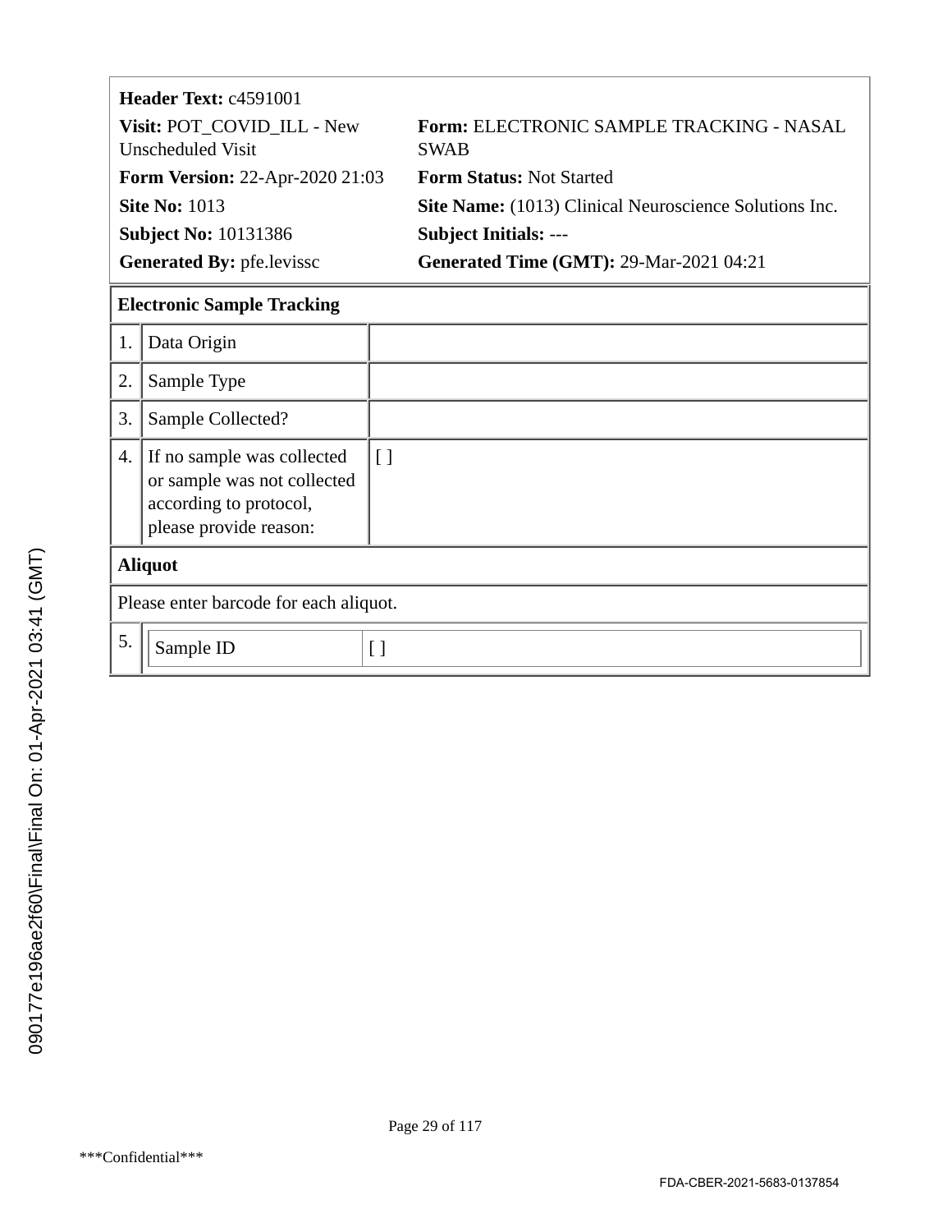**Header Text:** c4591001

| | |
|---|---|
| **Visit:** POT_COVID_ILL - New Unscheduled Visit | **Form:** ELECTRONIC SAMPLE TRACKING - NASAL SWAB |
| **Form Version:** 22-Apr-2020 21:03 | **Form Status:** Not Started |
| **Site No:** 1013 | **Site Name:** (1013) Clinical Neuroscience Solutions Inc. |
| **Subject No:** 10131386 | **Subject Initials:** --- |
| **Generated By:** pfe.levissc | **Generated Time (GMT):** 29-Mar-2021 04:21 |

**Electronic Sample Tracking**

| # | Field | Value |
|---|---|---|
| 1. | Data Origin | |
| 2. | Sample Type | |
| 3. | Sample Collected? | |
| 4. | If no sample was collected or sample was not collected according to protocol, please provide reason: | [ ] |

**Aliquot**

Please enter barcode for each aliquot.

| # | Field | Value |
|---|---|---|
| 5. | Sample ID | [ ] |

090177e196ae2f60\Final\Final On: 01-Apr-2021 03:41 (GMT)

***Confidential***

FDA-CBER-2021-5683-0137854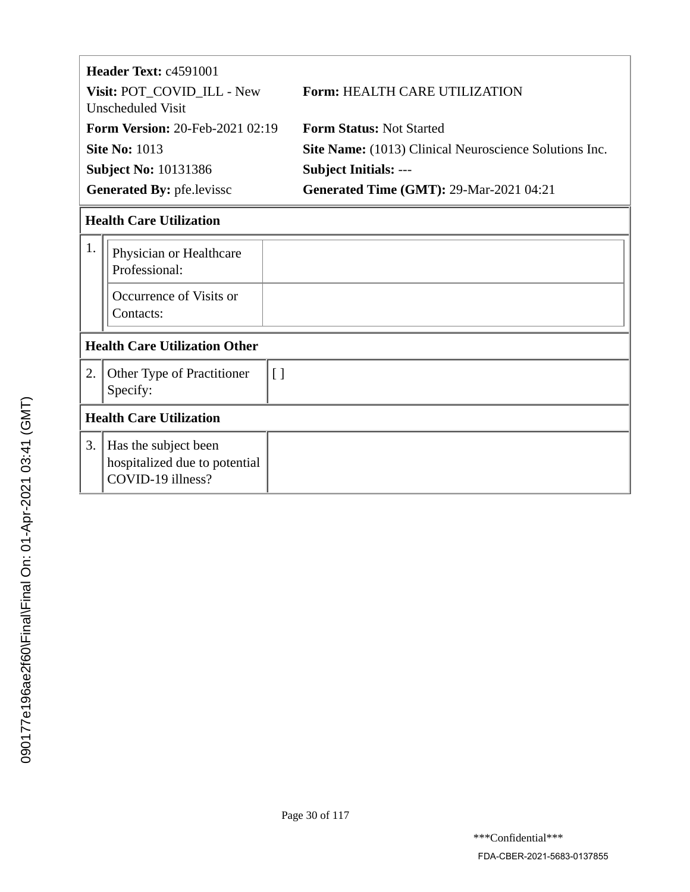| | |
|---|---|
| **Header Text:** c4591001 | |
| **Visit:** POT_COVID_ILL - New Unscheduled Visit | **Form:** HEALTH CARE UTILIZATION |
| **Form Version:** 20-Feb-2021 02:19 | **Form Status:** Not Started |
| **Site No:** 1013 | **Site Name:** (1013) Clinical Neuroscience Solutions Inc. |
| **Subject No:** 10131386 | **Subject Initials:** --- |
| **Generated By:** pfe.levissc | **Generated Time (GMT):** 29-Mar-2021 04:21 |

**Health Care Utilization**

| # | Field | Value |
|---|---|---|
| 1. | Physician or Healthcare Professional: | |
| | Occurrence of Visits or Contacts: | |

**Health Care Utilization Other**

| # | Field | Value |
|---|---|---|
| 2. | Other Type of Practitioner Specify: | [ ] |

**Health Care Utilization**

| # | Field | Value |
|---|---|---|
| 3. | Has the subject been hospitalized due to potential COVID-19 illness? | |

090177e196ae2f60\Final\Final On: 01-Apr-2021 03:41 (GMT)

***Confidential***

FDA-CBER-2021-5683-0137855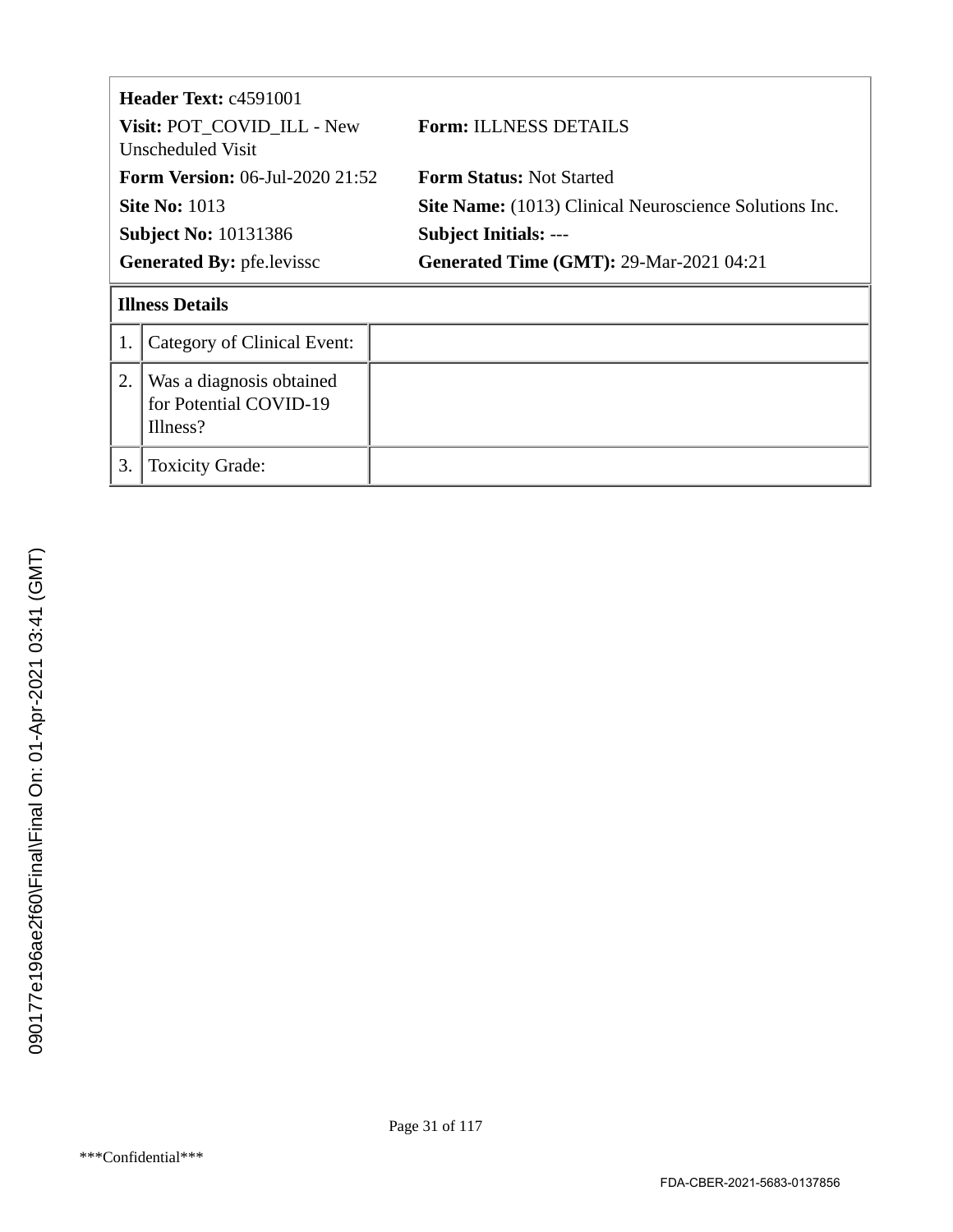**Header Text:** c4591001

| | |
|---|---|
| **Visit:** POT_COVID_ILL - New Unscheduled Visit | **Form:** ILLNESS DETAILS |
| **Form Version:** 06-Jul-2020 21:52 | **Form Status:** Not Started |
| **Site No:** 1013 | **Site Name:** (1013) Clinical Neuroscience Solutions Inc. |
| **Subject No:** 10131386 | **Subject Initials:** --- |
| **Generated By:** pfe.levissc | **Generated Time (GMT):** 29-Mar-2021 04:21 |

**Illness Details**

| | | |
|---|---|---|
| 1. | Category of Clinical Event: | |
| 2. | Was a diagnosis obtained for Potential COVID-19 Illness? | |
| 3. | Toxicity Grade: | |

090177e196ae2f60\Final\Final On: 01-Apr-2021 03:41 (GMT)

***Confidential***

FDA-CBER-2021-5683-0137856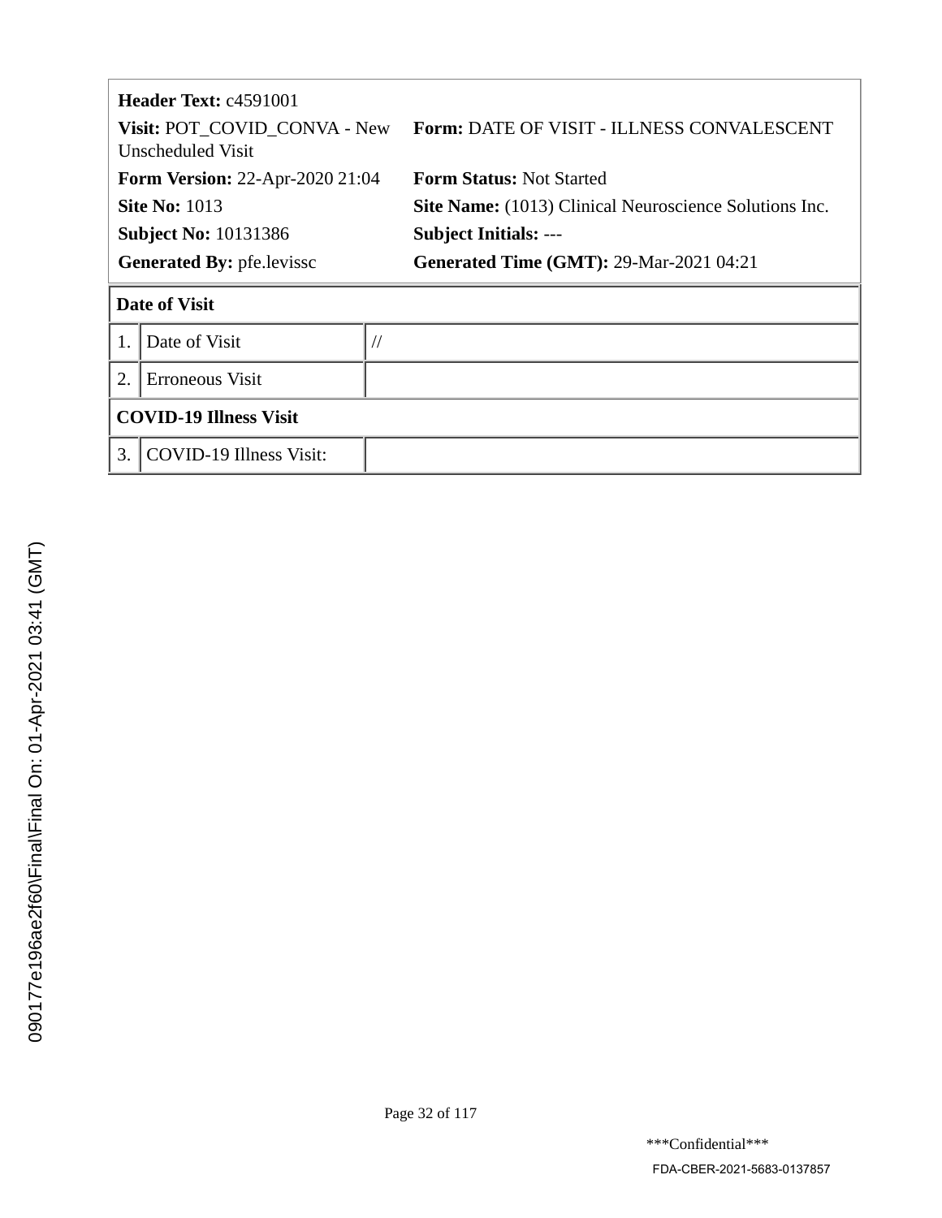| | |
|---|---|
| **Header Text:** c4591001 | |
| **Visit:** POT_COVID_CONVA - New Unscheduled Visit | **Form:** DATE OF VISIT - ILLNESS CONVALESCENT |
| **Form Version:** 22-Apr-2020 21:04 | **Form Status:** Not Started |
| **Site No:** 1013 | **Site Name:** (1013) Clinical Neuroscience Solutions Inc. |
| **Subject No:** 10131386 | **Subject Initials:** --- |
| **Generated By:** pfe.levissc | **Generated Time (GMT):** 29-Mar-2021 04:21 |

| **Date of Visit** | | |
|---|---|---|
| 1. | Date of Visit | // |
| 2. | Erroneous Visit | |
| **COVID-19 Illness Visit** | | |
| 3. | COVID-19 Illness Visit: | |

090177e196ae2f60\Final\Final On: 01-Apr-2021 03:41 (GMT)

***Confidential***

FDA-CBER-2021-5683-0137857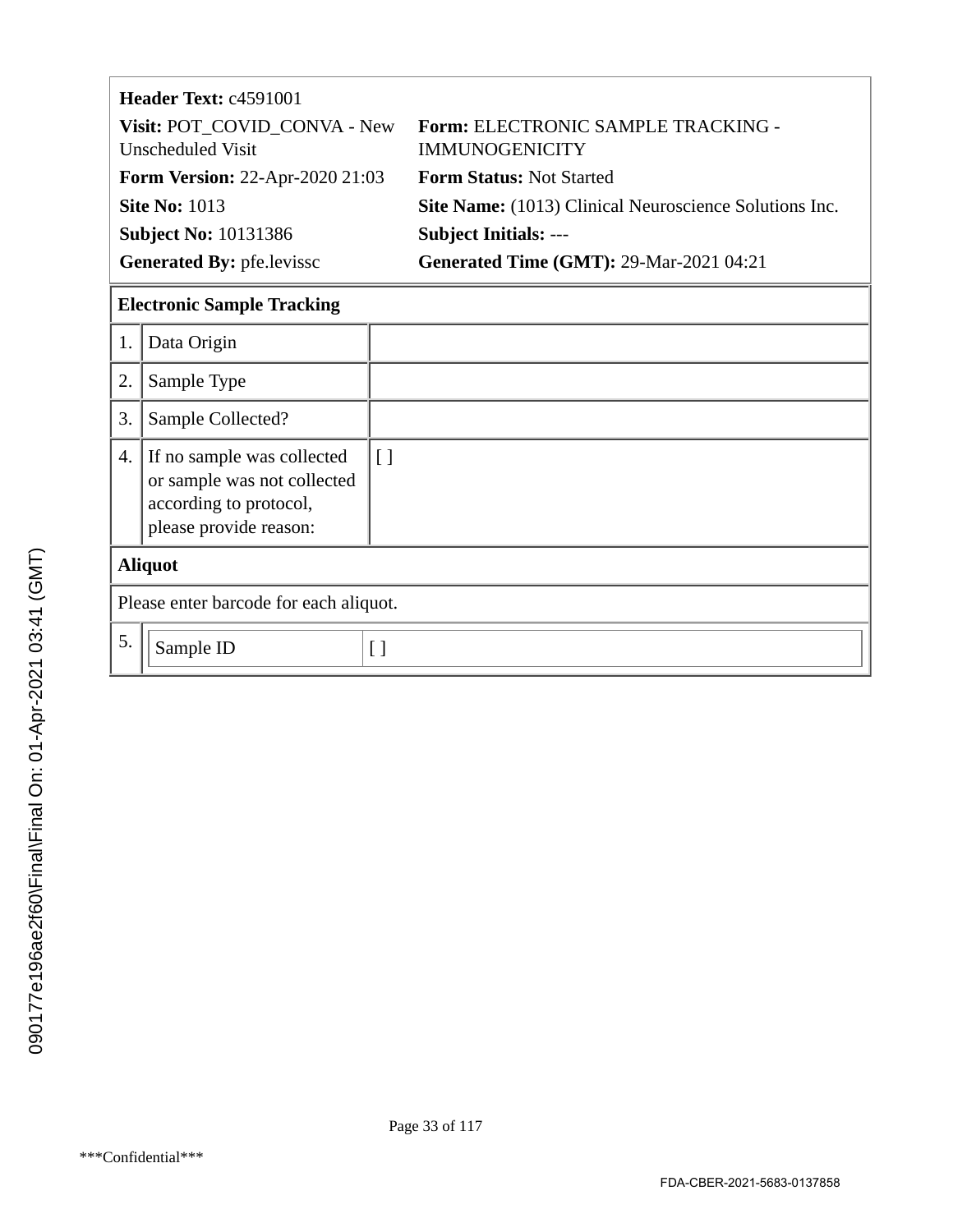**Header Text:** c4591001

**Visit:** POT_COVID_CONVA - New Unscheduled Visit

**Form:** ELECTRONIC SAMPLE TRACKING - IMMUNOGENICITY

**Form Version:** 22-Apr-2020 21:03

**Form Status:** Not Started

**Site No:** 1013

**Site Name:** (1013) Clinical Neuroscience Solutions Inc.

**Subject No:** 10131386

**Subject Initials:** ---

**Generated By:** pfe.levissc

**Generated Time (GMT):** 29-Mar-2021 04:21

| **Electronic Sample Tracking** | | |
|---|---|---|
| 1. | Data Origin | |
| 2. | Sample Type | |
| 3. | Sample Collected? | |
| 4. | If no sample was collected or sample was not collected according to protocol, please provide reason: | [ ] |
| **Aliquot** | | |
| Please enter barcode for each aliquot. | | |
| 5. | Sample ID | [ ] |

090177e196ae2f60\Final\Final On: 01-Apr-2021 03:41 (GMT)

***Confidential***

FDA-CBER-2021-5683-0137858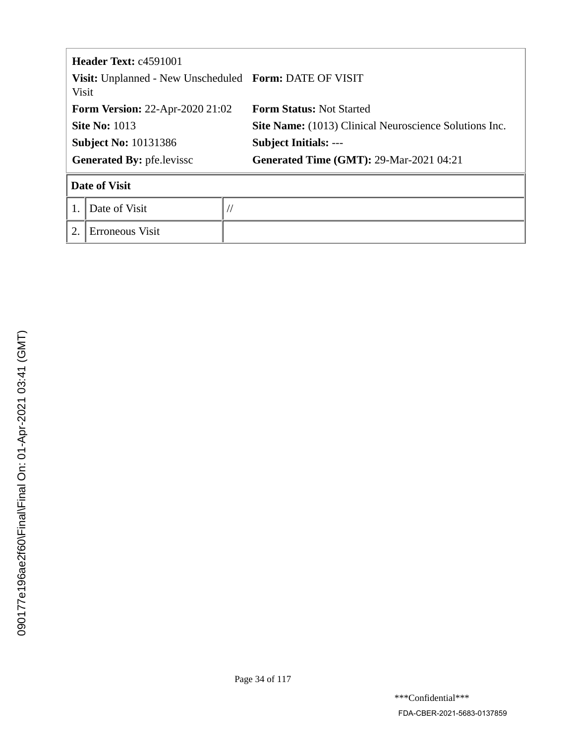**Header Text:** c4591001

**Visit:** Unplanned - New Unscheduled Visit | **Form:** DATE OF VISIT

**Form Version:** 22-Apr-2020 21:02 | **Form Status:** Not Started

**Site No:** 1013 | **Site Name:** (1013) Clinical Neuroscience Solutions Inc.

**Subject No:** 10131386 | **Subject Initials:** ---

**Generated By:** pfe.levissc | **Generated Time (GMT):** 29-Mar-2021 04:21

| Date of Visit | | |
|---|---|---|
| 1. | Date of Visit | // |
| 2. | Erroneous Visit | |

090177e196ae2f60\Final\Final On: 01-Apr-2021 03:41 (GMT)

***Confidential***

FDA-CBER-2021-5683-0137859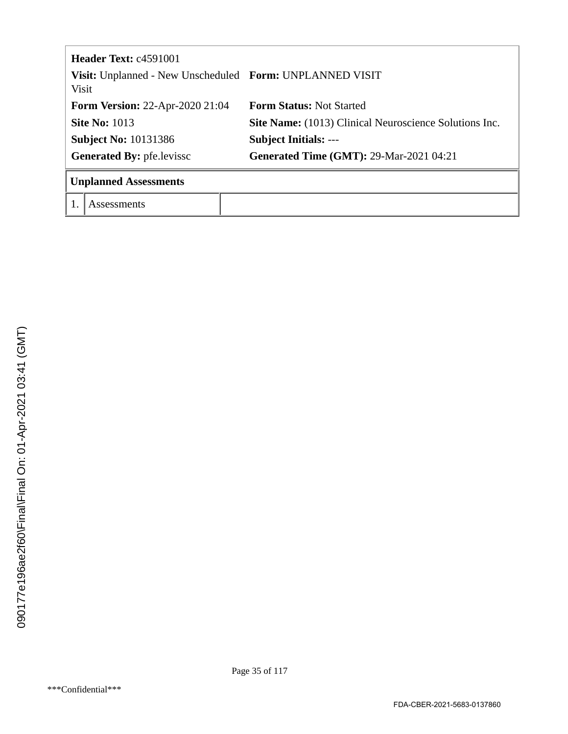| | |
|---|---|
| **Header Text:** c4591001 | |
| **Visit:** Unplanned - New Unscheduled Visit | **Form:** UNPLANNED VISIT |
| **Form Version:** 22-Apr-2020 21:04 | **Form Status:** Not Started |
| **Site No:** 1013 | **Site Name:** (1013) Clinical Neuroscience Solutions Inc. |
| **Subject No:** 10131386 | **Subject Initials:** --- |
| **Generated By:** pfe.levissc | **Generated Time (GMT):** 29-Mar-2021 04:21 |

| **Unplanned Assessments** | | |
|---|---|---|
| 1. | Assessments | |

090177e196ae2f60\Final\Final On: 01-Apr-2021 03:41 (GMT)

***Confidential***

FDA-CBER-2021-5683-0137860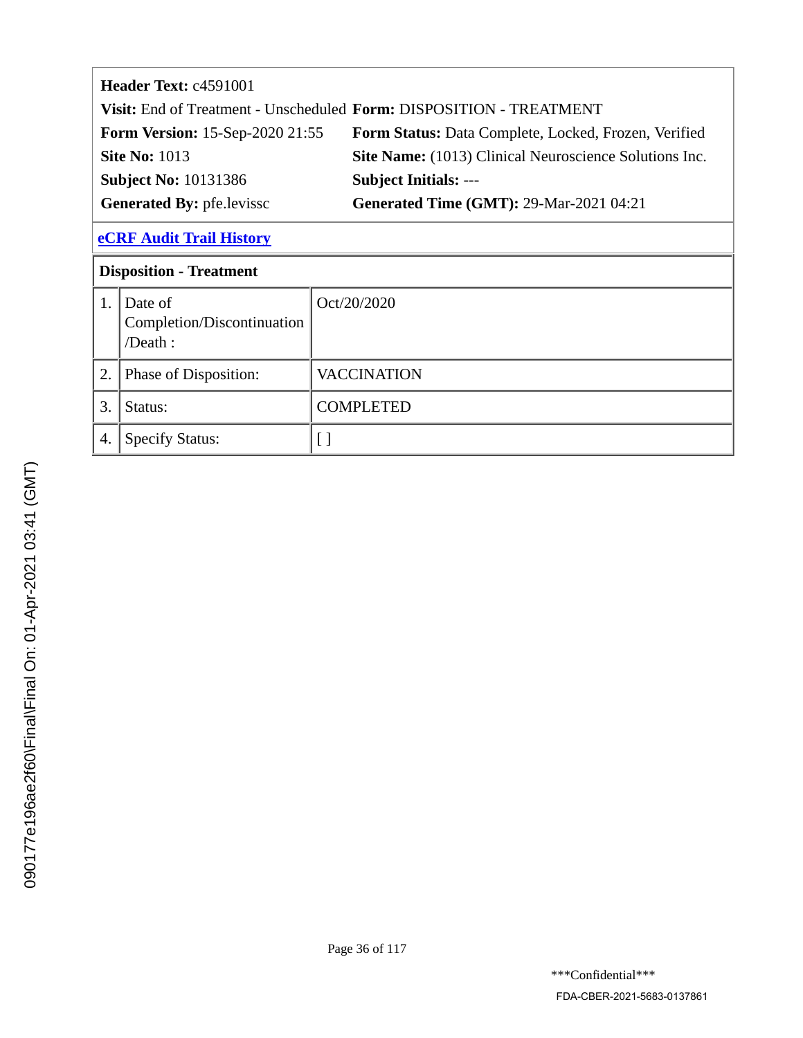**Header Text:** c4591001

**Visit:** End of Treatment - Unscheduled **Form:** DISPOSITION - TREATMENT

**Form Version:** 15-Sep-2020 21:55 **Form Status:** Data Complete, Locked, Frozen, Verified

**Site No:** 1013 **Site Name:** (1013) Clinical Neuroscience Solutions Inc.

**Subject No:** 10131386 **Subject Initials:** ---

**Generated By:** pfe.levissc **Generated Time (GMT):** 29-Mar-2021 04:21

**eCRF Audit Trail History**

| Disposition - Treatment | | |
|---|---|---|
| 1. | Date of Completion/Discontinuation /Death : | Oct/20/2020 |
| 2. | Phase of Disposition: | VACCINATION |
| 3. | Status: | COMPLETED |
| 4. | Specify Status: | [ ] |

090177e196ae2f60\Final\Final On: 01-Apr-2021 03:41 (GMT)

***Confidential***

FDA-CBER-2021-5683-0137861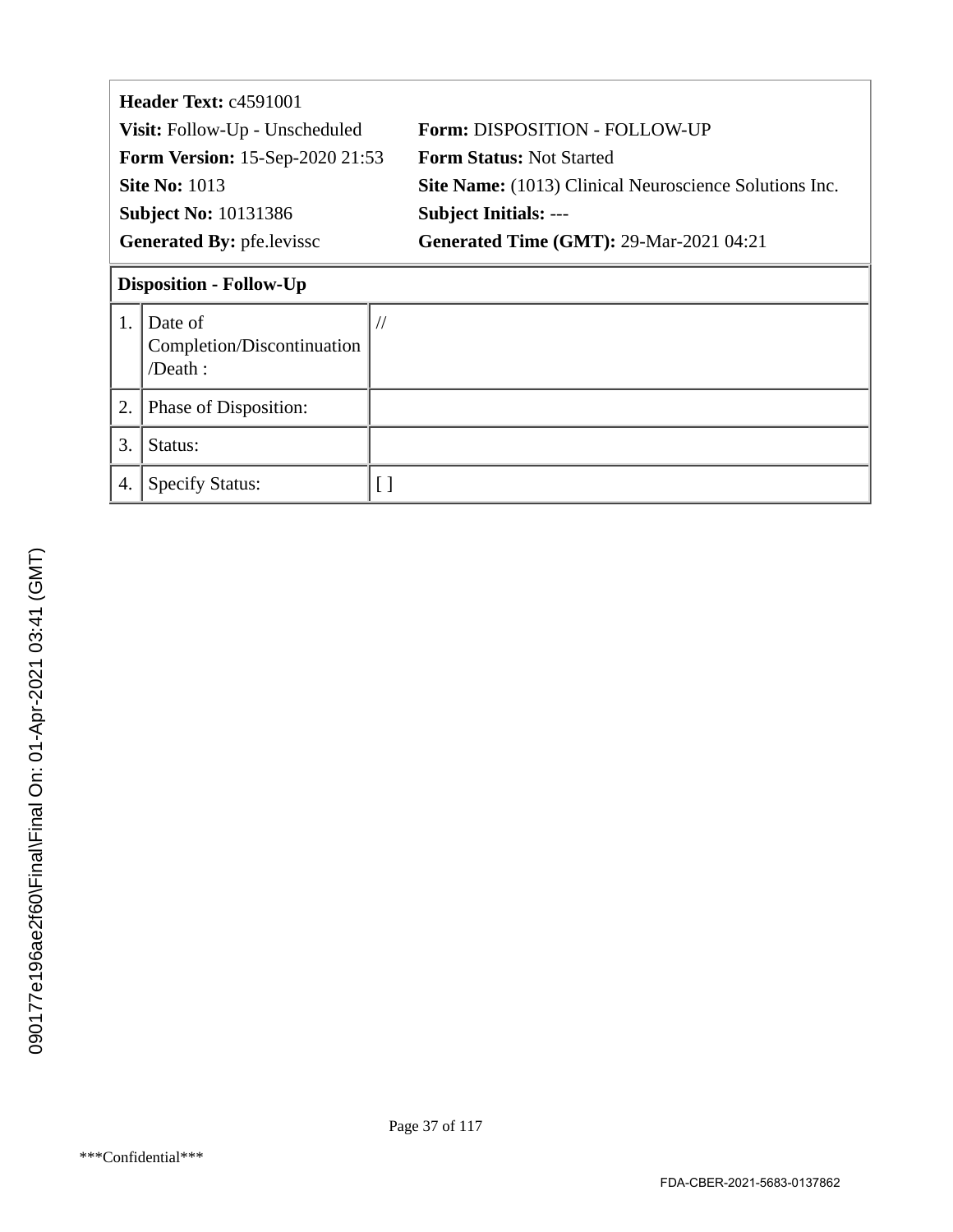**Header Text:** c4591001

| | |
|---|---|
| **Visit:** Follow-Up - Unscheduled | **Form:** DISPOSITION - FOLLOW-UP |
| **Form Version:** 15-Sep-2020 21:53 | **Form Status:** Not Started |
| **Site No:** 1013 | **Site Name:** (1013) Clinical Neuroscience Solutions Inc. |
| **Subject No:** 10131386 | **Subject Initials:** --- |
| **Generated By:** pfe.levissc | **Generated Time (GMT):** 29-Mar-2021 04:21 |

**Disposition - Follow-Up**

| | | |
|---|---|---|
| 1. | Date of Completion/Discontinuation /Death : | // |
| 2. | Phase of Disposition: | |
| 3. | Status: | |
| 4. | Specify Status: | [ ] |

090177e196ae2f60\Final\Final On: 01-Apr-2021 03:41 (GMT)

\*\*\*Confidential\*\*\*

FDA-CBER-2021-5683-0137862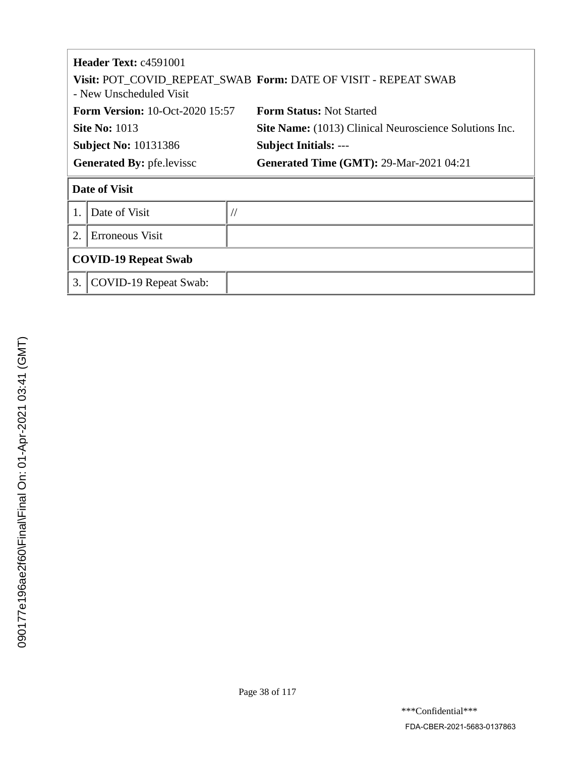**Header Text:** c4591001

**Visit:** POT_COVID_REPEAT_SWAB - New Unscheduled Visit | **Form:** DATE OF VISIT - REPEAT SWAB

**Form Version:** 10-Oct-2020 15:57 | **Form Status:** Not Started

**Site No:** 1013 | **Site Name:** (1013) Clinical Neuroscience Solutions Inc.

**Subject No:** 10131386 | **Subject Initials:** ---

**Generated By:** pfe.levissc | **Generated Time (GMT):** 29-Mar-2021 04:21

| **Date of Visit** | | |
|---|---|---|
| 1. | Date of Visit | // |
| 2. | Erroneous Visit | |
| **COVID-19 Repeat Swab** | | |
| 3. | COVID-19 Repeat Swab: | |

090177e196ae2f60\Final\Final On: 01-Apr-2021 03:41 (GMT)

***Confidential***

FDA-CBER-2021-5683-0137863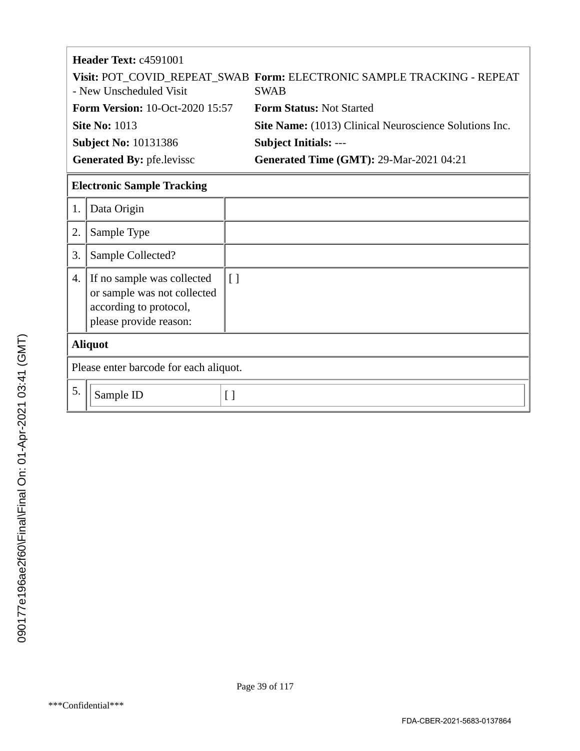**Header Text:** c4591001

**Visit:** POT_COVID_REPEAT_SWAB - New Unscheduled Visit

**Form:** ELECTRONIC SAMPLE TRACKING - REPEAT SWAB

**Form Version:** 10-Oct-2020 15:57

**Form Status:** Not Started

**Site No:** 1013

**Site Name:** (1013) Clinical Neuroscience Solutions Inc.

**Subject No:** 10131386

**Subject Initials:** ---

**Generated By:** pfe.levissc

**Generated Time (GMT):** 29-Mar-2021 04:21

| **Electronic Sample Tracking** | | |
|---|---|---|
| 1. | Data Origin | |
| 2. | Sample Type | |
| 3. | Sample Collected? | |
| 4. | If no sample was collected or sample was not collected according to protocol, please provide reason: | [ ] |
| **Aliquot** | | |
| Please enter barcode for each aliquot. | | |
| 5. | Sample ID | [ ] |

090177e196ae2f60\Final\Final On: 01-Apr-2021 03:41 (GMT)

***Confidential***

FDA-CBER-2021-5683-0137864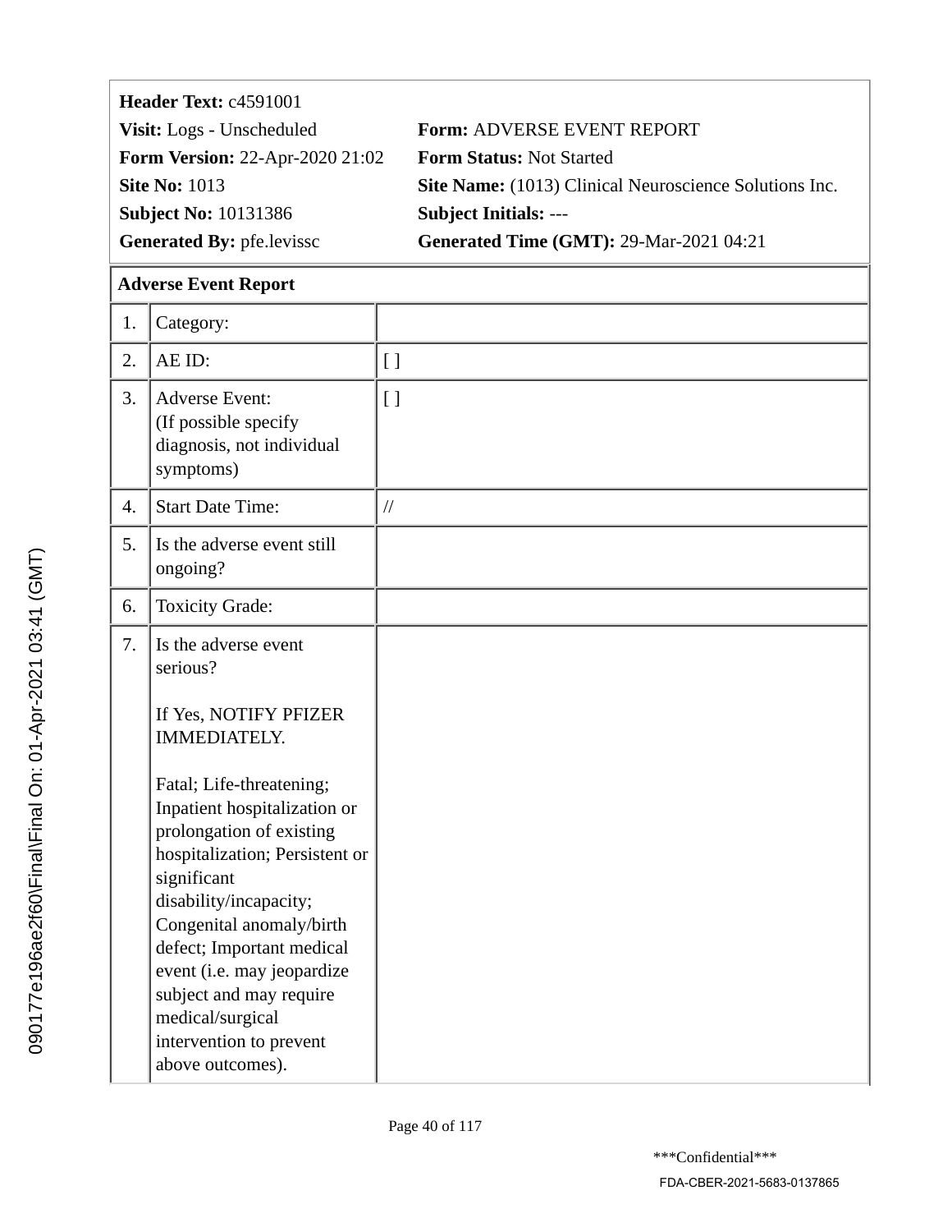**Header Text:** c4591001

**Visit:** Logs - Unscheduled | **Form:** ADVERSE EVENT REPORT

**Form Version:** 22-Apr-2020 21:02 | **Form Status:** Not Started

**Site No:** 1013 | **Site Name:** (1013) Clinical Neuroscience Solutions Inc.

**Subject No:** 10131386 | **Subject Initials:** ---

**Generated By:** pfe.levissc | **Generated Time (GMT):** 29-Mar-2021 04:21

| **Adverse Event Report** | | |
|---|---|---|
| 1. | Category: | |
| 2. | AE ID: | [ ] |
| 3. | Adverse Event:<br>(If possible specify diagnosis, not individual symptoms) | [ ] |
| 4. | Start Date Time: | // |
| 5. | Is the adverse event still ongoing? | |
| 6. | Toxicity Grade: | |
| 7. | Is the adverse event serious?<br><br>If Yes, NOTIFY PFIZER IMMEDIATELY.<br><br>Fatal; Life-threatening; Inpatient hospitalization or prolongation of existing hospitalization; Persistent or significant disability/incapacity; Congenital anomaly/birth defect; Important medical event (i.e. may jeopardize subject and may require medical/surgical intervention to prevent above outcomes). | |

***Confidential***

FDA-CBER-2021-5683-0137865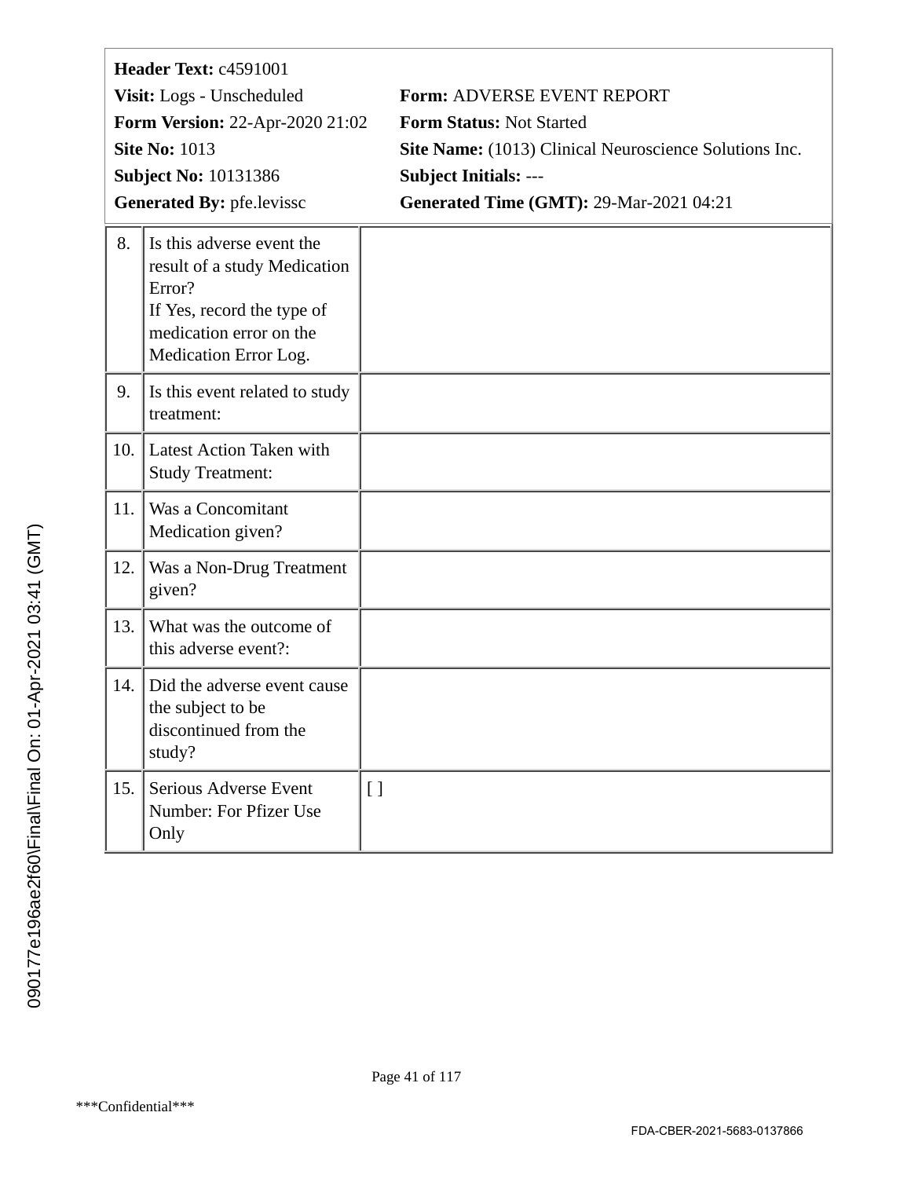**Header Text:** c4591001

**Visit:** Logs - Unscheduled

**Form:** ADVERSE EVENT REPORT

**Form Version:** 22-Apr-2020 21:02

**Form Status:** Not Started

**Site No:** 1013

**Site Name:** (1013) Clinical Neuroscience Solutions Inc.

**Subject No:** 10131386

**Subject Initials:** ---

**Generated By:** pfe.levissc

**Generated Time (GMT):** 29-Mar-2021 04:21

| | | |
|---|---|---|
| 8. | Is this adverse event the result of a study Medication Error?<br>If Yes, record the type of medication error on the Medication Error Log. | |
| 9. | Is this event related to study treatment: | |
| 10. | Latest Action Taken with Study Treatment: | |
| 11. | Was a Concomitant Medication given? | |
| 12. | Was a Non-Drug Treatment given? | |
| 13. | What was the outcome of this adverse event?: | |
| 14. | Did the adverse event cause the subject to be discontinued from the study? | |
| 15. | Serious Adverse Event Number: For Pfizer Use Only | [ ] |

090177e196ae2f60\Final\Final On: 01-Apr-2021 03:41 (GMT)

***Confidential***

FDA-CBER-2021-5683-0137866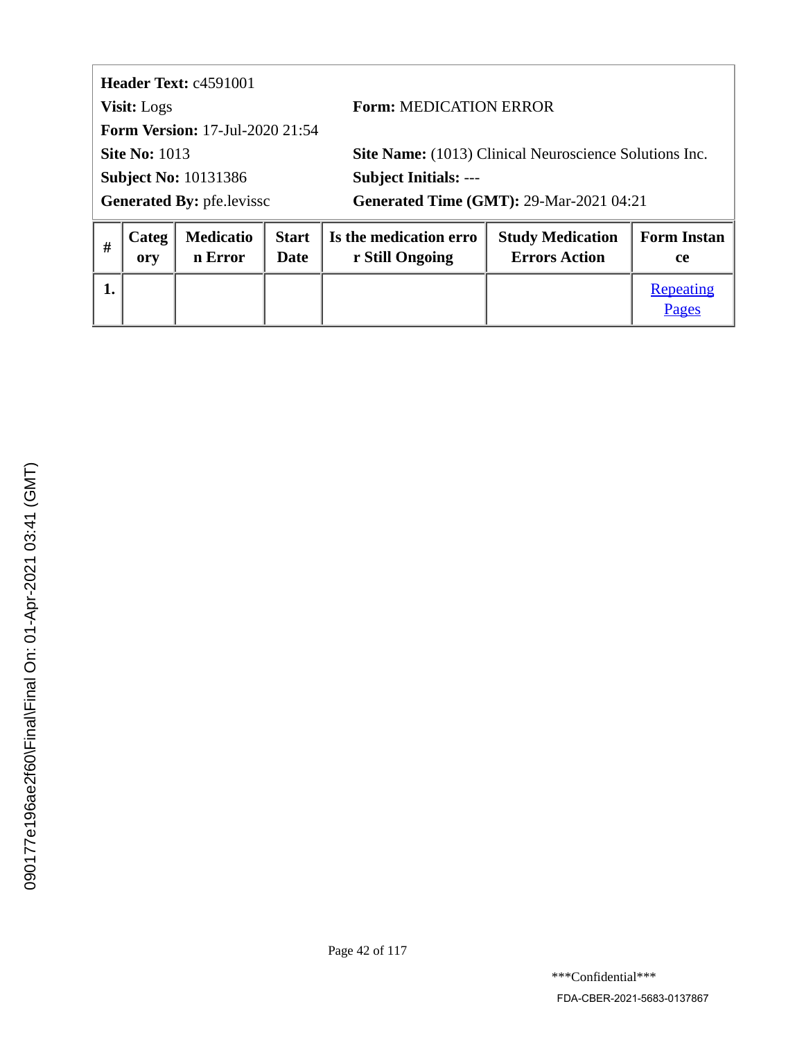**Header Text:** c4591001

**Visit:** Logs

**Form:** MEDICATION ERROR

**Form Version:** 17-Jul-2020 21:54

**Site No:** 1013

**Site Name:** (1013) Clinical Neuroscience Solutions Inc.

**Subject No:** 10131386

**Subject Initials:** ---

**Generated By:** pfe.levissc

**Generated Time (GMT):** 29-Mar-2021 04:21

| # | Category | Medication Error | Start Date | Is the medication error Still Ongoing | Study Medication Errors Action | Form Instance |
|---|---|---|---|---|---|---|
| 1. | | | | | | Repeating Pages |

090177e196ae2f60\Final\Final On: 01-Apr-2021 03:41 (GMT)

\*\*\*Confidential\*\*\*

FDA-CBER-2021-5683-0137867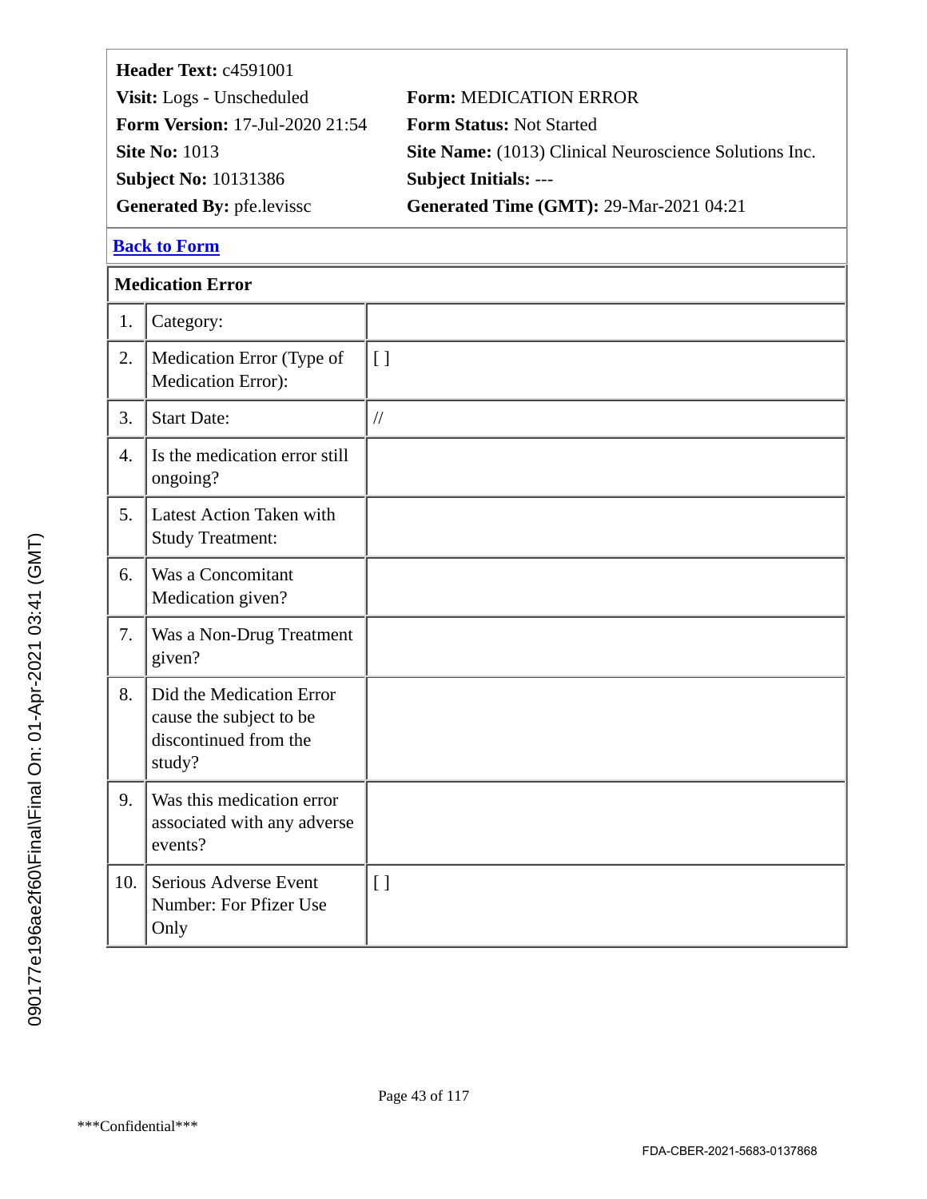**Header Text:** c4591001

**Visit:** Logs - Unscheduled | **Form:** MEDICATION ERROR

**Form Version:** 17-Jul-2020 21:54 | **Form Status:** Not Started

**Site No:** 1013 | **Site Name:** (1013) Clinical Neuroscience Solutions Inc.

**Subject No:** 10131386 | **Subject Initials:** ---

**Generated By:** pfe.levissc | **Generated Time (GMT):** 29-Mar-2021 04:21

Back to Form

| **Medication Error** | | |
|---|---|---|
| 1. | Category: | |
| 2. | Medication Error (Type of Medication Error): | [ ] |
| 3. | Start Date: | // |
| 4. | Is the medication error still ongoing? | |
| 5. | Latest Action Taken with Study Treatment: | |
| 6. | Was a Concomitant Medication given? | |
| 7. | Was a Non-Drug Treatment given? | |
| 8. | Did the Medication Error cause the subject to be discontinued from the study? | |
| 9. | Was this medication error associated with any adverse events? | |
| 10. | Serious Adverse Event Number: For Pfizer Use Only | [ ] |

\*\*\*Confidential\*\*\*

FDA-CBER-2021-5683-0137868

090177e196ae2f60\Final\Final On: 01-Apr-2021 03:41 (GMT)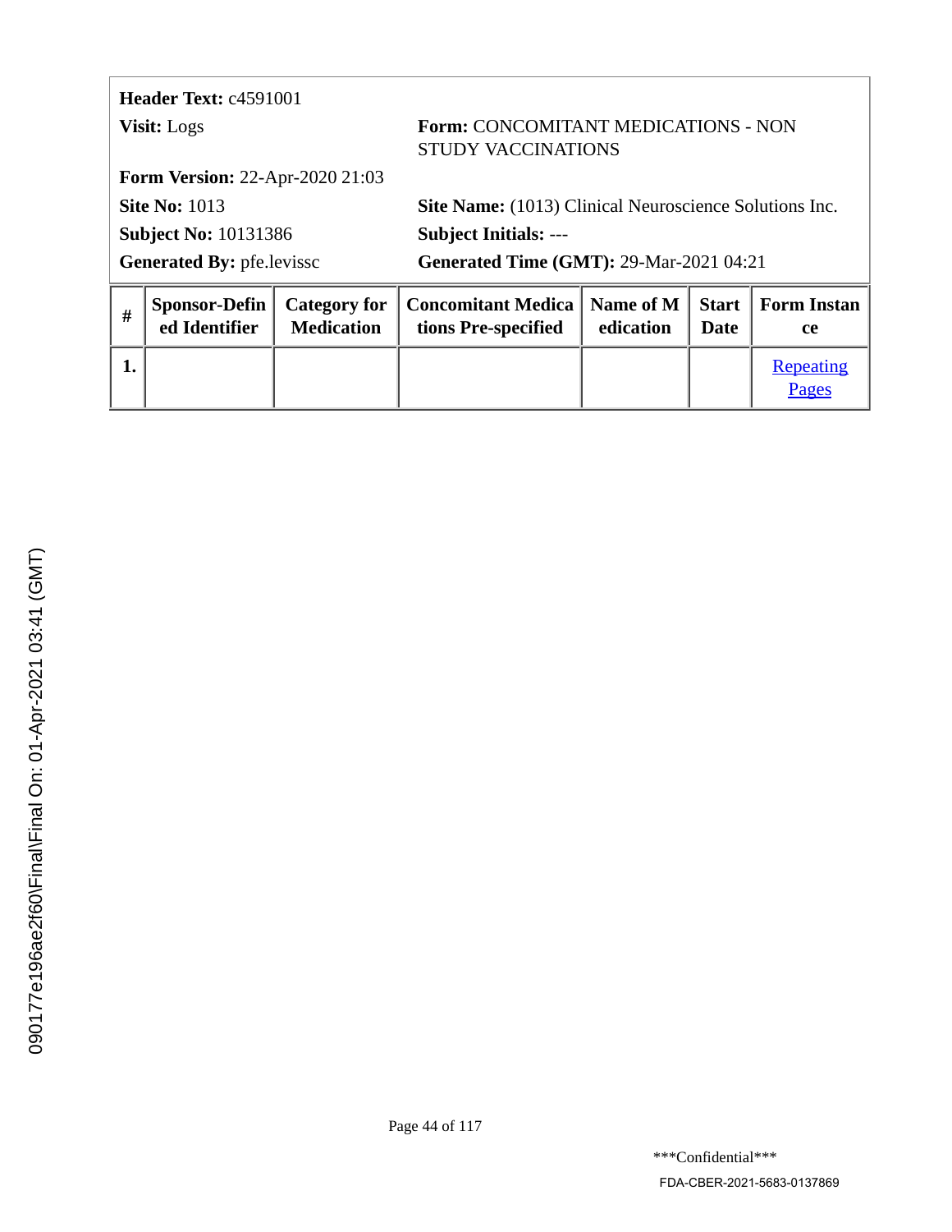**Header Text:** c4591001

**Visit:** Logs

**Form:** CONCOMITANT MEDICATIONS - NON STUDY VACCINATIONS

**Form Version:** 22-Apr-2020 21:03

**Site No:** 1013

**Site Name:** (1013) Clinical Neuroscience Solutions Inc.

**Subject No:** 10131386

**Subject Initials:** ---

**Generated By:** pfe.levissc

**Generated Time (GMT):** 29-Mar-2021 04:21

| # | Sponsor-Defined Identifier | Category for Medication | Concomitant Medications Pre-specified | Name of Medication | Start Date | Form Instance |
|---|---|---|---|---|---|---|
| 1. | | | | | | Repeating Pages |

090177e196ae2f60\Final\Final On: 01-Apr-2021 03:41 (GMT)

***Confidential***

FDA-CBER-2021-5683-0137869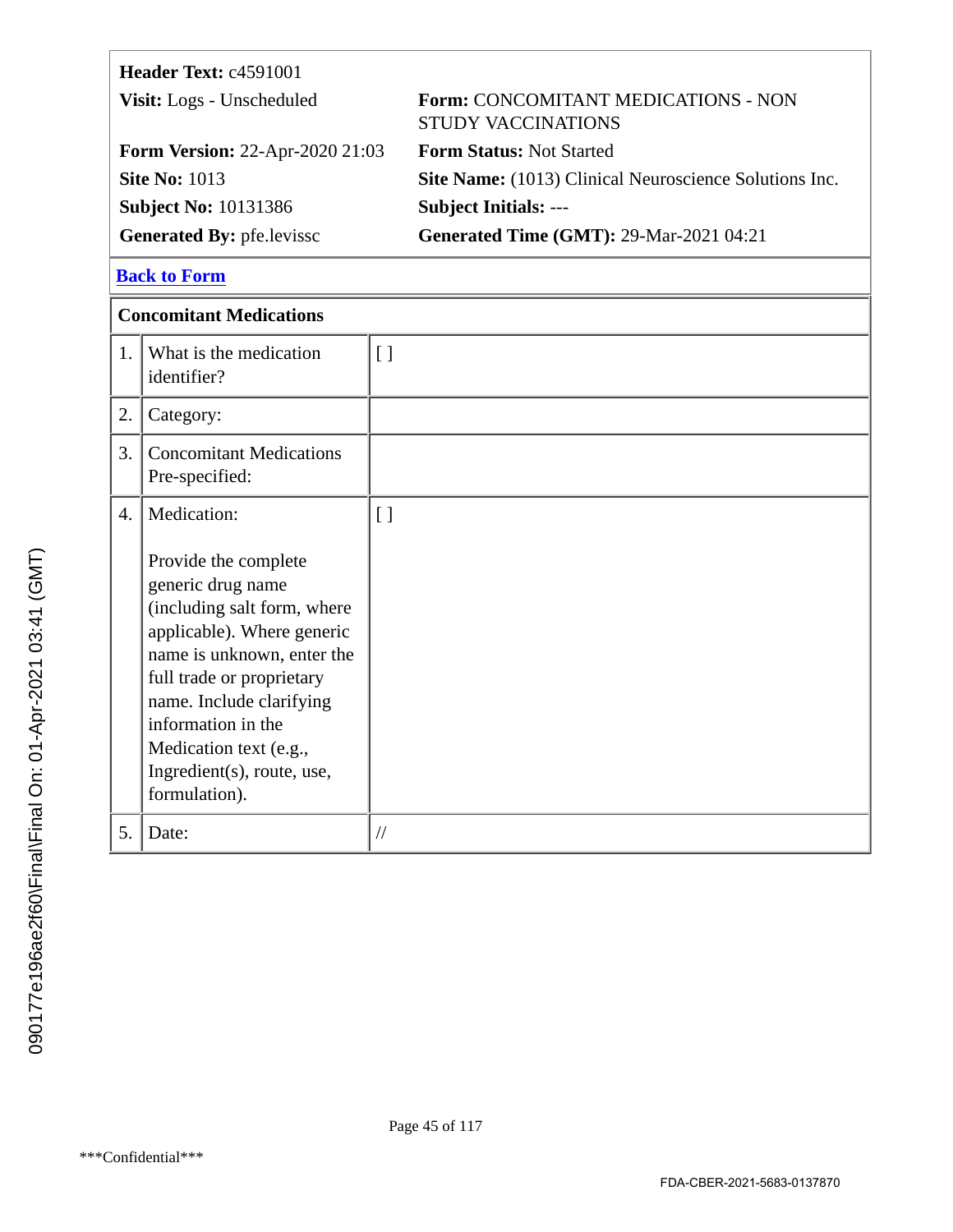| | |
|---|---|
| **Header Text:** c4591001 | |
| **Visit:** Logs - Unscheduled | **Form:** CONCOMITANT MEDICATIONS - NON STUDY VACCINATIONS |
| **Form Version:** 22-Apr-2020 21:03 | **Form Status:** Not Started |
| **Site No:** 1013 | **Site Name:** (1013) Clinical Neuroscience Solutions Inc. |
| **Subject No:** 10131386 | **Subject Initials:** --- |
| **Generated By:** pfe.levissc | **Generated Time (GMT):** 29-Mar-2021 04:21 |

**Back to Form**

| **Concomitant Medications** | | |
|---|---|---|
| 1. | What is the medication identifier? | [ ] |
| 2. | Category: | |
| 3. | Concomitant Medications Pre-specified: | |
| 4. | Medication:<br><br>Provide the complete generic drug name (including salt form, where applicable). Where generic name is unknown, enter the full trade or proprietary name. Include clarifying information in the Medication text (e.g., Ingredient(s), route, use, formulation). | [ ] |
| 5. | Date: | // |

090177e196ae2f60\Final\Final On: 01-Apr-2021 03:41 (GMT)

***Confidential***

FDA-CBER-2021-5683-0137870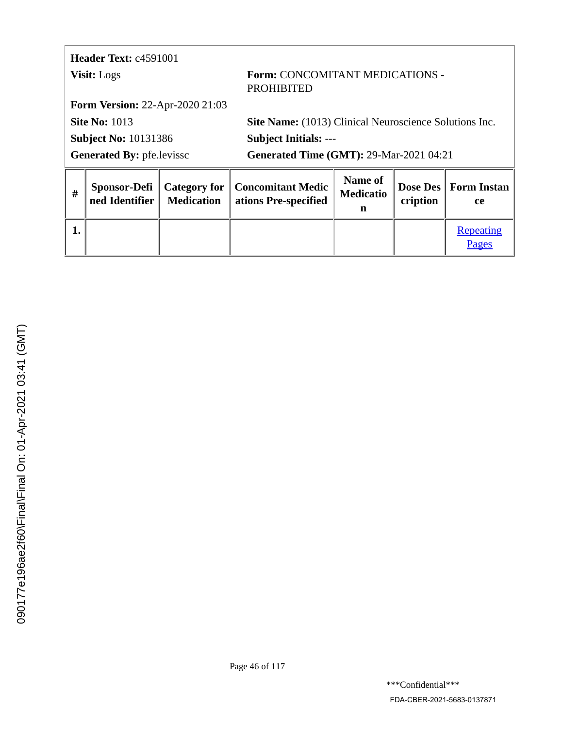**Header Text:** c4591001

**Visit:** Logs

**Form:** CONCOMITANT MEDICATIONS - PROHIBITED

**Form Version:** 22-Apr-2020 21:03

**Site No:** 1013

**Site Name:** (1013) Clinical Neuroscience Solutions Inc.

**Subject No:** 10131386

**Subject Initials:** ---

**Generated By:** pfe.levissc

**Generated Time (GMT):** 29-Mar-2021 04:21

| # | Sponsor-Defined Identifier | Category for Medication | Concomitant Medications Pre-specified | Name of Medication | Dose Description | Form Instance |
|---|---|---|---|---|---|---|
| 1. | | | | | | Repeating Pages |

***Confidential***

FDA-CBER-2021-5683-0137871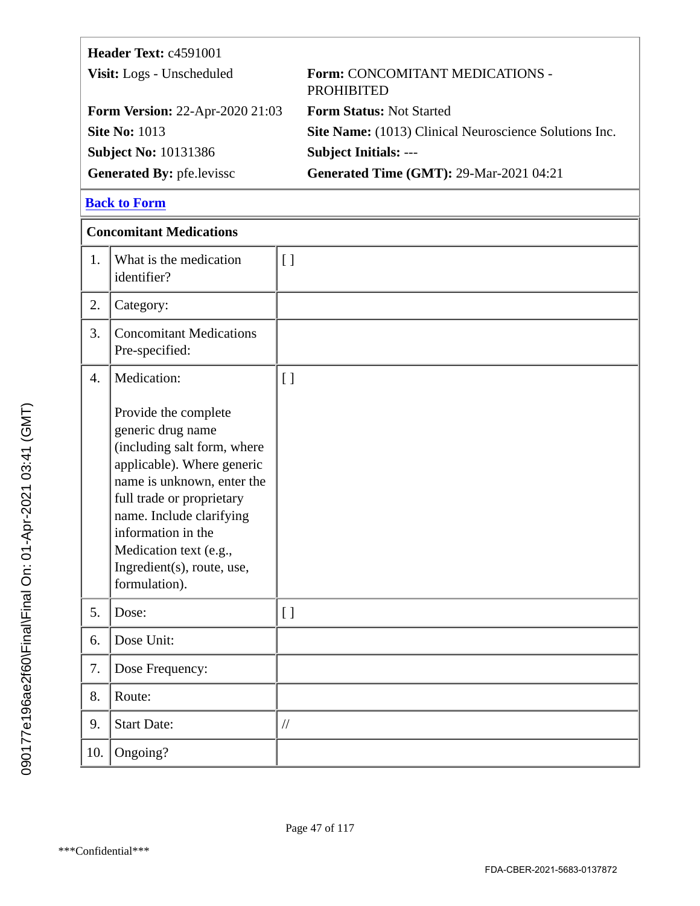| | |
|---|---|
| **Header Text:** c4591001 | |
| **Visit:** Logs - Unscheduled | **Form:** CONCOMITANT MEDICATIONS - PROHIBITED |
| **Form Version:** 22-Apr-2020 21:03 | **Form Status:** Not Started |
| **Site No:** 1013 | **Site Name:** (1013) Clinical Neuroscience Solutions Inc. |
| **Subject No:** 10131386 | **Subject Initials:** --- |
| **Generated By:** pfe.levissc | **Generated Time (GMT):** 29-Mar-2021 04:21 |

**Back to Form**

**Concomitant Medications**

| | | |
|---|---|---|
| 1. | What is the medication identifier? | [ ] |
| 2. | Category: | |
| 3. | Concomitant Medications Pre-specified: | |
| 4. | Medication:<br><br>Provide the complete generic drug name (including salt form, where applicable). Where generic name is unknown, enter the full trade or proprietary name. Include clarifying information in the Medication text (e.g., Ingredient(s), route, use, formulation). | [ ] |
| 5. | Dose: | [ ] |
| 6. | Dose Unit: | |
| 7. | Dose Frequency: | |
| 8. | Route: | |
| 9. | Start Date: | // |
| 10. | Ongoing? | |

***Confidential***

FDA-CBER-2021-5683-0137872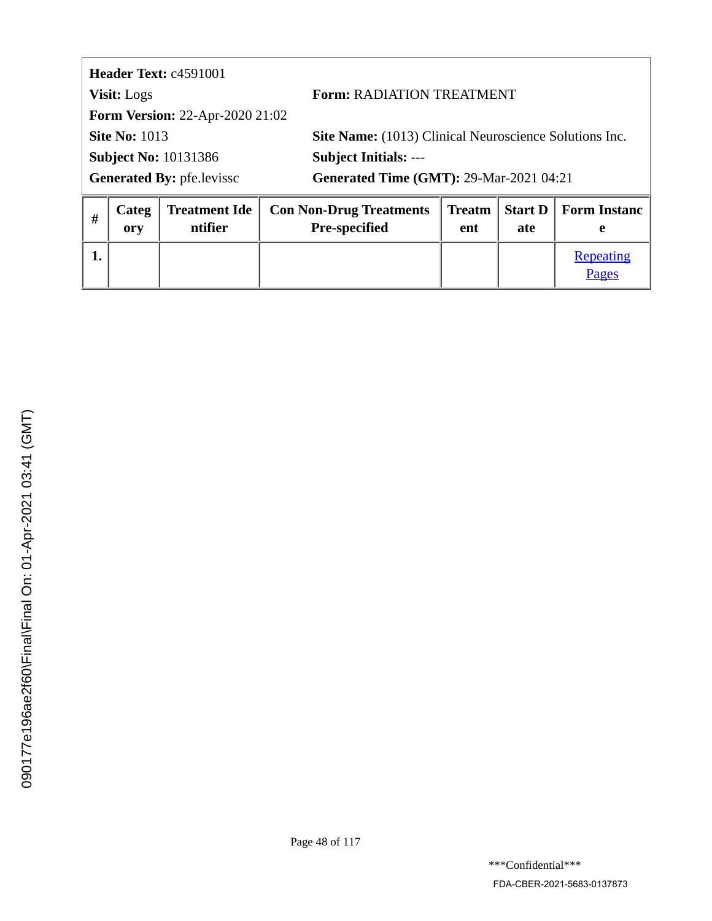**Header Text:** c4591001

**Visit:** Logs **Form:** RADIATION TREATMENT

**Form Version:** 22-Apr-2020 21:02

**Site No:** 1013 **Site Name:** (1013) Clinical Neuroscience Solutions Inc.

**Subject No:** 10131386 **Subject Initials:** ---

**Generated By:** pfe.levissc **Generated Time (GMT):** 29-Mar-2021 04:21

| # | Category | Treatment Identifier | Con Non-Drug Treatments Pre-specified | Treatment | Start Date | Form Instance |
|---|---|---|---|---|---|---|
| 1. | | | | | | Repeating Pages |

090177e196ae2f60\Final\Final On: 01-Apr-2021 03:41 (GMT)

***Confidential***

FDA-CBER-2021-5683-0137873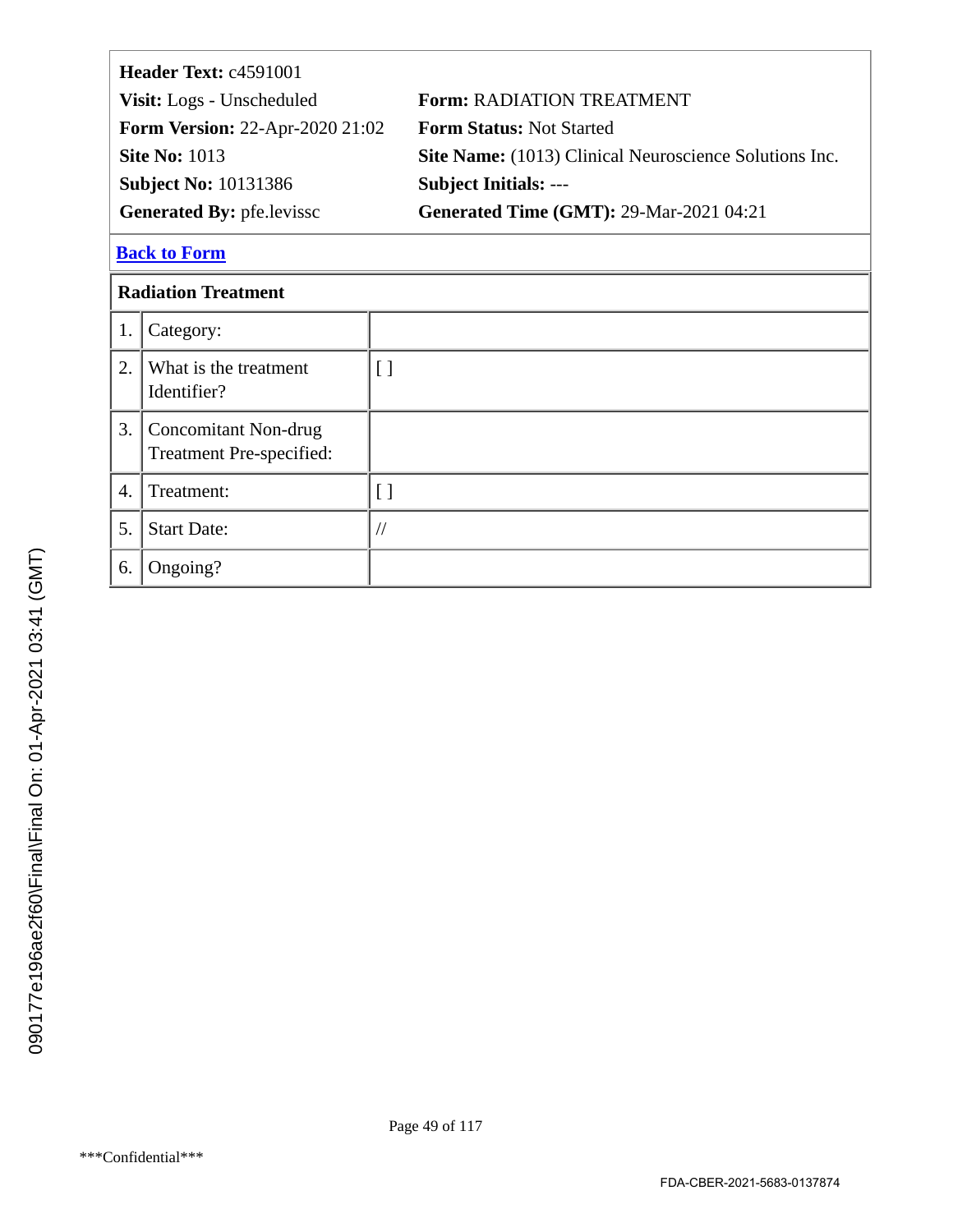| | |
|---|---|
| **Header Text:** c4591001 | |
| **Visit:** Logs - Unscheduled | **Form:** RADIATION TREATMENT |
| **Form Version:** 22-Apr-2020 21:02 | **Form Status:** Not Started |
| **Site No:** 1013 | **Site Name:** (1013) Clinical Neuroscience Solutions Inc. |
| **Subject No:** 10131386 | **Subject Initials:** --- |
| **Generated By:** pfe.levissc | **Generated Time (GMT):** 29-Mar-2021 04:21 |

**Back to Form**

| **Radiation Treatment** | | |
|---|---|---|
| 1. | Category: | |
| 2. | What is the treatment Identifier? | [ ] |
| 3. | Concomitant Non-drug Treatment Pre-specified: | |
| 4. | Treatment: | [ ] |
| 5. | Start Date: | // |
| 6. | Ongoing? | |

***Confidential***

FDA-CBER-2021-5683-0137874

090177e196ae2f60\Final\Final On: 01-Apr-2021 03:41 (GMT)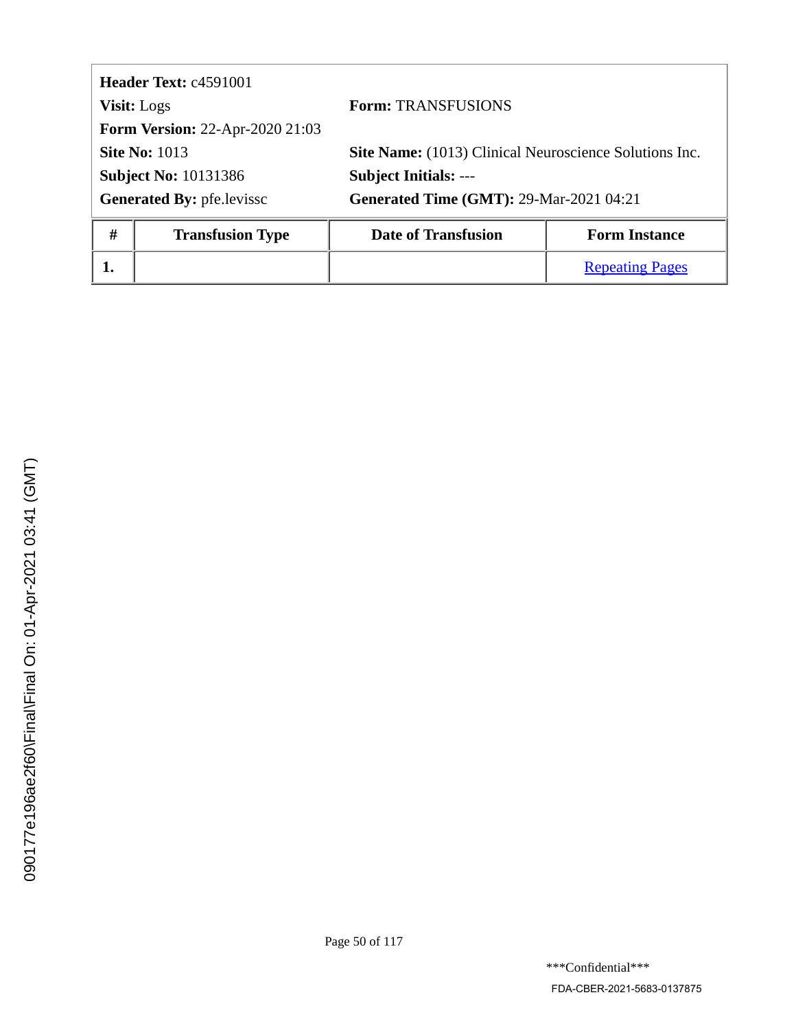**Header Text:** c4591001

**Visit:** Logs | **Form:** TRANSFUSIONS

**Form Version:** 22-Apr-2020 21:03

**Site No:** 1013 | **Site Name:** (1013) Clinical Neuroscience Solutions Inc.

**Subject No:** 10131386 | **Subject Initials:** ---

**Generated By:** pfe.levissc | **Generated Time (GMT):** 29-Mar-2021 04:21

| # | Transfusion Type | Date of Transfusion | Form Instance |
|---|---|---|---|
| 1. | | | Repeating Pages |

090177e196ae2f60\Final\Final On: 01-Apr-2021 03:41 (GMT)

***Confidential***

FDA-CBER-2021-5683-0137875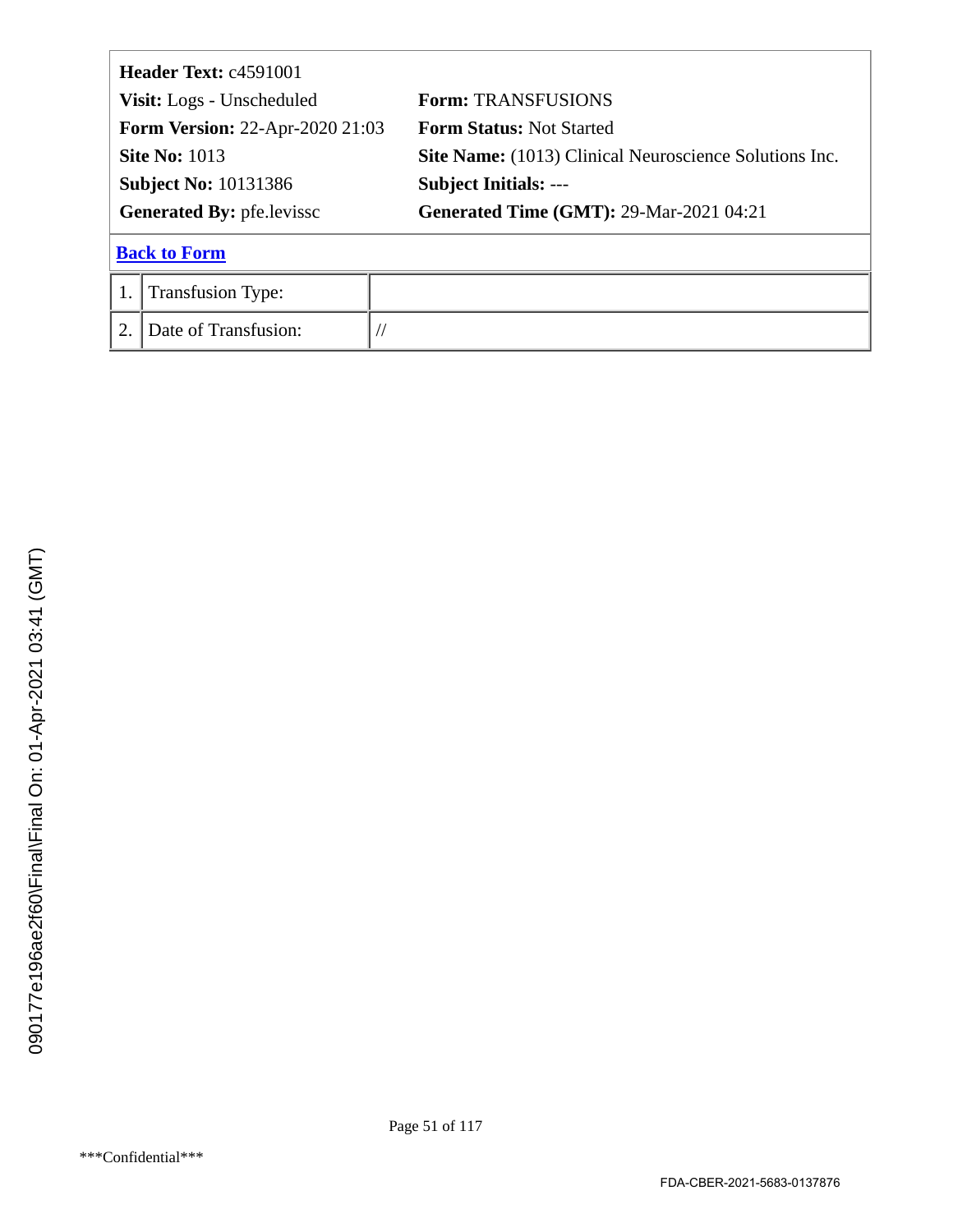**Header Text:** c4591001

**Visit:** Logs - Unscheduled  
**Form:** TRANSFUSIONS  
**Form Version:** 22-Apr-2020 21:03  
**Form Status:** Not Started  
**Site No:** 1013  
**Site Name:** (1013) Clinical Neuroscience Solutions Inc.  
**Subject No:** 10131386  
**Subject Initials:** ---  
**Generated By:** pfe.levissc  
**Generated Time (GMT):** 29-Mar-2021 04:21

**Back to Form**

| | | |
|---|---|---|
| 1. | Transfusion Type: | |
| 2. | Date of Transfusion: | // |

090177e196ae2f60\Final\Final On: 01-Apr-2021 03:41 (GMT)

***Confidential***

FDA-CBER-2021-5683-0137876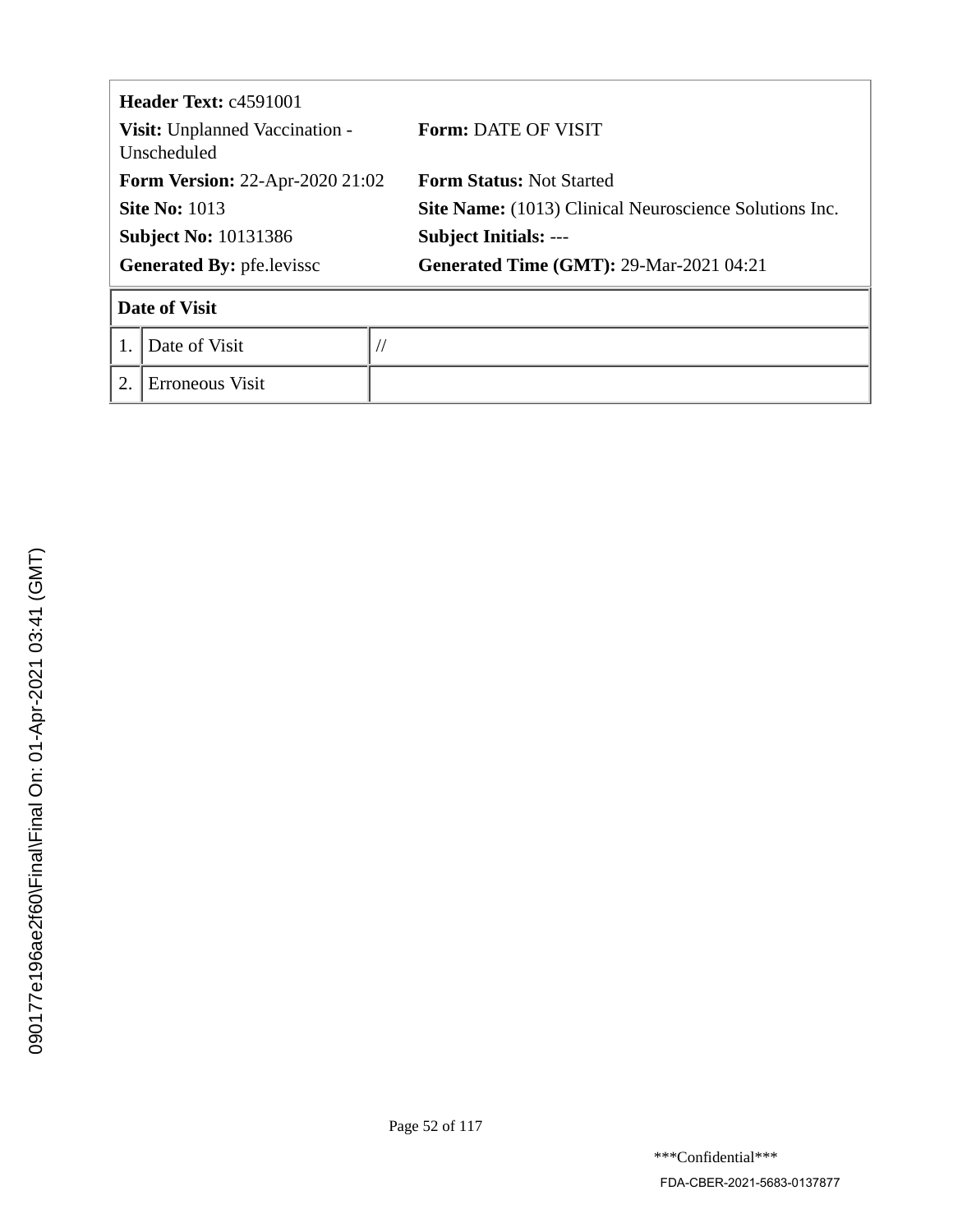**Header Text:** c4591001

**Visit:** Unplanned Vaccination - Unscheduled

**Form:** DATE OF VISIT

**Form Version:** 22-Apr-2020 21:02

**Form Status:** Not Started

**Site No:** 1013

**Site Name:** (1013) Clinical Neuroscience Solutions Inc.

**Subject No:** 10131386

**Subject Initials:** ---

**Generated By:** pfe.levissc

**Generated Time (GMT):** 29-Mar-2021 04:21

| Date of Visit | | |
|---|---|---|
| 1. | Date of Visit | // |
| 2. | Erroneous Visit | |

090177e196ae2f60\Final\Final On: 01-Apr-2021 03:41 (GMT)

***Confidential***

FDA-CBER-2021-5683-0137877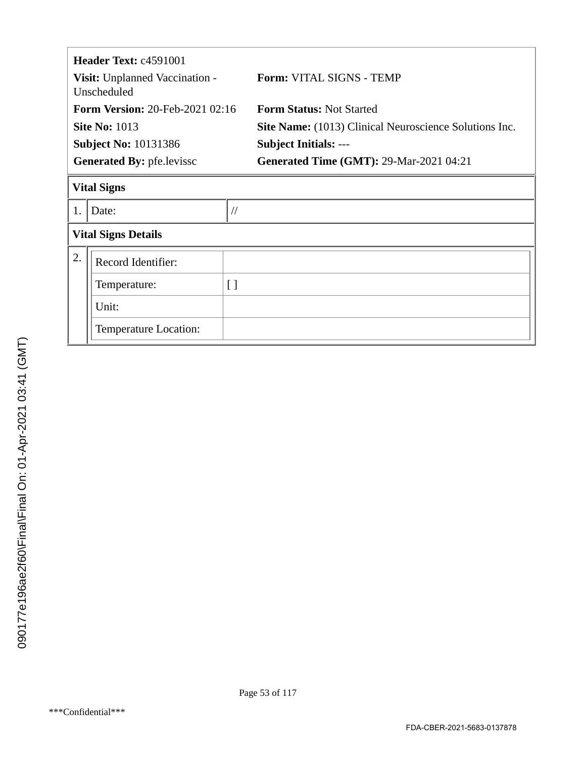**Header Text:** c4591001

**Visit:** Unplanned Vaccination - Unscheduled | **Form:** VITAL SIGNS - TEMP

**Form Version:** 20-Feb-2021 02:16 | **Form Status:** Not Started

**Site No:** 1013 | **Site Name:** (1013) Clinical Neuroscience Solutions Inc.

**Subject No:** 10131386 | **Subject Initials:** ---

**Generated By:** pfe.levissc | **Generated Time (GMT):** 29-Mar-2021 04:21

**Vital Signs**

| | | |
|---|---|---|
| 1. | Date: | // |

**Vital Signs Details**

| | | |
|---|---|---|
| 2. | Record Identifier: | |
| | Temperature: | [ ] |
| | Unit: | |
| | Temperature Location: | |

***Confidential***

FDA-CBER-2021-5683-0137878

090177e196ae2f60\Final\Final On: 01-Apr-2021 03:41 (GMT)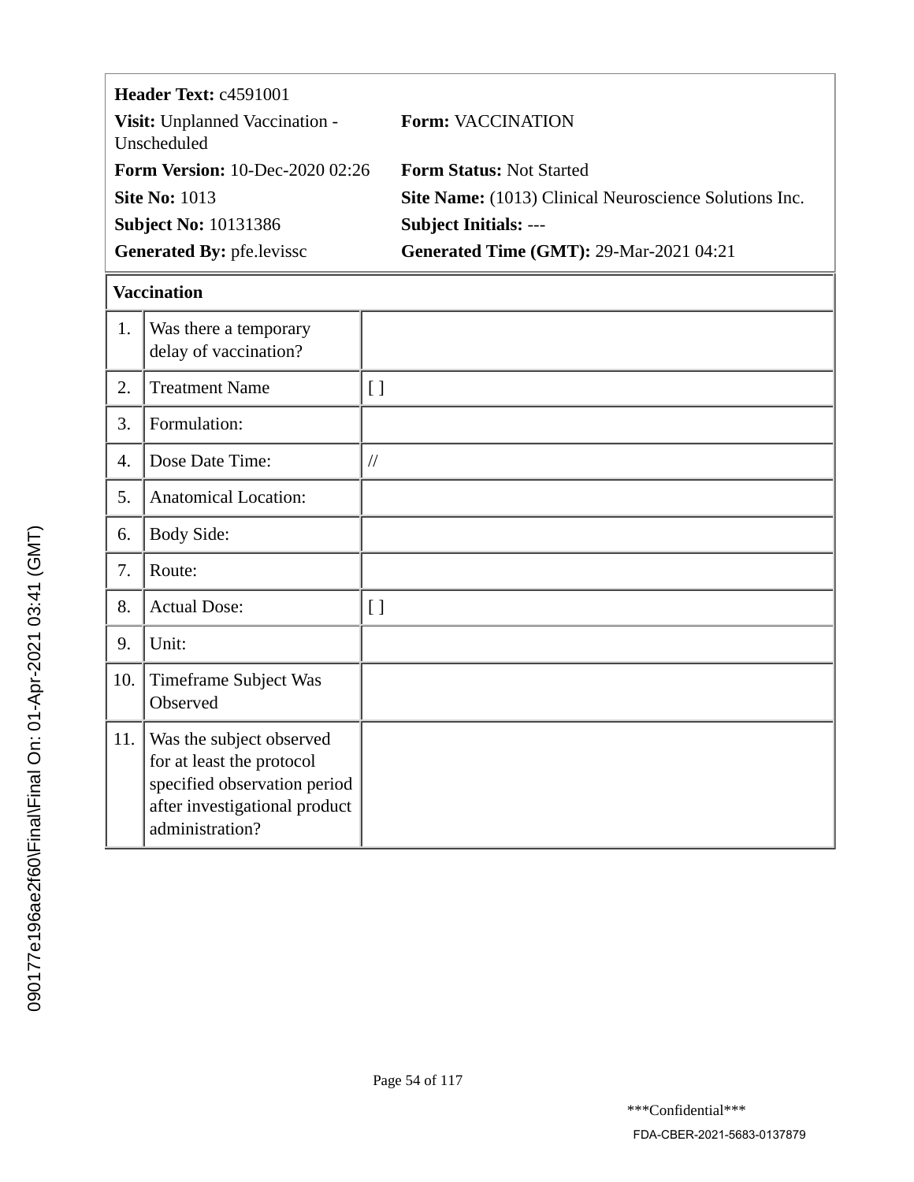| | |
|---|---|
| **Header Text:** c4591001 | |
| **Visit:** Unplanned Vaccination - Unscheduled | **Form:** VACCINATION |
| **Form Version:** 10-Dec-2020 02:26 | **Form Status:** Not Started |
| **Site No:** 1013 | **Site Name:** (1013) Clinical Neuroscience Solutions Inc. |
| **Subject No:** 10131386 | **Subject Initials:** --- |
| **Generated By:** pfe.levissc | **Generated Time (GMT):** 29-Mar-2021 04:21 |

**Vaccination**

| | | |
|---|---|---|
| 1. | Was there a temporary delay of vaccination? | |
| 2. | Treatment Name | [ ] |
| 3. | Formulation: | |
| 4. | Dose Date Time: | // |
| 5. | Anatomical Location: | |
| 6. | Body Side: | |
| 7. | Route: | |
| 8. | Actual Dose: | [ ] |
| 9. | Unit: | |
| 10. | Timeframe Subject Was Observed | |
| 11. | Was the subject observed for at least the protocol specified observation period after investigational product administration? | |

090177e196ae2f60\Final\Final On: 01-Apr-2021 03:41 (GMT)

***Confidential***

FDA-CBER-2021-5683-0137879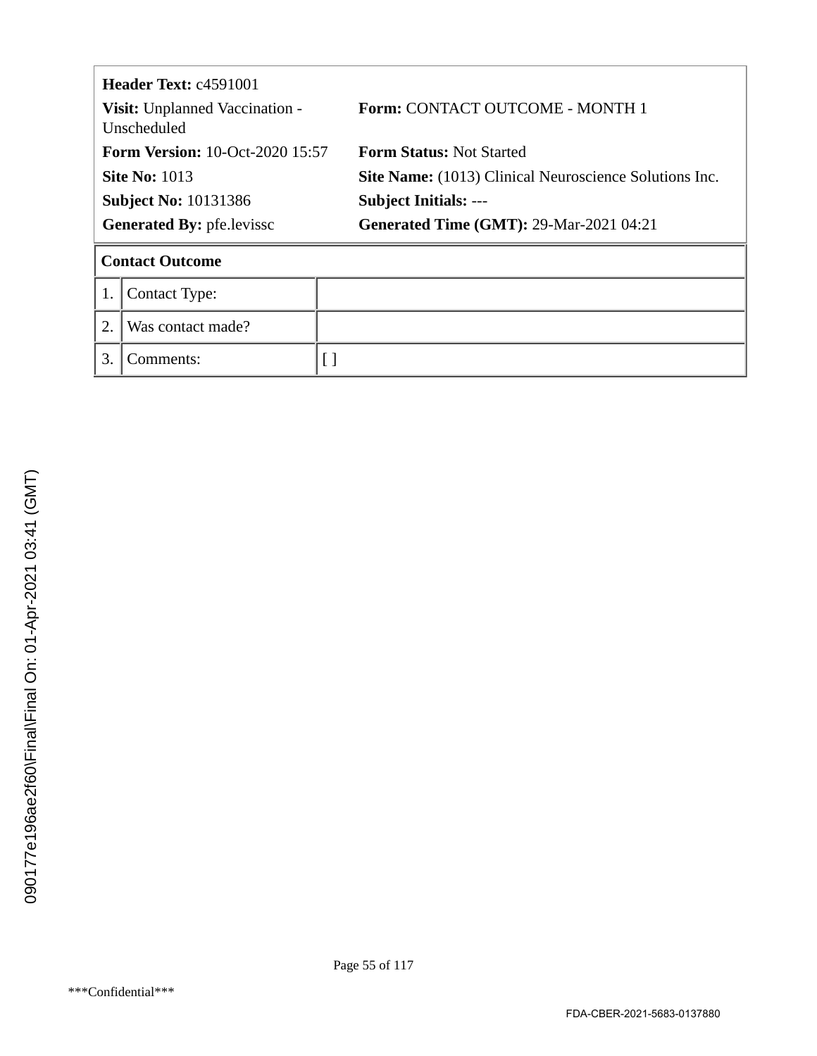**Header Text:** c4591001

| | |
|---|---|
| **Visit:** Unplanned Vaccination - Unscheduled | **Form:** CONTACT OUTCOME - MONTH 1 |
| **Form Version:** 10-Oct-2020 15:57 | **Form Status:** Not Started |
| **Site No:** 1013 | **Site Name:** (1013) Clinical Neuroscience Solutions Inc. |
| **Subject No:** 10131386 | **Subject Initials:** --- |
| **Generated By:** pfe.levissc | **Generated Time (GMT):** 29-Mar-2021 04:21 |

**Contact Outcome**

| | | |
|---|---|---|
| 1. | Contact Type: | |
| 2. | Was contact made? | |
| 3. | Comments: | [ ] |

090177e196ae2f60\Final\Final On: 01-Apr-2021 03:41 (GMT)

***Confidential***

FDA-CBER-2021-5683-0137880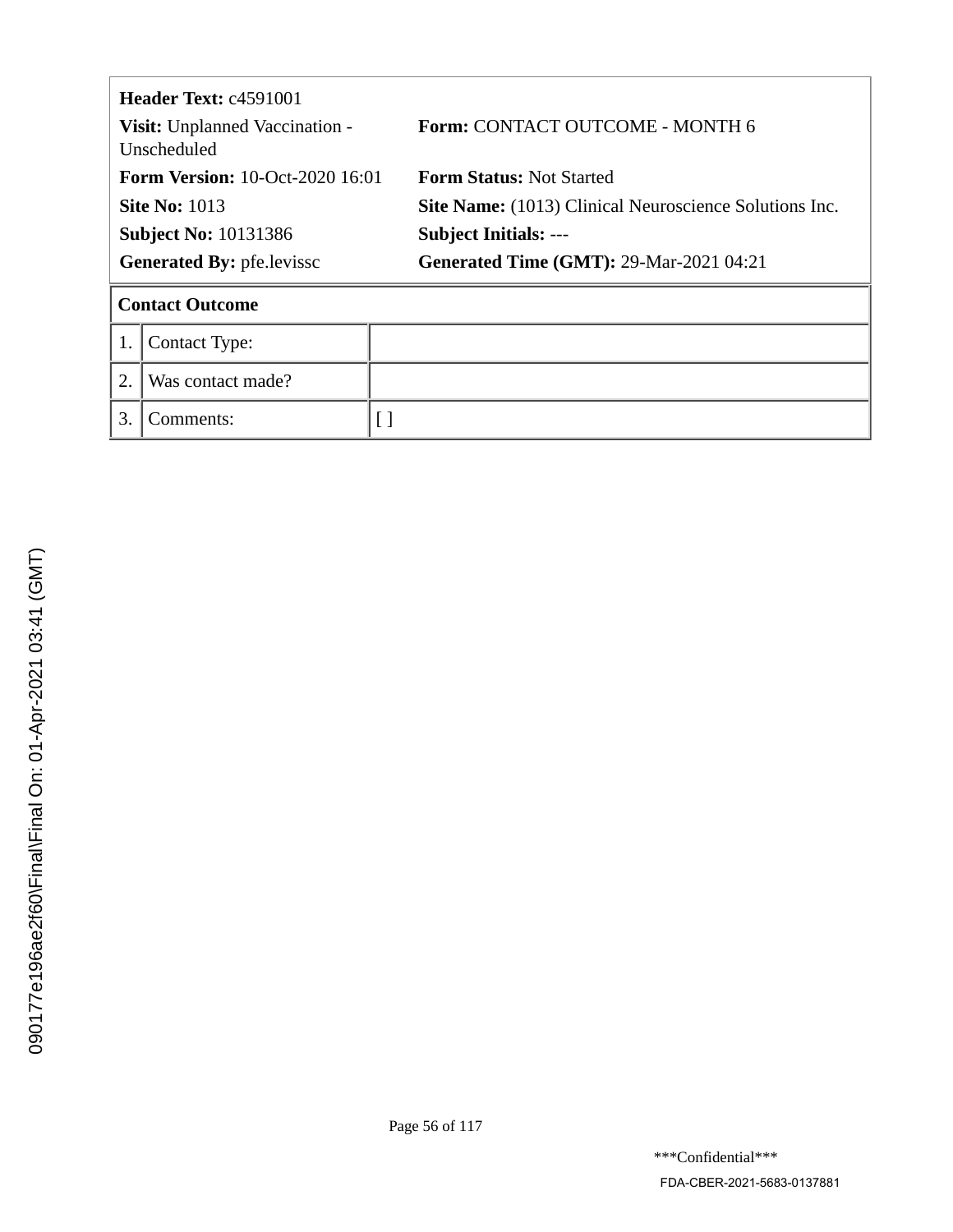**Header Text:** c4591001

| | |
|---|---|
| **Visit:** Unplanned Vaccination - Unscheduled | **Form:** CONTACT OUTCOME - MONTH 6 |
| **Form Version:** 10-Oct-2020 16:01 | **Form Status:** Not Started |
| **Site No:** 1013 | **Site Name:** (1013) Clinical Neuroscience Solutions Inc. |
| **Subject No:** 10131386 | **Subject Initials:** --- |
| **Generated By:** pfe.levissc | **Generated Time (GMT):** 29-Mar-2021 04:21 |

**Contact Outcome**

| | | |
|---|---|---|
| 1. | Contact Type: | |
| 2. | Was contact made? | |
| 3. | Comments: | [ ] |

090177e196ae2f60\Final\Final On: 01-Apr-2021 03:41 (GMT)

***Confidential***

FDA-CBER-2021-5683-0137881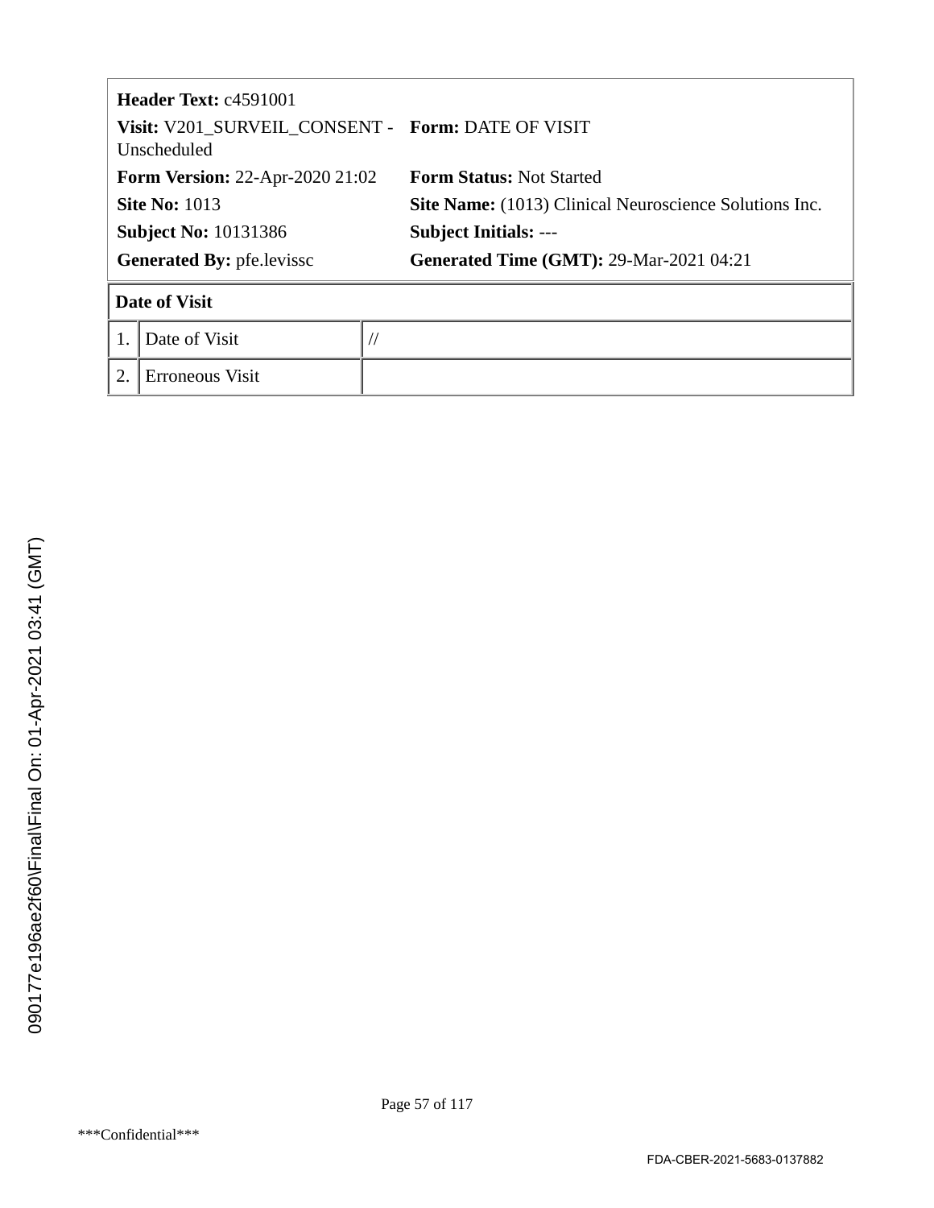| | |
|---|---|
| **Header Text:** c4591001 | |
| **Visit:** V201_SURVEIL_CONSENT - Unscheduled | **Form:** DATE OF VISIT |
| **Form Version:** 22-Apr-2020 21:02 | **Form Status:** Not Started |
| **Site No:** 1013 | **Site Name:** (1013) Clinical Neuroscience Solutions Inc. |
| **Subject No:** 10131386 | **Subject Initials:** --- |
| **Generated By:** pfe.levissc | **Generated Time (GMT):** 29-Mar-2021 04:21 |

| **Date of Visit** | | |
|---|---|---|
| 1. | Date of Visit | // |
| 2. | Erroneous Visit | |

090177e196ae2f60\Final\Final On: 01-Apr-2021 03:41 (GMT)

***Confidential***

FDA-CBER-2021-5683-0137882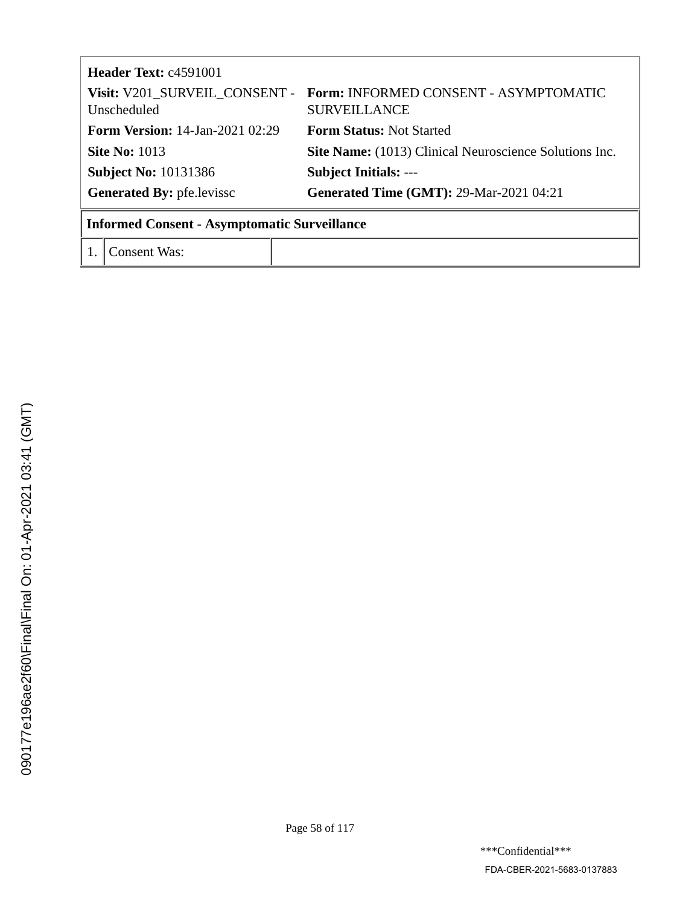| **Header Text:** c4591001 | |
|---|---|
| **Visit:** V201_SURVEIL_CONSENT - Unscheduled | **Form:** INFORMED CONSENT - ASYMPTOMATIC SURVEILLANCE |
| **Form Version:** 14-Jan-2021 02:29 | **Form Status:** Not Started |
| **Site No:** 1013 | **Site Name:** (1013) Clinical Neuroscience Solutions Inc. |
| **Subject No:** 10131386 | **Subject Initials:** --- |
| **Generated By:** pfe.levissc | **Generated Time (GMT):** 29-Mar-2021 04:21 |

| **Informed Consent - Asymptomatic Surveillance** | | |
|---|---|---|
| 1. | Consent Was: | |

090177e196ae2f60\Final\Final On: 01-Apr-2021 03:41 (GMT)

***Confidential***

FDA-CBER-2021-5683-0137883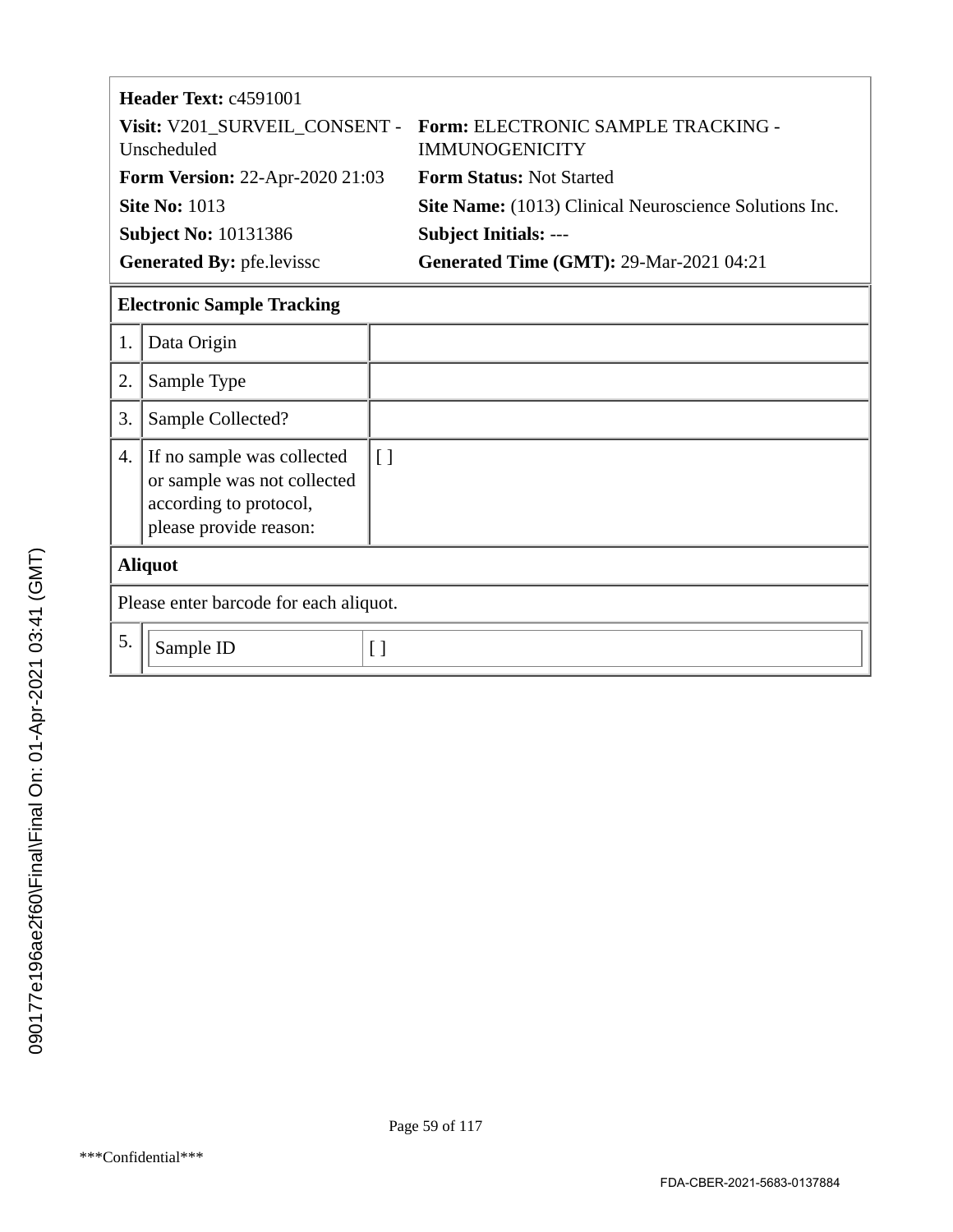**Header Text:** c4591001

**Visit:** V201_SURVEIL_CONSENT - Unscheduled

**Form:** ELECTRONIC SAMPLE TRACKING - IMMUNOGENICITY

**Form Version:** 22-Apr-2020 21:03

**Form Status:** Not Started

**Site No:** 1013

**Site Name:** (1013) Clinical Neuroscience Solutions Inc.

**Subject No:** 10131386

**Subject Initials:** ---

**Generated By:** pfe.levissc

**Generated Time (GMT):** 29-Mar-2021 04:21

| **Electronic Sample Tracking** | | |
|---|---|---|
| 1. | Data Origin | |
| 2. | Sample Type | |
| 3. | Sample Collected? | |
| 4. | If no sample was collected or sample was not collected according to protocol, please provide reason: | [ ] |

| **Aliquot** | | |
|---|---|---|
| Please enter barcode for each aliquot. | | |
| 5. | Sample ID | [ ] |

090177e196ae2f60\Final\Final On: 01-Apr-2021 03:41 (GMT)

***Confidential***

FDA-CBER-2021-5683-0137884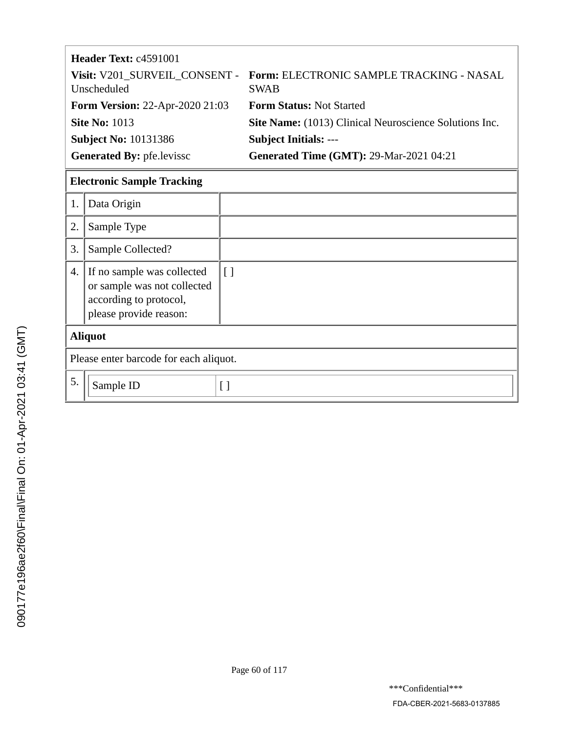**Header Text:** c4591001

**Visit:** V201_SURVEIL_CONSENT - Unscheduled

**Form:** ELECTRONIC SAMPLE TRACKING - NASAL SWAB

**Form Version:** 22-Apr-2020 21:03

**Form Status:** Not Started

**Site No:** 1013

**Site Name:** (1013) Clinical Neuroscience Solutions Inc.

**Subject No:** 10131386

**Subject Initials:** ---

**Generated By:** pfe.levissc

**Generated Time (GMT):** 29-Mar-2021 04:21

| **Electronic Sample Tracking** | | |
|---|---|---|
| 1. | Data Origin | |
| 2. | Sample Type | |
| 3. | Sample Collected? | |
| 4. | If no sample was collected or sample was not collected according to protocol, please provide reason: | [ ] |
| **Aliquot** | | |
| Please enter barcode for each aliquot. | | |
| 5. | Sample ID | [ ] |

090177e196ae2f60\Final\Final On: 01-Apr-2021 03:41 (GMT)

***Confidential***

FDA-CBER-2021-5683-0137885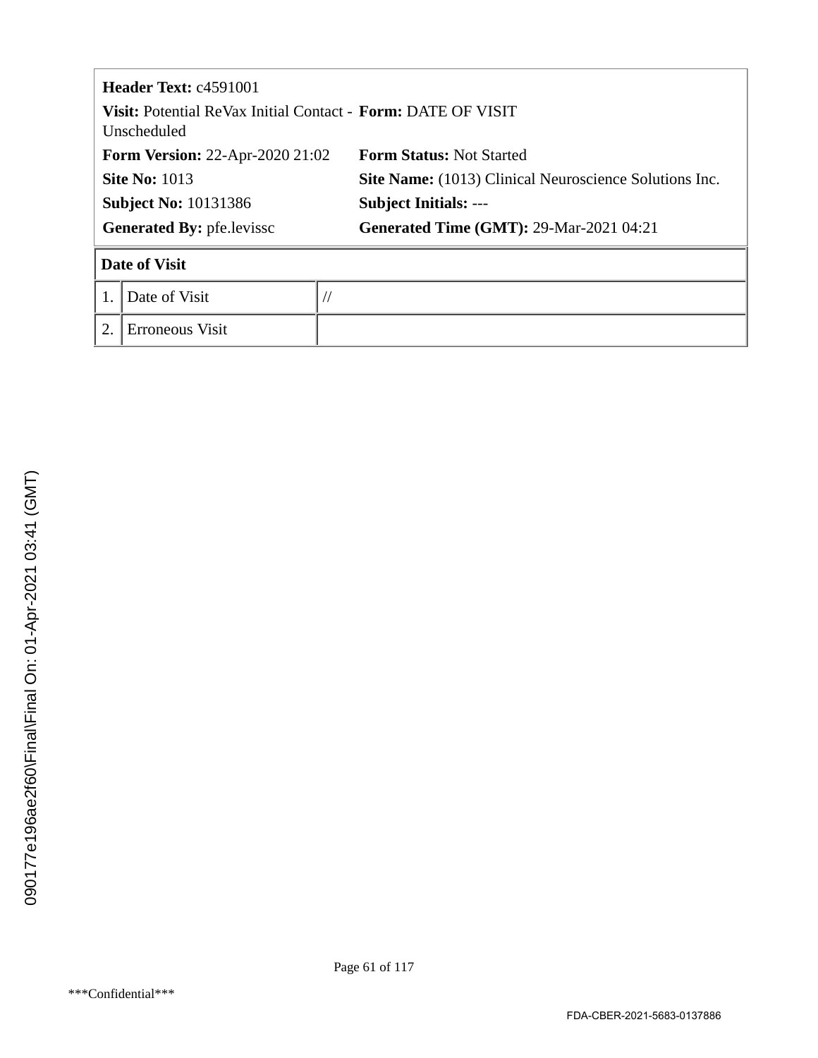| | |
|---|---|
| **Header Text:** c4591001 | |
| **Visit:** Potential ReVax Initial Contact - Unscheduled | **Form:** DATE OF VISIT |
| **Form Version:** 22-Apr-2020 21:02 | **Form Status:** Not Started |
| **Site No:** 1013 | **Site Name:** (1013) Clinical Neuroscience Solutions Inc. |
| **Subject No:** 10131386 | **Subject Initials:** --- |
| **Generated By:** pfe.levissc | **Generated Time (GMT):** 29-Mar-2021 04:21 |

| **Date of Visit** | | |
|---|---|---|
| 1. | Date of Visit | // |
| 2. | Erroneous Visit | |

090177e196ae2f60\Final\Final On: 01-Apr-2021 03:41 (GMT)

***Confidential***

FDA-CBER-2021-5683-0137886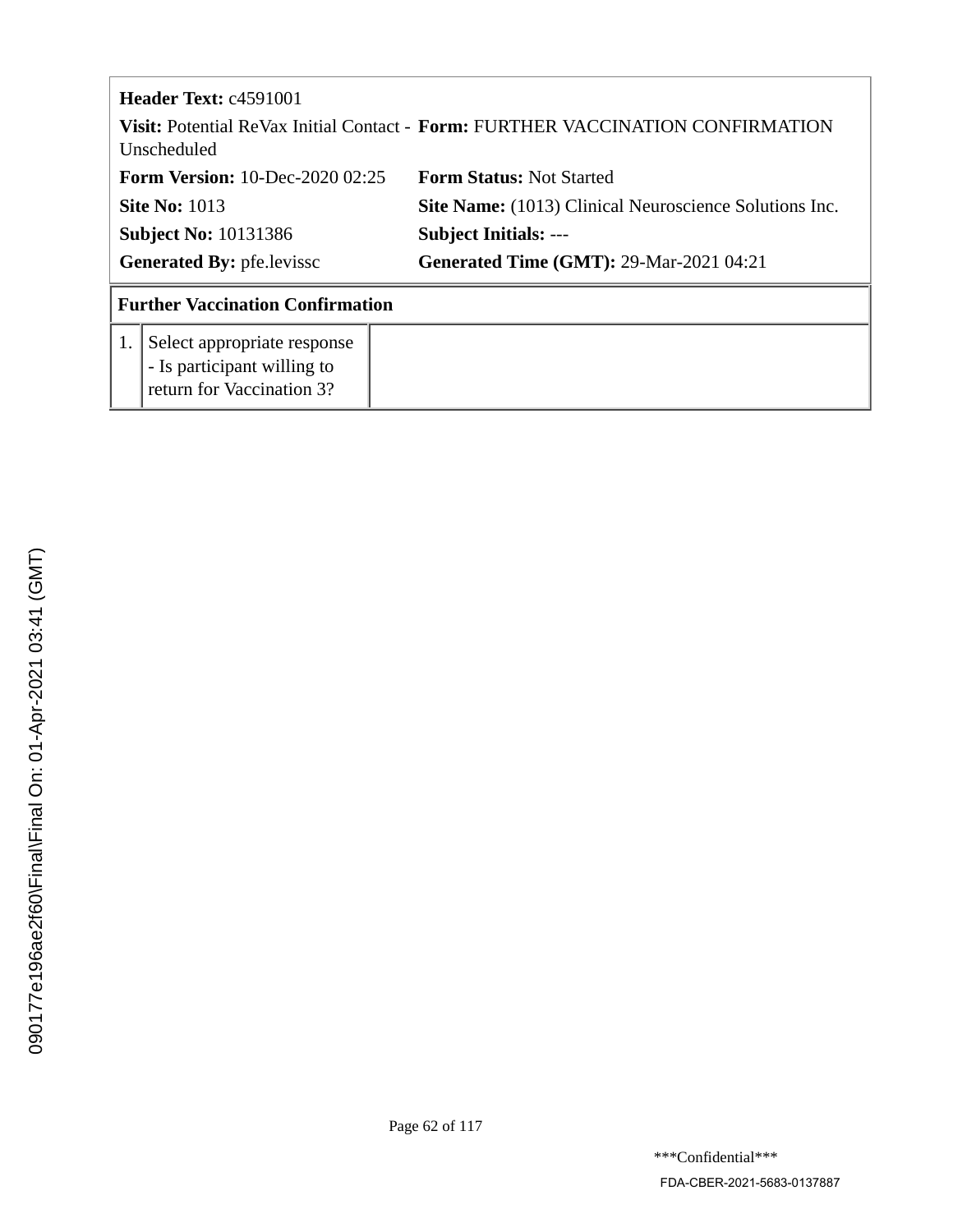| | |
|---|---|
| **Header Text:** c4591001 | |
| **Visit:** Potential ReVax Initial Contact - Unscheduled | **Form:** FURTHER VACCINATION CONFIRMATION |
| **Form Version:** 10-Dec-2020 02:25 | **Form Status:** Not Started |
| **Site No:** 1013 | **Site Name:** (1013) Clinical Neuroscience Solutions Inc. |
| **Subject No:** 10131386 | **Subject Initials:** --- |
| **Generated By:** pfe.levissc | **Generated Time (GMT):** 29-Mar-2021 04:21 |

| **Further Vaccination Confirmation** | | |
|---|---|---|
| 1. | Select appropriate response - Is participant willing to return for Vaccination 3? | |

090177e196ae2f60\Final\Final On: 01-Apr-2021 03:41 (GMT)

\*\*\*Confidential\*\*\*

FDA-CBER-2021-5683-0137887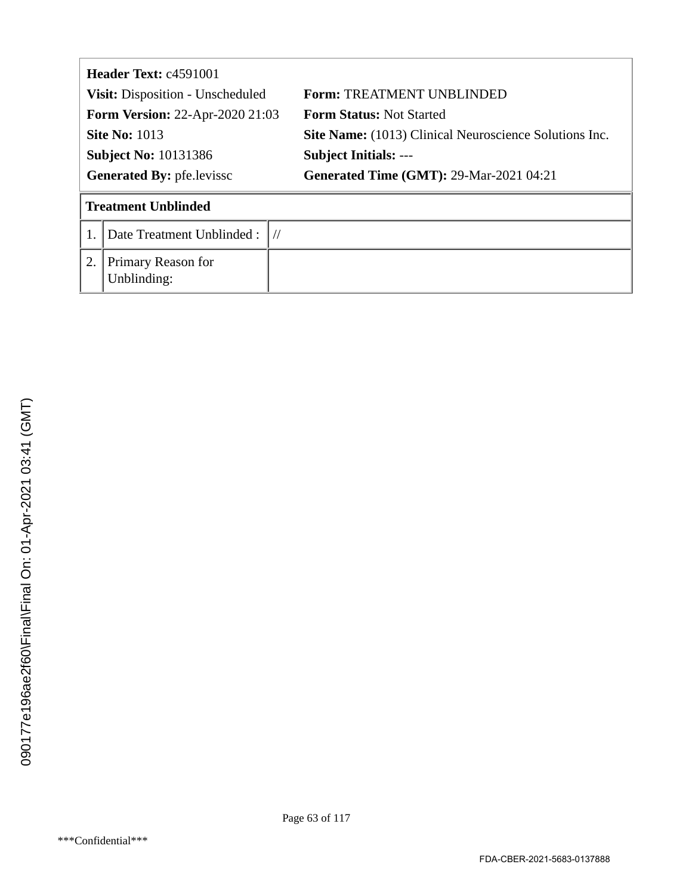| **Header Text:** c4591001 | |
|---|---|
| **Visit:** Disposition - Unscheduled | **Form:** TREATMENT UNBLINDED |
| **Form Version:** 22-Apr-2020 21:03 | **Form Status:** Not Started |
| **Site No:** 1013 | **Site Name:** (1013) Clinical Neuroscience Solutions Inc. |
| **Subject No:** 10131386 | **Subject Initials:** --- |
| **Generated By:** pfe.levissc | **Generated Time (GMT):** 29-Mar-2021 04:21 |

| **Treatment Unblinded** | | |
|---|---|---|
| 1. | Date Treatment Unblinded : | // |
| 2. | Primary Reason for Unblinding: | |

090177e196ae2f60\Final\Final On: 01-Apr-2021 03:41 (GMT)

***Confidential***

FDA-CBER-2021-5683-0137888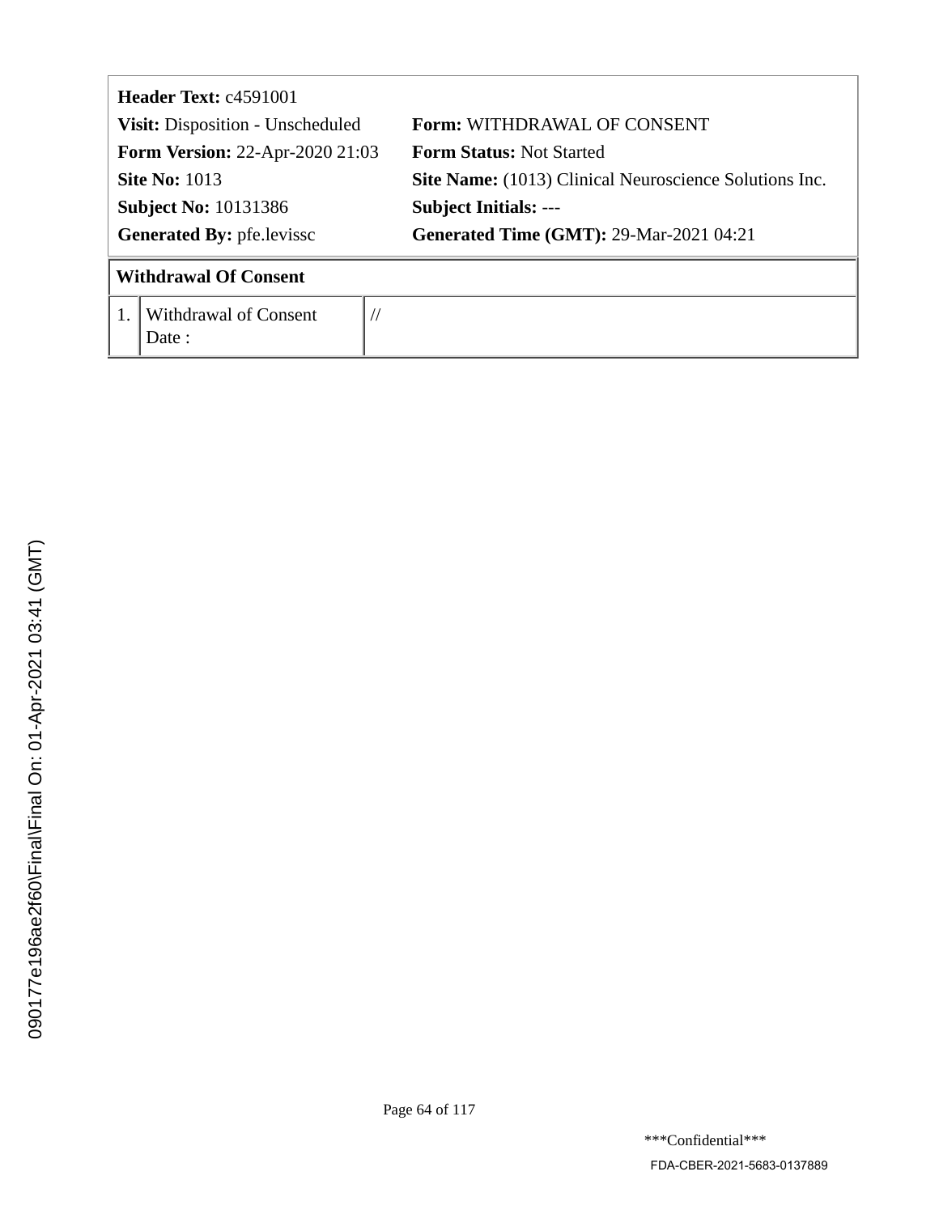**Header Text:** c4591001

| | |
|---|---|
| **Visit:** Disposition - Unscheduled | **Form:** WITHDRAWAL OF CONSENT |
| **Form Version:** 22-Apr-2020 21:03 | **Form Status:** Not Started |
| **Site No:** 1013 | **Site Name:** (1013) Clinical Neuroscience Solutions Inc. |
| **Subject No:** 10131386 | **Subject Initials:** --- |
| **Generated By:** pfe.levissc | **Generated Time (GMT):** 29-Mar-2021 04:21 |

**Withdrawal Of Consent**

| | | |
|---|---|---|
| 1. | Withdrawal of Consent Date : | // |

090177e196ae2f60\Final\Final On: 01-Apr-2021 03:41 (GMT)

***Confidential***

FDA-CBER-2021-5683-0137889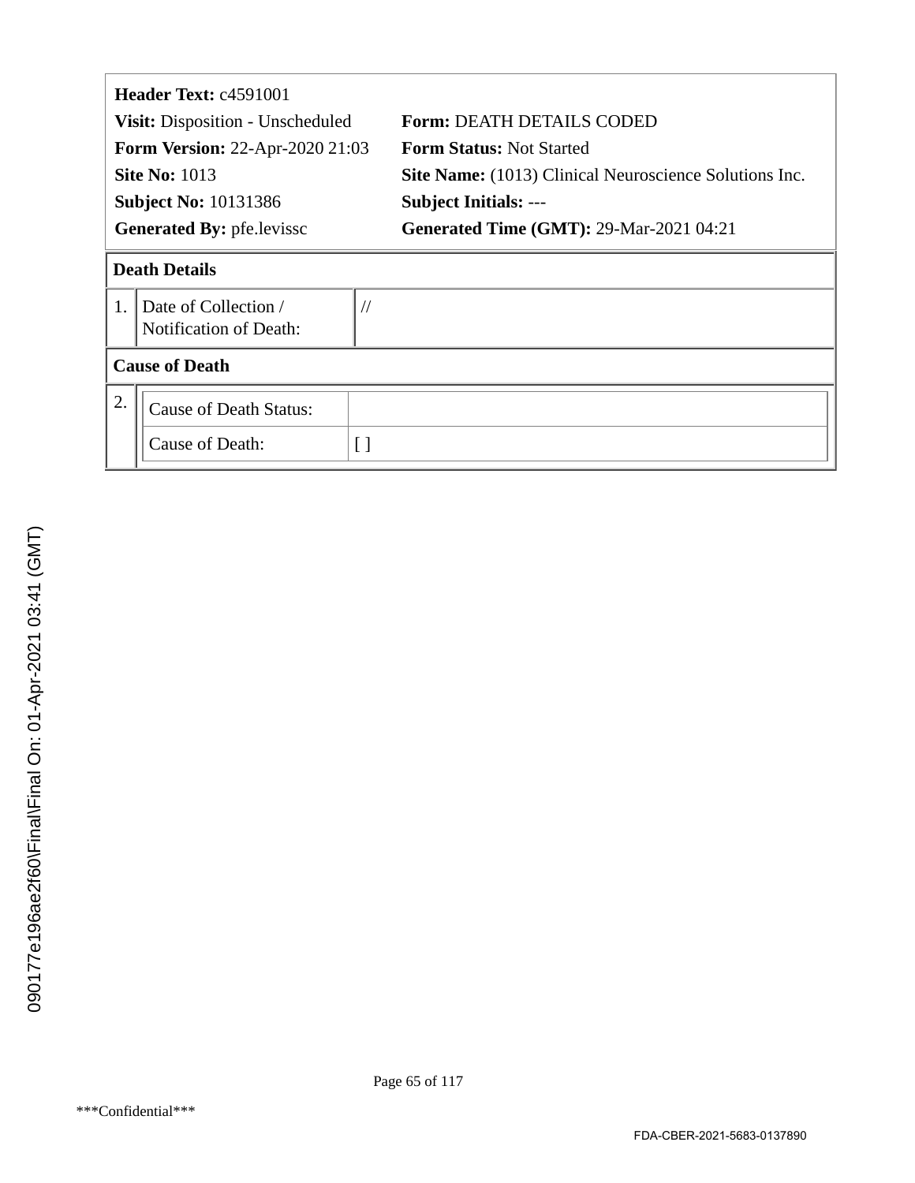**Header Text:** c4591001

| | |
|---|---|
| **Visit:** Disposition - Unscheduled | **Form:** DEATH DETAILS CODED |
| **Form Version:** 22-Apr-2020 21:03 | **Form Status:** Not Started |
| **Site No:** 1013 | **Site Name:** (1013) Clinical Neuroscience Solutions Inc. |
| **Subject No:** 10131386 | **Subject Initials:** --- |
| **Generated By:** pfe.levissc | **Generated Time (GMT):** 29-Mar-2021 04:21 |

**Death Details**

| | | |
|---|---|---|
| 1. | Date of Collection / Notification of Death: | // |

**Cause of Death**

| | | |
|---|---|---|
| 2. | Cause of Death Status: | |
| | Cause of Death: | [ ] |

090177e196ae2f60\Final\Final On: 01-Apr-2021 03:41 (GMT)

***Confidential***

FDA-CBER-2021-5683-0137890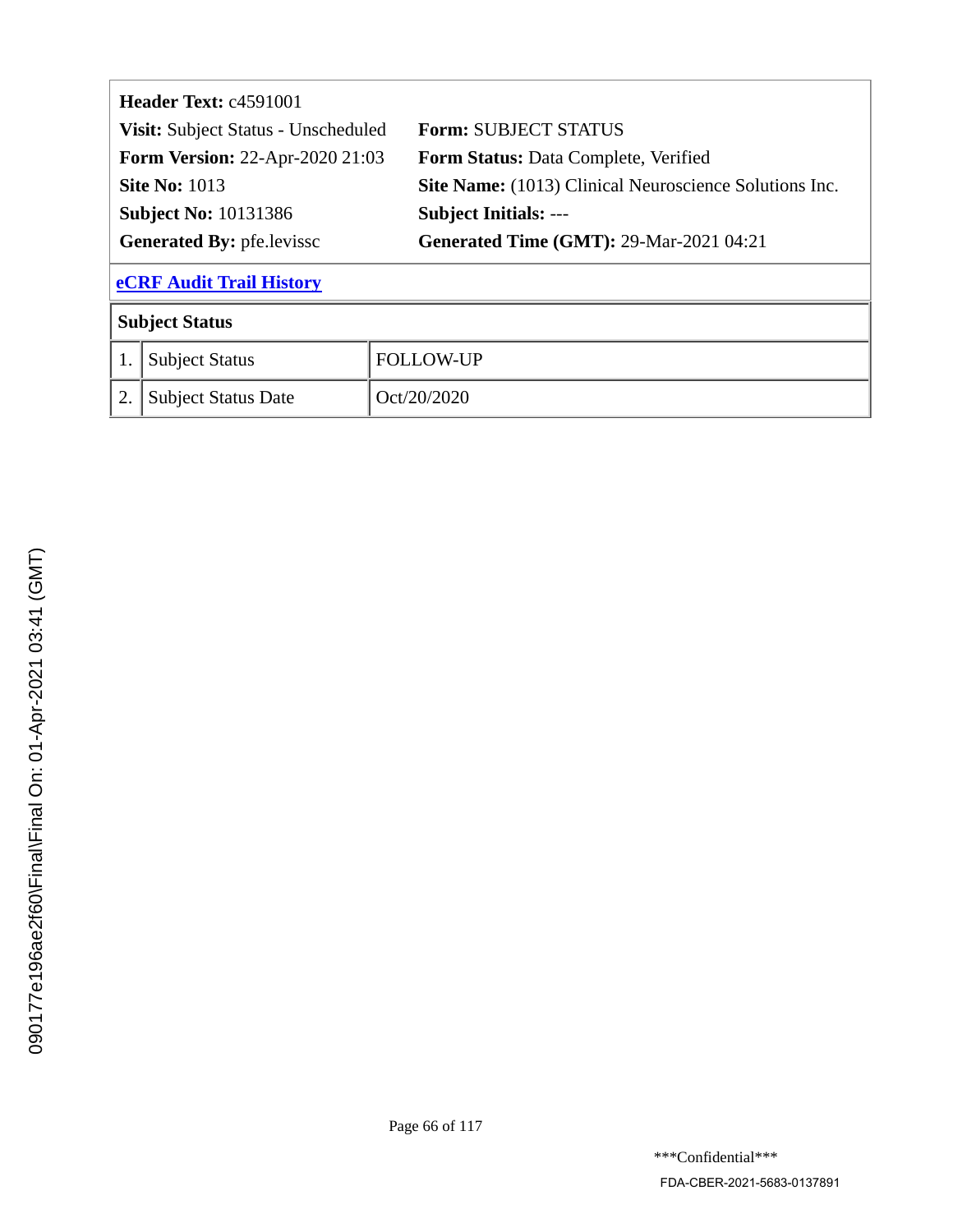**Header Text:** c4591001

**Visit:** Subject Status - Unscheduled | **Form:** SUBJECT STATUS

**Form Version:** 22-Apr-2020 21:03 | **Form Status:** Data Complete, Verified

**Site No:** 1013 | **Site Name:** (1013) Clinical Neuroscience Solutions Inc.

**Subject No:** 10131386 | **Subject Initials:** ---

**Generated By:** pfe.levissc | **Generated Time (GMT):** 29-Mar-2021 04:21

**eCRF Audit Trail History**

| Subject Status | | |
|---|---|---|
| 1. | Subject Status | FOLLOW-UP |
| 2. | Subject Status Date | Oct/20/2020 |

090177e196ae2f60\Final\Final On: 01-Apr-2021 03:41 (GMT)

\*\*\*Confidential\*\*\*

FDA-CBER-2021-5683-0137891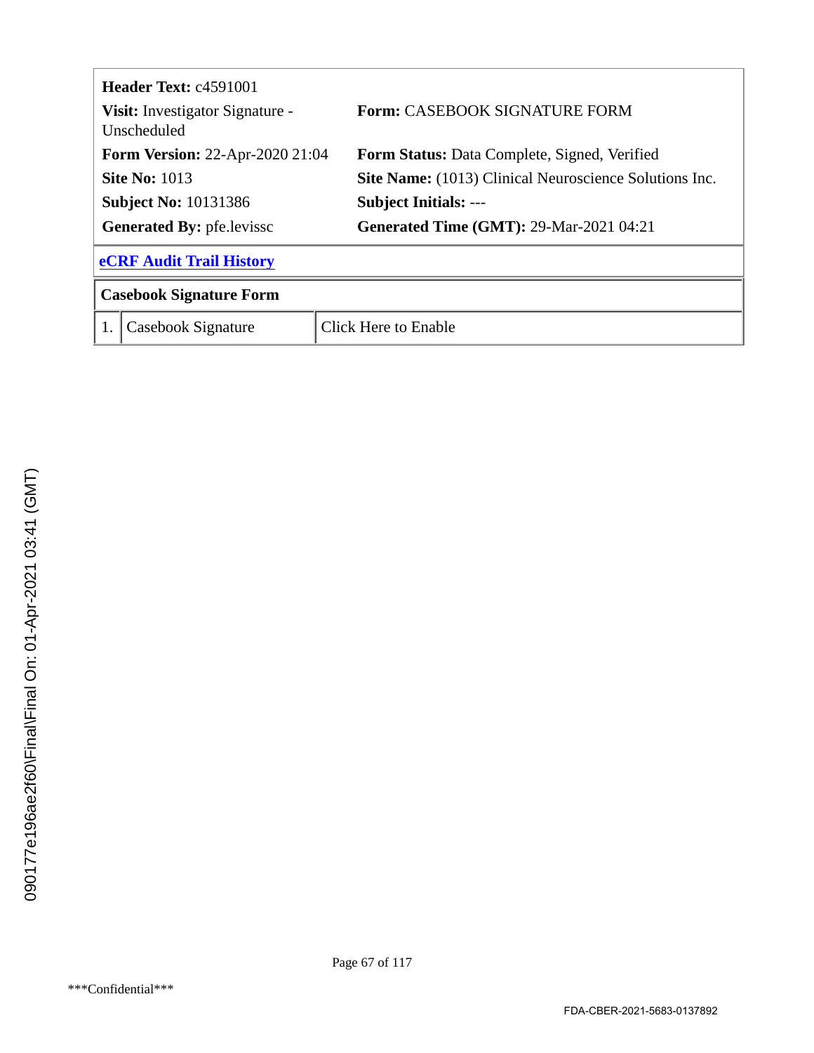| **Header Text:** c4591001 | |
|---|---|
| **Visit:** Investigator Signature - Unscheduled | **Form:** CASEBOOK SIGNATURE FORM |
| **Form Version:** 22-Apr-2020 21:04 | **Form Status:** Data Complete, Signed, Verified |
| **Site No:** 1013 | **Site Name:** (1013) Clinical Neuroscience Solutions Inc. |
| **Subject No:** 10131386 | **Subject Initials:** --- |
| **Generated By:** pfe.levissc | **Generated Time (GMT):** 29-Mar-2021 04:21 |

**eCRF Audit Trail History**

| **Casebook Signature Form** | | |
|---|---|---|
| 1. | Casebook Signature | Click Here to Enable |

090177e196ae2f60\Final\Final On: 01-Apr-2021 03:41 (GMT)

***Confidential***

FDA-CBER-2021-5683-0137892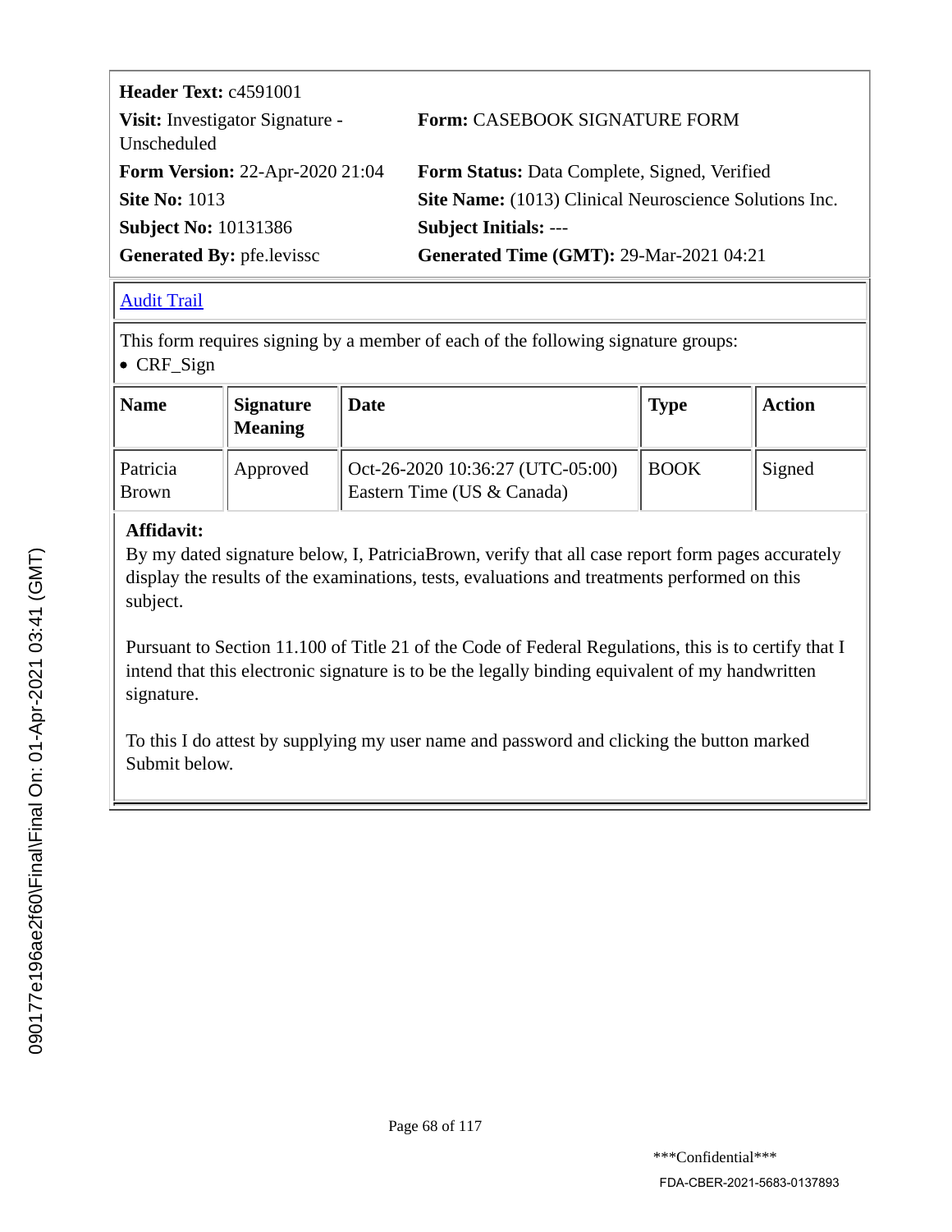**Header Text:** c4591001

**Visit:** Investigator Signature - Unscheduled

**Form:** CASEBOOK SIGNATURE FORM

**Form Version:** 22-Apr-2020 21:04

**Form Status:** Data Complete, Signed, Verified

**Site No:** 1013

**Site Name:** (1013) Clinical Neuroscience Solutions Inc.

**Subject No:** 10131386

**Subject Initials:** ---

**Generated By:** pfe.levissc

**Generated Time (GMT):** 29-Mar-2021 04:21

Audit Trail

This form requires signing by a member of each of the following signature groups:

- CRF_Sign

| Name | Signature Meaning | Date | Type | Action |
|---|---|---|---|---|
| Patricia Brown | Approved | Oct-26-2020 10:36:27 (UTC-05:00) Eastern Time (US & Canada) | BOOK | Signed |

**Affidavit:**

By my dated signature below, I, PatriciaBrown, verify that all case report form pages accurately display the results of the examinations, tests, evaluations and treatments performed on this subject.

Pursuant to Section 11.100 of Title 21 of the Code of Federal Regulations, this is to certify that I intend that this electronic signature is to be the legally binding equivalent of my handwritten signature.

To this I do attest by supplying my user name and password and clicking the button marked Submit below.

***Confidential***

FDA-CBER-2021-5683-0137893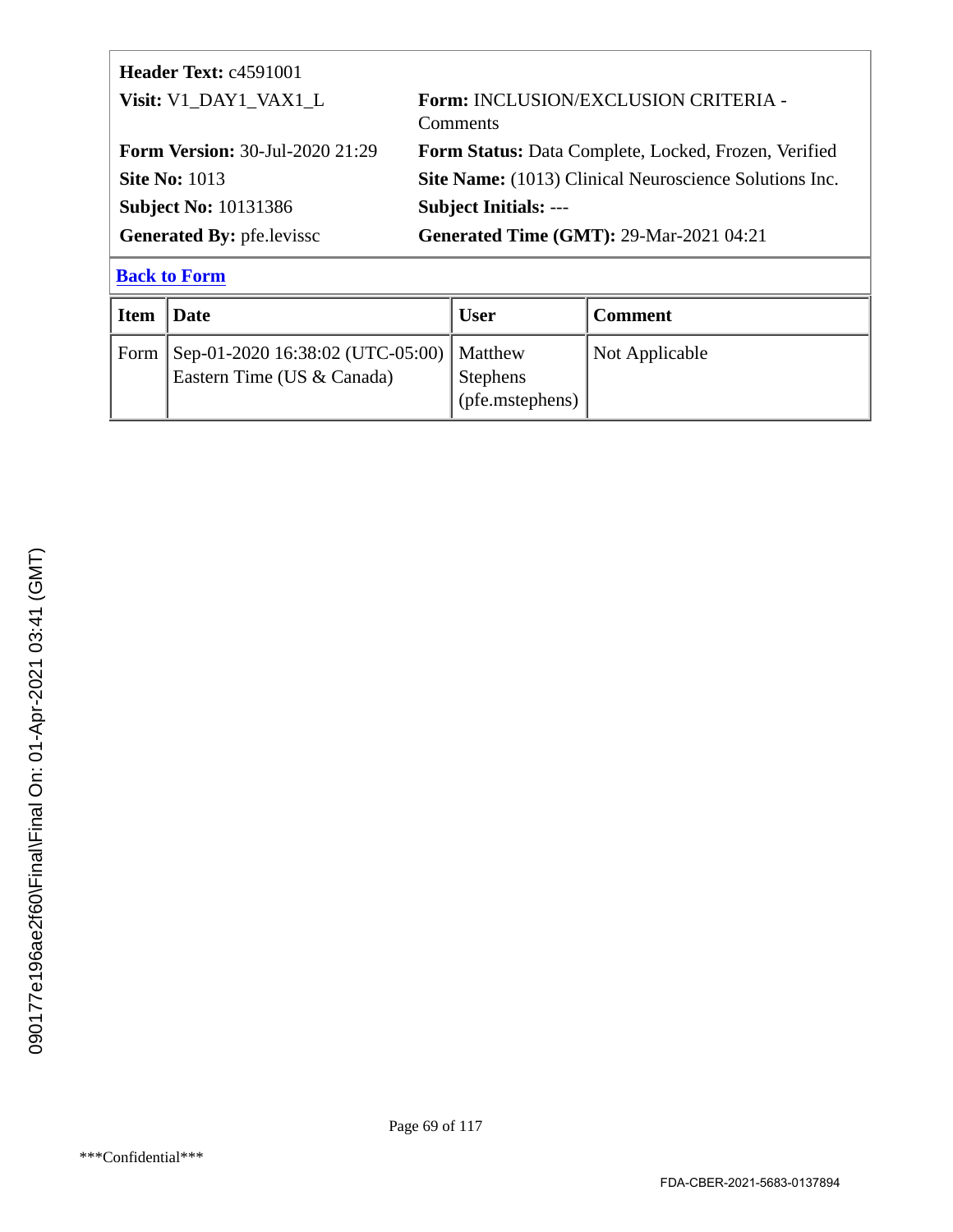| | |
|---|---|
| **Header Text:** c4591001 | |
| **Visit:** V1_DAY1_VAX1_L | **Form:** INCLUSION/EXCLUSION CRITERIA - Comments |
| **Form Version:** 30-Jul-2020 21:29 | **Form Status:** Data Complete, Locked, Frozen, Verified |
| **Site No:** 1013 | **Site Name:** (1013) Clinical Neuroscience Solutions Inc. |
| **Subject No:** 10131386 | **Subject Initials:** --- |
| **Generated By:** pfe.levissc | **Generated Time (GMT):** 29-Mar-2021 04:21 |

**Back to Form**

| Item | Date | User | Comment |
|---|---|---|---|
| Form | Sep-01-2020 16:38:02 (UTC-05:00) Eastern Time (US & Canada) | Matthew Stephens (pfe.mstephens) | Not Applicable |

090177e196ae2f60\Final\Final On: 01-Apr-2021 03:41 (GMT)

\*\*\*Confidential\*\*\*

FDA-CBER-2021-5683-0137894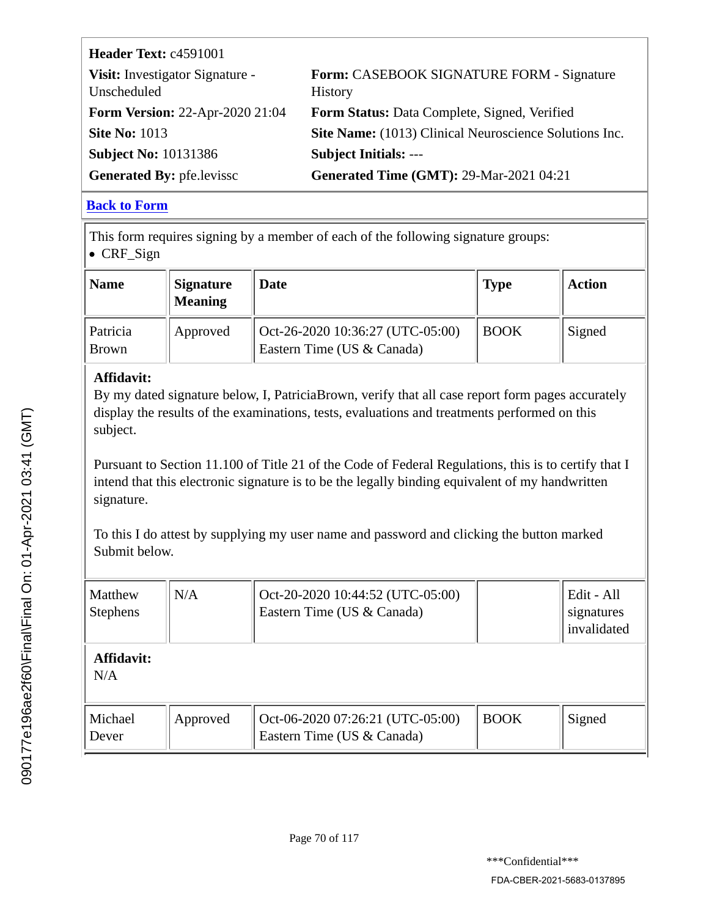| | |
|---|---|
| **Header Text:** c4591001 | |
| **Visit:** Investigator Signature - Unscheduled | **Form:** CASEBOOK SIGNATURE FORM - Signature History |
| **Form Version:** 22-Apr-2020 21:04 | **Form Status:** Data Complete, Signed, Verified |
| **Site No:** 1013 | **Site Name:** (1013) Clinical Neuroscience Solutions Inc. |
| **Subject No:** 10131386 | **Subject Initials:** --- |
| **Generated By:** pfe.levissc | **Generated Time (GMT):** 29-Mar-2021 04:21 |

**Back to Form**

This form requires signing by a member of each of the following signature groups:

- CRF_Sign

| Name | Signature Meaning | Date | Type | Action |
|---|---|---|---|---|
| Patricia Brown | Approved | Oct-26-2020 10:36:27 (UTC-05:00) Eastern Time (US & Canada) | BOOK | Signed |

**Affidavit:**
By my dated signature below, I, PatriciaBrown, verify that all case report form pages accurately display the results of the examinations, tests, evaluations and treatments performed on this subject.

Pursuant to Section 11.100 of Title 21 of the Code of Federal Regulations, this is to certify that I intend that this electronic signature is to be the legally binding equivalent of my handwritten signature.

To this I do attest by supplying my user name and password and clicking the button marked Submit below.

| Name | Signature Meaning | Date | Type | Action |
|---|---|---|---|---|
| Matthew Stephens | N/A | Oct-20-2020 10:44:52 (UTC-05:00) Eastern Time (US & Canada) | | Edit - All signatures invalidated |

**Affidavit:**
N/A

| Name | Signature Meaning | Date | Type | Action |
|---|---|---|---|---|
| Michael Dever | Approved | Oct-06-2020 07:26:21 (UTC-05:00) Eastern Time (US & Canada) | BOOK | Signed |

090177e196ae2f60\Final\Final On: 01-Apr-2021 03:41 (GMT)

\*\*\*Confidential\*\*\*

FDA-CBER-2021-5683-0137895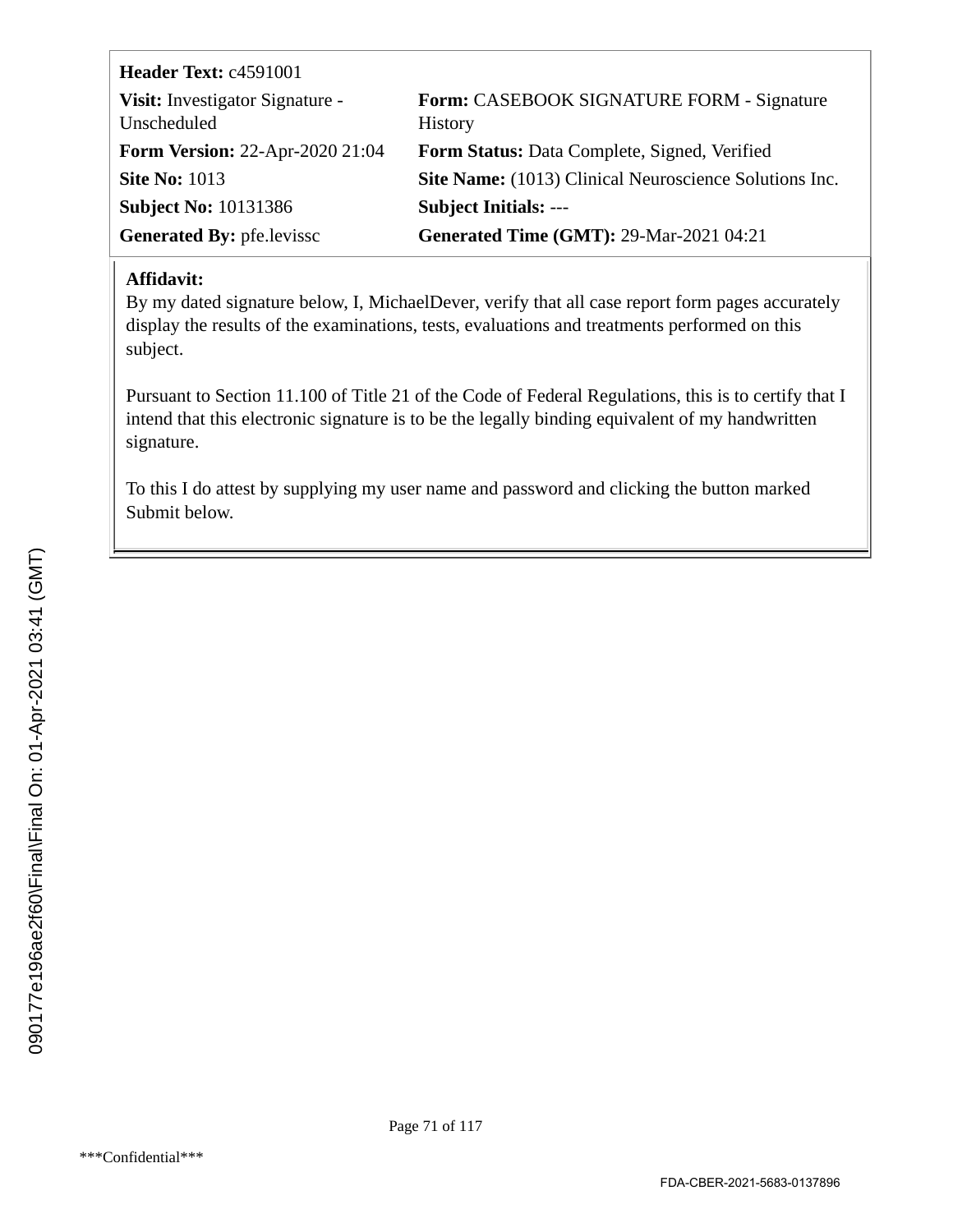| | |
|---|---|
| **Header Text:** c4591001 | |
| **Visit:** Investigator Signature - Unscheduled | **Form:** CASEBOOK SIGNATURE FORM - Signature History |
| **Form Version:** 22-Apr-2020 21:04 | **Form Status:** Data Complete, Signed, Verified |
| **Site No:** 1013 | **Site Name:** (1013) Clinical Neuroscience Solutions Inc. |
| **Subject No:** 10131386 | **Subject Initials:** --- |
| **Generated By:** pfe.levissc | **Generated Time (GMT):** 29-Mar-2021 04:21 |

**Affidavit:**
By my dated signature below, I, MichaelDever, verify that all case report form pages accurately display the results of the examinations, tests, evaluations and treatments performed on this subject.

Pursuant to Section 11.100 of Title 21 of the Code of Federal Regulations, this is to certify that I intend that this electronic signature is to be the legally binding equivalent of my handwritten signature.

To this I do attest by supplying my user name and password and clicking the button marked Submit below.

090177e196ae2f60\Final\Final On: 01-Apr-2021 03:41 (GMT)

***Confidential***

FDA-CBER-2021-5683-0137896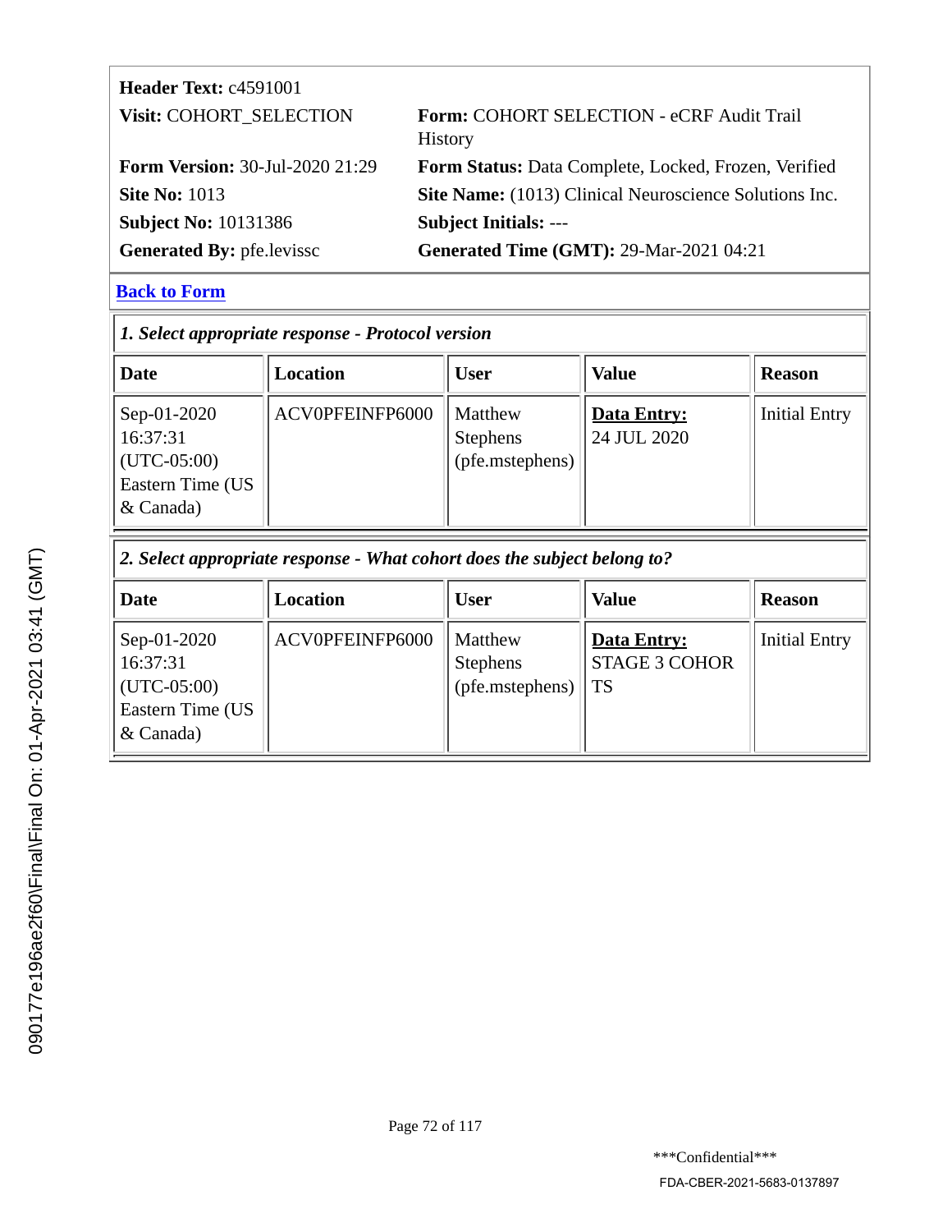**Header Text:** c4591001

**Visit:** COHORT_SELECTION

**Form:** COHORT SELECTION - eCRF Audit Trail History

**Form Version:** 30-Jul-2020 21:29

**Form Status:** Data Complete, Locked, Frozen, Verified

**Site No:** 1013

**Site Name:** (1013) Clinical Neuroscience Solutions Inc.

**Subject No:** 10131386

**Subject Initials:** ---

**Generated By:** pfe.levissc

**Generated Time (GMT):** 29-Mar-2021 04:21

Back to Form

***1. Select appropriate response - Protocol version***

| Date | Location | User | Value | Reason |
| --- | --- | --- | --- | --- |
| Sep-01-2020 16:37:31 (UTC-05:00) Eastern Time (US & Canada) | ACV0PFEINFP6000 | Matthew Stephens (pfe.mstephens) | **Data Entry:** 24 JUL 2020 | Initial Entry |

***2. Select appropriate response - What cohort does the subject belong to?***

| Date | Location | User | Value | Reason |
| --- | --- | --- | --- | --- |
| Sep-01-2020 16:37:31 (UTC-05:00) Eastern Time (US & Canada) | ACV0PFEINFP6000 | Matthew Stephens (pfe.mstephens) | **Data Entry:** STAGE 3 COHORTS | Initial Entry |

***Confidential***

FDA-CBER-2021-5683-0137897

090177e196ae2f60\Final\Final On: 01-Apr-2021 03:41 (GMT)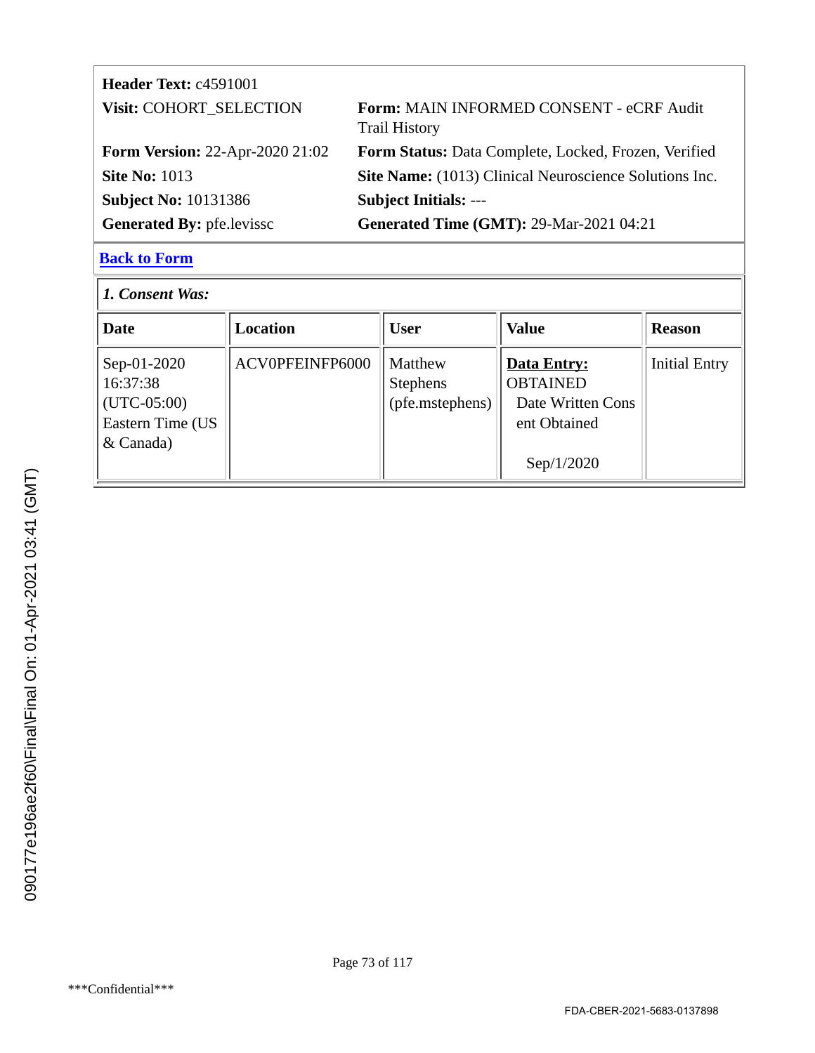**Header Text:** c4591001

**Visit:** COHORT_SELECTION

**Form:** MAIN INFORMED CONSENT - eCRF Audit Trail History

**Form Version:** 22-Apr-2020 21:02

**Form Status:** Data Complete, Locked, Frozen, Verified

**Site No:** 1013

**Site Name:** (1013) Clinical Neuroscience Solutions Inc.

**Subject No:** 10131386

**Subject Initials:** ---

**Generated By:** pfe.levissc

**Generated Time (GMT):** 29-Mar-2021 04:21

**Back to Form**

***1. Consent Was:***

| Date | Location | User | Value | Reason |
|---|---|---|---|---|
| Sep-01-2020 16:37:38 (UTC-05:00) Eastern Time (US & Canada) | ACV0PFEINFP6000 | Matthew Stephens (pfe.mstephens) | **Data Entry:** OBTAINED Date Written Consent Obtained Sep/1/2020 | Initial Entry |

090177e196ae2f60\Final\Final On: 01-Apr-2021 03:41 (GMT)

\*\*\*Confidential\*\*\*

FDA-CBER-2021-5683-0137898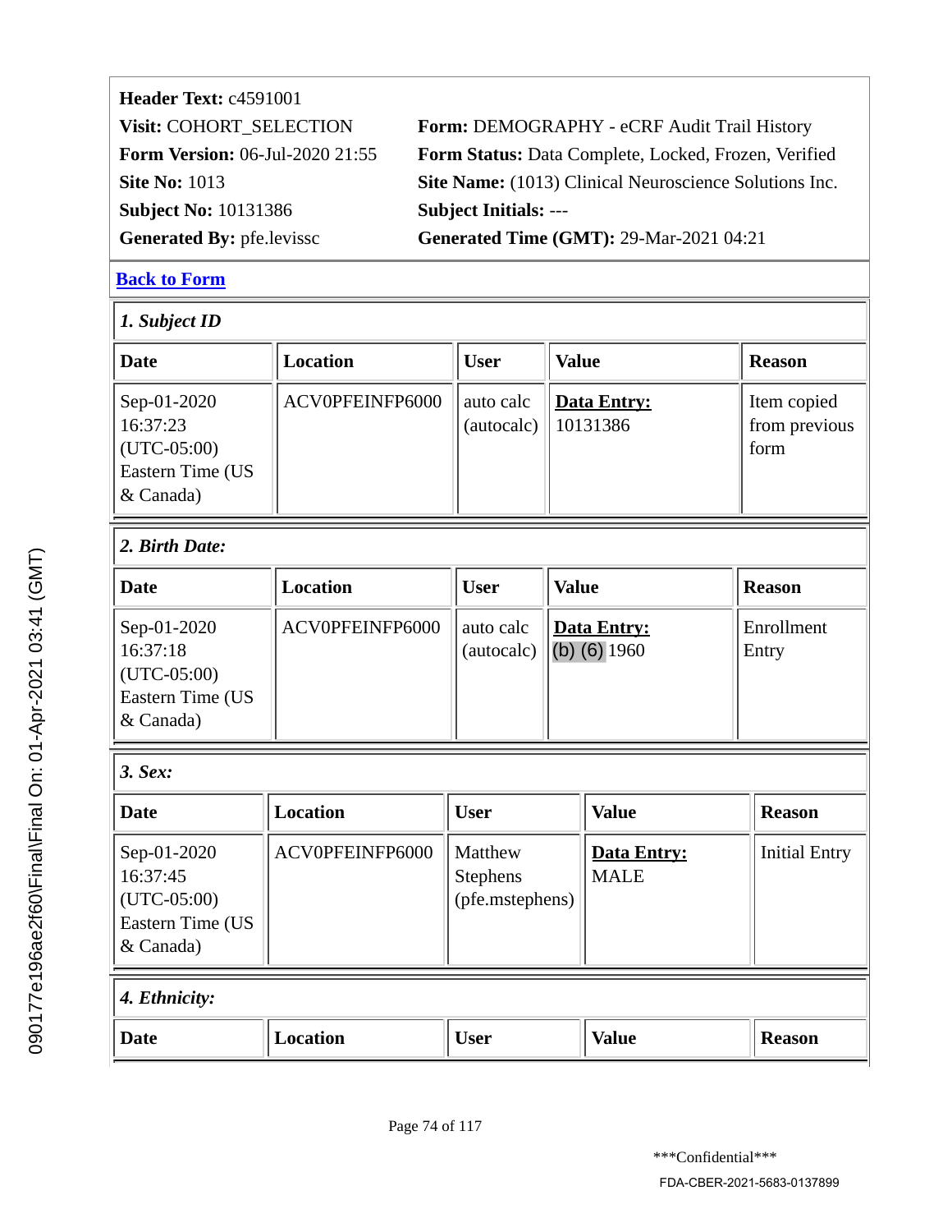**Header Text:** c4591001

**Visit:** COHORT_SELECTION  **Form:** DEMOGRAPHY - eCRF Audit Trail History

**Form Version:** 06-Jul-2020 21:55  **Form Status:** Data Complete, Locked, Frozen, Verified

**Site No:** 1013  **Site Name:** (1013) Clinical Neuroscience Solutions Inc.

**Subject No:** 10131386  **Subject Initials:** ---

**Generated By:** pfe.levissc  **Generated Time (GMT):** 29-Mar-2021 04:21

**Back to Form**

*1. Subject ID*

| Date | Location | User | Value | Reason |
|---|---|---|---|---|
| Sep-01-2020 16:37:23 (UTC-05:00) Eastern Time (US & Canada) | ACV0PFEINFP6000 | auto calc (autocalc) | **Data Entry:** 10131386 | Item copied from previous form |

*2. Birth Date:*

| Date | Location | User | Value | Reason |
|---|---|---|---|---|
| Sep-01-2020 16:37:18 (UTC-05:00) Eastern Time (US & Canada) | ACV0PFEINFP6000 | auto calc (autocalc) | **Data Entry:** (b) (6) 1960 | Enrollment Entry |

*3. Sex:*

| Date | Location | User | Value | Reason |
|---|---|---|---|---|
| Sep-01-2020 16:37:45 (UTC-05:00) Eastern Time (US & Canada) | ACV0PFEINFP6000 | Matthew Stephens (pfe.mstephens) | **Data Entry:** MALE | Initial Entry |

*4. Ethnicity:*

| Date | Location | User | Value | Reason |
|---|---|---|---|---|

***Confidential***

FDA-CBER-2021-5683-0137899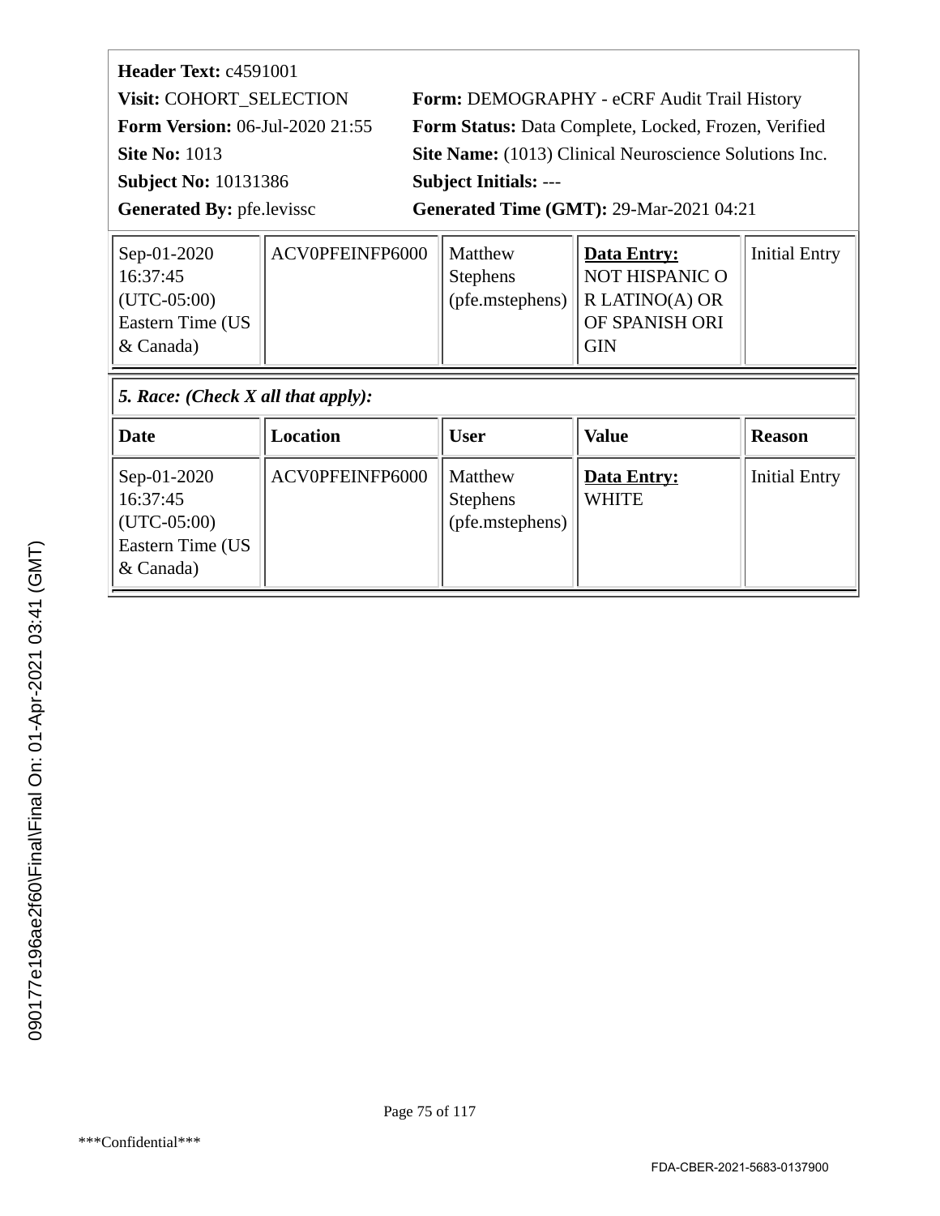**Header Text:** c4591001

**Visit:** COHORT_SELECTION | **Form:** DEMOGRAPHY - eCRF Audit Trail History

**Form Version:** 06-Jul-2020 21:55 | **Form Status:** Data Complete, Locked, Frozen, Verified

**Site No:** 1013 | **Site Name:** (1013) Clinical Neuroscience Solutions Inc.

**Subject No:** 10131386 | **Subject Initials:** ---

**Generated By:** pfe.levissc | **Generated Time (GMT):** 29-Mar-2021 04:21

| | | | | |
|---|---|---|---|---|
| Sep-01-2020 16:37:45 (UTC-05:00) Eastern Time (US & Canada) | ACV0PFEINFP6000 | Matthew Stephens (pfe.mstephens) | **Data Entry:** NOT HISPANIC OR LATINO(A) OR OF SPANISH ORIGIN | Initial Entry |

***5. Race: (Check X all that apply):***

| Date | Location | User | Value | Reason |
|---|---|---|---|---|
| Sep-01-2020 16:37:45 (UTC-05:00) Eastern Time (US & Canada) | ACV0PFEINFP6000 | Matthew Stephens (pfe.mstephens) | **Data Entry:** WHITE | Initial Entry |

090177e196ae2f60\Final\Final On: 01-Apr-2021 03:41 (GMT)

***Confidential***

FDA-CBER-2021-5683-0137900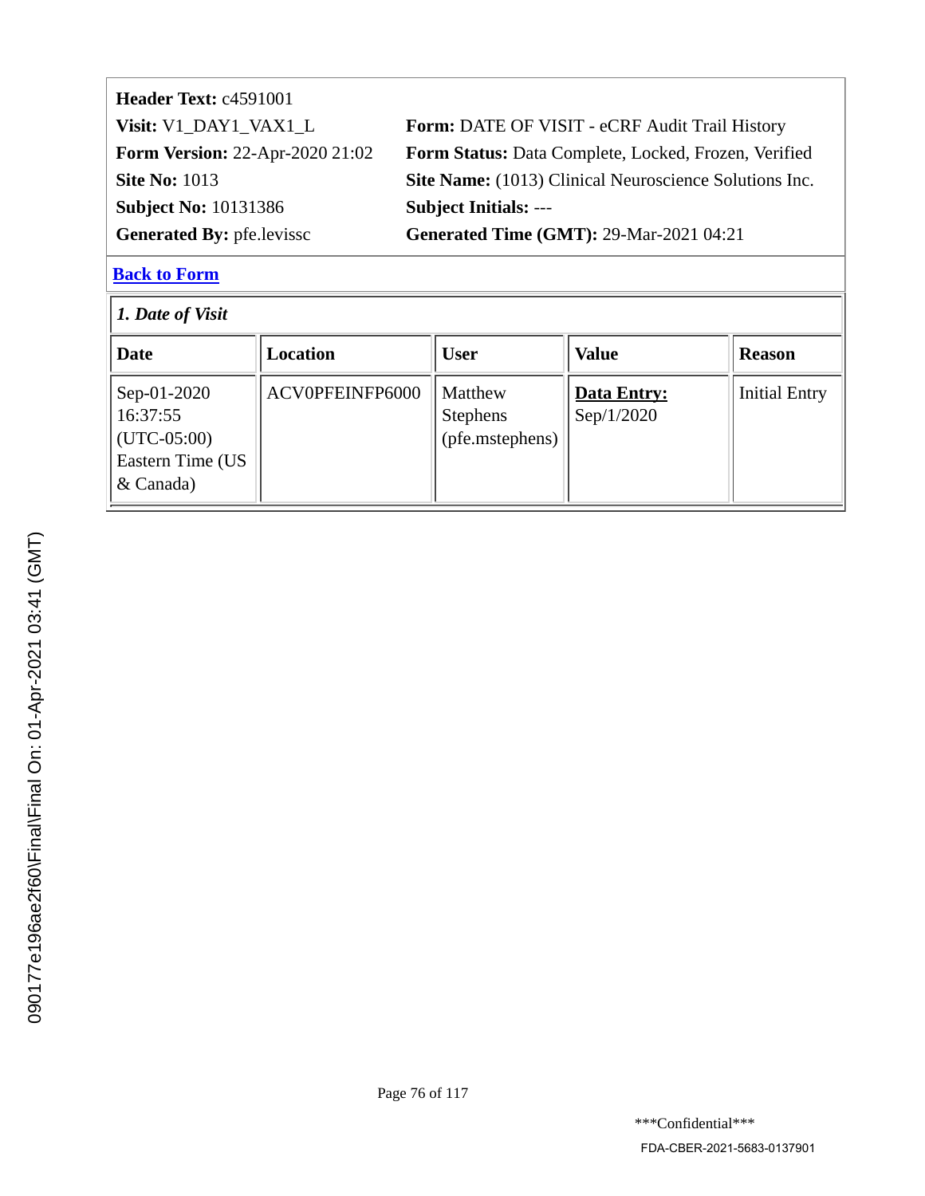**Header Text:** c4591001

**Visit:** V1_DAY1_VAX1_L

**Form:** DATE OF VISIT - eCRF Audit Trail History

**Form Version:** 22-Apr-2020 21:02

**Form Status:** Data Complete, Locked, Frozen, Verified

**Site No:** 1013

**Site Name:** (1013) Clinical Neuroscience Solutions Inc.

**Subject No:** 10131386

**Subject Initials:** ---

**Generated By:** pfe.levissc

**Generated Time (GMT):** 29-Mar-2021 04:21

**Back to Form**

*1. Date of Visit*

| Date | Location | User | Value | Reason |
|---|---|---|---|---|
| Sep-01-2020 16:37:55 (UTC-05:00) Eastern Time (US & Canada) | ACV0PFEINFP6000 | Matthew Stephens (pfe.mstephens) | **Data Entry:** Sep/1/2020 | Initial Entry |

090177e196ae2f60\Final\Final On: 01-Apr-2021 03:41 (GMT)

\*\*\*Confidential\*\*\*

FDA-CBER-2021-5683-0137901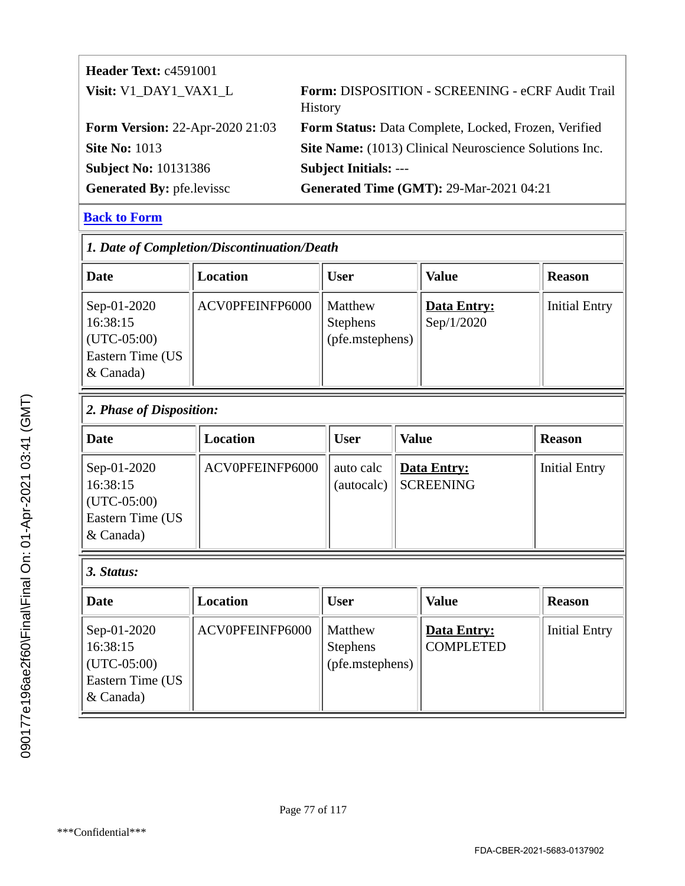| | |
|---|---|
| **Header Text:** c4591001 | |
| **Visit:** V1_DAY1_VAX1_L | **Form:** DISPOSITION - SCREENING - eCRF Audit Trail History |
| **Form Version:** 22-Apr-2020 21:03 | **Form Status:** Data Complete, Locked, Frozen, Verified |
| **Site No:** 1013 | **Site Name:** (1013) Clinical Neuroscience Solutions Inc. |
| **Subject No:** 10131386 | **Subject Initials:** --- |
| **Generated By:** pfe.levissc | **Generated Time (GMT):** 29-Mar-2021 04:21 |

**Back to Form**

### *1. Date of Completion/Discontinuation/Death*

| Date | Location | User | Value | Reason |
|---|---|---|---|---|
| Sep-01-2020 16:38:15 (UTC-05:00) Eastern Time (US & Canada) | ACV0PFEINFP6000 | Matthew Stephens (pfe.mstephens) | **Data Entry:** Sep/1/2020 | Initial Entry |

### *2. Phase of Disposition:*

| Date | Location | User | Value | Reason |
|---|---|---|---|---|
| Sep-01-2020 16:38:15 (UTC-05:00) Eastern Time (US & Canada) | ACV0PFEINFP6000 | auto calc (autocalc) | **Data Entry:** SCREENING | Initial Entry |

### *3. Status:*

| Date | Location | User | Value | Reason |
|---|---|---|---|---|
| Sep-01-2020 16:38:15 (UTC-05:00) Eastern Time (US & Canada) | ACV0PFEINFP6000 | Matthew Stephens (pfe.mstephens) | **Data Entry:** COMPLETED | Initial Entry |

\*\*\*Confidential\*\*\*

FDA-CBER-2021-5683-0137902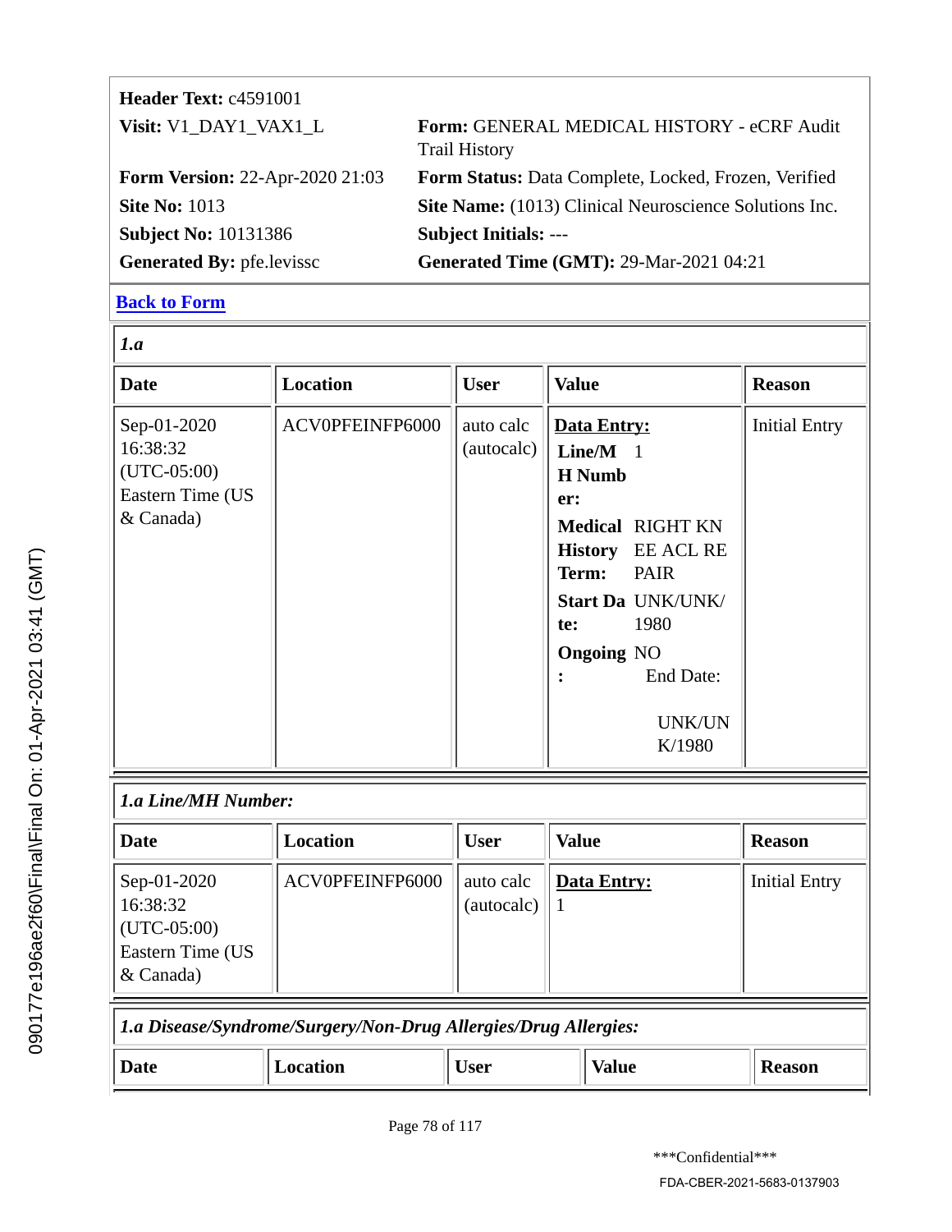| | |
|---|---|
| **Header Text:** c4591001 | |
| **Visit:** V1_DAY1_VAX1_L | **Form:** GENERAL MEDICAL HISTORY - eCRF Audit Trail History |
| **Form Version:** 22-Apr-2020 21:03 | **Form Status:** Data Complete, Locked, Frozen, Verified |
| **Site No:** 1013 | **Site Name:** (1013) Clinical Neuroscience Solutions Inc. |
| **Subject No:** 10131386 | **Subject Initials:** --- |
| **Generated By:** pfe.levissc | **Generated Time (GMT):** 29-Mar-2021 04:21 |

**Back to Form**

***1.a***

| Date | Location | User | Value | Reason |
|---|---|---|---|---|
| Sep-01-2020 16:38:32 (UTC-05:00) Eastern Time (US & Canada) | ACV0PFEINFP6000 | auto calc (autocalc) | **Data Entry:** **Line/MH Number:** 1 **Medical History Term:** RIGHT KNEE ACL REPAIR **Start Date:** UNK/UNK/1980 **Ongoing:** NO End Date: UNK/UNK/1980 | Initial Entry |

***1.a Line/MH Number:***

| Date | Location | User | Value | Reason |
|---|---|---|---|---|
| Sep-01-2020 16:38:32 (UTC-05:00) Eastern Time (US & Canada) | ACV0PFEINFP6000 | auto calc (autocalc) | **Data Entry:** 1 | Initial Entry |

***1.a Disease/Syndrome/Surgery/Non-Drug Allergies/Drug Allergies:***

| Date | Location | User | Value | Reason |
|---|---|---|---|---|

***Confidential***

FDA-CBER-2021-5683-0137903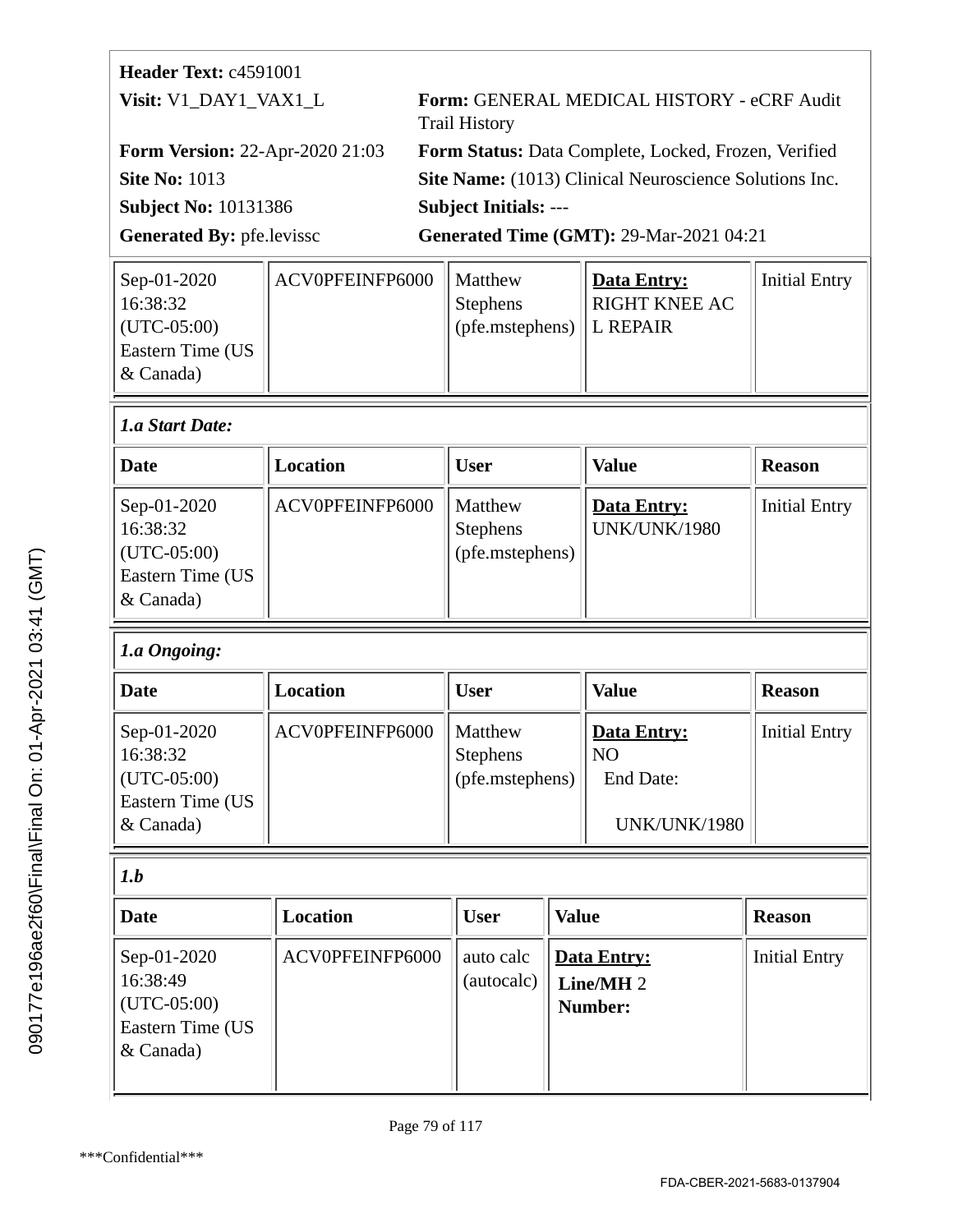**Header Text:** c4591001

**Visit:** V1_DAY1_VAX1_L

**Form:** GENERAL MEDICAL HISTORY - eCRF Audit Trail History

**Form Version:** 22-Apr-2020 21:03

**Form Status:** Data Complete, Locked, Frozen, Verified

**Site No:** 1013

**Site Name:** (1013) Clinical Neuroscience Solutions Inc.

**Subject No:** 10131386

**Subject Initials:** ---

**Generated By:** pfe.levissc

**Generated Time (GMT):** 29-Mar-2021 04:21

| | | | | |
|---|---|---|---|---|
| Sep-01-2020 16:38:32 (UTC-05:00) Eastern Time (US & Canada) | ACV0PFEINFP6000 | Matthew Stephens (pfe.mstephens) | **Data Entry:** RIGHT KNEE AC L REPAIR | Initial Entry |

***1.a Start Date:***

| Date | Location | User | Value | Reason |
|---|---|---|---|---|
| Sep-01-2020 16:38:32 (UTC-05:00) Eastern Time (US & Canada) | ACV0PFEINFP6000 | Matthew Stephens (pfe.mstephens) | **Data Entry:** UNK/UNK/1980 | Initial Entry |

***1.a Ongoing:***

| Date | Location | User | Value | Reason |
|---|---|---|---|---|
| Sep-01-2020 16:38:32 (UTC-05:00) Eastern Time (US & Canada) | ACV0PFEINFP6000 | Matthew Stephens (pfe.mstephens) | **Data Entry:** NO End Date: UNK/UNK/1980 | Initial Entry |

***1.b***

| Date | Location | User | Value | Reason |
|---|---|---|---|---|
| Sep-01-2020 16:38:49 (UTC-05:00) Eastern Time (US & Canada) | ACV0PFEINFP6000 | auto calc (autocalc) | **Data Entry:** **Line/MH Number:** 2 | Initial Entry |

***Confidential***

FDA-CBER-2021-5683-0137904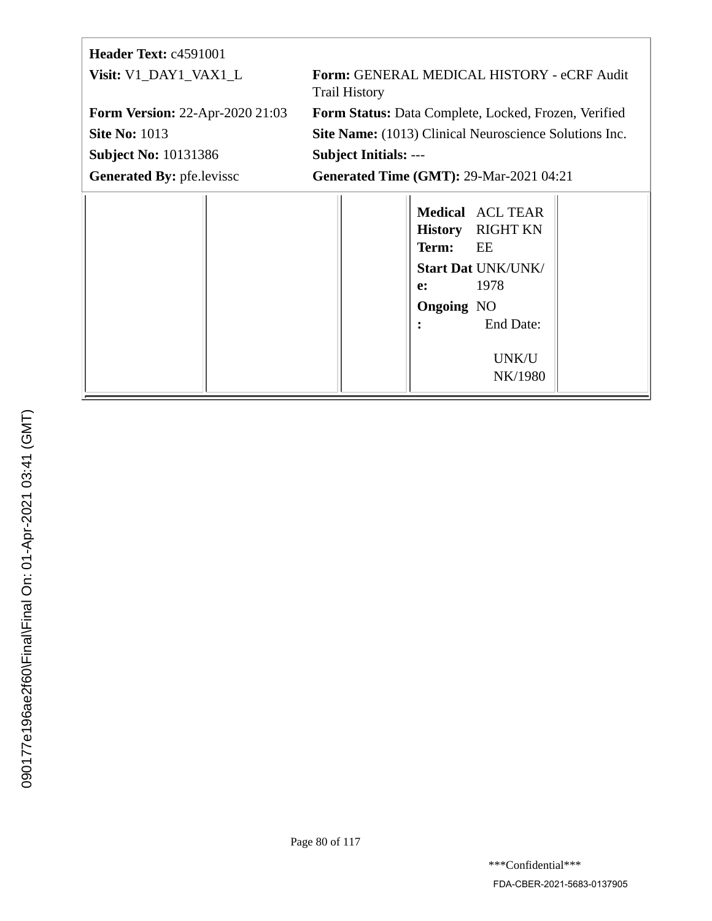| | |
|---|---|
| **Header Text:** c4591001 | |
| **Visit:** V1_DAY1_VAX1_L | **Form:** GENERAL MEDICAL HISTORY - eCRF Audit Trail History |
| **Form Version:** 22-Apr-2020 21:03 | **Form Status:** Data Complete, Locked, Frozen, Verified |
| **Site No:** 1013 | **Site Name:** (1013) Clinical Neuroscience Solutions Inc. |
| **Subject No:** 10131386 | **Subject Initials:** --- |
| **Generated By:** pfe.levissc | **Generated Time (GMT):** 29-Mar-2021 04:21 |

| | | | | |
|---|---|---|---|---|
| | | | **Medical History Term:** ACL TEAR RIGHT KNEE<br>**Start Date:** UNK/UNK/1978<br>**Ongoing:** NO<br>End Date: UNK/UNK/1980 | |

***Confidential***

FDA-CBER-2021-5683-0137905

090177e196ae2f60\Final\Final On: 01-Apr-2021 03:41 (GMT)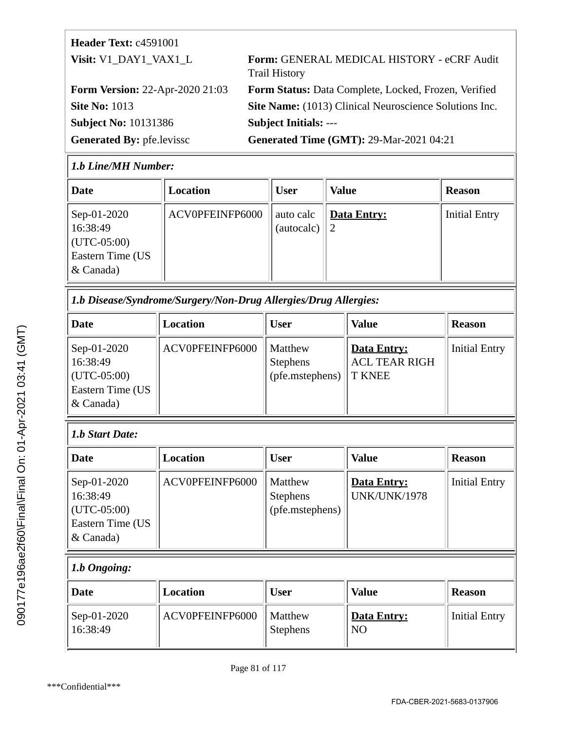| **Header Text:** c4591001 | |
|---|---|
| **Visit:** V1_DAY1_VAX1_L | **Form:** GENERAL MEDICAL HISTORY - eCRF Audit Trail History |
| **Form Version:** 22-Apr-2020 21:03 | **Form Status:** Data Complete, Locked, Frozen, Verified |
| **Site No:** 1013 | **Site Name:** (1013) Clinical Neuroscience Solutions Inc. |
| **Subject No:** 10131386 | **Subject Initials:** --- |
| **Generated By:** pfe.levissc | **Generated Time (GMT):** 29-Mar-2021 04:21 |

***1.b Line/MH Number:***

| Date | Location | User | Value | Reason |
|---|---|---|---|---|
| Sep-01-2020 16:38:49 (UTC-05:00) Eastern Time (US & Canada) | ACV0PFEINFP6000 | auto calc (autocalc) | **Data Entry:** 2 | Initial Entry |

***1.b Disease/Syndrome/Surgery/Non-Drug Allergies/Drug Allergies:***

| Date | Location | User | Value | Reason |
|---|---|---|---|---|
| Sep-01-2020 16:38:49 (UTC-05:00) Eastern Time (US & Canada) | ACV0PFEINFP6000 | Matthew Stephens (pfe.mstephens) | **Data Entry:** ACL TEAR RIGHT KNEE | Initial Entry |

***1.b Start Date:***

| Date | Location | User | Value | Reason |
|---|---|---|---|---|
| Sep-01-2020 16:38:49 (UTC-05:00) Eastern Time (US & Canada) | ACV0PFEINFP6000 | Matthew Stephens (pfe.mstephens) | **Data Entry:** UNK/UNK/1978 | Initial Entry |

***1.b Ongoing:***

| Date | Location | User | Value | Reason |
|---|---|---|---|---|
| Sep-01-2020 16:38:49 | ACV0PFEINFP6000 | Matthew Stephens | **Data Entry:** NO | Initial Entry |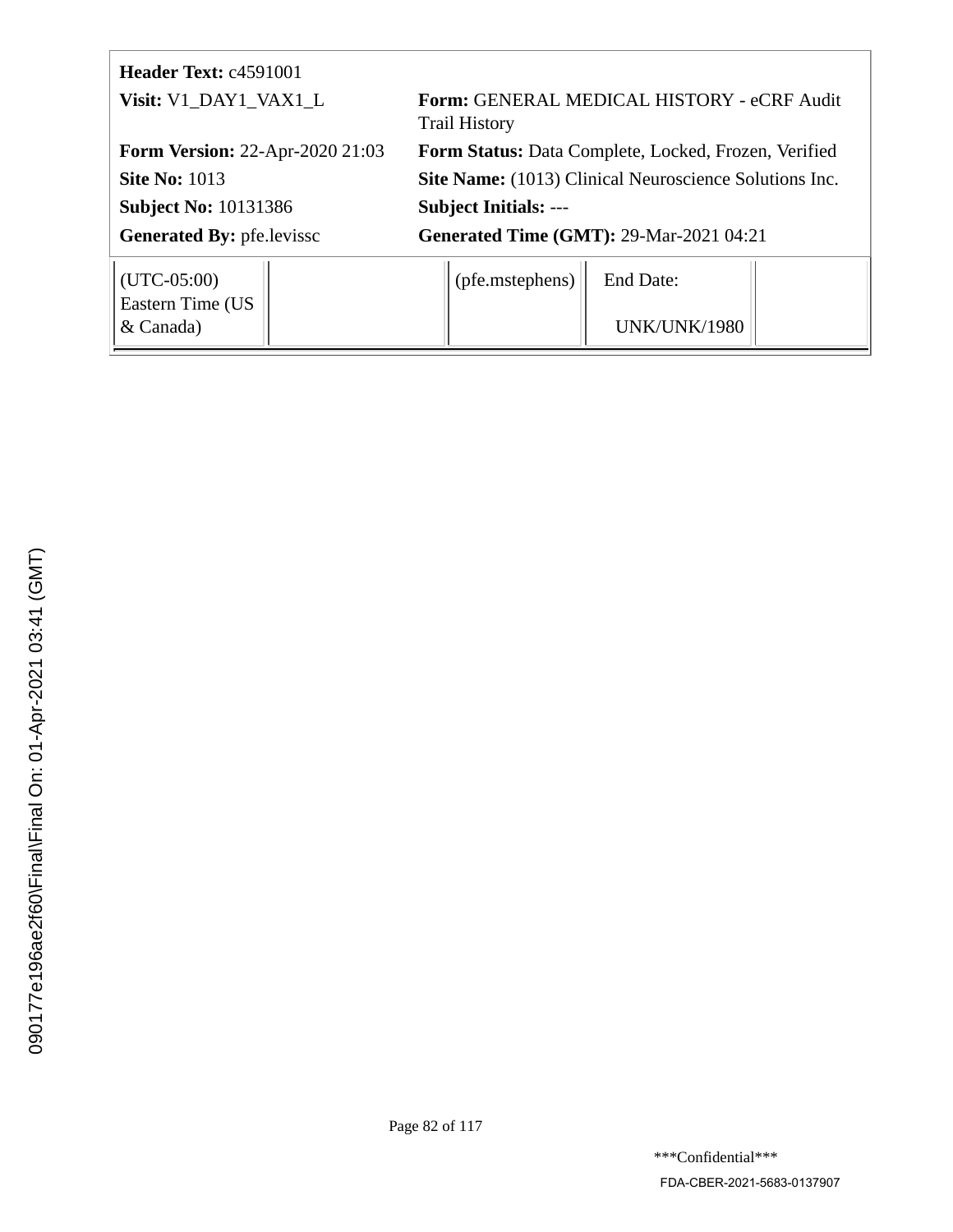| **Header Text:** c4591001 | |
|---|---|
| **Visit:** V1_DAY1_VAX1_L | **Form:** GENERAL MEDICAL HISTORY - eCRF Audit Trail History |
| **Form Version:** 22-Apr-2020 21:03 | **Form Status:** Data Complete, Locked, Frozen, Verified |
| **Site No:** 1013 | **Site Name:** (1013) Clinical Neuroscience Solutions Inc. |
| **Subject No:** 10131386 | **Subject Initials:** --- |
| **Generated By:** pfe.levissc | **Generated Time (GMT):** 29-Mar-2021 04:21 |

| | | | | |
|---|---|---|---|---|
| (UTC-05:00) Eastern Time (US & Canada) | | (pfe.mstephens) | End Date: UNK/UNK/1980 | |

090177e196ae2f60\Final\Final On: 01-Apr-2021 03:41 (GMT)

***Confidential***

FDA-CBER-2021-5683-0137907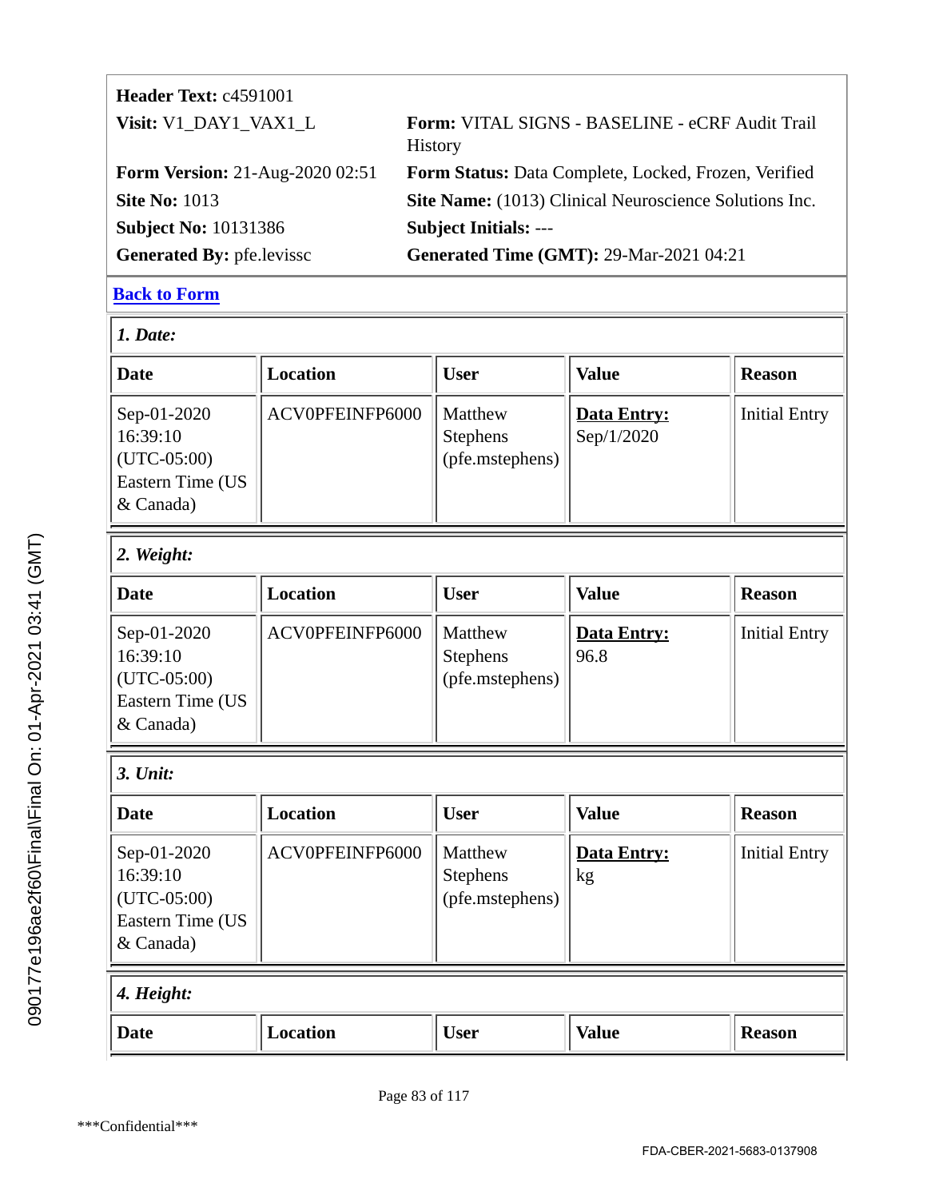| | |
|---|---|
| **Header Text:** c4591001 | |
| **Visit:** V1_DAY1_VAX1_L | **Form:** VITAL SIGNS - BASELINE - eCRF Audit Trail History |
| **Form Version:** 21-Aug-2020 02:51 | **Form Status:** Data Complete, Locked, Frozen, Verified |
| **Site No:** 1013 | **Site Name:** (1013) Clinical Neuroscience Solutions Inc. |
| **Subject No:** 10131386 | **Subject Initials:** --- |
| **Generated By:** pfe.levissc | **Generated Time (GMT):** 29-Mar-2021 04:21 |

**Back to Form**

*1. Date:*

| Date | Location | User | Value | Reason |
|---|---|---|---|---|
| Sep-01-2020 16:39:10 (UTC-05:00) Eastern Time (US & Canada) | ACV0PFEINFP6000 | Matthew Stephens (pfe.mstephens) | **Data Entry:** Sep/1/2020 | Initial Entry |

*2. Weight:*

| Date | Location | User | Value | Reason |
|---|---|---|---|---|
| Sep-01-2020 16:39:10 (UTC-05:00) Eastern Time (US & Canada) | ACV0PFEINFP6000 | Matthew Stephens (pfe.mstephens) | **Data Entry:** 96.8 | Initial Entry |

*3. Unit:*

| Date | Location | User | Value | Reason |
|---|---|---|---|---|
| Sep-01-2020 16:39:10 (UTC-05:00) Eastern Time (US & Canada) | ACV0PFEINFP6000 | Matthew Stephens (pfe.mstephens) | **Data Entry:** kg | Initial Entry |

*4. Height:*

| Date | Location | User | Value | Reason |
|---|---|---|---|---|

090177e196ae2f60\Final\Final On: 01-Apr-2021 03:41 (GMT)

\*\*\*Confidential\*\*\*

FDA-CBER-2021-5683-0137908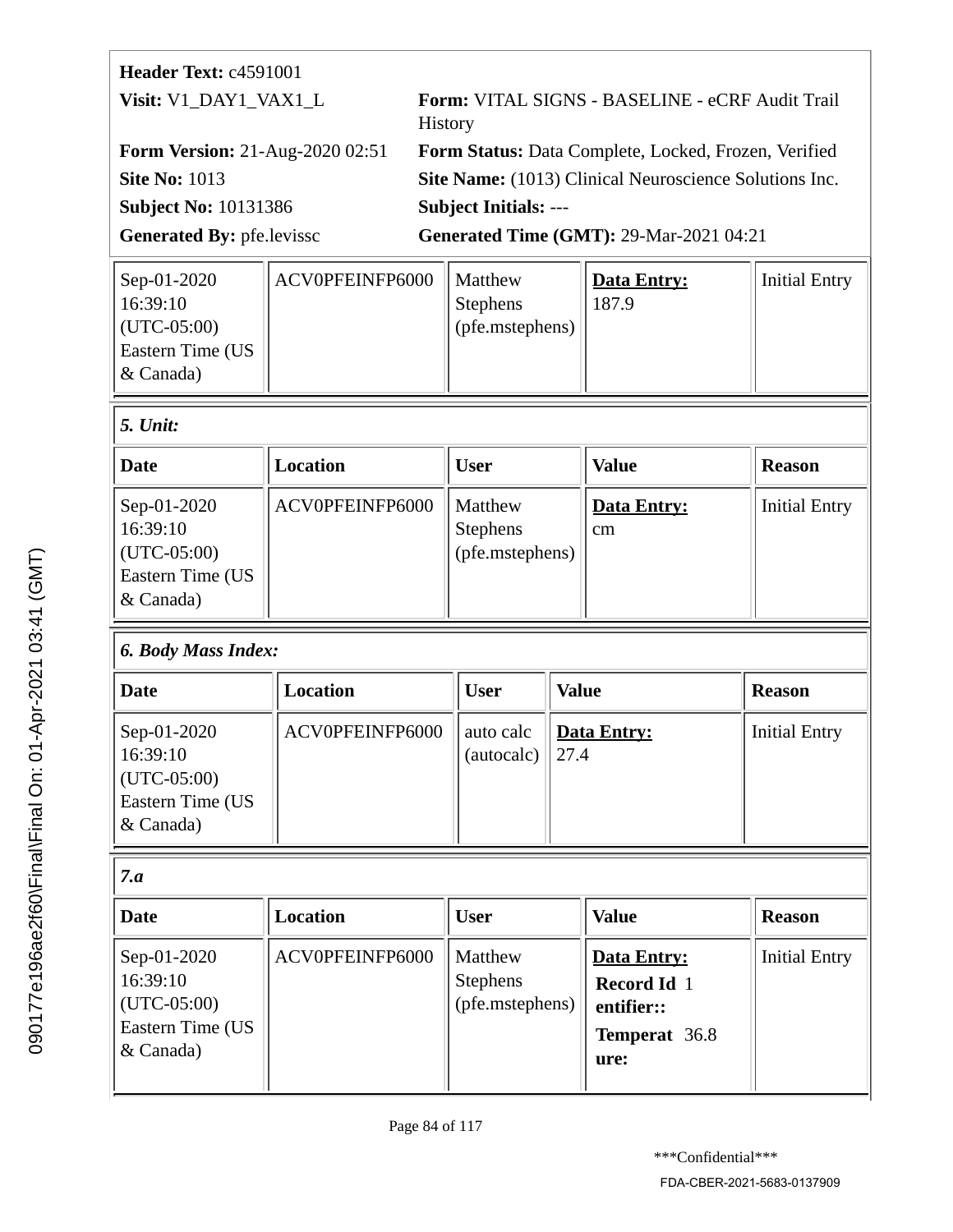**Header Text:** c4591001

**Visit:** V1_DAY1_VAX1_L

**Form:** VITAL SIGNS - BASELINE - eCRF Audit Trail History

**Form Version:** 21-Aug-2020 02:51

**Form Status:** Data Complete, Locked, Frozen, Verified

**Site No:** 1013

**Site Name:** (1013) Clinical Neuroscience Solutions Inc.

**Subject No:** 10131386

**Subject Initials:** ---

**Generated By:** pfe.levissc

**Generated Time (GMT):** 29-Mar-2021 04:21

| Date | Location | User | Value | Reason |
|---|---|---|---|---|
| Sep-01-2020 16:39:10 (UTC-05:00) Eastern Time (US & Canada) | ACV0PFEINFP6000 | Matthew Stephens (pfe.mstephens) | **Data Entry:** 187.9 | Initial Entry |

***5. Unit:***

| Date | Location | User | Value | Reason |
|---|---|---|---|---|
| Sep-01-2020 16:39:10 (UTC-05:00) Eastern Time (US & Canada) | ACV0PFEINFP6000 | Matthew Stephens (pfe.mstephens) | **Data Entry:** cm | Initial Entry |

***6. Body Mass Index:***

| Date | Location | User | Value | Reason |
|---|---|---|---|---|
| Sep-01-2020 16:39:10 (UTC-05:00) Eastern Time (US & Canada) | ACV0PFEINFP6000 | auto calc (autocalc) | **Data Entry:** 27.4 | Initial Entry |

***7.a***

| Date | Location | User | Value | Reason |
|---|---|---|---|---|
| Sep-01-2020 16:39:10 (UTC-05:00) Eastern Time (US & Canada) | ACV0PFEINFP6000 | Matthew Stephens (pfe.mstephens) | **Data Entry:** **Record Identifier::** 1 **Temperature:** 36.8 | Initial Entry |

090177e196ae2f60\Final\Final On: 01-Apr-2021 03:41 (GMT)

***Confidential***

FDA-CBER-2021-5683-0137909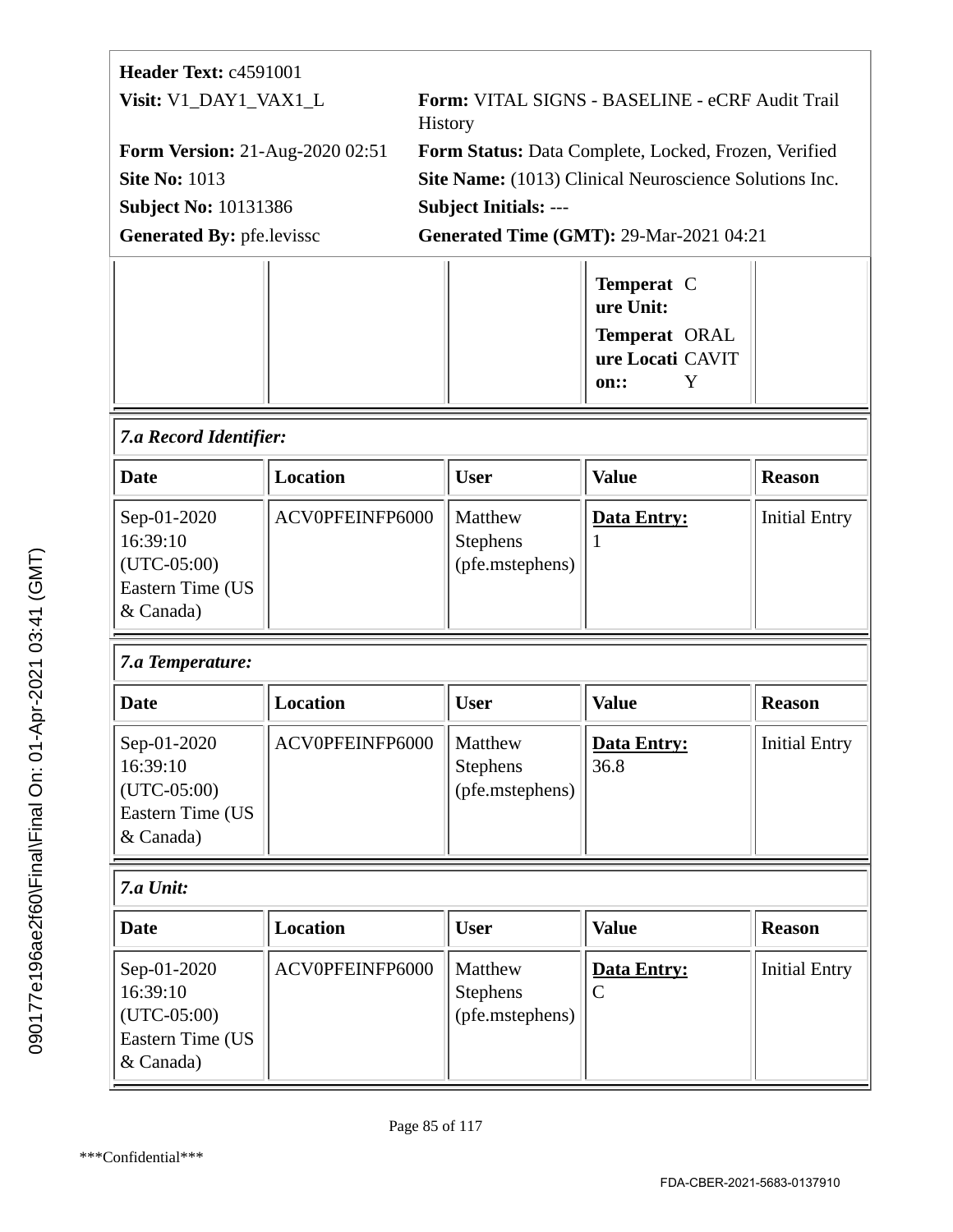**Header Text:** c4591001

**Visit:** V1_DAY1_VAX1_L

**Form:** VITAL SIGNS - BASELINE - eCRF Audit Trail History

**Form Version:** 21-Aug-2020 02:51

**Form Status:** Data Complete, Locked, Frozen, Verified

**Site No:** 1013

**Site Name:** (1013) Clinical Neuroscience Solutions Inc.

**Subject No:** 10131386

**Subject Initials:** ---

**Generated By:** pfe.levissc

**Generated Time (GMT):** 29-Mar-2021 04:21

| | | | | |
|---|---|---|---|---|
| | | | **Temperature Unit:** C<br>**Temperature Location::** ORAL CAVITY | |

*7.a Record Identifier:*

| Date | Location | User | Value | Reason |
|---|---|---|---|---|
| Sep-01-2020 16:39:10 (UTC-05:00) Eastern Time (US & Canada) | ACV0PFEINFP6000 | Matthew Stephens (pfe.mstephens) | **Data Entry:** 1 | Initial Entry |

*7.a Temperature:*

| Date | Location | User | Value | Reason |
|---|---|---|---|---|
| Sep-01-2020 16:39:10 (UTC-05:00) Eastern Time (US & Canada) | ACV0PFEINFP6000 | Matthew Stephens (pfe.mstephens) | **Data Entry:** 36.8 | Initial Entry |

*7.a Unit:*

| Date | Location | User | Value | Reason |
|---|---|---|---|---|
| Sep-01-2020 16:39:10 (UTC-05:00) Eastern Time (US & Canada) | ACV0PFEINFP6000 | Matthew Stephens (pfe.mstephens) | **Data Entry:** C | Initial Entry |

***Confidential***

FDA-CBER-2021-5683-0137910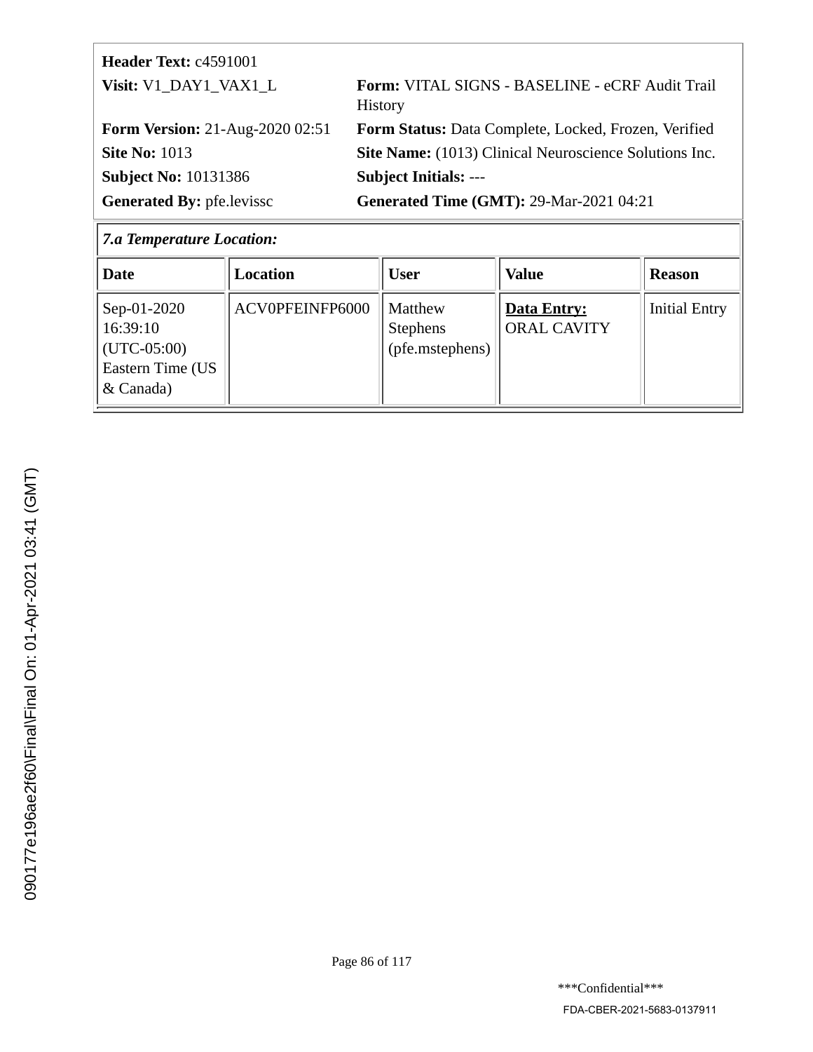| | |
|---|---|
| **Header Text:** c4591001 | |
| **Visit:** V1_DAY1_VAX1_L | **Form:** VITAL SIGNS - BASELINE - eCRF Audit Trail History |
| **Form Version:** 21-Aug-2020 02:51 | **Form Status:** Data Complete, Locked, Frozen, Verified |
| **Site No:** 1013 | **Site Name:** (1013) Clinical Neuroscience Solutions Inc. |
| **Subject No:** 10131386 | **Subject Initials:** --- |
| **Generated By:** pfe.levissc | **Generated Time (GMT):** 29-Mar-2021 04:21 |

***7.a Temperature Location:***

| Date | Location | User | Value | Reason |
|---|---|---|---|---|
| Sep-01-2020 16:39:10 (UTC-05:00) Eastern Time (US & Canada) | ACV0PFEINFP6000 | Matthew Stephens (pfe.mstephens) | **Data Entry:** ORAL CAVITY | Initial Entry |

090177e196ae2f60\Final\Final On: 01-Apr-2021 03:41 (GMT)

***Confidential***

FDA-CBER-2021-5683-0137911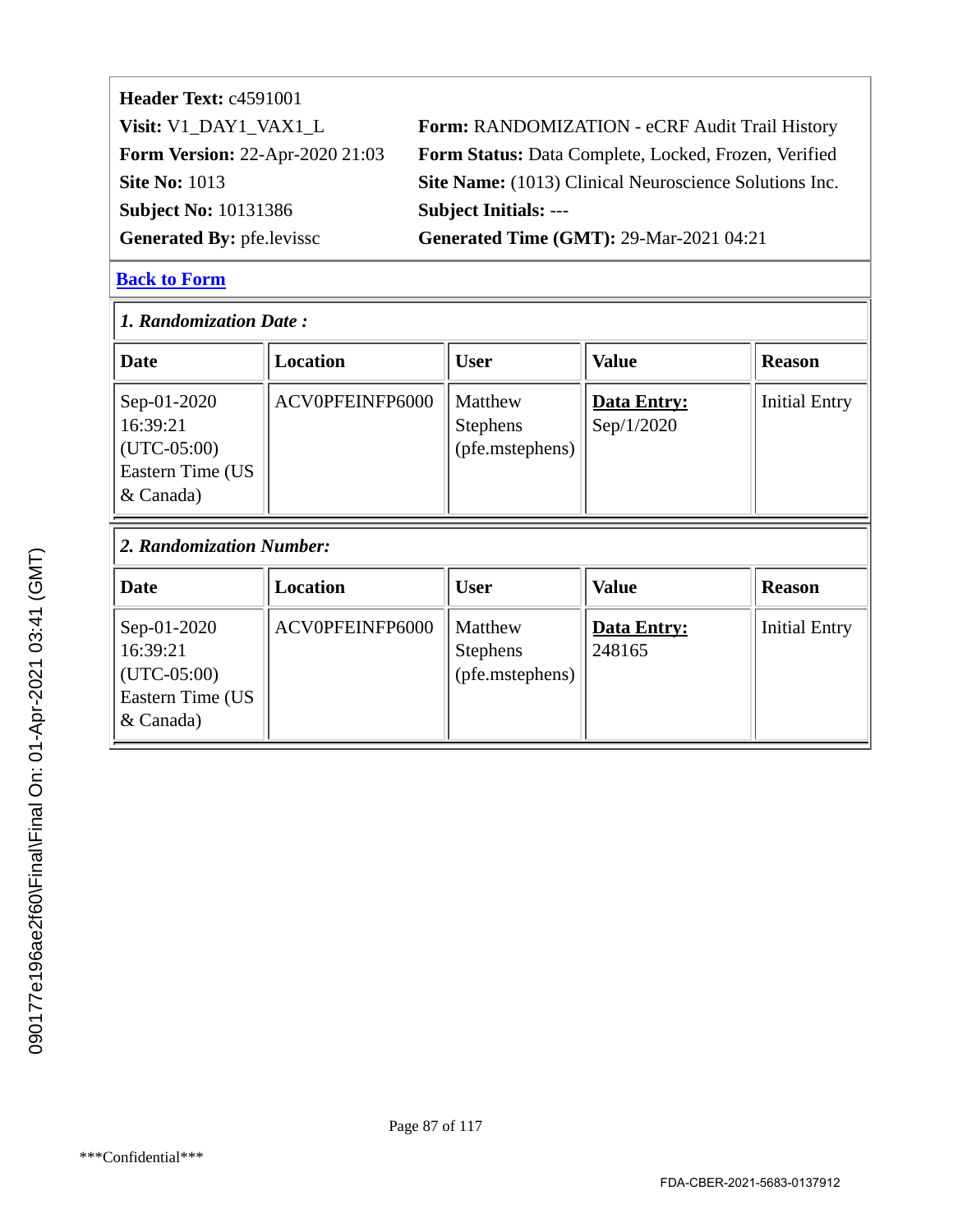**Header Text:** c4591001

**Visit:** V1_DAY1_VAX1_L
**Form:** RANDOMIZATION - eCRF Audit Trail History
**Form Version:** 22-Apr-2020 21:03
**Form Status:** Data Complete, Locked, Frozen, Verified
**Site No:** 1013
**Site Name:** (1013) Clinical Neuroscience Solutions Inc.
**Subject No:** 10131386
**Subject Initials:** ---
**Generated By:** pfe.levissc
**Generated Time (GMT):** 29-Mar-2021 04:21

Back to Form

***1. Randomization Date :***

| Date | Location | User | Value | Reason |
|---|---|---|---|---|
| Sep-01-2020 16:39:21 (UTC-05:00) Eastern Time (US & Canada) | ACV0PFEINFP6000 | Matthew Stephens (pfe.mstephens) | **Data Entry:** Sep/1/2020 | Initial Entry |

***2. Randomization Number:***

| Date | Location | User | Value | Reason |
|---|---|---|---|---|
| Sep-01-2020 16:39:21 (UTC-05:00) Eastern Time (US & Canada) | ACV0PFEINFP6000 | Matthew Stephens (pfe.mstephens) | **Data Entry:** 248165 | Initial Entry |

090177e196ae2f60\Final\Final On: 01-Apr-2021 03:41 (GMT)

***Confidential***

FDA-CBER-2021-5683-0137912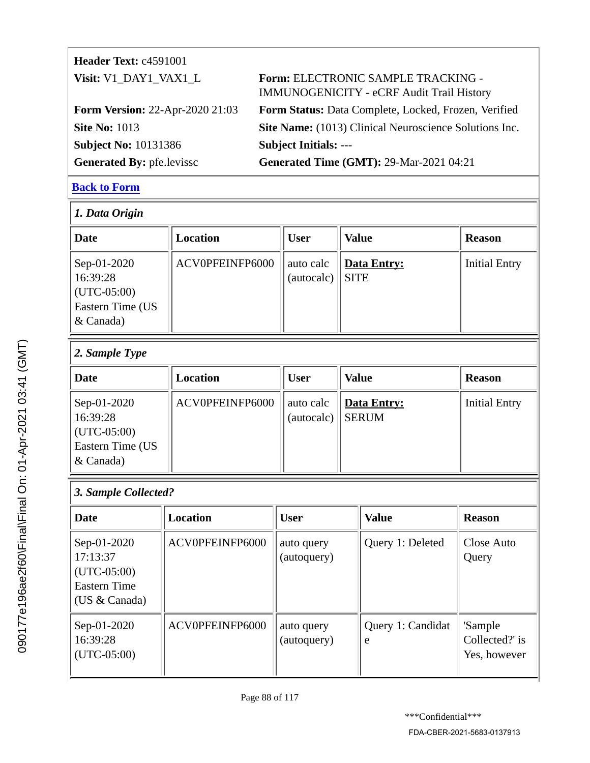**Header Text:** c4591001

| | |
|---|---|
| **Visit:** V1_DAY1_VAX1_L | **Form:** ELECTRONIC SAMPLE TRACKING - IMMUNOGENICITY - eCRF Audit Trail History |
| **Form Version:** 22-Apr-2020 21:03 | **Form Status:** Data Complete, Locked, Frozen, Verified |
| **Site No:** 1013 | **Site Name:** (1013) Clinical Neuroscience Solutions Inc. |
| **Subject No:** 10131386 | **Subject Initials:** --- |
| **Generated By:** pfe.levissc | **Generated Time (GMT):** 29-Mar-2021 04:21 |

**Back to Form**

### *1. Data Origin*

| Date | Location | User | Value | Reason |
|---|---|---|---|---|
| Sep-01-2020 16:39:28 (UTC-05:00) Eastern Time (US & Canada) | ACV0PFEINFP6000 | auto calc (autocalc) | **Data Entry:** SITE | Initial Entry |

### *2. Sample Type*

| Date | Location | User | Value | Reason |
|---|---|---|---|---|
| Sep-01-2020 16:39:28 (UTC-05:00) Eastern Time (US & Canada) | ACV0PFEINFP6000 | auto calc (autocalc) | **Data Entry:** SERUM | Initial Entry |

### *3. Sample Collected?*

| Date | Location | User | Value | Reason |
|---|---|---|---|---|
| Sep-01-2020 17:13:37 (UTC-05:00) Eastern Time (US & Canada) | ACV0PFEINFP6000 | auto query (autoquery) | Query 1: Deleted | Close Auto Query |
| Sep-01-2020 16:39:28 (UTC-05:00) | ACV0PFEINFP6000 | auto query (autoquery) | Query 1: Candidate | 'Sample Collected?' is Yes, however |

***Confidential***

FDA-CBER-2021-5683-0137913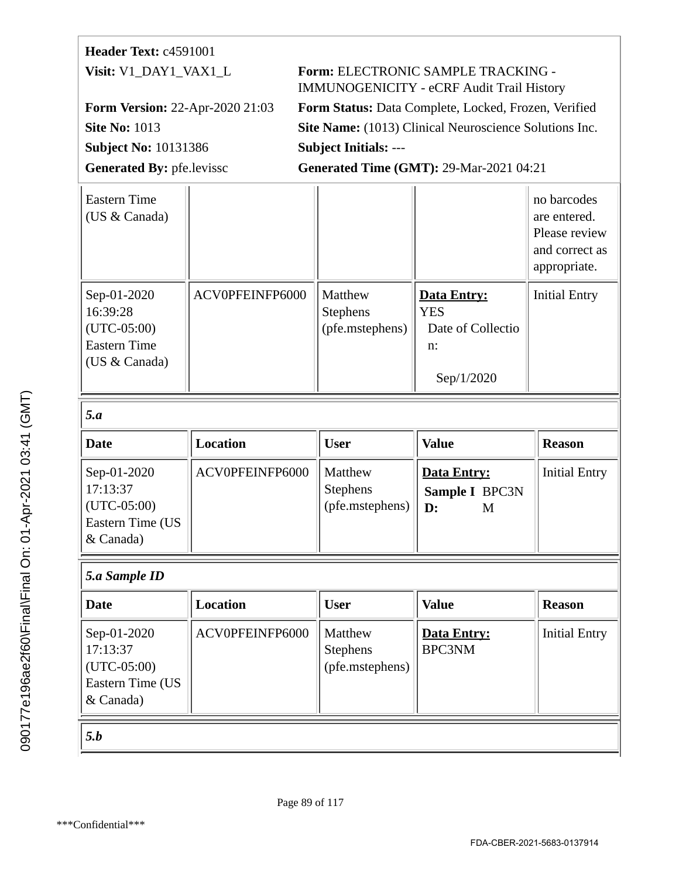**Header Text:** c4591001

**Visit:** V1_DAY1_VAX1_L

**Form:** ELECTRONIC SAMPLE TRACKING - IMMUNOGENICITY - eCRF Audit Trail History

**Form Version:** 22-Apr-2020 21:03

**Form Status:** Data Complete, Locked, Frozen, Verified

**Site No:** 1013

**Site Name:** (1013) Clinical Neuroscience Solutions Inc.

**Subject No:** 10131386

**Subject Initials:** ---

**Generated By:** pfe.levissc

**Generated Time (GMT):** 29-Mar-2021 04:21

| | | | | |
|---|---|---|---|---|
| Eastern Time (US & Canada) | | | | no barcodes are entered. Please review and correct as appropriate. |
| Sep-01-2020 16:39:28 (UTC-05:00) Eastern Time (US & Canada) | ACV0PFEINFP6000 | Matthew Stephens (pfe.mstephens) | **Data Entry:** YES Date of Collection: Sep/1/2020 | Initial Entry |

***5.a***

| Date | Location | User | Value | Reason |
|---|---|---|---|---|
| Sep-01-2020 17:13:37 (UTC-05:00) Eastern Time (US & Canada) | ACV0PFEINFP6000 | Matthew Stephens (pfe.mstephens) | **Data Entry:** **Sample ID:** BPC3NM | Initial Entry |

***5.a Sample ID***

| Date | Location | User | Value | Reason |
|---|---|---|---|---|
| Sep-01-2020 17:13:37 (UTC-05:00) Eastern Time (US & Canada) | ACV0PFEINFP6000 | Matthew Stephens (pfe.mstephens) | **Data Entry:** BPC3NM | Initial Entry |

***5.b***

090177e196ae2f60\Final\Final On: 01-Apr-2021 03:41 (GMT)

***Confidential***

FDA-CBER-2021-5683-0137914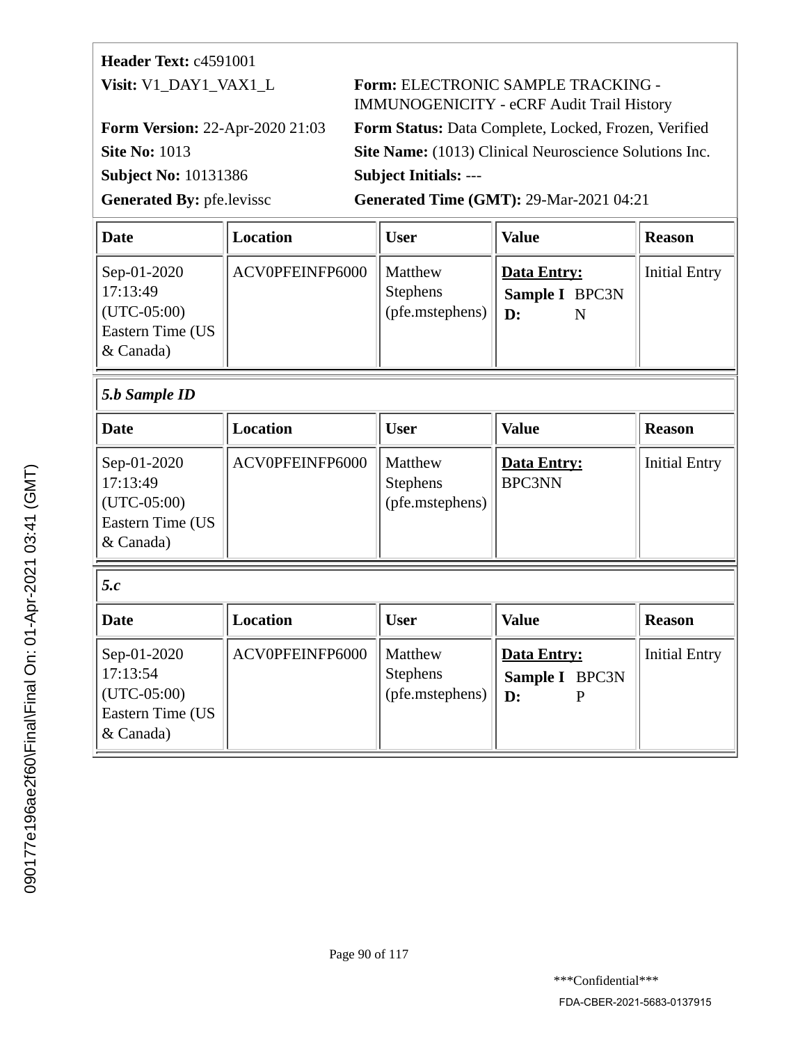**Header Text:** c4591001

**Visit:** V1_DAY1_VAX1_L

**Form:** ELECTRONIC SAMPLE TRACKING - IMMUNOGENICITY - eCRF Audit Trail History

**Form Version:** 22-Apr-2020 21:03

**Form Status:** Data Complete, Locked, Frozen, Verified

**Site No:** 1013

**Site Name:** (1013) Clinical Neuroscience Solutions Inc.

**Subject No:** 10131386

**Subject Initials:** ---

**Generated By:** pfe.levissc

**Generated Time (GMT):** 29-Mar-2021 04:21

| Date | Location | User | Value | Reason |
|---|---|---|---|---|
| Sep-01-2020 17:13:49 (UTC-05:00) Eastern Time (US & Canada) | ACV0PFEINFP6000 | Matthew Stephens (pfe.mstephens) | **Data Entry:** **Sample ID:** BPC3NN | Initial Entry |

***5.b Sample ID***

| Date | Location | User | Value | Reason |
|---|---|---|---|---|
| Sep-01-2020 17:13:49 (UTC-05:00) Eastern Time (US & Canada) | ACV0PFEINFP6000 | Matthew Stephens (pfe.mstephens) | **Data Entry:** BPC3NN | Initial Entry |

***5.c***

| Date | Location | User | Value | Reason |
|---|---|---|---|---|
| Sep-01-2020 17:13:54 (UTC-05:00) Eastern Time (US & Canada) | ACV0PFEINFP6000 | Matthew Stephens (pfe.mstephens) | **Data Entry:** **Sample ID:** BPC3NP | Initial Entry |

***Confidential***

FDA-CBER-2021-5683-0137915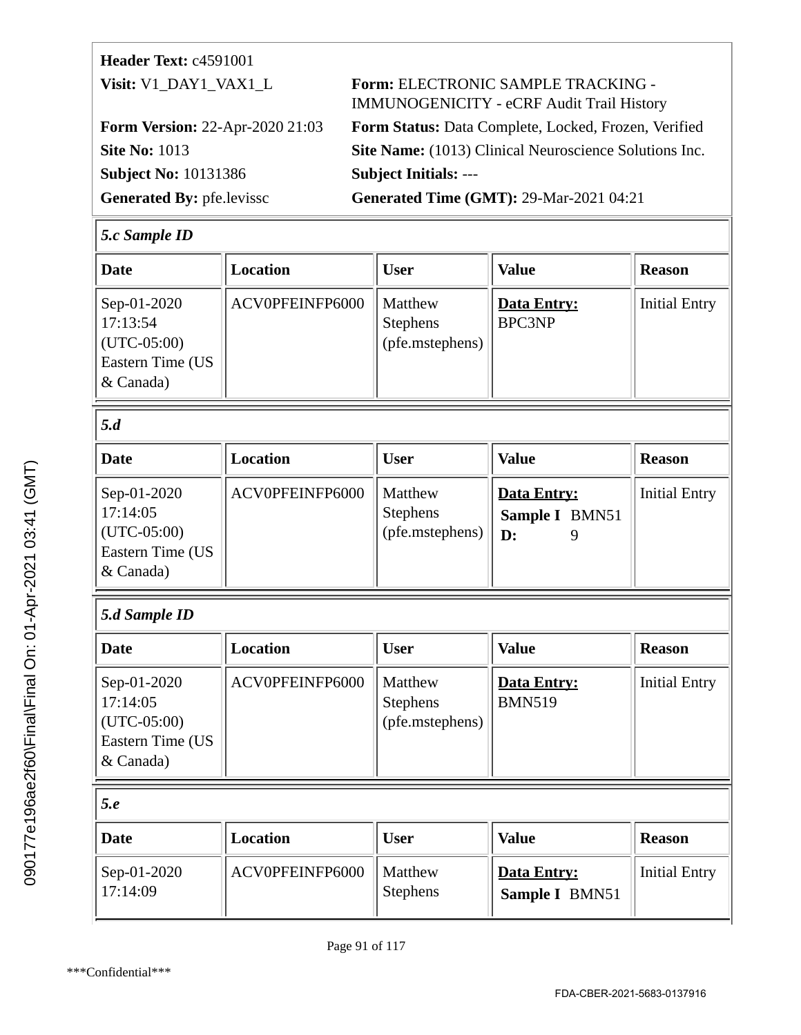**Header Text:** c4591001

**Visit:** V1_DAY1_VAX1_L

**Form:** ELECTRONIC SAMPLE TRACKING - IMMUNOGENICITY - eCRF Audit Trail History

**Form Version:** 22-Apr-2020 21:03

**Form Status:** Data Complete, Locked, Frozen, Verified

**Site No:** 1013

**Site Name:** (1013) Clinical Neuroscience Solutions Inc.

**Subject No:** 10131386

**Subject Initials:** ---

**Generated By:** pfe.levissc

**Generated Time (GMT):** 29-Mar-2021 04:21

***5.c Sample ID***

| Date | Location | User | Value | Reason |
|---|---|---|---|---|
| Sep-01-2020 17:13:54 (UTC-05:00) Eastern Time (US & Canada) | ACV0PFEINFP6000 | Matthew Stephens (pfe.mstephens) | **Data Entry:** BPC3NP | Initial Entry |

***5.d***

| Date | Location | User | Value | Reason |
|---|---|---|---|---|
| Sep-01-2020 17:14:05 (UTC-05:00) Eastern Time (US & Canada) | ACV0PFEINFP6000 | Matthew Stephens (pfe.mstephens) | **Data Entry:** **Sample ID:** BMN519 | Initial Entry |

***5.d Sample ID***

| Date | Location | User | Value | Reason |
|---|---|---|---|---|
| Sep-01-2020 17:14:05 (UTC-05:00) Eastern Time (US & Canada) | ACV0PFEINFP6000 | Matthew Stephens (pfe.mstephens) | **Data Entry:** BMN519 | Initial Entry |

***5.e***

| Date | Location | User | Value | Reason |
|---|---|---|---|---|
| Sep-01-2020 17:14:09 | ACV0PFEINFP6000 | Matthew Stephens | **Data Entry:** **Sample I** BMN51 | Initial Entry |

***Confidential***

FDA-CBER-2021-5683-0137916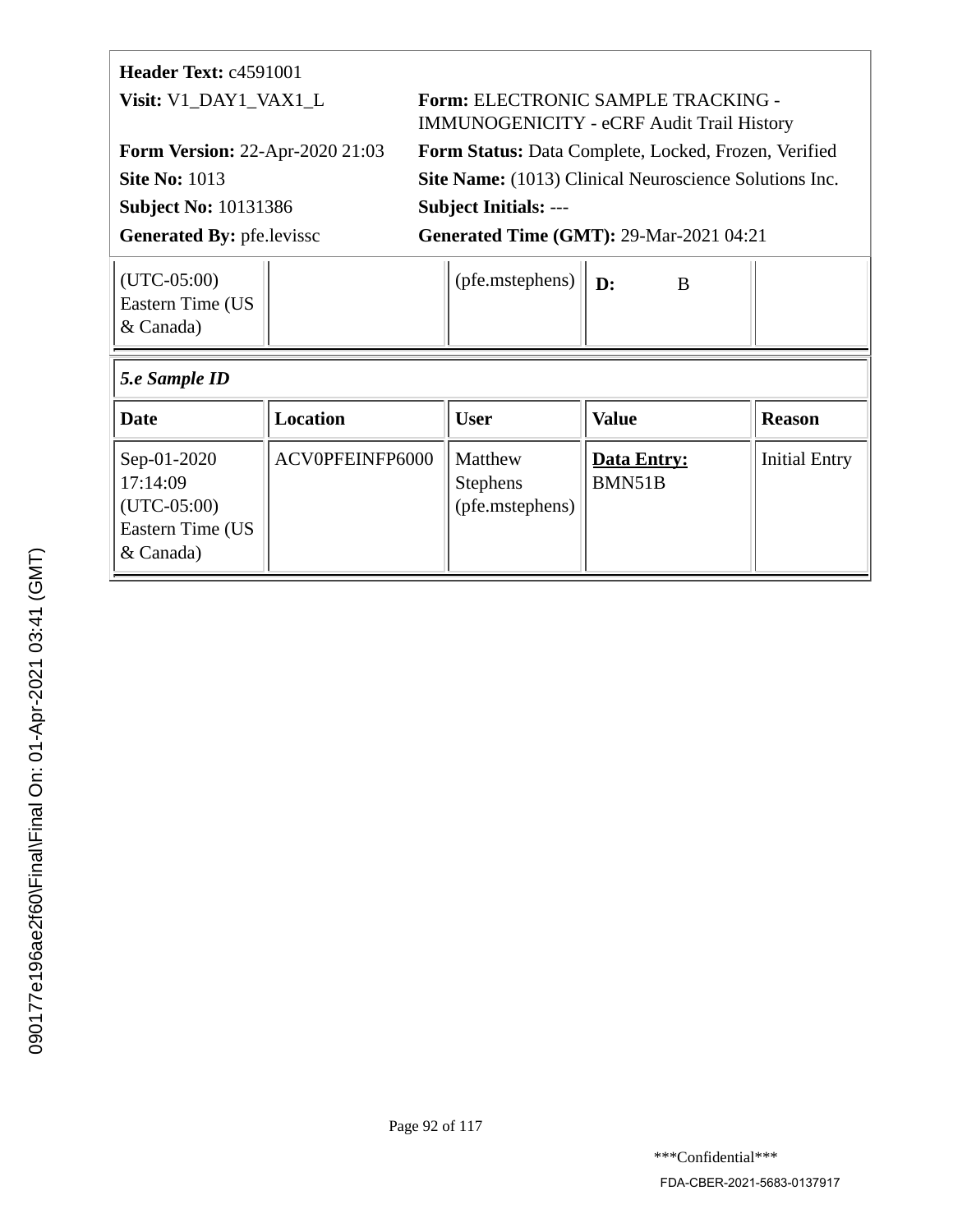**Header Text:** c4591001

**Visit:** V1_DAY1_VAX1_L

**Form:** ELECTRONIC SAMPLE TRACKING - IMMUNOGENICITY - eCRF Audit Trail History

**Form Version:** 22-Apr-2020 21:03

**Form Status:** Data Complete, Locked, Frozen, Verified

**Site No:** 1013

**Site Name:** (1013) Clinical Neuroscience Solutions Inc.

**Subject No:** 10131386

**Subject Initials:** ---

**Generated By:** pfe.levissc

**Generated Time (GMT):** 29-Mar-2021 04:21

| | | | | |
|---|---|---|---|---|
| (UTC-05:00) Eastern Time (US & Canada) | | (pfe.mstephens) | **D:** B | |

***5.e Sample ID***

| Date | Location | User | Value | Reason |
|---|---|---|---|---|
| Sep-01-2020 17:14:09 (UTC-05:00) Eastern Time (US & Canada) | ACV0PFEINFP6000 | Matthew Stephens (pfe.mstephens) | **Data Entry:** BMN51B | Initial Entry |

***Confidential***

FDA-CBER-2021-5683-0137917

090177e196ae2f60\Final\Final On: 01-Apr-2021 03:41 (GMT)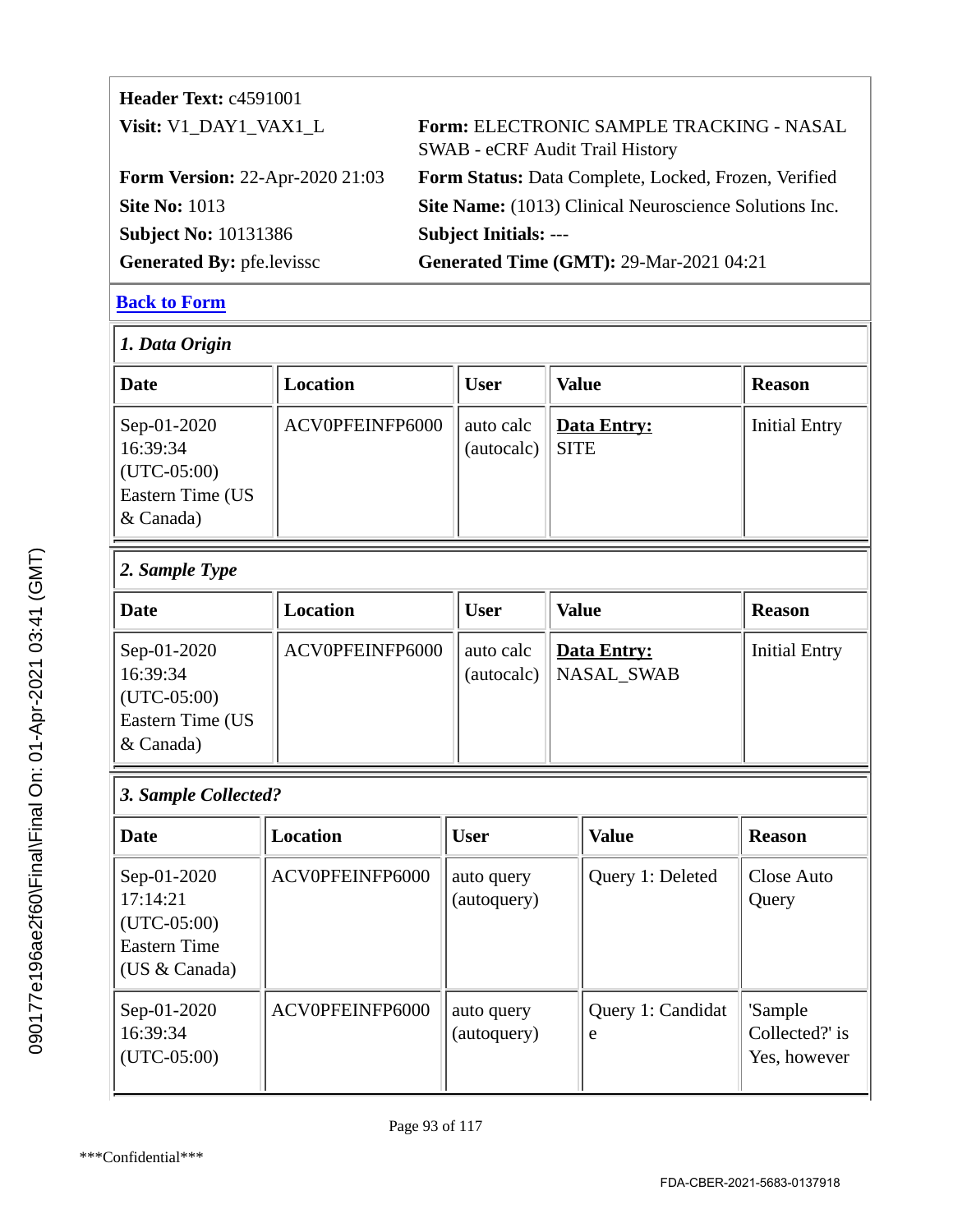**Header Text:** c4591001

**Visit:** V1_DAY1_VAX1_L

**Form:** ELECTRONIC SAMPLE TRACKING - NASAL SWAB - eCRF Audit Trail History

**Form Version:** 22-Apr-2020 21:03

**Form Status:** Data Complete, Locked, Frozen, Verified

**Site No:** 1013

**Site Name:** (1013) Clinical Neuroscience Solutions Inc.

**Subject No:** 10131386

**Subject Initials:** ---

**Generated By:** pfe.levissc

**Generated Time (GMT):** 29-Mar-2021 04:21

**Back to Form**

### *1. Data Origin*

| Date | Location | User | Value | Reason |
|---|---|---|---|---|
| Sep-01-2020 16:39:34 (UTC-05:00) Eastern Time (US & Canada) | ACV0PFEINFP6000 | auto calc (autocalc) | **Data Entry:** SITE | Initial Entry |

### *2. Sample Type*

| Date | Location | User | Value | Reason |
|---|---|---|---|---|
| Sep-01-2020 16:39:34 (UTC-05:00) Eastern Time (US & Canada) | ACV0PFEINFP6000 | auto calc (autocalc) | **Data Entry:** NASAL_SWAB | Initial Entry |

### *3. Sample Collected?*

| Date | Location | User | Value | Reason |
|---|---|---|---|---|
| Sep-01-2020 17:14:21 (UTC-05:00) Eastern Time (US & Canada) | ACV0PFEINFP6000 | auto query (autoquery) | Query 1: Deleted | Close Auto Query |
| Sep-01-2020 16:39:34 (UTC-05:00) | ACV0PFEINFP6000 | auto query (autoquery) | Query 1: Candidate | 'Sample Collected?' is Yes, however |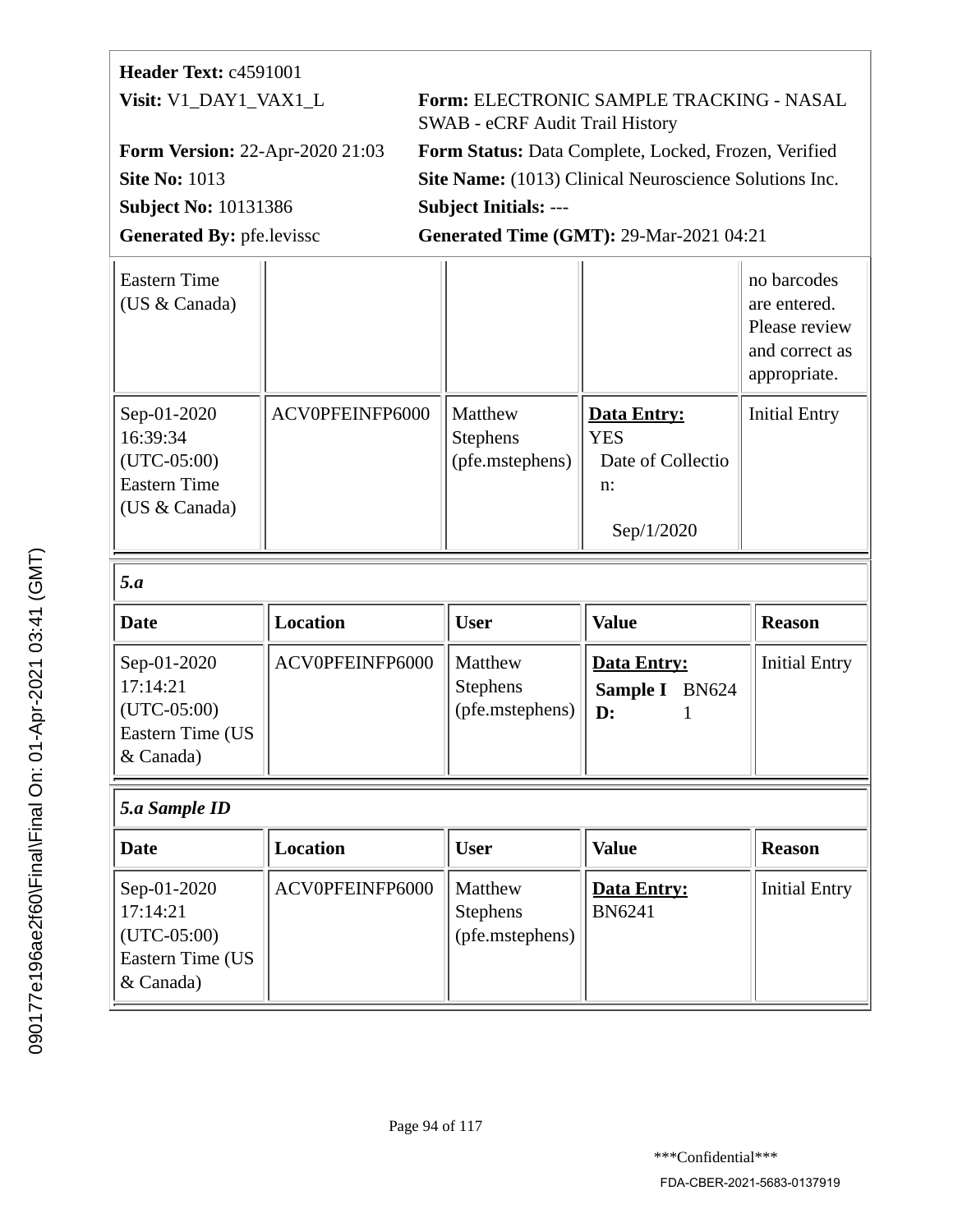**Header Text:** c4591001

**Visit:** V1_DAY1_VAX1_L

**Form:** ELECTRONIC SAMPLE TRACKING - NASAL SWAB - eCRF Audit Trail History

**Form Version:** 22-Apr-2020 21:03

**Form Status:** Data Complete, Locked, Frozen, Verified

**Site No:** 1013

**Site Name:** (1013) Clinical Neuroscience Solutions Inc.

**Subject No:** 10131386

**Subject Initials:** ---

**Generated By:** pfe.levissc

**Generated Time (GMT):** 29-Mar-2021 04:21

| | | | | |
|---|---|---|---|---|
| Eastern Time (US & Canada) | | | | no barcodes are entered. Please review and correct as appropriate. |
| Sep-01-2020 16:39:34 (UTC-05:00) Eastern Time (US & Canada) | ACV0PFEINFP6000 | Matthew Stephens (pfe.mstephens) | **Data Entry:** YES Date of Collection: Sep/1/2020 | Initial Entry |

***5.a***

| Date | Location | User | Value | Reason |
|---|---|---|---|---|
| Sep-01-2020 17:14:21 (UTC-05:00) Eastern Time (US & Canada) | ACV0PFEINFP6000 | Matthew Stephens (pfe.mstephens) | **Data Entry:** **Sample ID:** BN6241 | Initial Entry |

***5.a Sample ID***

| Date | Location | User | Value | Reason |
|---|---|---|---|---|
| Sep-01-2020 17:14:21 (UTC-05:00) Eastern Time (US & Canada) | ACV0PFEINFP6000 | Matthew Stephens (pfe.mstephens) | **Data Entry:** BN6241 | Initial Entry |

***Confidential***

FDA-CBER-2021-5683-0137919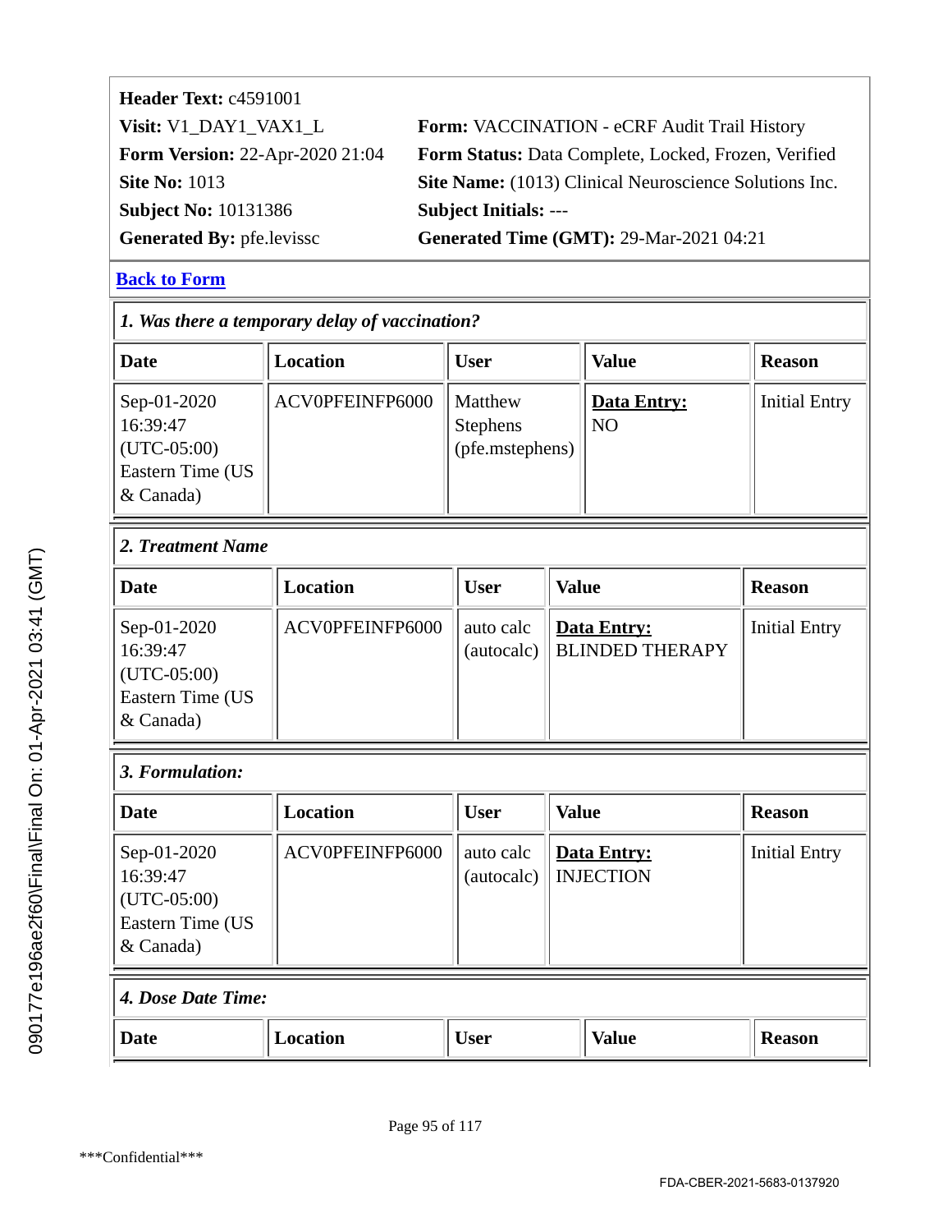**Header Text:** c4591001

**Visit:** V1_DAY1_VAX1_L  **Form:** VACCINATION - eCRF Audit Trail History

**Form Version:** 22-Apr-2020 21:04  **Form Status:** Data Complete, Locked, Frozen, Verified

**Site No:** 1013  **Site Name:** (1013) Clinical Neuroscience Solutions Inc.

**Subject No:** 10131386  **Subject Initials:** ---

**Generated By:** pfe.levissc  **Generated Time (GMT):** 29-Mar-2021 04:21

**Back to Form**

***1. Was there a temporary delay of vaccination?***

| Date | Location | User | Value | Reason |
|---|---|---|---|---|
| Sep-01-2020 16:39:47 (UTC-05:00) Eastern Time (US & Canada) | ACV0PFEINFP6000 | Matthew Stephens (pfe.mstephens) | **Data Entry:** NO | Initial Entry |

***2. Treatment Name***

| Date | Location | User | Value | Reason |
|---|---|---|---|---|
| Sep-01-2020 16:39:47 (UTC-05:00) Eastern Time (US & Canada) | ACV0PFEINFP6000 | auto calc (autocalc) | **Data Entry:** BLINDED THERAPY | Initial Entry |

***3. Formulation:***

| Date | Location | User | Value | Reason |
|---|---|---|---|---|
| Sep-01-2020 16:39:47 (UTC-05:00) Eastern Time (US & Canada) | ACV0PFEINFP6000 | auto calc (autocalc) | **Data Entry:** INJECTION | Initial Entry |

***4. Dose Date Time:***

| Date | Location | User | Value | Reason |
|---|---|---|---|---|

***Confidential***

FDA-CBER-2021-5683-0137920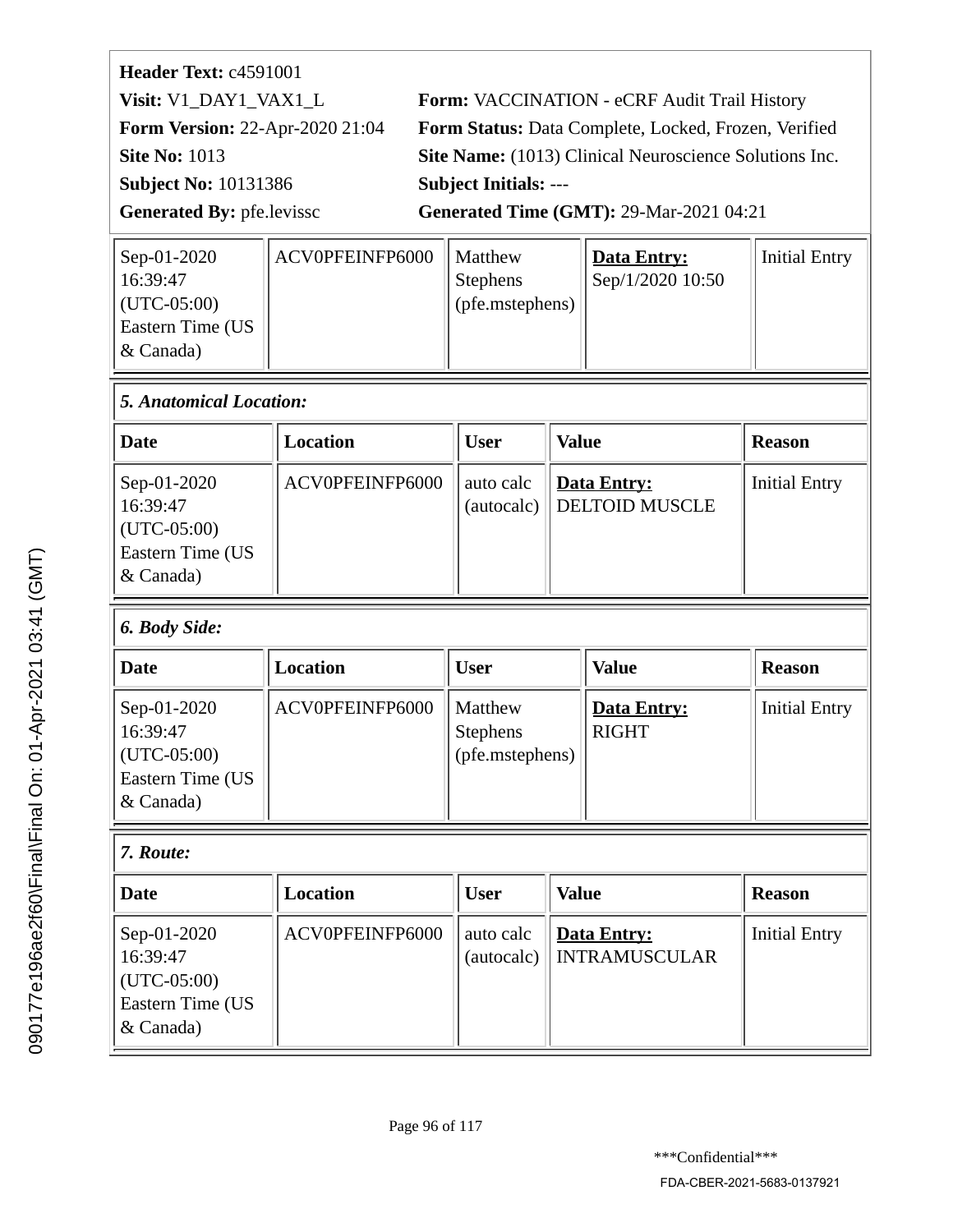**Header Text:** c4591001

**Visit:** V1_DAY1_VAX1_L

**Form:** VACCINATION - eCRF Audit Trail History

**Form Version:** 22-Apr-2020 21:04

**Form Status:** Data Complete, Locked, Frozen, Verified

**Site No:** 1013

**Site Name:** (1013) Clinical Neuroscience Solutions Inc.

**Subject No:** 10131386

**Subject Initials:** ---

**Generated By:** pfe.levissc

**Generated Time (GMT):** 29-Mar-2021 04:21

| | | | | |
|---|---|---|---|---|
| Sep-01-2020 16:39:47 (UTC-05:00) Eastern Time (US & Canada) | ACV0PFEINFP6000 | Matthew Stephens (pfe.mstephens) | **Data Entry:** Sep/1/2020 10:50 | Initial Entry |

***5. Anatomical Location:***

| Date | Location | User | Value | Reason |
|---|---|---|---|---|
| Sep-01-2020 16:39:47 (UTC-05:00) Eastern Time (US & Canada) | ACV0PFEINFP6000 | auto calc (autocalc) | **Data Entry:** DELTOID MUSCLE | Initial Entry |

***6. Body Side:***

| Date | Location | User | Value | Reason |
|---|---|---|---|---|
| Sep-01-2020 16:39:47 (UTC-05:00) Eastern Time (US & Canada) | ACV0PFEINFP6000 | Matthew Stephens (pfe.mstephens) | **Data Entry:** RIGHT | Initial Entry |

***7. Route:***

| Date | Location | User | Value | Reason |
|---|---|---|---|---|
| Sep-01-2020 16:39:47 (UTC-05:00) Eastern Time (US & Canada) | ACV0PFEINFP6000 | auto calc (autocalc) | **Data Entry:** INTRAMUSCULAR | Initial Entry |

***Confidential***

FDA-CBER-2021-5683-0137921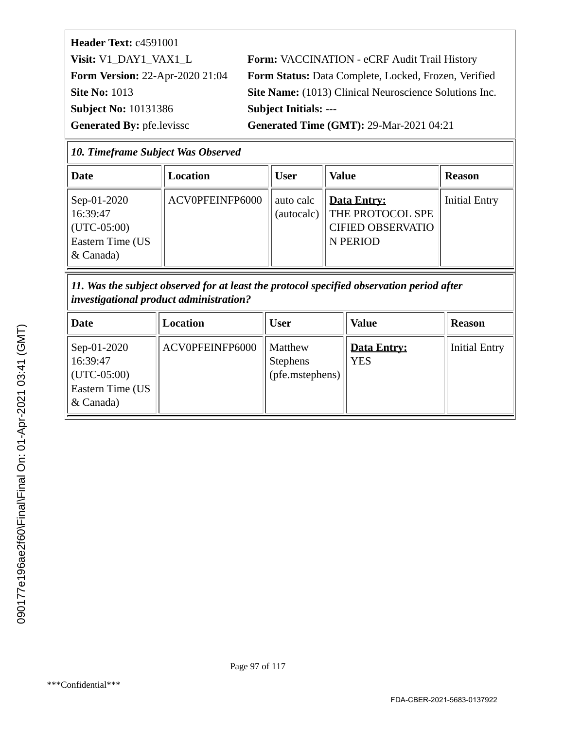**Header Text:** c4591001

**Visit:** V1_DAY1_VAX1_L | **Form:** VACCINATION - eCRF Audit Trail History

**Form Version:** 22-Apr-2020 21:04 | **Form Status:** Data Complete, Locked, Frozen, Verified

**Site No:** 1013 | **Site Name:** (1013) Clinical Neuroscience Solutions Inc.

**Subject No:** 10131386 | **Subject Initials:** ---

**Generated By:** pfe.levissc | **Generated Time (GMT):** 29-Mar-2021 04:21

***10. Timeframe Subject Was Observed***

| Date | Location | User | Value | Reason |
|---|---|---|---|---|
| Sep-01-2020 16:39:47 (UTC-05:00) Eastern Time (US & Canada) | ACV0PFEINFP6000 | auto calc (autocalc) | **Data Entry:** THE PROTOCOL SPECIFIED OBSERVATION PERIOD | Initial Entry |

***11. Was the subject observed for at least the protocol specified observation period after investigational product administration?***

| Date | Location | User | Value | Reason |
|---|---|---|---|---|
| Sep-01-2020 16:39:47 (UTC-05:00) Eastern Time (US & Canada) | ACV0PFEINFP6000 | Matthew Stephens (pfe.mstephens) | **Data Entry:** YES | Initial Entry |

***Confidential***

FDA-CBER-2021-5683-0137922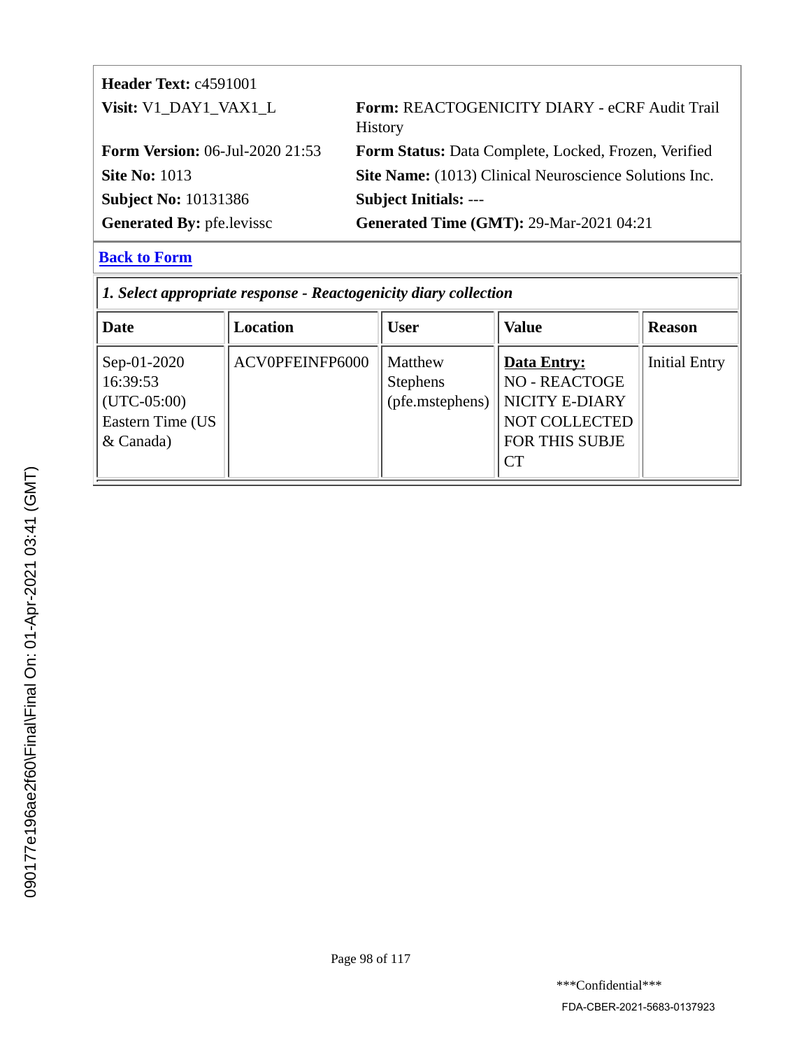| | |
|---|---|
| **Header Text:** c4591001 | |
| **Visit:** V1_DAY1_VAX1_L | **Form:** REACTOGENICITY DIARY - eCRF Audit Trail History |
| **Form Version:** 06-Jul-2020 21:53 | **Form Status:** Data Complete, Locked, Frozen, Verified |
| **Site No:** 1013 | **Site Name:** (1013) Clinical Neuroscience Solutions Inc. |
| **Subject No:** 10131386 | **Subject Initials:** --- |
| **Generated By:** pfe.levissc | **Generated Time (GMT):** 29-Mar-2021 04:21 |

**Back to Form**

***1. Select appropriate response - Reactogenicity diary collection***

| Date | Location | User | Value | Reason |
|---|---|---|---|---|
| Sep-01-2020 16:39:53 (UTC-05:00) Eastern Time (US & Canada) | ACV0PFEINFP6000 | Matthew Stephens (pfe.mstephens) | **Data Entry:** NO - REACTOGENICITY E-DIARY NOT COLLECTED FOR THIS SUBJECT | Initial Entry |

090177e196ae2f60\Final\Final On: 01-Apr-2021 03:41 (GMT)

\*\*\*Confidential\*\*\*

FDA-CBER-2021-5683-0137923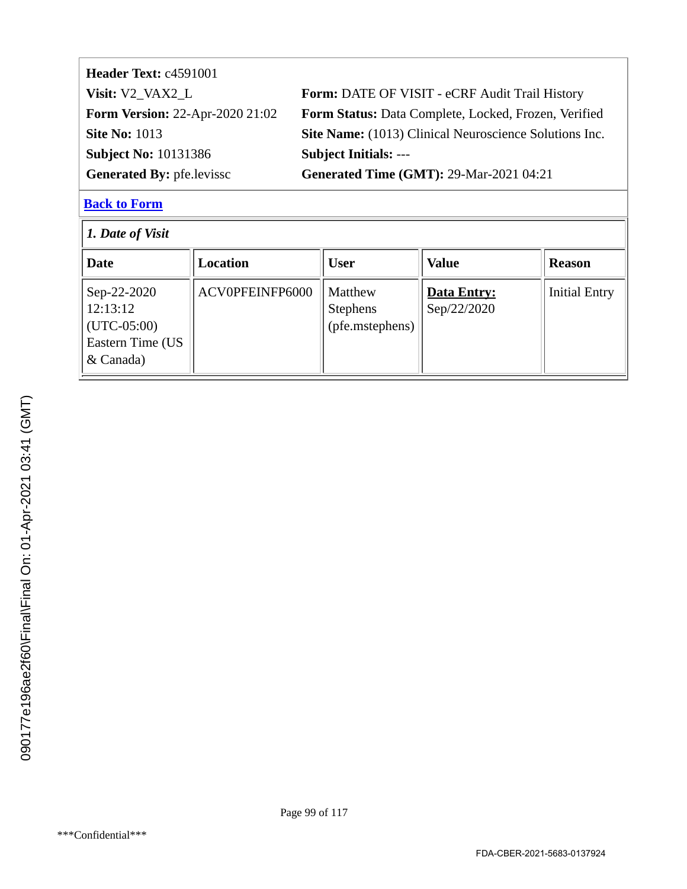| | |
|---|---|
| **Header Text:** c4591001 | |
| **Visit:** V2_VAX2_L | **Form:** DATE OF VISIT - eCRF Audit Trail History |
| **Form Version:** 22-Apr-2020 21:02 | **Form Status:** Data Complete, Locked, Frozen, Verified |
| **Site No:** 1013 | **Site Name:** (1013) Clinical Neuroscience Solutions Inc. |
| **Subject No:** 10131386 | **Subject Initials:** --- |
| **Generated By:** pfe.levissc | **Generated Time (GMT):** 29-Mar-2021 04:21 |

**Back to Form**

*1. Date of Visit*

| Date | Location | User | Value | Reason |
|---|---|---|---|---|
| Sep-22-2020 12:13:12 (UTC-05:00) Eastern Time (US & Canada) | ACV0PFEINFP6000 | Matthew Stephens (pfe.mstephens) | **Data Entry:** Sep/22/2020 | Initial Entry |

090177e196ae2f60\Final\Final On: 01-Apr-2021 03:41 (GMT)

***Confidential***

FDA-CBER-2021-5683-0137924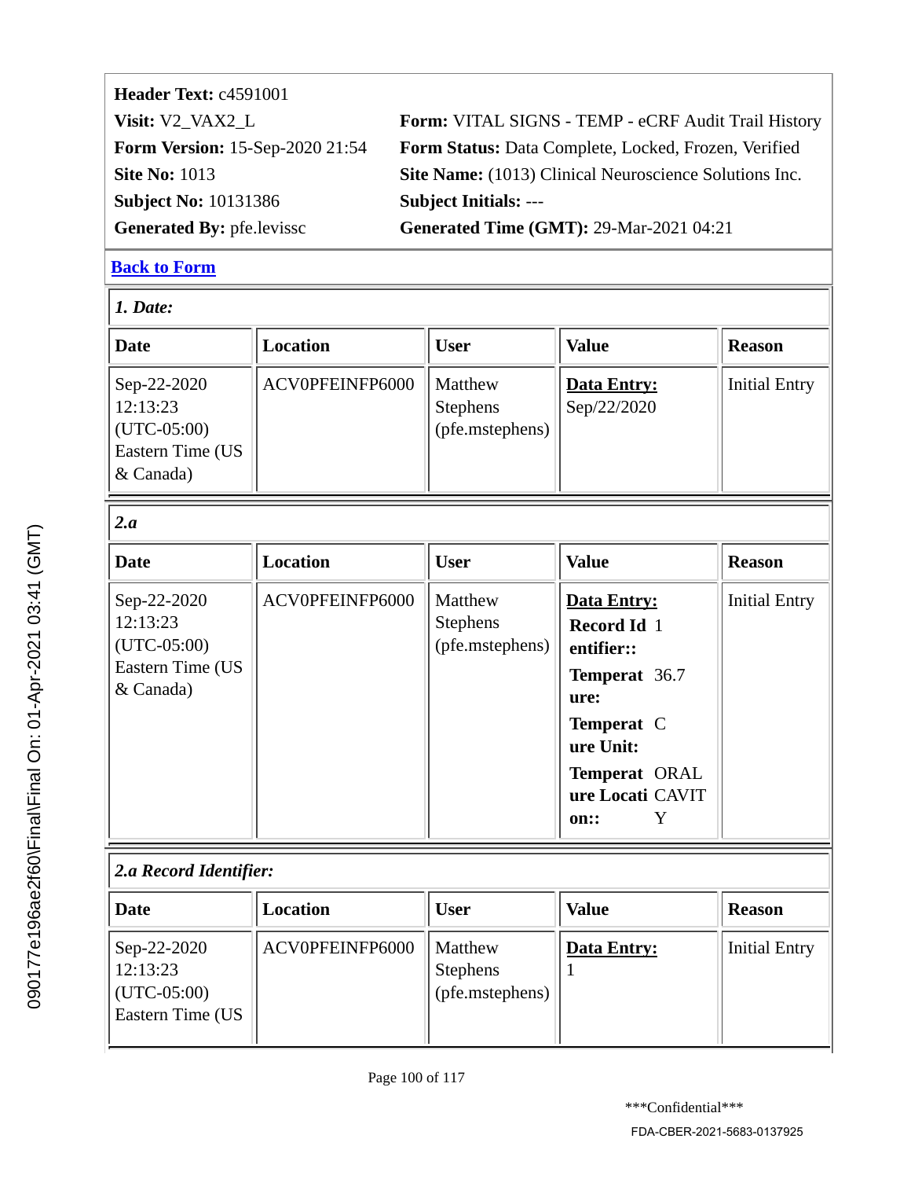**Header Text:** c4591001

**Visit:** V2_VAX2_L | **Form:** VITAL SIGNS - TEMP - eCRF Audit Trail History

**Form Version:** 15-Sep-2020 21:54 | **Form Status:** Data Complete, Locked, Frozen, Verified

**Site No:** 1013 | **Site Name:** (1013) Clinical Neuroscience Solutions Inc.

**Subject No:** 10131386 | **Subject Initials:** ---

**Generated By:** pfe.levissc | **Generated Time (GMT):** 29-Mar-2021 04:21

**Back to Form**

*1. Date:*

| Date | Location | User | Value | Reason |
|---|---|---|---|---|
| Sep-22-2020 12:13:23 (UTC-05:00) Eastern Time (US & Canada) | ACV0PFEINFP6000 | Matthew Stephens (pfe.mstephens) | **Data Entry:** Sep/22/2020 | Initial Entry |

*2.a*

| Date | Location | User | Value | Reason |
|---|---|---|---|---|
| Sep-22-2020 12:13:23 (UTC-05:00) Eastern Time (US & Canada) | ACV0PFEINFP6000 | Matthew Stephens (pfe.mstephens) | **Data Entry:** **Record Identifier::** 1 **Temperature:** 36.7 **Temperature Unit:** C **Temperature Location::** ORAL CAVITY | Initial Entry |

*2.a Record Identifier:*

| Date | Location | User | Value | Reason |
|---|---|---|---|---|
| Sep-22-2020 12:13:23 (UTC-05:00) Eastern Time (US | ACV0PFEINFP6000 | Matthew Stephens (pfe.mstephens) | **Data Entry:** 1 | Initial Entry |

\*\*\*Confidential\*\*\*

FDA-CBER-2021-5683-0137925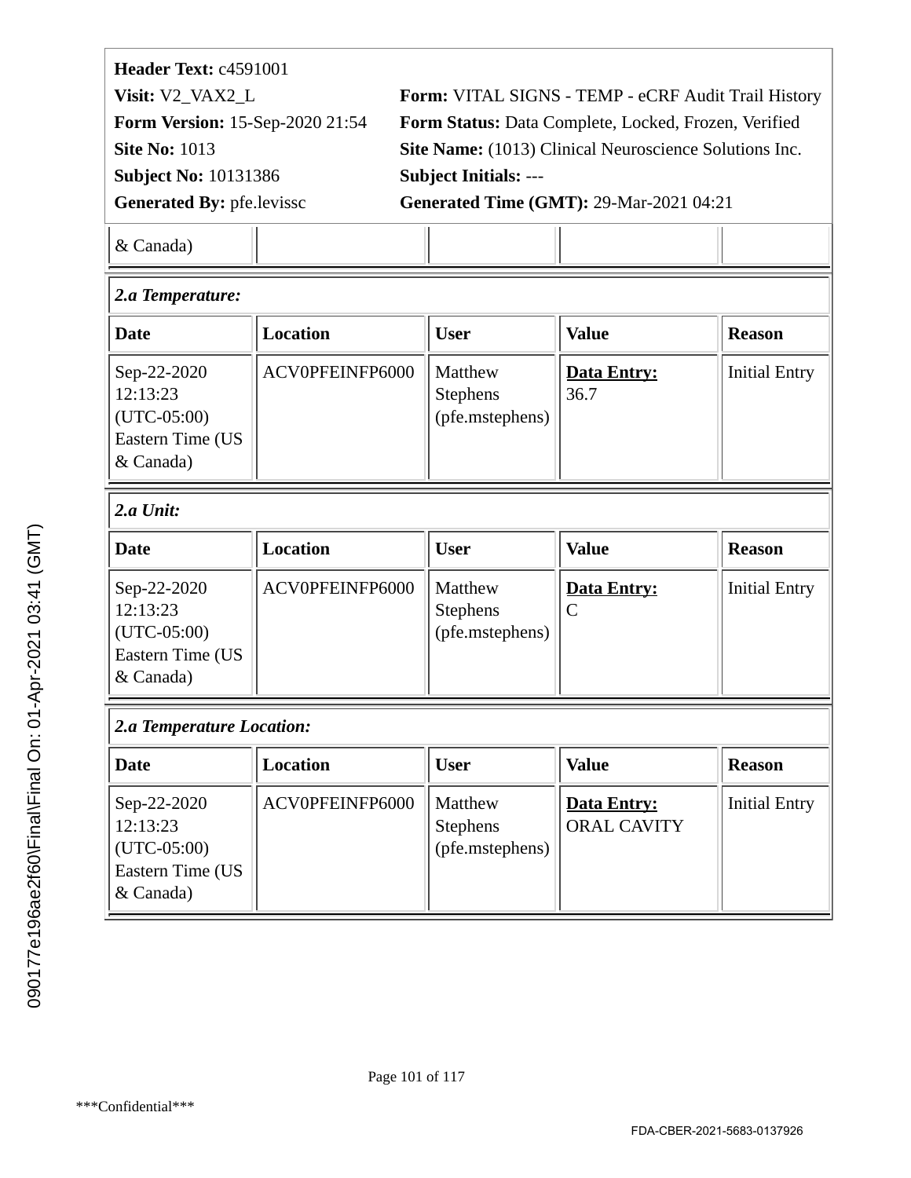**Header Text:** c4591001
**Visit:** V2_VAX2_L
**Form:** VITAL SIGNS - TEMP - eCRF Audit Trail History
**Form Version:** 15-Sep-2020 21:54
**Form Status:** Data Complete, Locked, Frozen, Verified
**Site No:** 1013
**Site Name:** (1013) Clinical Neuroscience Solutions Inc.
**Subject No:** 10131386
**Subject Initials:** ---
**Generated By:** pfe.levissc
**Generated Time (GMT):** 29-Mar-2021 04:21

| & Canada) | | | | |
|---|---|---|---|---|

***2.a Temperature:***

| Date | Location | User | Value | Reason |
|---|---|---|---|---|
| Sep-22-2020 12:13:23 (UTC-05:00) Eastern Time (US & Canada) | ACV0PFEINFP6000 | Matthew Stephens (pfe.mstephens) | **Data Entry:** 36.7 | Initial Entry |

***2.a Unit:***

| Date | Location | User | Value | Reason |
|---|---|---|---|---|
| Sep-22-2020 12:13:23 (UTC-05:00) Eastern Time (US & Canada) | ACV0PFEINFP6000 | Matthew Stephens (pfe.mstephens) | **Data Entry:** C | Initial Entry |

***2.a Temperature Location:***

| Date | Location | User | Value | Reason |
|---|---|---|---|---|
| Sep-22-2020 12:13:23 (UTC-05:00) Eastern Time (US & Canada) | ACV0PFEINFP6000 | Matthew Stephens (pfe.mstephens) | **Data Entry:** ORAL CAVITY | Initial Entry |

***Confidential***

FDA-CBER-2021-5683-0137926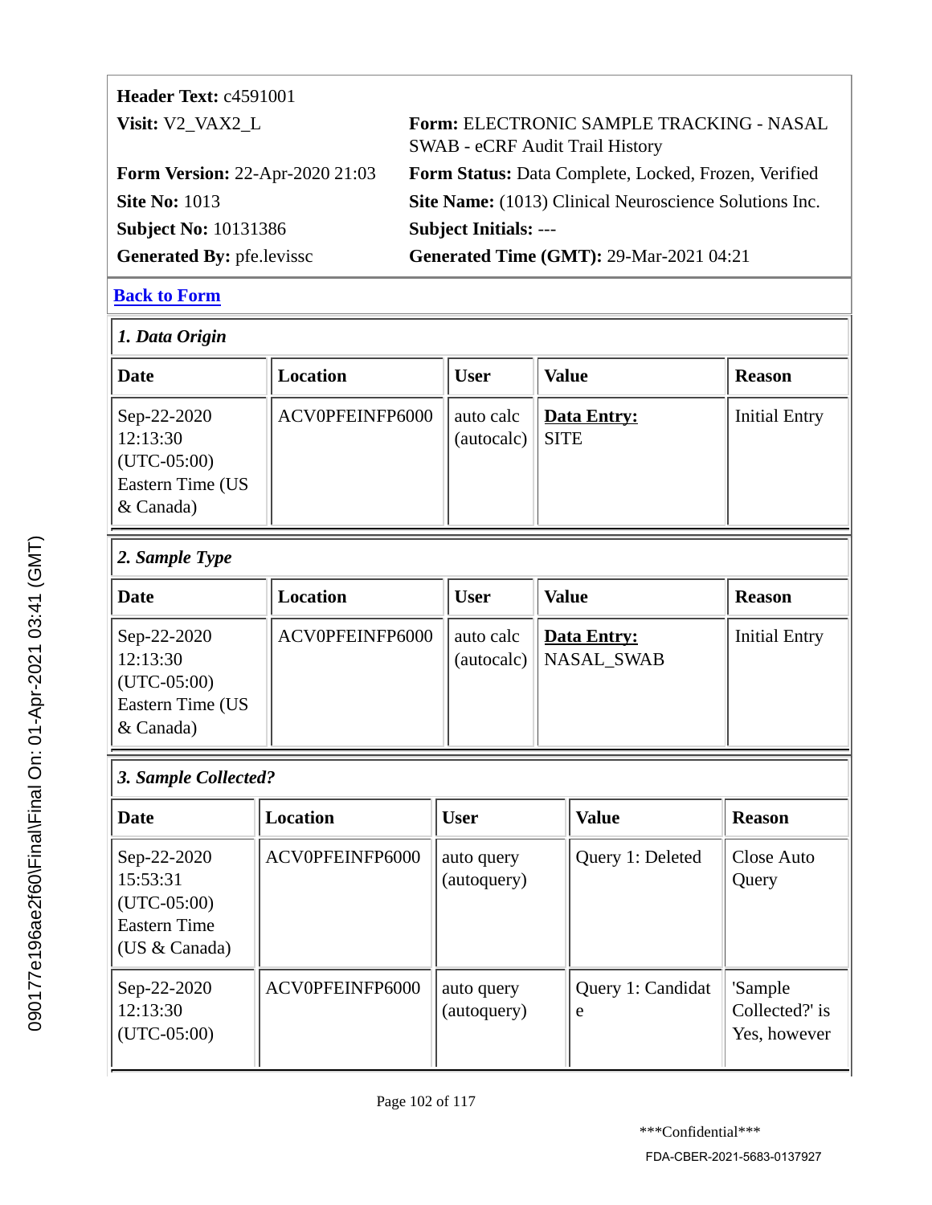**Header Text:** c4591001

**Visit:** V2_VAX2_L

**Form:** ELECTRONIC SAMPLE TRACKING - NASAL SWAB - eCRF Audit Trail History

**Form Version:** 22-Apr-2020 21:03

**Form Status:** Data Complete, Locked, Frozen, Verified

**Site No:** 1013

**Site Name:** (1013) Clinical Neuroscience Solutions Inc.

**Subject No:** 10131386

**Subject Initials:** ---

**Generated By:** pfe.levissc

**Generated Time (GMT):** 29-Mar-2021 04:21

**Back to Form**

### *1. Data Origin*

| Date | Location | User | Value | Reason |
|---|---|---|---|---|
| Sep-22-2020 12:13:30 (UTC-05:00) Eastern Time (US & Canada) | ACV0PFEINFP6000 | auto calc (autocalc) | **Data Entry:** SITE | Initial Entry |

### *2. Sample Type*

| Date | Location | User | Value | Reason |
|---|---|---|---|---|
| Sep-22-2020 12:13:30 (UTC-05:00) Eastern Time (US & Canada) | ACV0PFEINFP6000 | auto calc (autocalc) | **Data Entry:** NASAL_SWAB | Initial Entry |

### *3. Sample Collected?*

| Date | Location | User | Value | Reason |
|---|---|---|---|---|
| Sep-22-2020 15:53:31 (UTC-05:00) Eastern Time (US & Canada) | ACV0PFEINFP6000 | auto query (autoquery) | Query 1: Deleted | Close Auto Query |
| Sep-22-2020 12:13:30 (UTC-05:00) | ACV0PFEINFP6000 | auto query (autoquery) | Query 1: Candidate | 'Sample Collected?' is Yes, however |

***Confidential***

FDA-CBER-2021-5683-0137927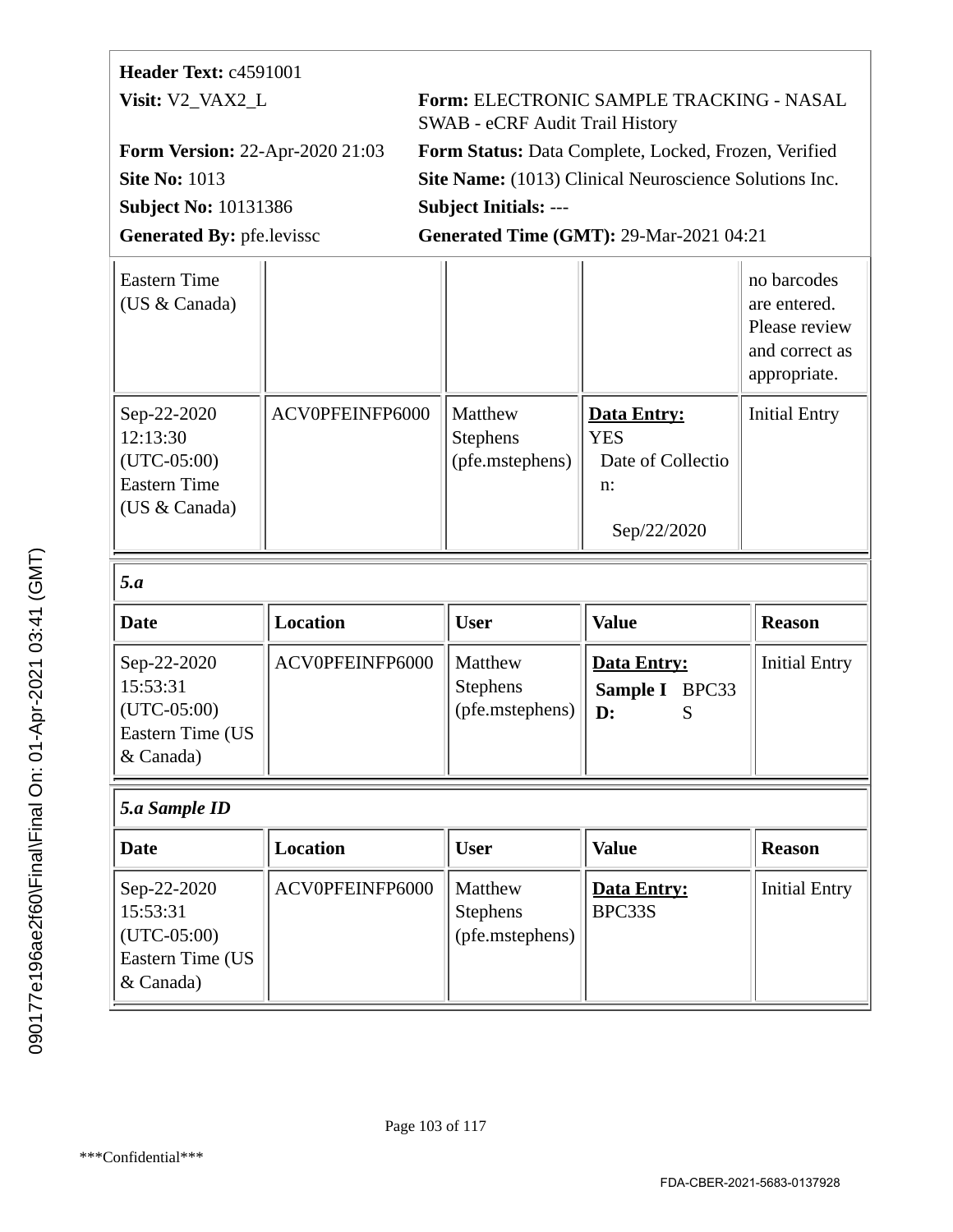**Header Text:** c4591001

**Visit:** V2_VAX2_L

**Form:** ELECTRONIC SAMPLE TRACKING - NASAL SWAB - eCRF Audit Trail History

**Form Version:** 22-Apr-2020 21:03

**Form Status:** Data Complete, Locked, Frozen, Verified

**Site No:** 1013

**Site Name:** (1013) Clinical Neuroscience Solutions Inc.

**Subject No:** 10131386

**Subject Initials:** ---

**Generated By:** pfe.levissc

**Generated Time (GMT):** 29-Mar-2021 04:21

| | | | | |
|---|---|---|---|---|
| Eastern Time (US & Canada) | | | | no barcodes are entered. Please review and correct as appropriate. |
| Sep-22-2020 12:13:30 (UTC-05:00) Eastern Time (US & Canada) | ACV0PFEINFP6000 | Matthew Stephens (pfe.mstephens) | **Data Entry:** YES Date of Collection: Sep/22/2020 | Initial Entry |

***5.a***

| Date | Location | User | Value | Reason |
|---|---|---|---|---|
| Sep-22-2020 15:53:31 (UTC-05:00) Eastern Time (US & Canada) | ACV0PFEINFP6000 | Matthew Stephens (pfe.mstephens) | **Data Entry:** **Sample ID:** BPC33S | Initial Entry |

***5.a Sample ID***

| Date | Location | User | Value | Reason |
|---|---|---|---|---|
| Sep-22-2020 15:53:31 (UTC-05:00) Eastern Time (US & Canada) | ACV0PFEINFP6000 | Matthew Stephens (pfe.mstephens) | **Data Entry:** BPC33S | Initial Entry |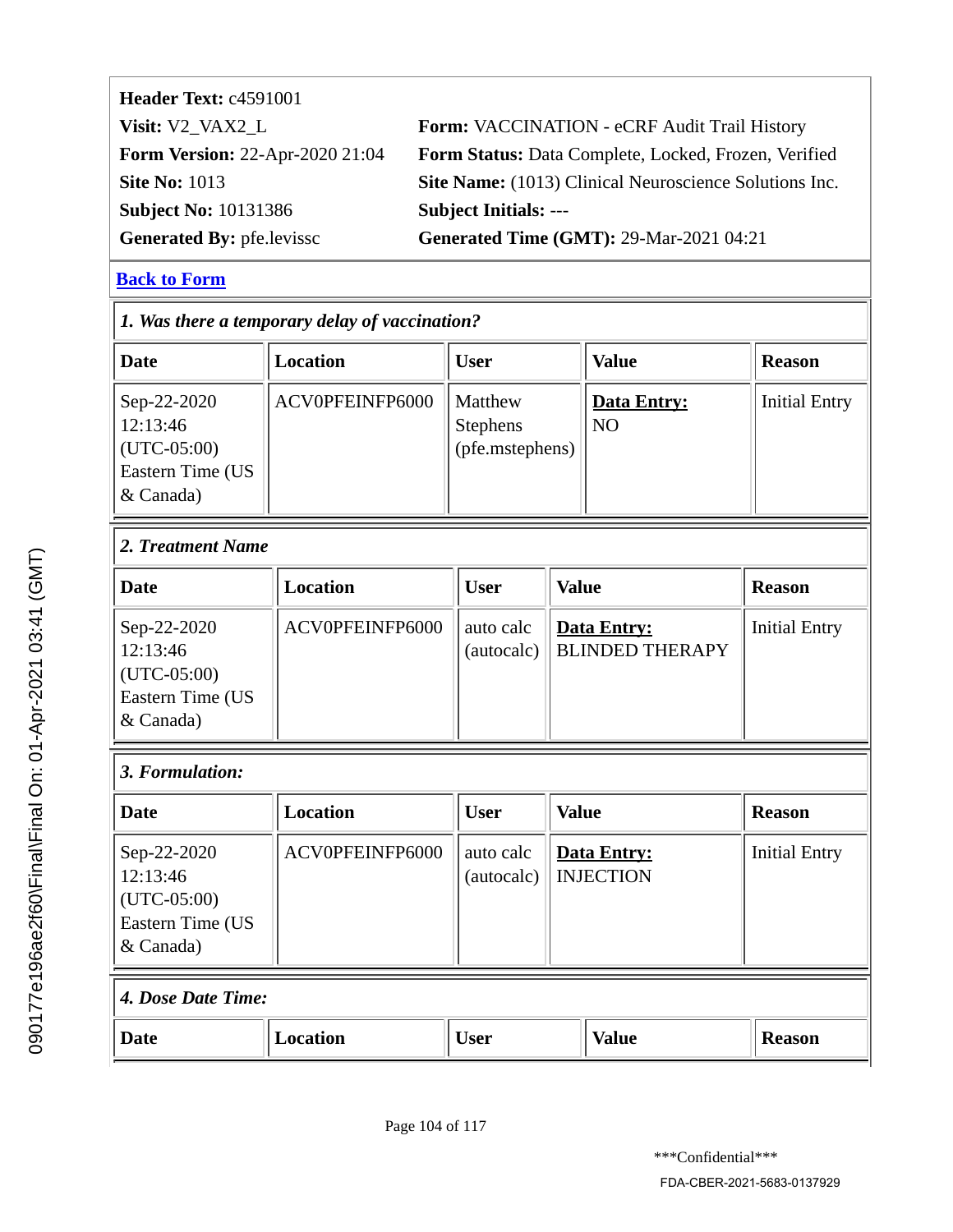**Header Text:** c4591001

**Visit:** V2_VAX2_L

**Form:** VACCINATION - eCRF Audit Trail History

**Form Version:** 22-Apr-2020 21:04

**Form Status:** Data Complete, Locked, Frozen, Verified

**Site No:** 1013

**Site Name:** (1013) Clinical Neuroscience Solutions Inc.

**Subject No:** 10131386

**Subject Initials:** ---

**Generated By:** pfe.levissc

**Generated Time (GMT):** 29-Mar-2021 04:21

**Back to Form**

***1. Was there a temporary delay of vaccination?***

| Date | Location | User | Value | Reason |
|---|---|---|---|---|
| Sep-22-2020 12:13:46 (UTC-05:00) Eastern Time (US & Canada) | ACV0PFEINFP6000 | Matthew Stephens (pfe.mstephens) | **Data Entry:** NO | Initial Entry |

***2. Treatment Name***

| Date | Location | User | Value | Reason |
|---|---|---|---|---|
| Sep-22-2020 12:13:46 (UTC-05:00) Eastern Time (US & Canada) | ACV0PFEINFP6000 | auto calc (autocalc) | **Data Entry:** BLINDED THERAPY | Initial Entry |

***3. Formulation:***

| Date | Location | User | Value | Reason |
|---|---|---|---|---|
| Sep-22-2020 12:13:46 (UTC-05:00) Eastern Time (US & Canada) | ACV0PFEINFP6000 | auto calc (autocalc) | **Data Entry:** INJECTION | Initial Entry |

***4. Dose Date Time:***

| Date | Location | User | Value | Reason |
|---|---|---|---|---|

***Confidential***

FDA-CBER-2021-5683-0137929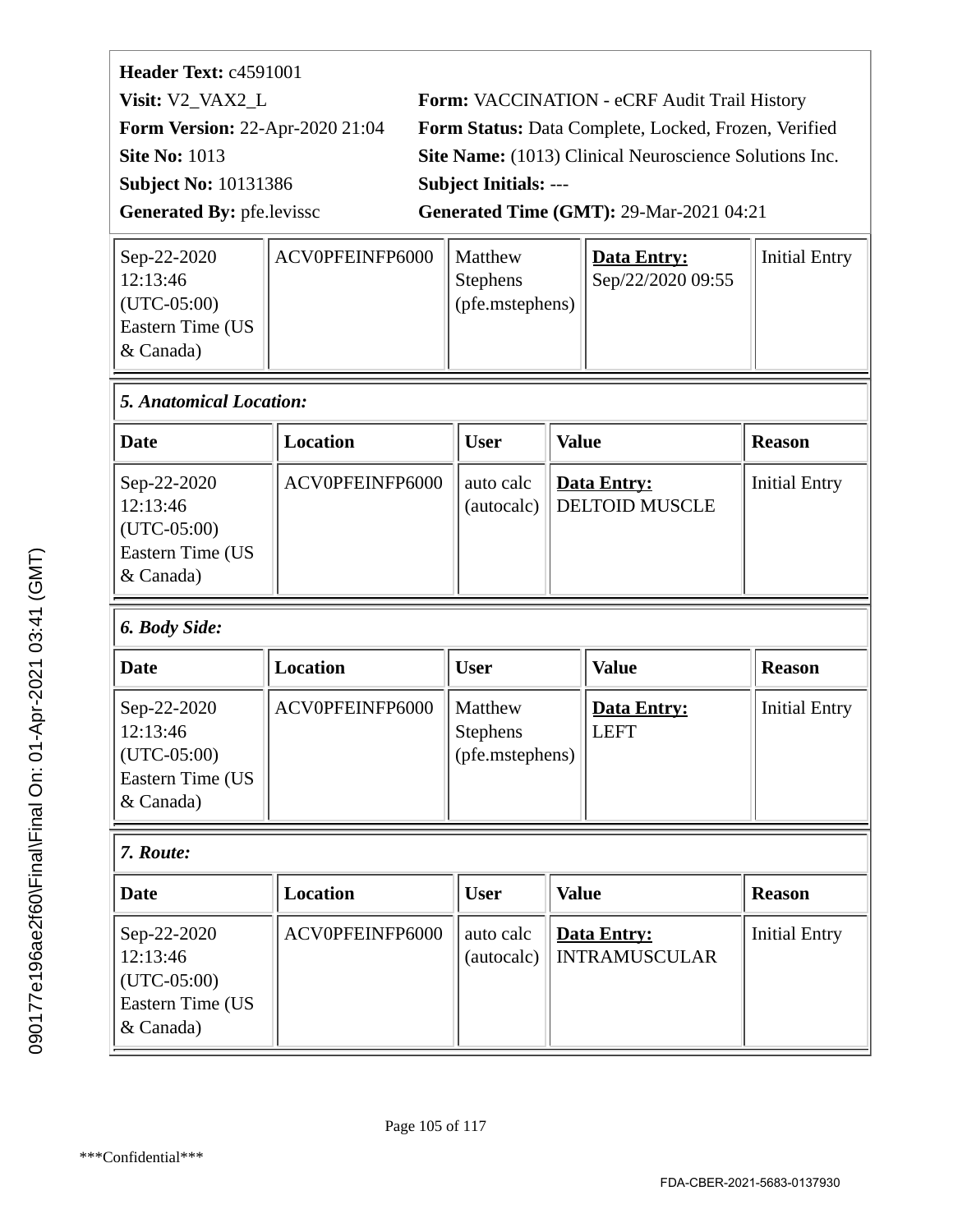**Header Text:** c4591001

**Visit:** V2_VAX2_L | **Form:** VACCINATION - eCRF Audit Trail History

**Form Version:** 22-Apr-2020 21:04 | **Form Status:** Data Complete, Locked, Frozen, Verified

**Site No:** 1013 | **Site Name:** (1013) Clinical Neuroscience Solutions Inc.

**Subject No:** 10131386 | **Subject Initials:** ---

**Generated By:** pfe.levissc | **Generated Time (GMT):** 29-Mar-2021 04:21

| | | | | |
|---|---|---|---|---|
| Sep-22-2020 12:13:46 (UTC-05:00) Eastern Time (US & Canada) | ACV0PFEINFP6000 | Matthew Stephens (pfe.mstephens) | **Data Entry:** Sep/22/2020 09:55 | Initial Entry |

***5. Anatomical Location:***

| Date | Location | User | Value | Reason |
|---|---|---|---|---|
| Sep-22-2020 12:13:46 (UTC-05:00) Eastern Time (US & Canada) | ACV0PFEINFP6000 | auto calc (autocalc) | **Data Entry:** DELTOID MUSCLE | Initial Entry |

***6. Body Side:***

| Date | Location | User | Value | Reason |
|---|---|---|---|---|
| Sep-22-2020 12:13:46 (UTC-05:00) Eastern Time (US & Canada) | ACV0PFEINFP6000 | Matthew Stephens (pfe.mstephens) | **Data Entry:** LEFT | Initial Entry |

***7. Route:***

| Date | Location | User | Value | Reason |
|---|---|---|---|---|
| Sep-22-2020 12:13:46 (UTC-05:00) Eastern Time (US & Canada) | ACV0PFEINFP6000 | auto calc (autocalc) | **Data Entry:** INTRAMUSCULAR | Initial Entry |

***Confidential***

FDA-CBER-2021-5683-0137930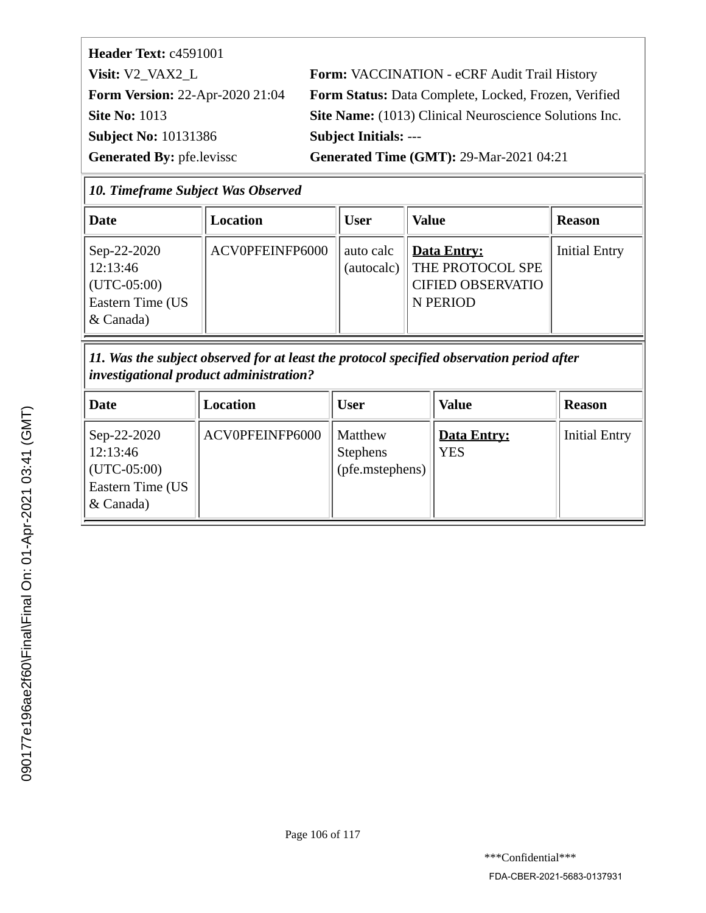**Header Text:** c4591001

**Visit:** V2_VAX2_L

**Form:** VACCINATION - eCRF Audit Trail History

**Form Version:** 22-Apr-2020 21:04

**Form Status:** Data Complete, Locked, Frozen, Verified

**Site No:** 1013

**Site Name:** (1013) Clinical Neuroscience Solutions Inc.

**Subject No:** 10131386

**Subject Initials:** ---

**Generated By:** pfe.levissc

**Generated Time (GMT):** 29-Mar-2021 04:21

***10. Timeframe Subject Was Observed***

| Date | Location | User | Value | Reason |
|---|---|---|---|---|
| Sep-22-2020 12:13:46 (UTC-05:00) Eastern Time (US & Canada) | ACV0PFEINFP6000 | auto calc (autocalc) | **Data Entry:** THE PROTOCOL SPECIFIED OBSERVATION PERIOD | Initial Entry |

***11. Was the subject observed for at least the protocol specified observation period after investigational product administration?***

| Date | Location | User | Value | Reason |
|---|---|---|---|---|
| Sep-22-2020 12:13:46 (UTC-05:00) Eastern Time (US & Canada) | ACV0PFEINFP6000 | Matthew Stephens (pfe.mstephens) | **Data Entry:** YES | Initial Entry |

***Confidential***

FDA-CBER-2021-5683-0137931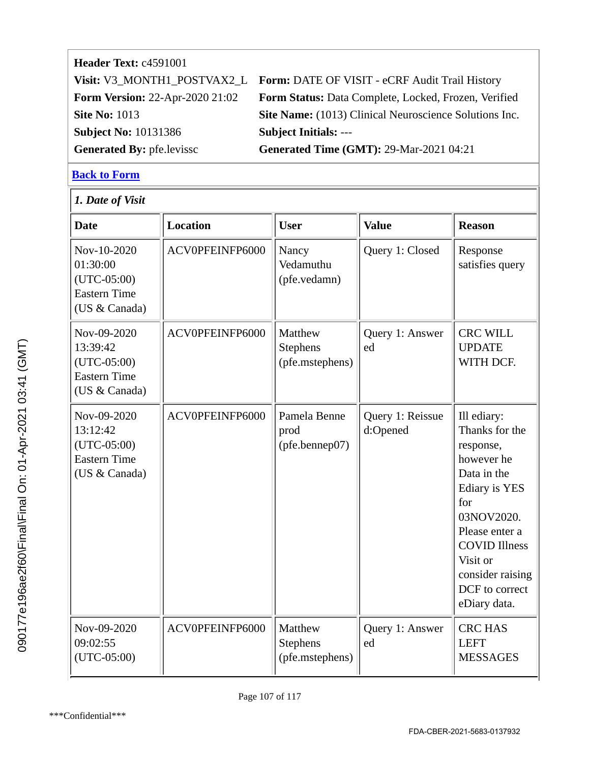| | |
|---|---|
| **Header Text:** c4591001 | |
| **Visit:** V3_MONTH1_POSTVAX2_L | **Form:** DATE OF VISIT - eCRF Audit Trail History |
| **Form Version:** 22-Apr-2020 21:02 | **Form Status:** Data Complete, Locked, Frozen, Verified |
| **Site No:** 1013 | **Site Name:** (1013) Clinical Neuroscience Solutions Inc. |
| **Subject No:** 10131386 | **Subject Initials:** --- |
| **Generated By:** pfe.levissc | **Generated Time (GMT):** 29-Mar-2021 04:21 |

**Back to Form**

*1. Date of Visit*

| Date | Location | User | Value | Reason |
|---|---|---|---|---|
| Nov-10-2020 01:30:00 (UTC-05:00) Eastern Time (US & Canada) | ACV0PFEINFP6000 | Nancy Vedamuthu (pfe.vedamn) | Query 1: Closed | Response satisfies query |
| Nov-09-2020 13:39:42 (UTC-05:00) Eastern Time (US & Canada) | ACV0PFEINFP6000 | Matthew Stephens (pfe.mstephens) | Query 1: Answered | CRC WILL UPDATE WITH DCF. |
| Nov-09-2020 13:12:42 (UTC-05:00) Eastern Time (US & Canada) | ACV0PFEINFP6000 | Pamela Benneprod (pfe.bennep07) | Query 1: Reissued:Opened | Ill ediary: Thanks for the response, however he Data in the Ediary is YES for 03NOV2020. Please enter a COVID Illness Visit or consider raising DCF to correct eDiary data. |
| Nov-09-2020 09:02:55 (UTC-05:00) | ACV0PFEINFP6000 | Matthew Stephens (pfe.mstephens) | Query 1: Answered | CRC HAS LEFT MESSAGES |

***Confidential***

FDA-CBER-2021-5683-0137932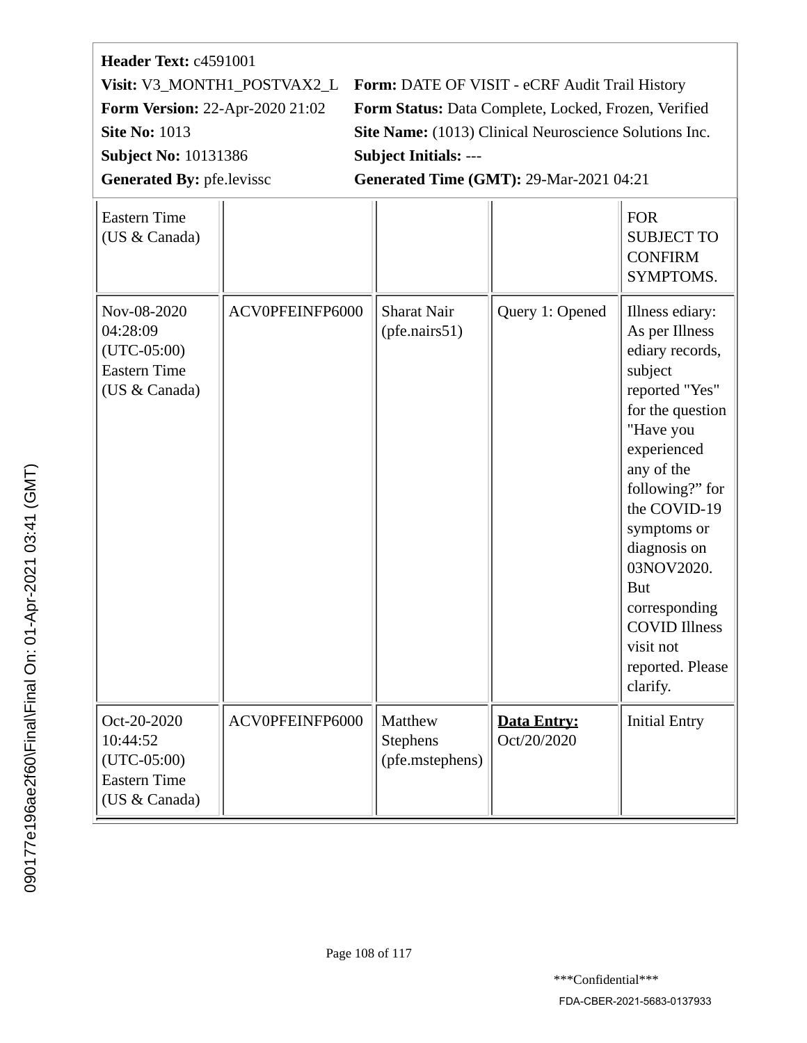**Header Text:** c4591001

**Visit:** V3_MONTH1_POSTVAX2_L **Form:** DATE OF VISIT - eCRF Audit Trail History

**Form Version:** 22-Apr-2020 21:02 **Form Status:** Data Complete, Locked, Frozen, Verified

**Site No:** 1013 **Site Name:** (1013) Clinical Neuroscience Solutions Inc.

**Subject No:** 10131386 **Subject Initials:** ---

**Generated By:** pfe.levissc **Generated Time (GMT):** 29-Mar-2021 04:21

| | | | | |
|---|---|---|---|---|
| Eastern Time (US & Canada) | | | | FOR SUBJECT TO CONFIRM SYMPTOMS. |
| Nov-08-2020 04:28:09 (UTC-05:00) Eastern Time (US & Canada) | ACV0PFEINFP6000 | Sharat Nair (pfe.nairs51) | Query 1: Opened | Illness ediary: As per Illness ediary records, subject reported "Yes" for the question "Have you experienced any of the following?" for the COVID-19 symptoms or diagnosis on 03NOV2020. But corresponding COVID Illness visit not reported. Please clarify. |
| Oct-20-2020 10:44:52 (UTC-05:00) Eastern Time (US & Canada) | ACV0PFEINFP6000 | Matthew Stephens (pfe.mstephens) | **Data Entry:** Oct/20/2020 | Initial Entry |

***Confidential***

FDA-CBER-2021-5683-0137933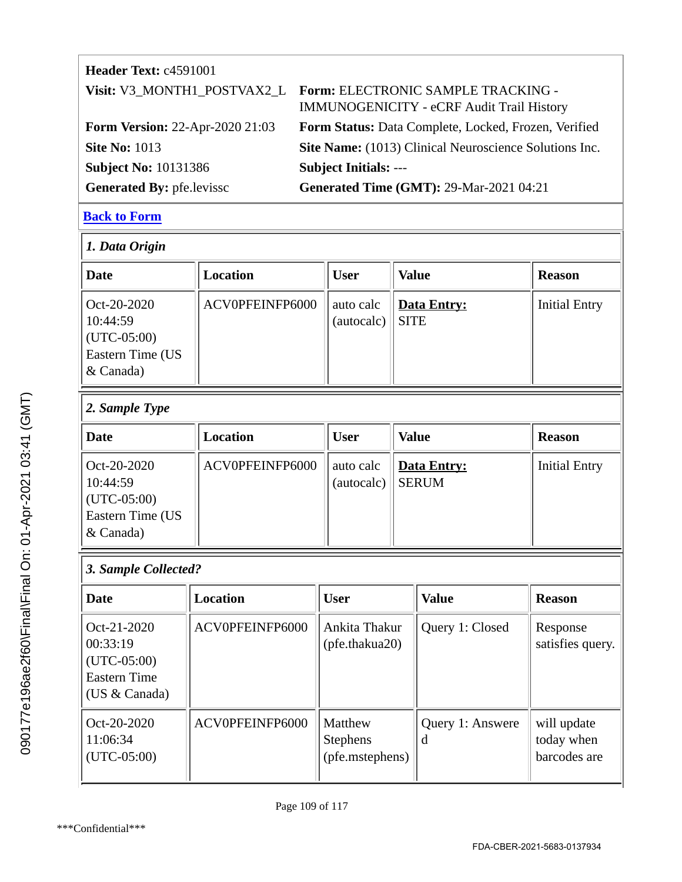**Header Text:** c4591001

**Visit:** V3_MONTH1_POSTVAX2_L

**Form:** ELECTRONIC SAMPLE TRACKING - IMMUNOGENICITY - eCRF Audit Trail History

**Form Version:** 22-Apr-2020 21:03

**Form Status:** Data Complete, Locked, Frozen, Verified

**Site No:** 1013

**Site Name:** (1013) Clinical Neuroscience Solutions Inc.

**Subject No:** 10131386

**Subject Initials:** ---

**Generated By:** pfe.levissc

**Generated Time (GMT):** 29-Mar-2021 04:21

**Back to Form**

*1. Data Origin*

| Date | Location | User | Value | Reason |
|---|---|---|---|---|
| Oct-20-2020 10:44:59 (UTC-05:00) Eastern Time (US & Canada) | ACV0PFEINFP6000 | auto calc (autocalc) | **Data Entry:** SITE | Initial Entry |

*2. Sample Type*

| Date | Location | User | Value | Reason |
|---|---|---|---|---|
| Oct-20-2020 10:44:59 (UTC-05:00) Eastern Time (US & Canada) | ACV0PFEINFP6000 | auto calc (autocalc) | **Data Entry:** SERUM | Initial Entry |

*3. Sample Collected?*

| Date | Location | User | Value | Reason |
|---|---|---|---|---|
| Oct-21-2020 00:33:19 (UTC-05:00) Eastern Time (US & Canada) | ACV0PFEINFP6000 | Ankita Thakur (pfe.thakua20) | Query 1: Closed | Response satisfies query. |
| Oct-20-2020 11:06:34 (UTC-05:00) | ACV0PFEINFP6000 | Matthew Stephens (pfe.mstephens) | Query 1: Answered | will update today when barcodes are |

090177e196ae2f60\Final\Final On: 01-Apr-2021 03:41 (GMT)

***Confidential***

FDA-CBER-2021-5683-0137934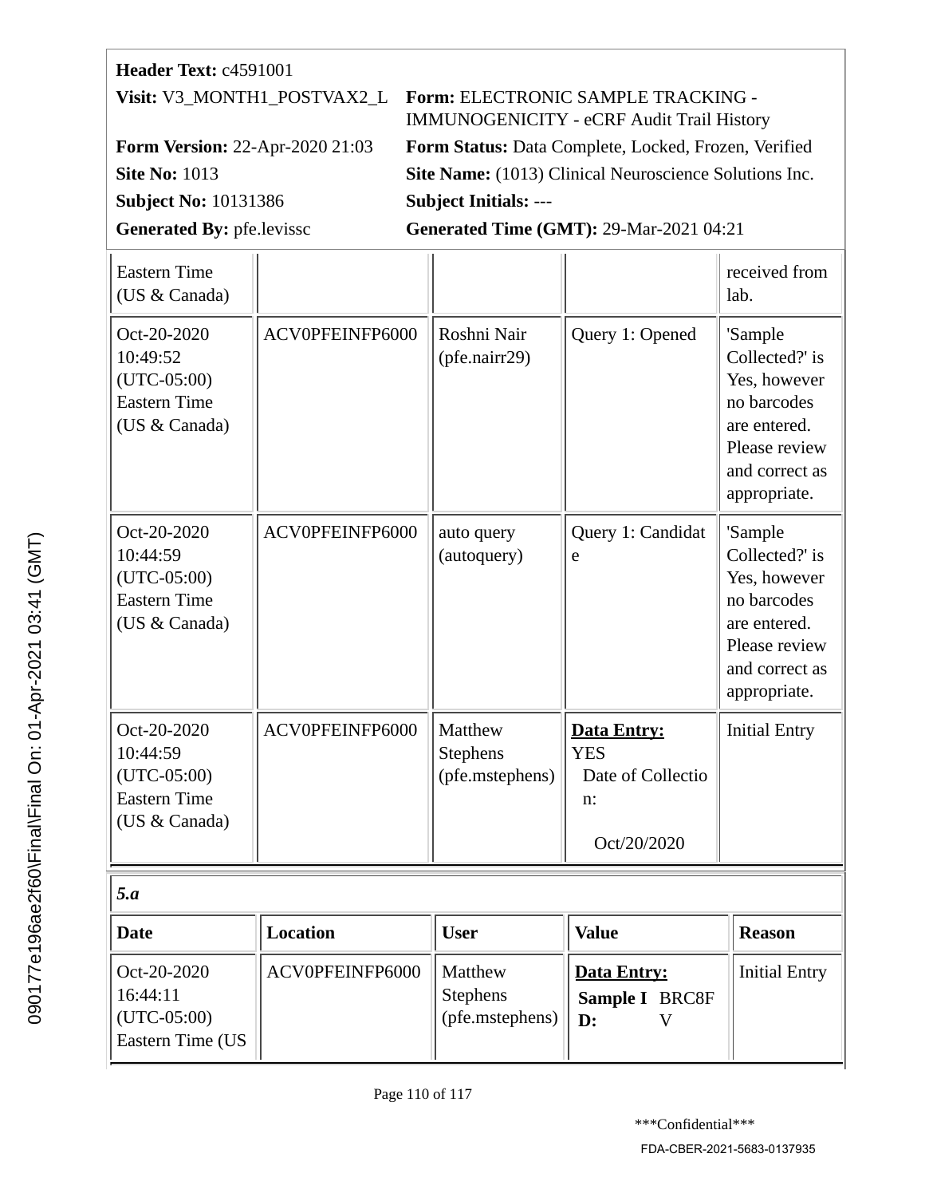**Header Text:** c4591001

**Visit:** V3_MONTH1_POSTVAX2_L

**Form:** ELECTRONIC SAMPLE TRACKING - IMMUNOGENICITY - eCRF Audit Trail History

**Form Version:** 22-Apr-2020 21:03

**Form Status:** Data Complete, Locked, Frozen, Verified

**Site No:** 1013

**Site Name:** (1013) Clinical Neuroscience Solutions Inc.

**Subject No:** 10131386

**Subject Initials:** ---

**Generated By:** pfe.levissc

**Generated Time (GMT):** 29-Mar-2021 04:21

| | | | | |
|---|---|---|---|---|
| Eastern Time (US & Canada) | | | | received from lab. |
| Oct-20-2020 10:49:52 (UTC-05:00) Eastern Time (US & Canada) | ACV0PFEINFP6000 | Roshni Nair (pfe.nairr29) | Query 1: Opened | 'Sample Collected?' is Yes, however no barcodes are entered. Please review and correct as appropriate. |
| Oct-20-2020 10:44:59 (UTC-05:00) Eastern Time (US & Canada) | ACV0PFEINFP6000 | auto query (autoquery) | Query 1: Candidate | 'Sample Collected?' is Yes, however no barcodes are entered. Please review and correct as appropriate. |
| Oct-20-2020 10:44:59 (UTC-05:00) Eastern Time (US & Canada) | ACV0PFEINFP6000 | Matthew Stephens (pfe.mstephens) | **Data Entry:** YES Date of Collection: Oct/20/2020 | Initial Entry |

***5.a***

| Date | Location | User | Value | Reason |
|---|---|---|---|---|
| Oct-20-2020 16:44:11 (UTC-05:00) Eastern Time (US | ACV0PFEINFP6000 | Matthew Stephens (pfe.mstephens) | **Data Entry:** **Sample ID:** BRC8FV | Initial Entry |

090177e196ae2f60\Final\Final On: 01-Apr-2021 03:41 (GMT)

***Confidential***

FDA-CBER-2021-5683-0137935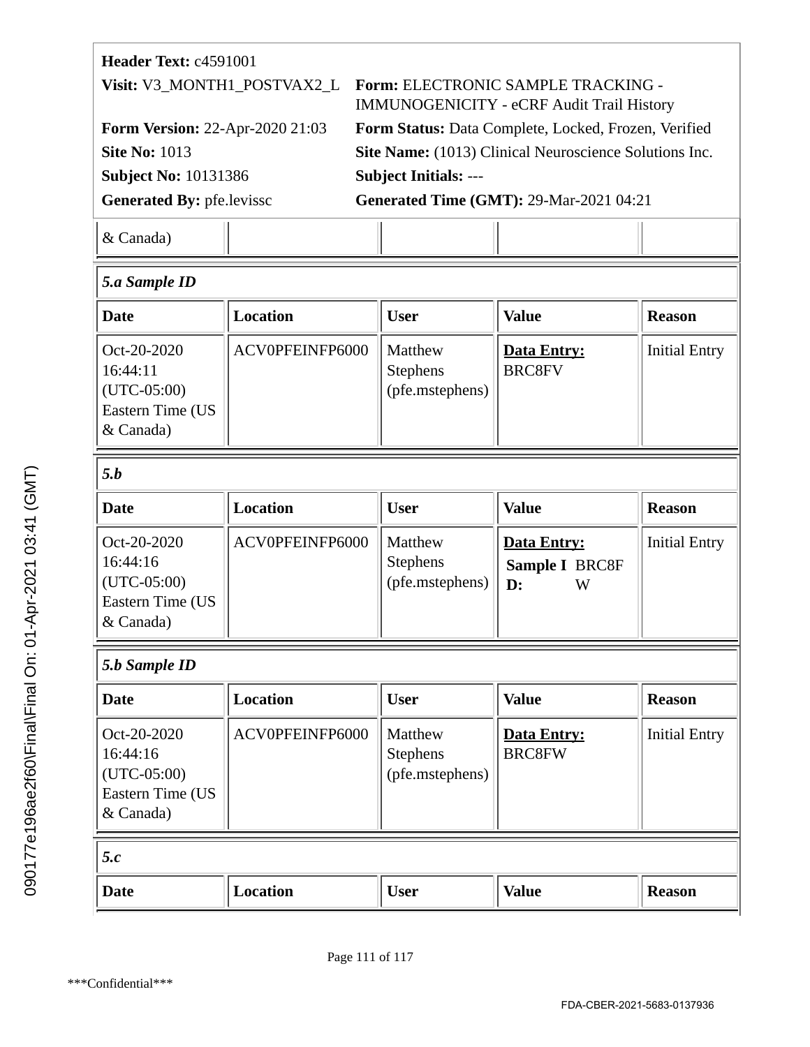**Header Text:** c4591001

**Visit:** V3_MONTH1_POSTVAX2_L

**Form:** ELECTRONIC SAMPLE TRACKING - IMMUNOGENICITY - eCRF Audit Trail History

**Form Version:** 22-Apr-2020 21:03

**Form Status:** Data Complete, Locked, Frozen, Verified

**Site No:** 1013

**Site Name:** (1013) Clinical Neuroscience Solutions Inc.

**Subject No:** 10131386

**Subject Initials:** ---

**Generated By:** pfe.levissc

**Generated Time (GMT):** 29-Mar-2021 04:21

| & Canada) | | | | |
|---|---|---|---|---|

***5.a Sample ID***

| Date | Location | User | Value | Reason |
|---|---|---|---|---|
| Oct-20-2020 16:44:11 (UTC-05:00) Eastern Time (US & Canada) | ACV0PFEINFP6000 | Matthew Stephens (pfe.mstephens) | **Data Entry:** BRC8FV | Initial Entry |

***5.b***

| Date | Location | User | Value | Reason |
|---|---|---|---|---|
| Oct-20-2020 16:44:16 (UTC-05:00) Eastern Time (US & Canada) | ACV0PFEINFP6000 | Matthew Stephens (pfe.mstephens) | **Data Entry:** **Sample ID:** BRC8FW | Initial Entry |

***5.b Sample ID***

| Date | Location | User | Value | Reason |
|---|---|---|---|---|
| Oct-20-2020 16:44:16 (UTC-05:00) Eastern Time (US & Canada) | ACV0PFEINFP6000 | Matthew Stephens (pfe.mstephens) | **Data Entry:** BRC8FW | Initial Entry |

***5.c***

| Date | Location | User | Value | Reason |
|---|---|---|---|---|

***Confidential***

FDA-CBER-2021-5683-0137936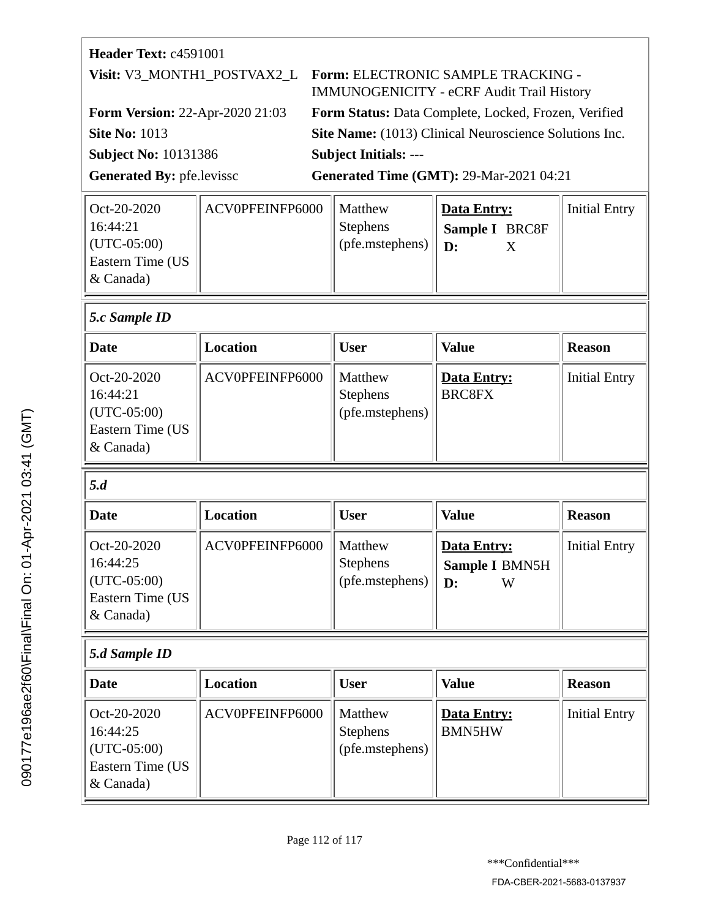**Header Text:** c4591001

**Visit:** V3_MONTH1_POSTVAX2_L

**Form:** ELECTRONIC SAMPLE TRACKING - IMMUNOGENICITY - eCRF Audit Trail History

**Form Version:** 22-Apr-2020 21:03

**Form Status:** Data Complete, Locked, Frozen, Verified

**Site No:** 1013

**Site Name:** (1013) Clinical Neuroscience Solutions Inc.

**Subject No:** 10131386

**Subject Initials:** ---

**Generated By:** pfe.levissc

**Generated Time (GMT):** 29-Mar-2021 04:21

| Date | Location | User | Value | Reason |
|---|---|---|---|---|
| Oct-20-2020 16:44:21 (UTC-05:00) Eastern Time (US & Canada) | ACV0PFEINFP6000 | Matthew Stephens (pfe.mstephens) | **Data Entry:** **Sample ID:** BRC8FX | Initial Entry |

***5.c Sample ID***

| Date | Location | User | Value | Reason |
|---|---|---|---|---|
| Oct-20-2020 16:44:21 (UTC-05:00) Eastern Time (US & Canada) | ACV0PFEINFP6000 | Matthew Stephens (pfe.mstephens) | **Data Entry:** BRC8FX | Initial Entry |

***5.d***

| Date | Location | User | Value | Reason |
|---|---|---|---|---|
| Oct-20-2020 16:44:25 (UTC-05:00) Eastern Time (US & Canada) | ACV0PFEINFP6000 | Matthew Stephens (pfe.mstephens) | **Data Entry:** **Sample ID:** BMN5HW | Initial Entry |

***5.d Sample ID***

| Date | Location | User | Value | Reason |
|---|---|---|---|---|
| Oct-20-2020 16:44:25 (UTC-05:00) Eastern Time (US & Canada) | ACV0PFEINFP6000 | Matthew Stephens (pfe.mstephens) | **Data Entry:** BMN5HW | Initial Entry |

\*\*\*Confidential\*\*\*

FDA-CBER-2021-5683-0137937

090177e196ae2f60\Final\Final On: 01-Apr-2021 03:41 (GMT)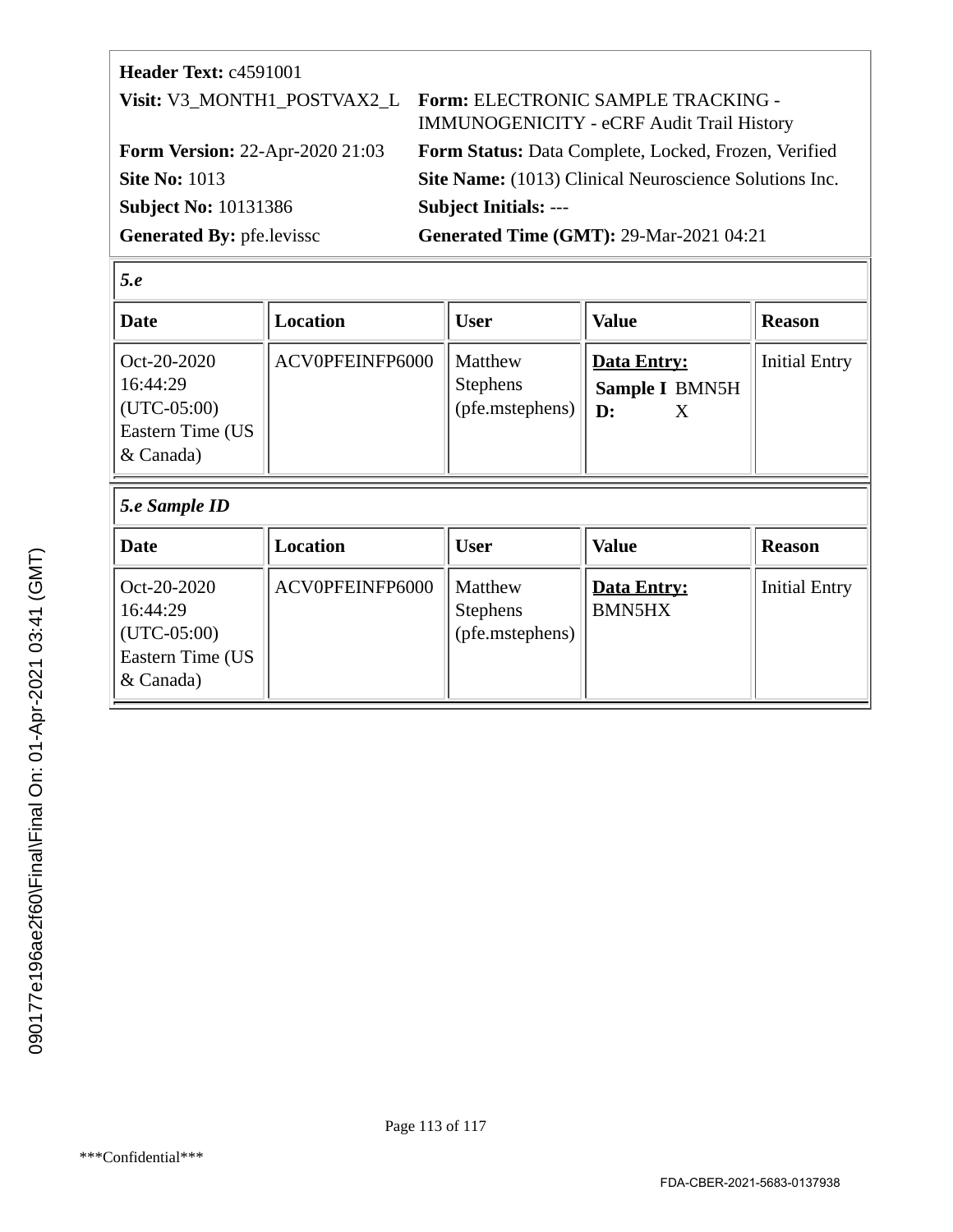**Header Text:** c4591001

**Visit:** V3_MONTH1_POSTVAX2_L

**Form:** ELECTRONIC SAMPLE TRACKING - IMMUNOGENICITY - eCRF Audit Trail History

**Form Version:** 22-Apr-2020 21:03

**Form Status:** Data Complete, Locked, Frozen, Verified

**Site No:** 1013

**Site Name:** (1013) Clinical Neuroscience Solutions Inc.

**Subject No:** 10131386

**Subject Initials:** ---

**Generated By:** pfe.levissc

**Generated Time (GMT):** 29-Mar-2021 04:21

***5.e***

| Date | Location | User | Value | Reason |
|---|---|---|---|---|
| Oct-20-2020 16:44:29 (UTC-05:00) Eastern Time (US & Canada) | ACV0PFEINFP6000 | Matthew Stephens (pfe.mstephens) | **Data Entry:** **Sample ID:** BMN5HX | Initial Entry |

***5.e Sample ID***

| Date | Location | User | Value | Reason |
|---|---|---|---|---|
| Oct-20-2020 16:44:29 (UTC-05:00) Eastern Time (US & Canada) | ACV0PFEINFP6000 | Matthew Stephens (pfe.mstephens) | **Data Entry:** BMN5HX | Initial Entry |

090177e196ae2f60\Final\Final On: 01-Apr-2021 03:41 (GMT)

***Confidential***

FDA-CBER-2021-5683-0137938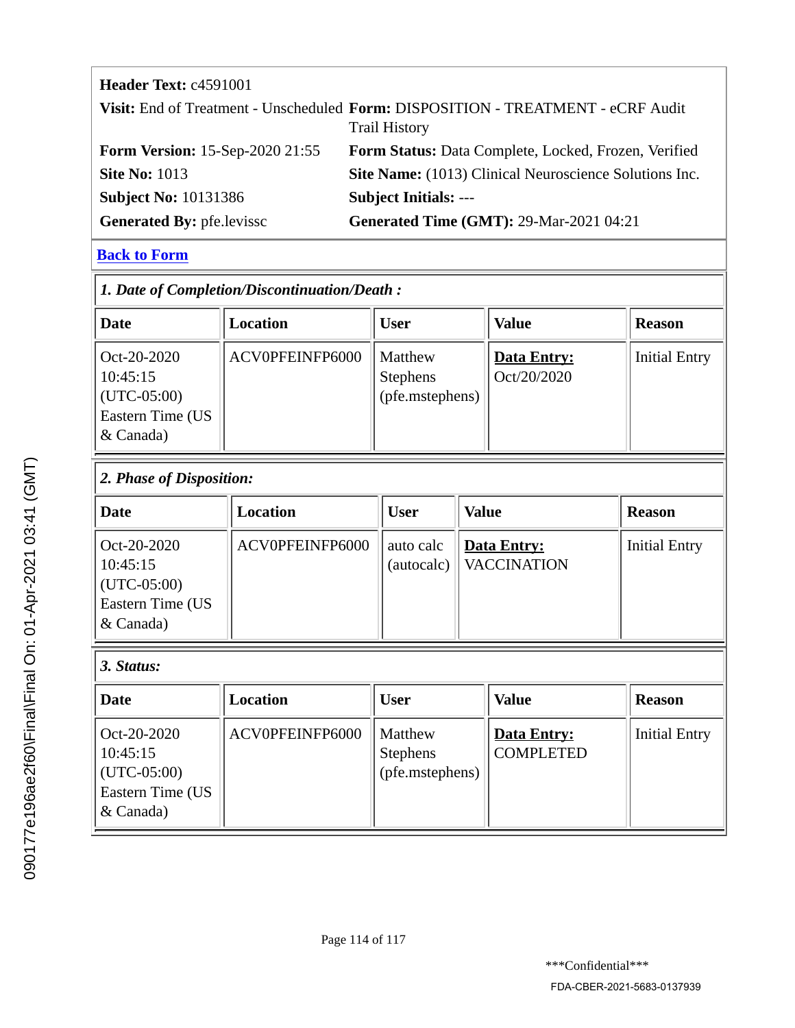**Header Text:** c4591001

**Visit:** End of Treatment - Unscheduled **Form:** DISPOSITION - TREATMENT - eCRF Audit Trail History

**Form Version:** 15-Sep-2020 21:55 **Form Status:** Data Complete, Locked, Frozen, Verified

**Site No:** 1013 **Site Name:** (1013) Clinical Neuroscience Solutions Inc.

**Subject No:** 10131386 **Subject Initials:** ---

**Generated By:** pfe.levissc **Generated Time (GMT):** 29-Mar-2021 04:21

**Back to Form**

*1. Date of Completion/Discontinuation/Death :*

| Date | Location | User | Value | Reason |
|---|---|---|---|---|
| Oct-20-2020 10:45:15 (UTC-05:00) Eastern Time (US & Canada) | ACV0PFEINFP6000 | Matthew Stephens (pfe.mstephens) | **Data Entry:** Oct/20/2020 | Initial Entry |

*2. Phase of Disposition:*

| Date | Location | User | Value | Reason |
|---|---|---|---|---|
| Oct-20-2020 10:45:15 (UTC-05:00) Eastern Time (US & Canada) | ACV0PFEINFP6000 | auto calc (autocalc) | **Data Entry:** VACCINATION | Initial Entry |

*3. Status:*

| Date | Location | User | Value | Reason |
|---|---|---|---|---|
| Oct-20-2020 10:45:15 (UTC-05:00) Eastern Time (US & Canada) | ACV0PFEINFP6000 | Matthew Stephens (pfe.mstephens) | **Data Entry:** COMPLETED | Initial Entry |

\*\*\*Confidential\*\*\*

FDA-CBER-2021-5683-0137939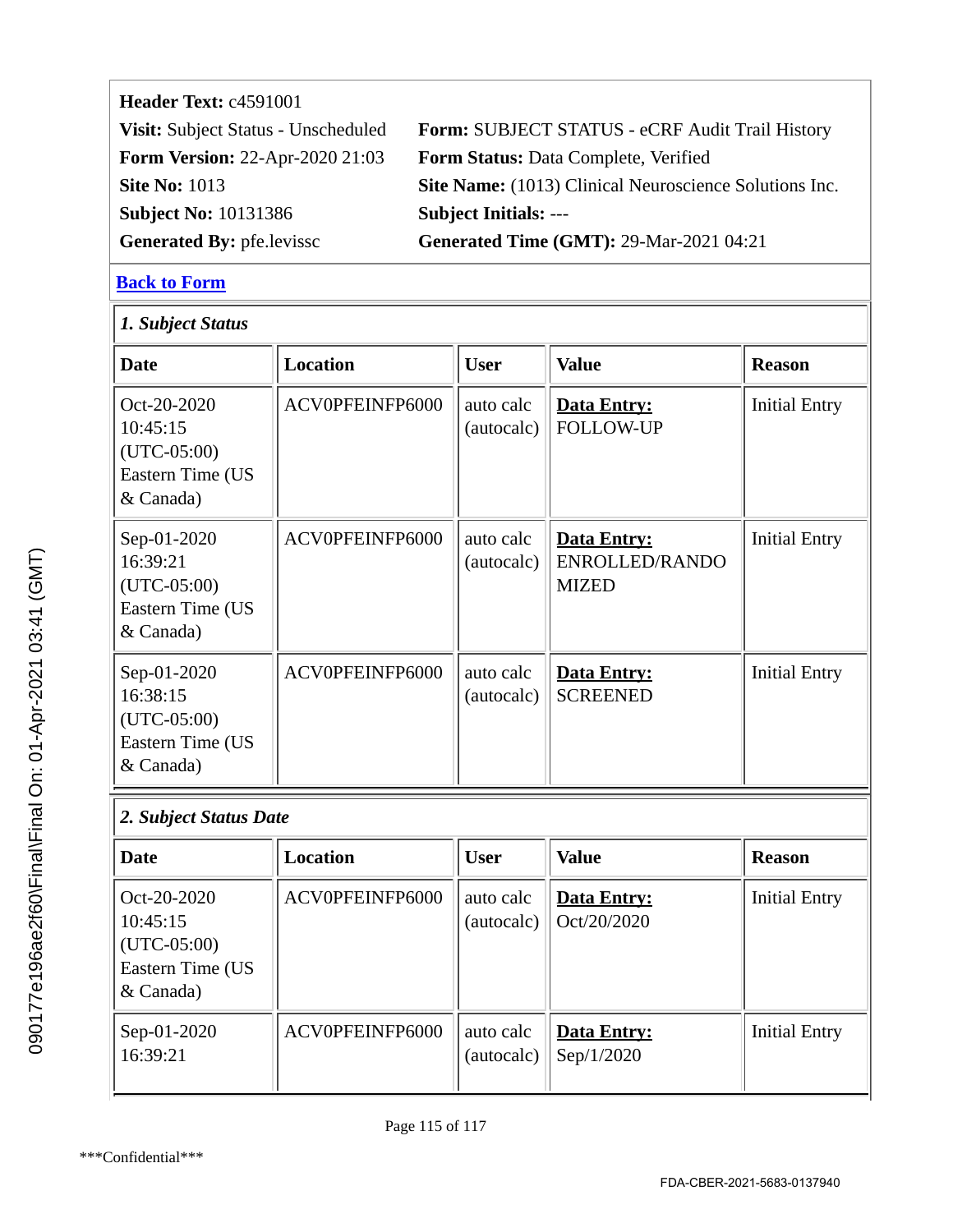**Header Text:** c4591001

**Visit:** Subject Status - Unscheduled

**Form:** SUBJECT STATUS - eCRF Audit Trail History

**Form Version:** 22-Apr-2020 21:03

**Form Status:** Data Complete, Verified

**Site No:** 1013

**Site Name:** (1013) Clinical Neuroscience Solutions Inc.

**Subject No:** 10131386

**Subject Initials:** ---

**Generated By:** pfe.levissc

**Generated Time (GMT):** 29-Mar-2021 04:21

**Back to Form**

### *1. Subject Status*

| Date | Location | User | Value | Reason |
|---|---|---|---|---|
| Oct-20-2020 10:45:15 (UTC-05:00) Eastern Time (US & Canada) | ACV0PFEINFP6000 | auto calc (autocalc) | **Data Entry:** FOLLOW-UP | Initial Entry |
| Sep-01-2020 16:39:21 (UTC-05:00) Eastern Time (US & Canada) | ACV0PFEINFP6000 | auto calc (autocalc) | **Data Entry:** ENROLLED/RANDOMIZED | Initial Entry |
| Sep-01-2020 16:38:15 (UTC-05:00) Eastern Time (US & Canada) | ACV0PFEINFP6000 | auto calc (autocalc) | **Data Entry:** SCREENED | Initial Entry |

### *2. Subject Status Date*

| Date | Location | User | Value | Reason |
|---|---|---|---|---|
| Oct-20-2020 10:45:15 (UTC-05:00) Eastern Time (US & Canada) | ACV0PFEINFP6000 | auto calc (autocalc) | **Data Entry:** Oct/20/2020 | Initial Entry |
| Sep-01-2020 16:39:21 | ACV0PFEINFP6000 | auto calc (autocalc) | **Data Entry:** Sep/1/2020 | Initial Entry |

\*\*\*Confidential\*\*\*

FDA-CBER-2021-5683-0137940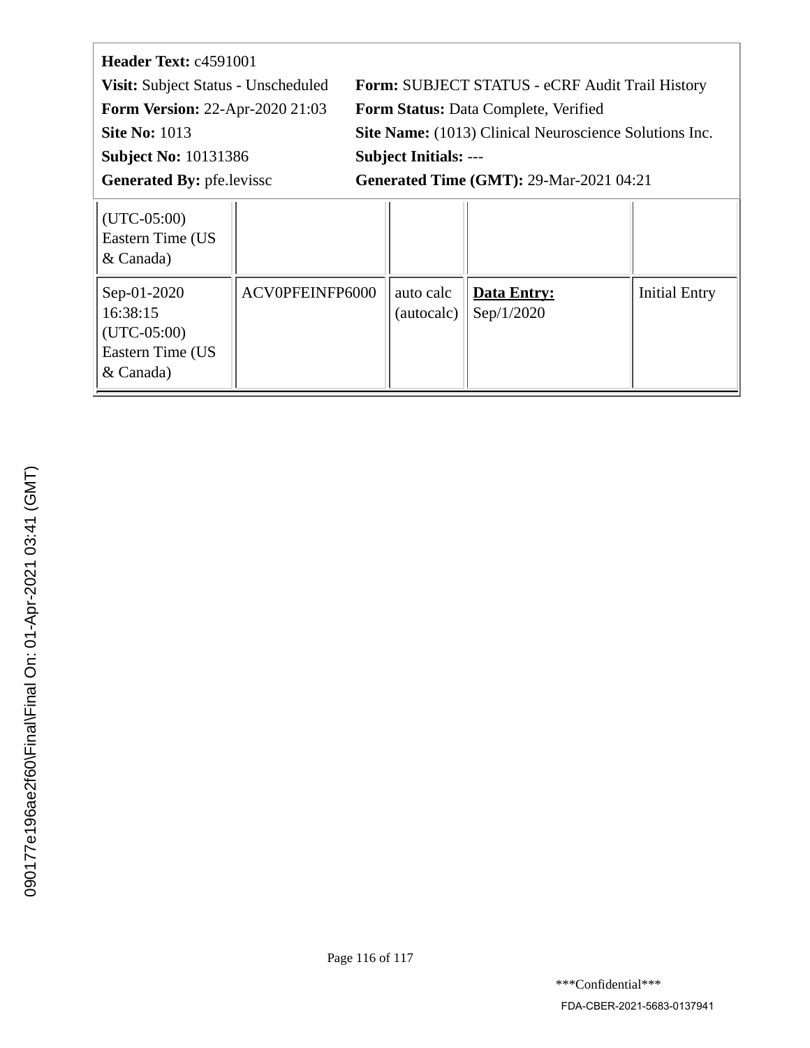**Header Text:** c4591001

**Visit:** Subject Status - Unscheduled | **Form:** SUBJECT STATUS - eCRF Audit Trail History

**Form Version:** 22-Apr-2020 21:03 | **Form Status:** Data Complete, Verified

**Site No:** 1013 | **Site Name:** (1013) Clinical Neuroscience Solutions Inc.

**Subject No:** 10131386 | **Subject Initials:** ---

**Generated By:** pfe.levissc | **Generated Time (GMT):** 29-Mar-2021 04:21

| | | | | |
|---|---|---|---|---|
| (UTC-05:00) Eastern Time (US & Canada) | | | | |
| Sep-01-2020 16:38:15 (UTC-05:00) Eastern Time (US & Canada) | ACV0PFEINFP6000 | auto calc (autocalc) | **Data Entry:** Sep/1/2020 | Initial Entry |

090177e196ae2f60\Final\Final On: 01-Apr-2021 03:41 (GMT)

***Confidential***

FDA-CBER-2021-5683-0137941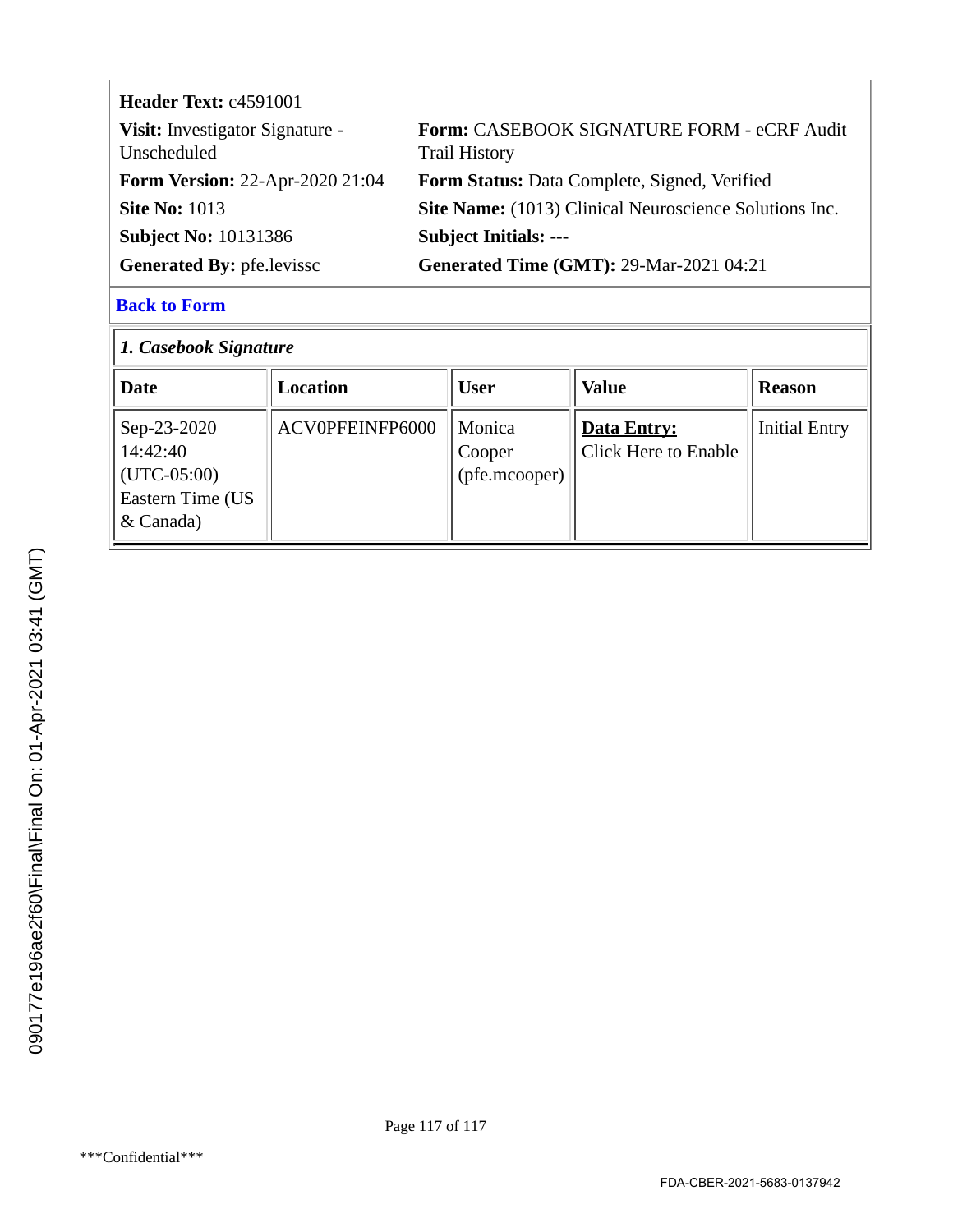**Header Text:** c4591001

**Visit:** Investigator Signature - Unscheduled

**Form:** CASEBOOK SIGNATURE FORM - eCRF Audit Trail History

**Form Version:** 22-Apr-2020 21:04

**Form Status:** Data Complete, Signed, Verified

**Site No:** 1013

**Site Name:** (1013) Clinical Neuroscience Solutions Inc.

**Subject No:** 10131386

**Subject Initials:** ---

**Generated By:** pfe.levissc

**Generated Time (GMT):** 29-Mar-2021 04:21

**Back to Form**

***1. Casebook Signature***

| Date | Location | User | Value | Reason |
|---|---|---|---|---|
| Sep-23-2020 14:42:40 (UTC-05:00) Eastern Time (US & Canada) | ACV0PFEINFP6000 | Monica Cooper (pfe.mcooper) | **Data Entry:** Click Here to Enable | Initial Entry |

090177e196ae2f60\Final\Final On: 01-Apr-2021 03:41 (GMT)

***Confidential***

FDA-CBER-2021-5683-0137942